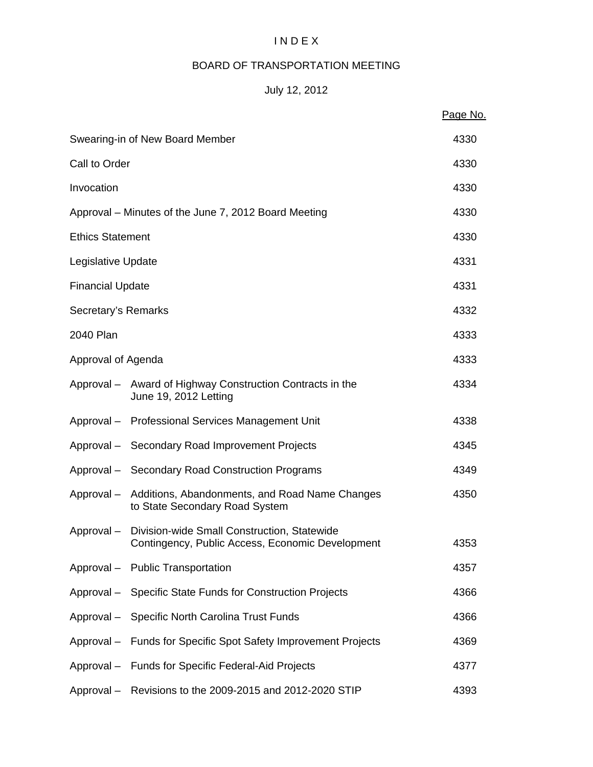# I N D E X

## BOARD OF TRANSPORTATION MEETING

### July 12, 2012

| | Page No. |
|---|---|
| Swearing-in of New Board Member | 4330 |
| Call to Order | 4330 |
| Invocation | 4330 |
| Approval – Minutes of the June 7, 2012 Board Meeting | 4330 |
| Ethics Statement | 4330 |
| Legislative Update | 4331 |
| Financial Update | 4331 |
| Secretary's Remarks | 4332 |
| 2040 Plan | 4333 |
| Approval of Agenda | 4333 |
| Approval – Award of Highway Construction Contracts in the June 19, 2012 Letting | 4334 |
| Approval – Professional Services Management Unit | 4338 |
| Approval – Secondary Road Improvement Projects | 4345 |
| Approval – Secondary Road Construction Programs | 4349 |
| Approval – Additions, Abandonments, and Road Name Changes to State Secondary Road System | 4350 |
| Approval – Division-wide Small Construction, Statewide Contingency, Public Access, Economic Development | 4353 |
| Approval – Public Transportation | 4357 |
| Approval – Specific State Funds for Construction Projects | 4366 |
| Approval – Specific North Carolina Trust Funds | 4366 |
| Approval – Funds for Specific Spot Safety Improvement Projects | 4369 |
| Approval – Funds for Specific Federal-Aid Projects | 4377 |
| Approval – Revisions to the 2009-2015 and 2012-2020 STIP | 4393 |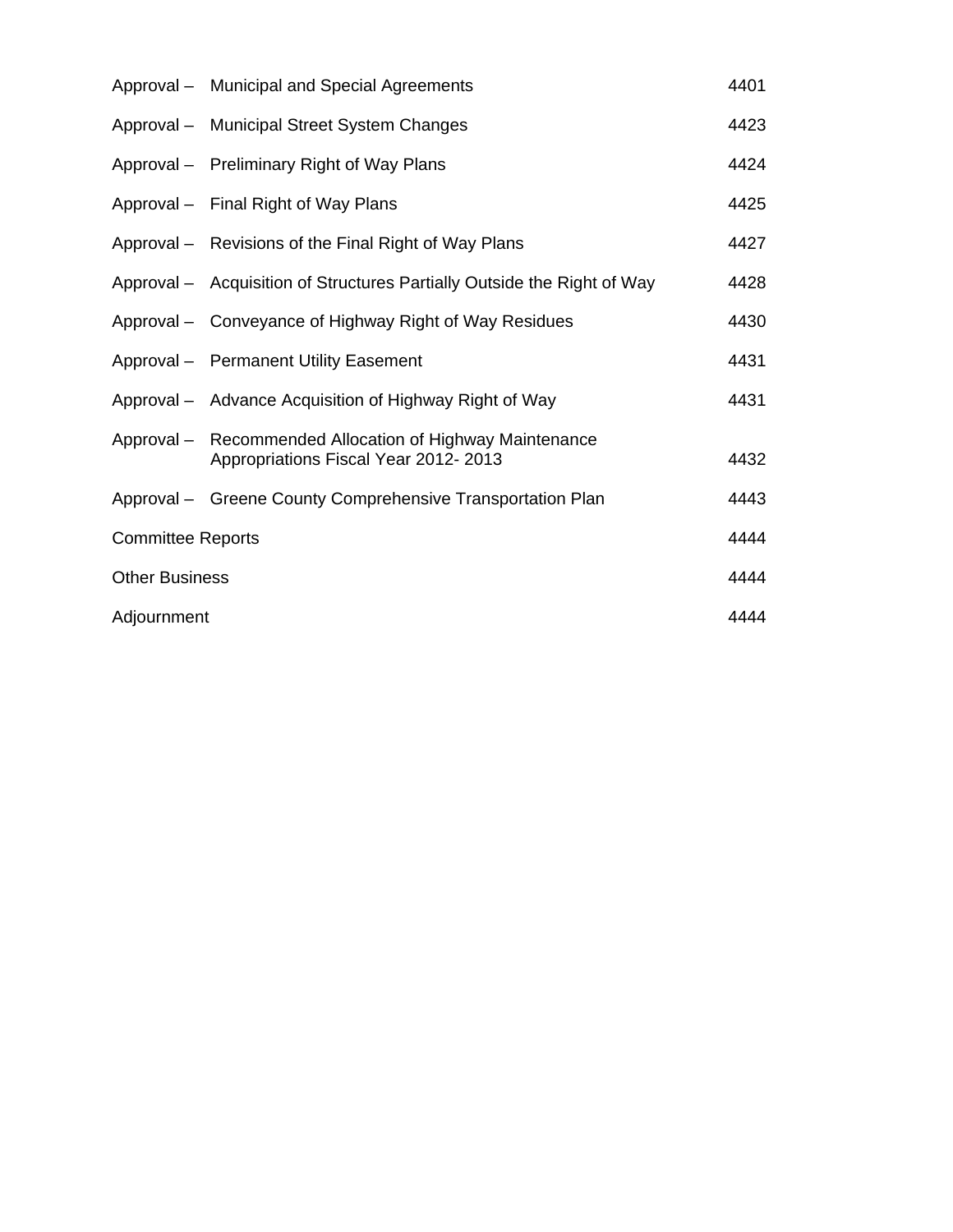| | | |
|---|---|---|
| Approval – | Municipal and Special Agreements | 4401 |
| Approval – | Municipal Street System Changes | 4423 |
| Approval – | Preliminary Right of Way Plans | 4424 |
| Approval – | Final Right of Way Plans | 4425 |
| Approval – | Revisions of the Final Right of Way Plans | 4427 |
| Approval – | Acquisition of Structures Partially Outside the Right of Way | 4428 |
| Approval – | Conveyance of Highway Right of Way Residues | 4430 |
| Approval – | Permanent Utility Easement | 4431 |
| Approval – | Advance Acquisition of Highway Right of Way | 4431 |
| Approval – | Recommended Allocation of Highway Maintenance Appropriations Fiscal Year 2012- 2013 | 4432 |
| Approval – | Greene County Comprehensive Transportation Plan | 4443 |
| Committee Reports | | 4444 |
| Other Business | | 4444 |
| Adjournment | | 4444 |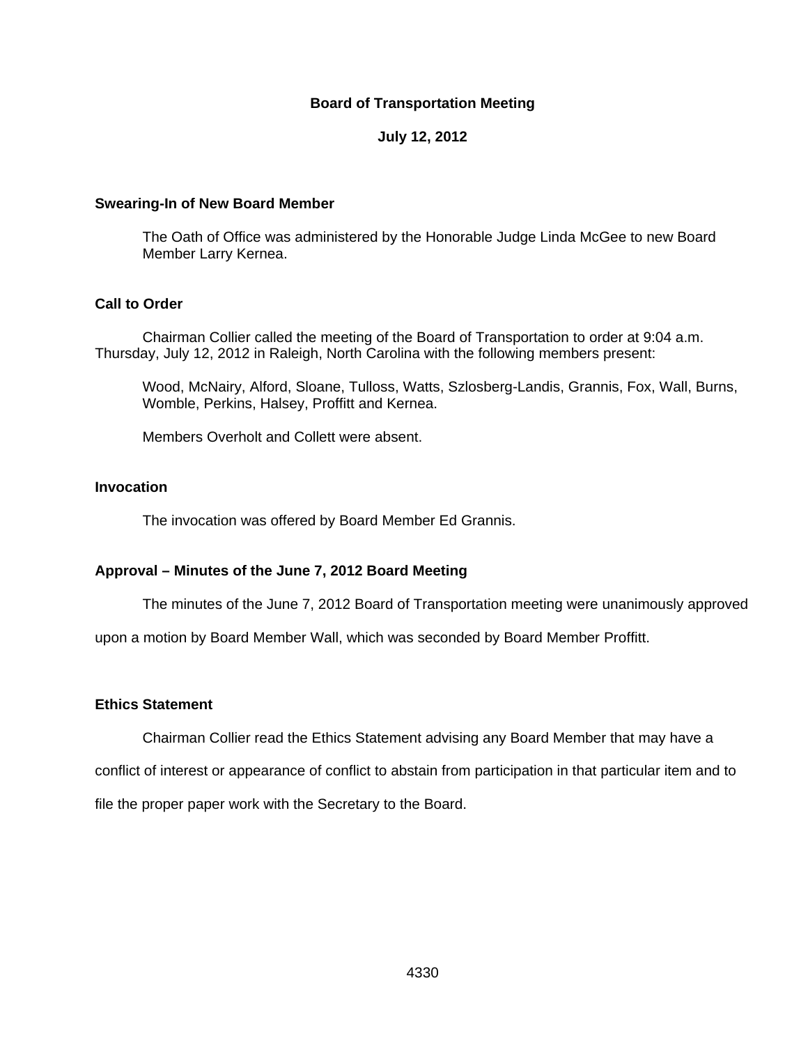# Board of Transportation Meeting

## July 12, 2012

### Swearing-In of New Board Member

The Oath of Office was administered by the Honorable Judge Linda McGee to new Board Member Larry Kernea.

### Call to Order

Chairman Collier called the meeting of the Board of Transportation to order at 9:04 a.m. Thursday, July 12, 2012 in Raleigh, North Carolina with the following members present:

Wood, McNairy, Alford, Sloane, Tulloss, Watts, Szlosberg-Landis, Grannis, Fox, Wall, Burns, Womble, Perkins, Halsey, Proffitt and Kernea.

Members Overholt and Collett were absent.

### Invocation

The invocation was offered by Board Member Ed Grannis.

### Approval – Minutes of the June 7, 2012 Board Meeting

The minutes of the June 7, 2012 Board of Transportation meeting were unanimously approved upon a motion by Board Member Wall, which was seconded by Board Member Proffitt.

### Ethics Statement

Chairman Collier read the Ethics Statement advising any Board Member that may have a conflict of interest or appearance of conflict to abstain from participation in that particular item and to file the proper paper work with the Secretary to the Board.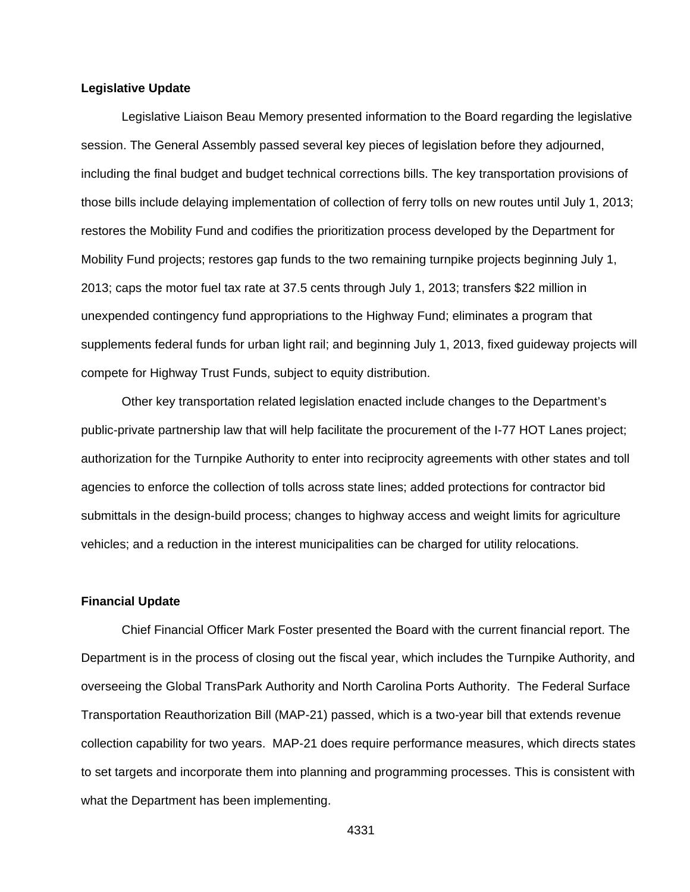**Legislative Update**

Legislative Liaison Beau Memory presented information to the Board regarding the legislative session. The General Assembly passed several key pieces of legislation before they adjourned, including the final budget and budget technical corrections bills. The key transportation provisions of those bills include delaying implementation of collection of ferry tolls on new routes until July 1, 2013; restores the Mobility Fund and codifies the prioritization process developed by the Department for Mobility Fund projects; restores gap funds to the two remaining turnpike projects beginning July 1, 2013; caps the motor fuel tax rate at 37.5 cents through July 1, 2013; transfers $22 million in unexpended contingency fund appropriations to the Highway Fund; eliminates a program that supplements federal funds for urban light rail; and beginning July 1, 2013, fixed guideway projects will compete for Highway Trust Funds, subject to equity distribution.

Other key transportation related legislation enacted include changes to the Department's public-private partnership law that will help facilitate the procurement of the I-77 HOT Lanes project; authorization for the Turnpike Authority to enter into reciprocity agreements with other states and toll agencies to enforce the collection of tolls across state lines; added protections for contractor bid submittals in the design-build process; changes to highway access and weight limits for agriculture vehicles; and a reduction in the interest municipalities can be charged for utility relocations.

**Financial Update**

Chief Financial Officer Mark Foster presented the Board with the current financial report. The Department is in the process of closing out the fiscal year, which includes the Turnpike Authority, and overseeing the Global TransPark Authority and North Carolina Ports Authority. The Federal Surface Transportation Reauthorization Bill (MAP-21) passed, which is a two-year bill that extends revenue collection capability for two years. MAP-21 does require performance measures, which directs states to set targets and incorporate them into planning and programming processes. This is consistent with what the Department has been implementing.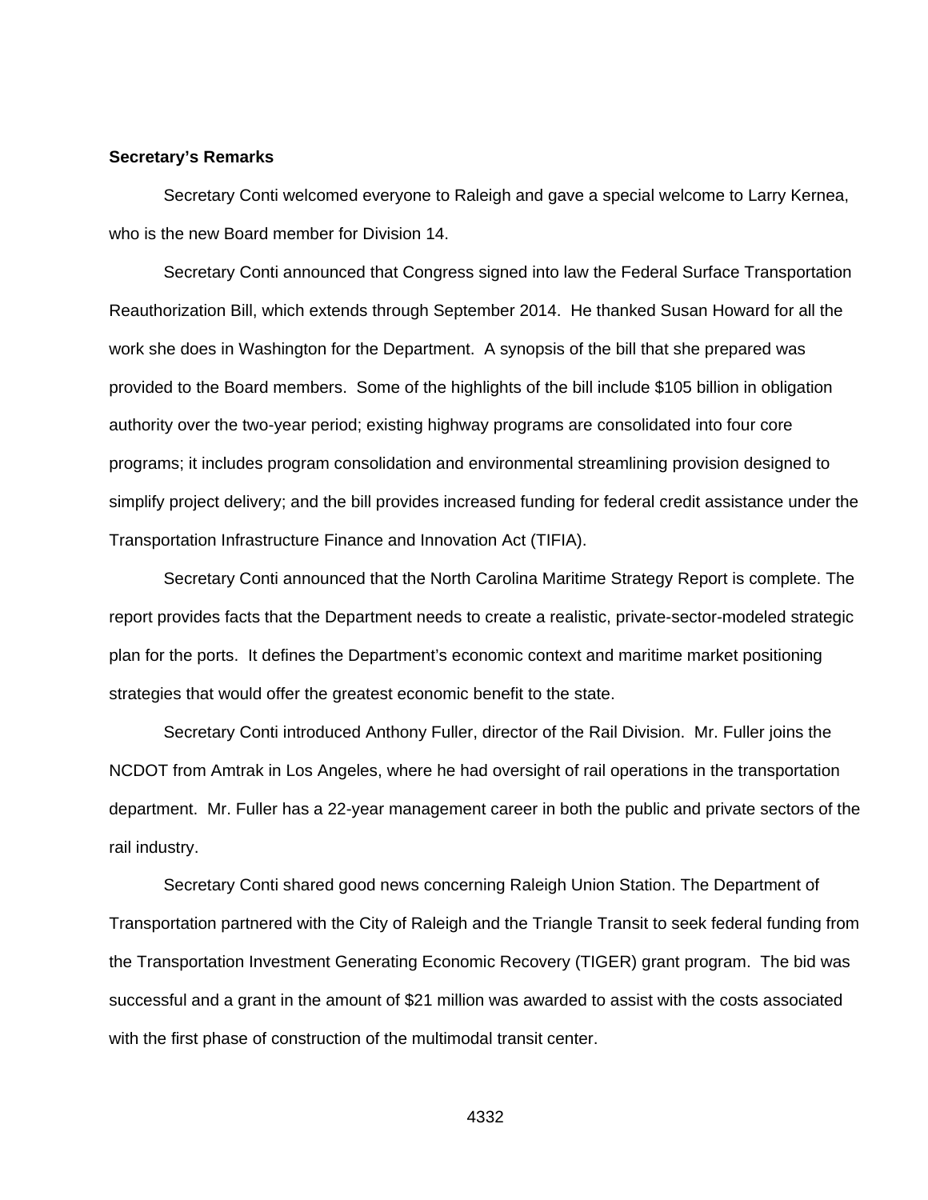**Secretary's Remarks**

Secretary Conti welcomed everyone to Raleigh and gave a special welcome to Larry Kernea, who is the new Board member for Division 14.

Secretary Conti announced that Congress signed into law the Federal Surface Transportation Reauthorization Bill, which extends through September 2014. He thanked Susan Howard for all the work she does in Washington for the Department. A synopsis of the bill that she prepared was provided to the Board members. Some of the highlights of the bill include $105 billion in obligation authority over the two-year period; existing highway programs are consolidated into four core programs; it includes program consolidation and environmental streamlining provision designed to simplify project delivery; and the bill provides increased funding for federal credit assistance under the Transportation Infrastructure Finance and Innovation Act (TIFIA).

Secretary Conti announced that the North Carolina Maritime Strategy Report is complete. The report provides facts that the Department needs to create a realistic, private-sector-modeled strategic plan for the ports. It defines the Department's economic context and maritime market positioning strategies that would offer the greatest economic benefit to the state.

Secretary Conti introduced Anthony Fuller, director of the Rail Division. Mr. Fuller joins the NCDOT from Amtrak in Los Angeles, where he had oversight of rail operations in the transportation department. Mr. Fuller has a 22-year management career in both the public and private sectors of the rail industry.

Secretary Conti shared good news concerning Raleigh Union Station. The Department of Transportation partnered with the City of Raleigh and the Triangle Transit to seek federal funding from the Transportation Investment Generating Economic Recovery (TIGER) grant program. The bid was successful and a grant in the amount of $21 million was awarded to assist with the costs associated with the first phase of construction of the multimodal transit center.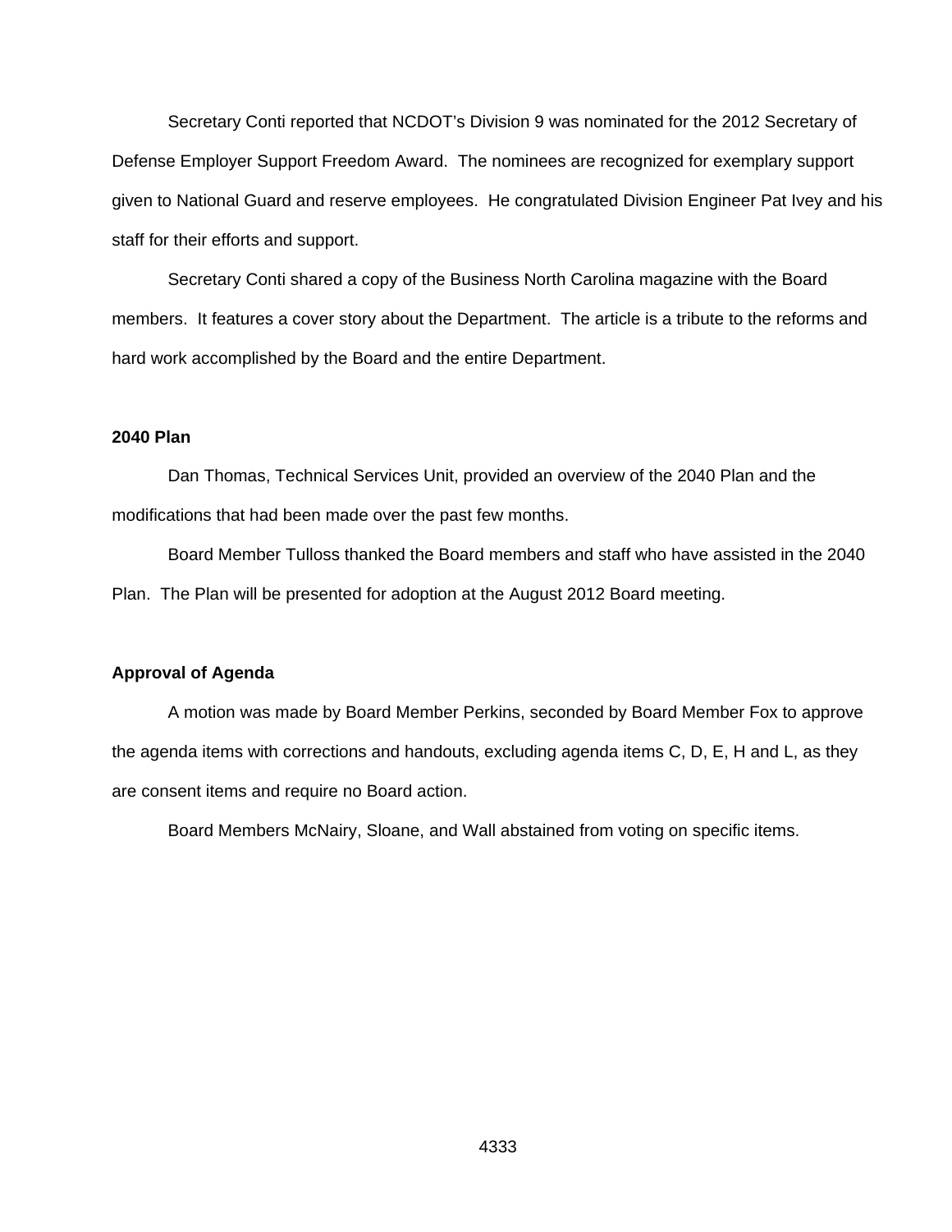Secretary Conti reported that NCDOT's Division 9 was nominated for the 2012 Secretary of Defense Employer Support Freedom Award. The nominees are recognized for exemplary support given to National Guard and reserve employees. He congratulated Division Engineer Pat Ivey and his staff for their efforts and support.

Secretary Conti shared a copy of the Business North Carolina magazine with the Board members. It features a cover story about the Department. The article is a tribute to the reforms and hard work accomplished by the Board and the entire Department.

**2040 Plan**

Dan Thomas, Technical Services Unit, provided an overview of the 2040 Plan and the modifications that had been made over the past few months.

Board Member Tulloss thanked the Board members and staff who have assisted in the 2040 Plan. The Plan will be presented for adoption at the August 2012 Board meeting.

**Approval of Agenda**

A motion was made by Board Member Perkins, seconded by Board Member Fox to approve the agenda items with corrections and handouts, excluding agenda items C, D, E, H and L, as they are consent items and require no Board action.

Board Members McNairy, Sloane, and Wall abstained from voting on specific items.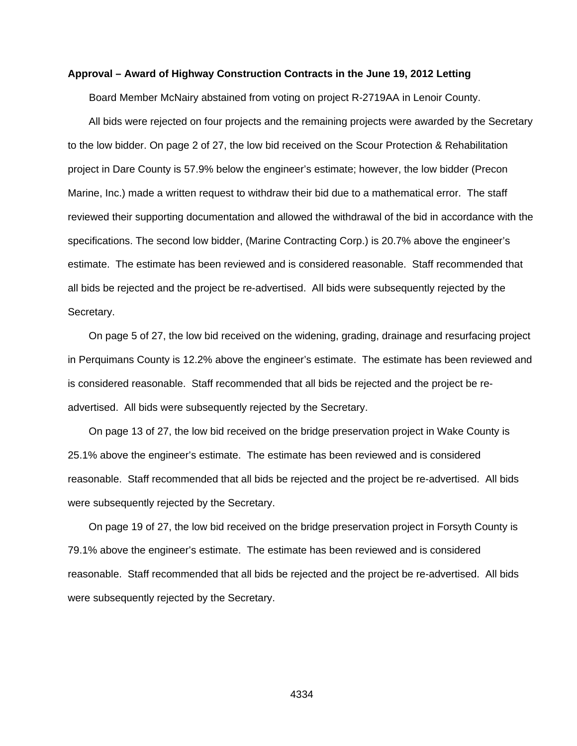**Approval – Award of Highway Construction Contracts in the June 19, 2012 Letting**

Board Member McNairy abstained from voting on project R-2719AA in Lenoir County.

All bids were rejected on four projects and the remaining projects were awarded by the Secretary to the low bidder. On page 2 of 27, the low bid received on the Scour Protection & Rehabilitation project in Dare County is 57.9% below the engineer's estimate; however, the low bidder (Precon Marine, Inc.) made a written request to withdraw their bid due to a mathematical error. The staff reviewed their supporting documentation and allowed the withdrawal of the bid in accordance with the specifications. The second low bidder, (Marine Contracting Corp.) is 20.7% above the engineer's estimate. The estimate has been reviewed and is considered reasonable. Staff recommended that all bids be rejected and the project be re-advertised. All bids were subsequently rejected by the Secretary.

On page 5 of 27, the low bid received on the widening, grading, drainage and resurfacing project in Perquimans County is 12.2% above the engineer's estimate. The estimate has been reviewed and is considered reasonable. Staff recommended that all bids be rejected and the project be re-advertised. All bids were subsequently rejected by the Secretary.

On page 13 of 27, the low bid received on the bridge preservation project in Wake County is 25.1% above the engineer's estimate. The estimate has been reviewed and is considered reasonable. Staff recommended that all bids be rejected and the project be re-advertised. All bids were subsequently rejected by the Secretary.

On page 19 of 27, the low bid received on the bridge preservation project in Forsyth County is 79.1% above the engineer's estimate. The estimate has been reviewed and is considered reasonable. Staff recommended that all bids be rejected and the project be re-advertised. All bids were subsequently rejected by the Secretary.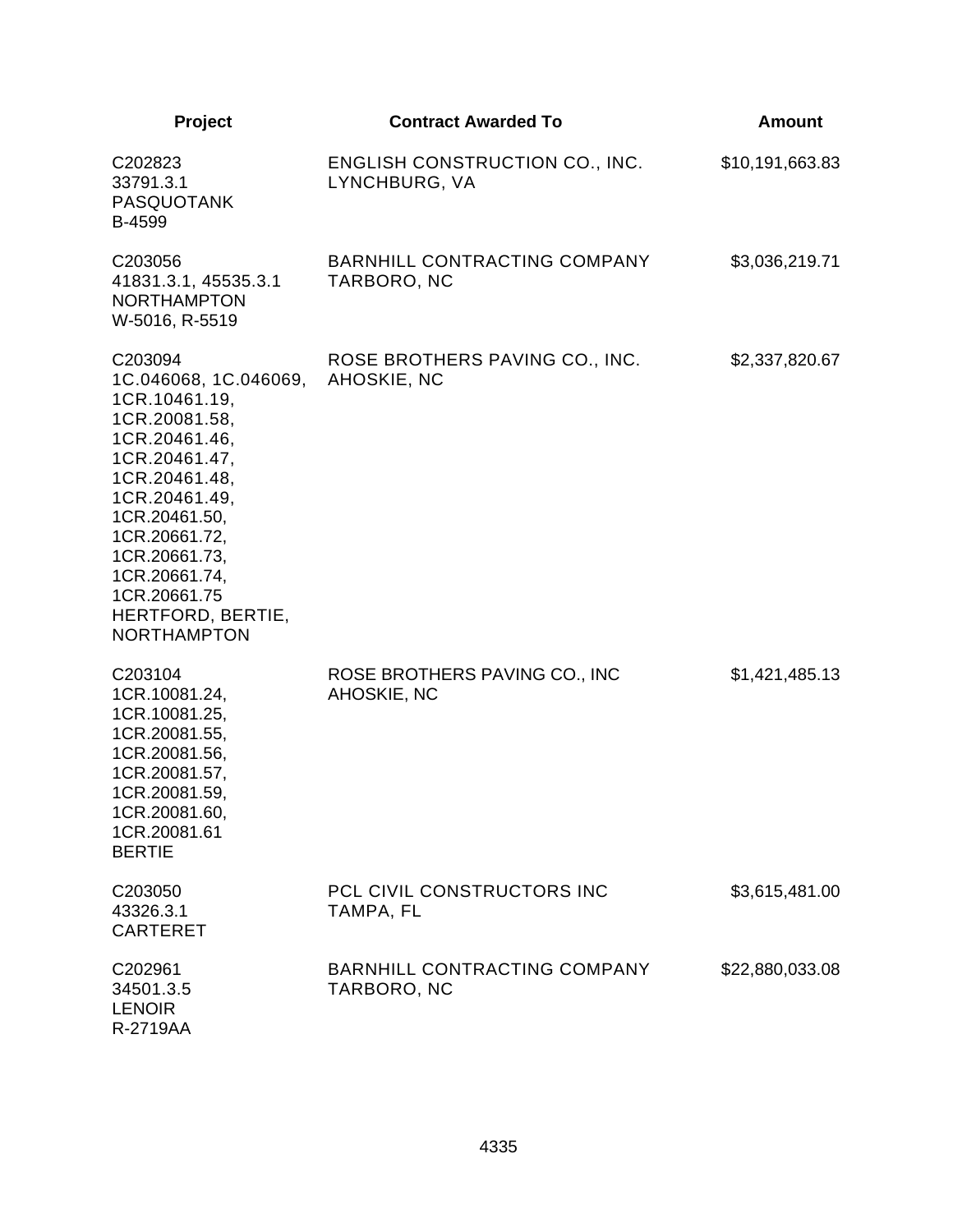| Project | Contract Awarded To | Amount |
|---|---|---|
| C202823<br>33791.3.1<br>PASQUOTANK<br>B-4599 | ENGLISH CONSTRUCTION CO., INC.<br>LYNCHBURG, VA | $10,191,663.83 |
| C203056<br>41831.3.1, 45535.3.1<br>NORTHAMPTON<br>W-5016, R-5519 | BARNHILL CONTRACTING COMPANY<br>TARBORO, NC | $3,036,219.71 |
| C203094<br>1C.046068, 1C.046069,<br>1CR.10461.19,<br>1CR.20081.58,<br>1CR.20461.46,<br>1CR.20461.47,<br>1CR.20461.48,<br>1CR.20461.49,<br>1CR.20461.50,<br>1CR.20661.72,<br>1CR.20661.73,<br>1CR.20661.74,<br>1CR.20661.75<br>HERTFORD, BERTIE,<br>NORTHAMPTON | ROSE BROTHERS PAVING CO., INC.<br>AHOSKIE, NC | $2,337,820.67 |
| C203104<br>1CR.10081.24,<br>1CR.10081.25,<br>1CR.20081.55,<br>1CR.20081.56,<br>1CR.20081.57,<br>1CR.20081.59,<br>1CR.20081.60,<br>1CR.20081.61<br>BERTIE | ROSE BROTHERS PAVING CO., INC<br>AHOSKIE, NC | $1,421,485.13 |
| C203050<br>43326.3.1<br>CARTERET | PCL CIVIL CONSTRUCTORS INC<br>TAMPA, FL | $3,615,481.00 |
| C202961<br>34501.3.5<br>LENOIR<br>R-2719AA | BARNHILL CONTRACTING COMPANY<br>TARBORO, NC | $22,880,033.08 |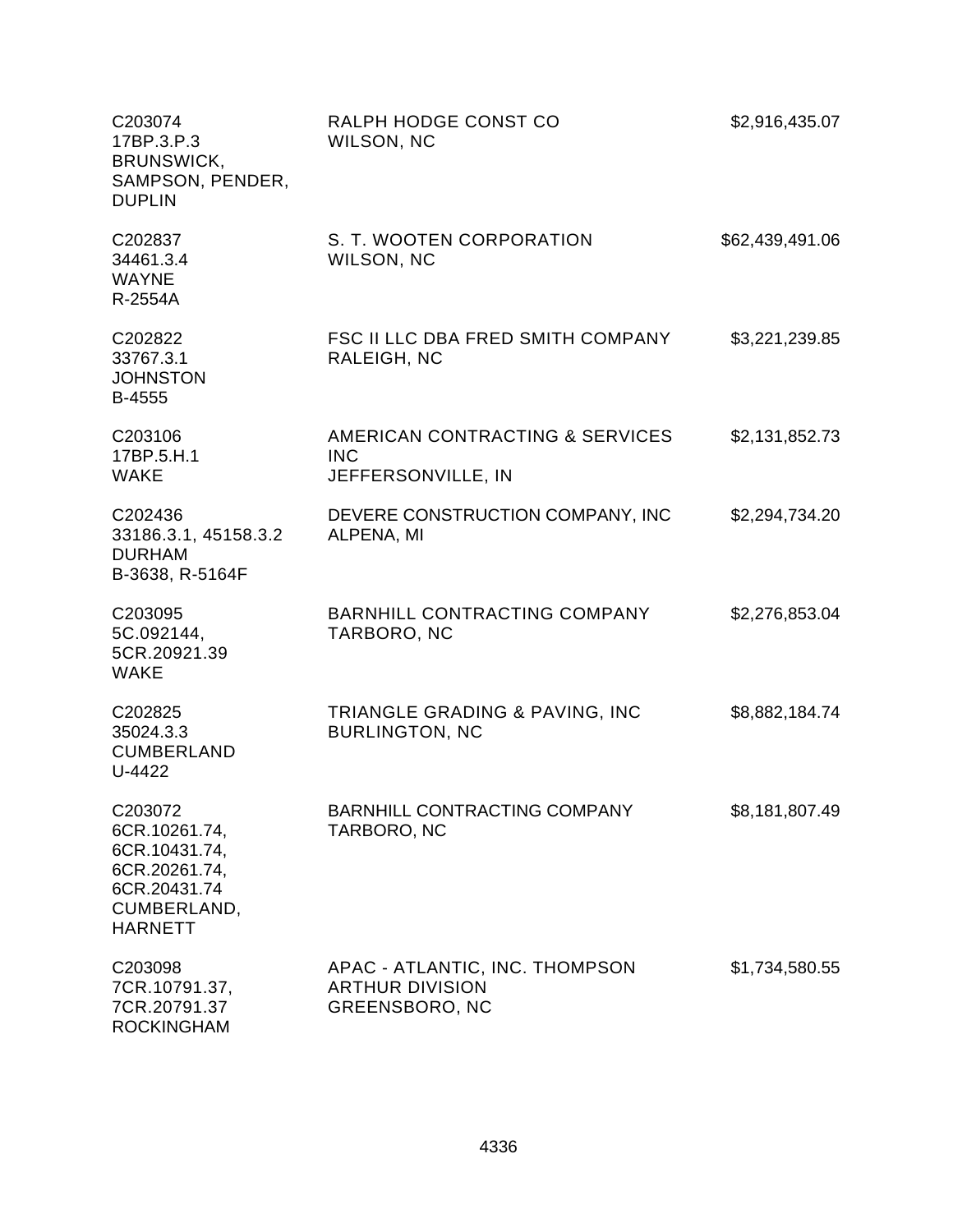| | | |
|---|---|---|
| C203074<br>17BP.3.P.3<br>BRUNSWICK,<br>SAMPSON, PENDER,<br>DUPLIN | RALPH HODGE CONST CO<br>WILSON, NC | $2,916,435.07 |
| C202837<br>34461.3.4<br>WAYNE<br>R-2554A | S. T. WOOTEN CORPORATION<br>WILSON, NC | $62,439,491.06 |
| C202822<br>33767.3.1<br>JOHNSTON<br>B-4555 | FSC II LLC DBA FRED SMITH COMPANY<br>RALEIGH, NC | $3,221,239.85 |
| C203106<br>17BP.5.H.1<br>WAKE | AMERICAN CONTRACTING & SERVICES INC<br>JEFFERSONVILLE, IN | $2,131,852.73 |
| C202436<br>33186.3.1, 45158.3.2<br>DURHAM<br>B-3638, R-5164F | DEVERE CONSTRUCTION COMPANY, INC<br>ALPENA, MI | $2,294,734.20 |
| C203095<br>5C.092144,<br>5CR.20921.39<br>WAKE | BARNHILL CONTRACTING COMPANY<br>TARBORO, NC | $2,276,853.04 |
| C202825<br>35024.3.3<br>CUMBERLAND<br>U-4422 | TRIANGLE GRADING & PAVING, INC<br>BURLINGTON, NC | $8,882,184.74 |
| C203072<br>6CR.10261.74,<br>6CR.10431.74,<br>6CR.20261.74,<br>6CR.20431.74<br>CUMBERLAND,<br>HARNETT | BARNHILL CONTRACTING COMPANY<br>TARBORO, NC | $8,181,807.49 |
| C203098<br>7CR.10791.37,<br>7CR.20791.37<br>ROCKINGHAM | APAC - ATLANTIC, INC. THOMPSON ARTHUR DIVISION<br>GREENSBORO, NC | $1,734,580.55 |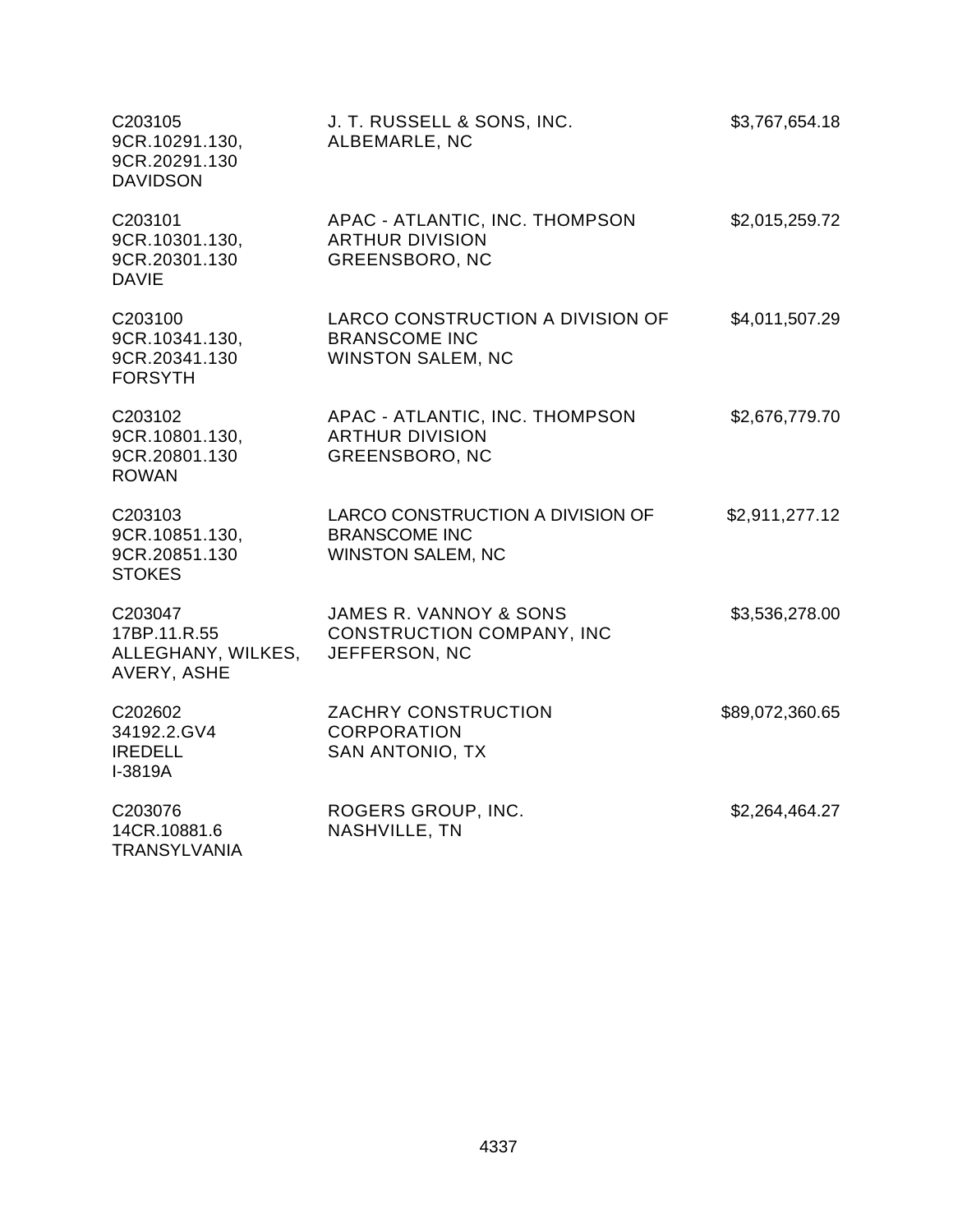| | | |
|---|---|---|
| C203105<br>9CR.10291.130,<br>9CR.20291.130<br>DAVIDSON | J. T. RUSSELL & SONS, INC.<br>ALBEMARLE, NC | $3,767,654.18 |
| C203101<br>9CR.10301.130,<br>9CR.20301.130<br>DAVIE | APAC - ATLANTIC, INC. THOMPSON<br>ARTHUR DIVISION<br>GREENSBORO, NC | $2,015,259.72 |
| C203100<br>9CR.10341.130,<br>9CR.20341.130<br>FORSYTH | LARCO CONSTRUCTION A DIVISION OF<br>BRANSCOME INC<br>WINSTON SALEM, NC | $4,011,507.29 |
| C203102<br>9CR.10801.130,<br>9CR.20801.130<br>ROWAN | APAC - ATLANTIC, INC. THOMPSON<br>ARTHUR DIVISION<br>GREENSBORO, NC | $2,676,779.70 |
| C203103<br>9CR.10851.130,<br>9CR.20851.130<br>STOKES | LARCO CONSTRUCTION A DIVISION OF<br>BRANSCOME INC<br>WINSTON SALEM, NC | $2,911,277.12 |
| C203047<br>17BP.11.R.55<br>ALLEGHANY, WILKES,<br>AVERY, ASHE | JAMES R. VANNOY & SONS<br>CONSTRUCTION COMPANY, INC<br>JEFFERSON, NC | $3,536,278.00 |
| C202602<br>34192.2.GV4<br>IREDELL<br>I-3819A | ZACHRY CONSTRUCTION<br>CORPORATION<br>SAN ANTONIO, TX | $89,072,360.65 |
| C203076<br>14CR.10881.6<br>TRANSYLVANIA | ROGERS GROUP, INC.<br>NASHVILLE, TN | $2,264,464.27 |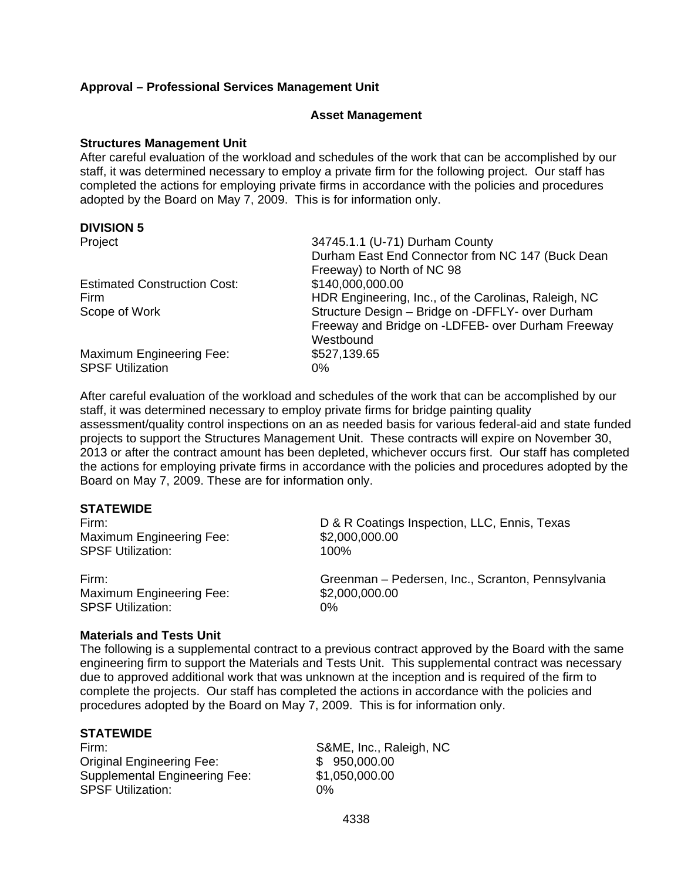**Approval – Professional Services Management Unit**

**Asset Management**

**Structures Management Unit**

After careful evaluation of the workload and schedules of the work that can be accomplished by our staff, it was determined necessary to employ a private firm for the following project. Our staff has completed the actions for employing private firms in accordance with the policies and procedures adopted by the Board on May 7, 2009. This is for information only.

**DIVISION 5**

| | |
|---|---|
| Project | 34745.1.1 (U-71) Durham County<br>Durham East End Connector from NC 147 (Buck Dean Freeway) to North of NC 98 |
| Estimated Construction Cost: | $140,000,000.00 |
| Firm | HDR Engineering, Inc., of the Carolinas, Raleigh, NC |
| Scope of Work | Structure Design – Bridge on -DFFLY- over Durham Freeway and Bridge on -LDFEB- over Durham Freeway Westbound |
| Maximum Engineering Fee: | $527,139.65 |
| SPSF Utilization | 0% |

After careful evaluation of the workload and schedules of the work that can be accomplished by our staff, it was determined necessary to employ private firms for bridge painting quality assessment/quality control inspections on an as needed basis for various federal-aid and state funded projects to support the Structures Management Unit. These contracts will expire on November 30, 2013 or after the contract amount has been depleted, whichever occurs first. Our staff has completed the actions for employing private firms in accordance with the policies and procedures adopted by the Board on May 7, 2009. These are for information only.

**STATEWIDE**

| | |
|---|---|
| Firm: | D & R Coatings Inspection, LLC, Ennis, Texas |
| Maximum Engineering Fee: | $2,000,000.00 |
| SPSF Utilization: | 100% |
| | |
| Firm: | Greenman – Pedersen, Inc., Scranton, Pennsylvania |
| Maximum Engineering Fee: | $2,000,000.00 |
| SPSF Utilization: | 0% |

**Materials and Tests Unit**

The following is a supplemental contract to a previous contract approved by the Board with the same engineering firm to support the Materials and Tests Unit. This supplemental contract was necessary due to approved additional work that was unknown at the inception and is required of the firm to complete the projects. Our staff has completed the actions in accordance with the policies and procedures adopted by the Board on May 7, 2009. This is for information only.

**STATEWIDE**

| | |
|---|---|
| Firm: | S&ME, Inc., Raleigh, NC |
| Original Engineering Fee: | $ 950,000.00 |
| Supplemental Engineering Fee: | $1,050,000.00 |
| SPSF Utilization: | 0% |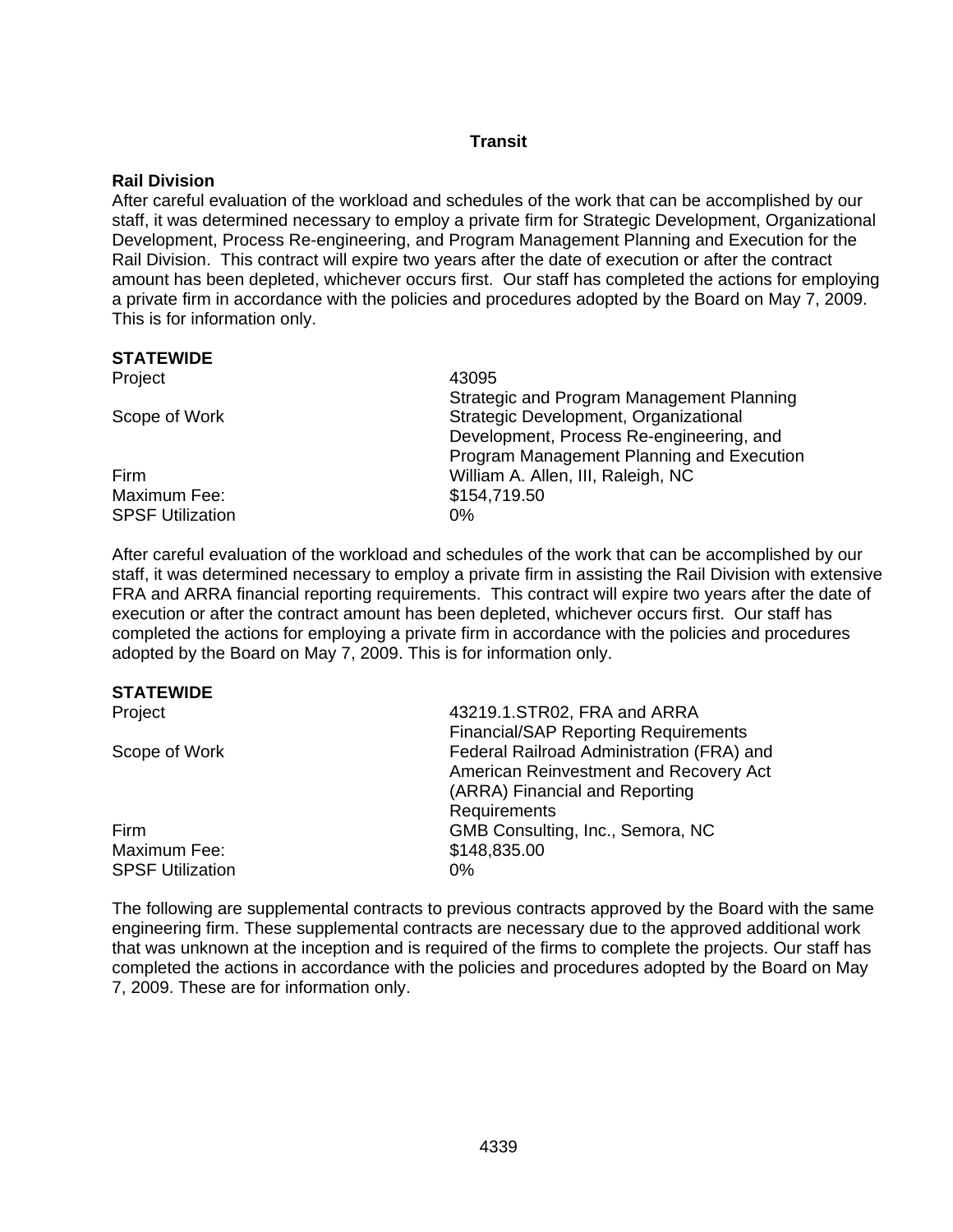## Transit

**Rail Division**

After careful evaluation of the workload and schedules of the work that can be accomplished by our staff, it was determined necessary to employ a private firm for Strategic Development, Organizational Development, Process Re-engineering, and Program Management Planning and Execution for the Rail Division. This contract will expire two years after the date of execution or after the contract amount has been depleted, whichever occurs first. Our staff has completed the actions for employing a private firm in accordance with the policies and procedures adopted by the Board on May 7, 2009. This is for information only.

**STATEWIDE**

| | |
|---|---|
| Project | 43095<br>Strategic and Program Management Planning |
| Scope of Work | Strategic Development, Organizational Development, Process Re-engineering, and Program Management Planning and Execution |
| Firm | William A. Allen, III, Raleigh, NC |
| Maximum Fee: | $154,719.50 |
| SPSF Utilization | 0% |

After careful evaluation of the workload and schedules of the work that can be accomplished by our staff, it was determined necessary to employ a private firm in assisting the Rail Division with extensive FRA and ARRA financial reporting requirements. This contract will expire two years after the date of execution or after the contract amount has been depleted, whichever occurs first. Our staff has completed the actions for employing a private firm in accordance with the policies and procedures adopted by the Board on May 7, 2009. This is for information only.

**STATEWIDE**

| | |
|---|---|
| Project | 43219.1.STR02, FRA and ARRA Financial/SAP Reporting Requirements |
| Scope of Work | Federal Railroad Administration (FRA) and American Reinvestment and Recovery Act (ARRA) Financial and Reporting Requirements |
| Firm | GMB Consulting, Inc., Semora, NC |
| Maximum Fee: | $148,835.00 |
| SPSF Utilization | 0% |

The following are supplemental contracts to previous contracts approved by the Board with the same engineering firm. These supplemental contracts are necessary due to the approved additional work that was unknown at the inception and is required of the firms to complete the projects. Our staff has completed the actions in accordance with the policies and procedures adopted by the Board on May 7, 2009. These are for information only.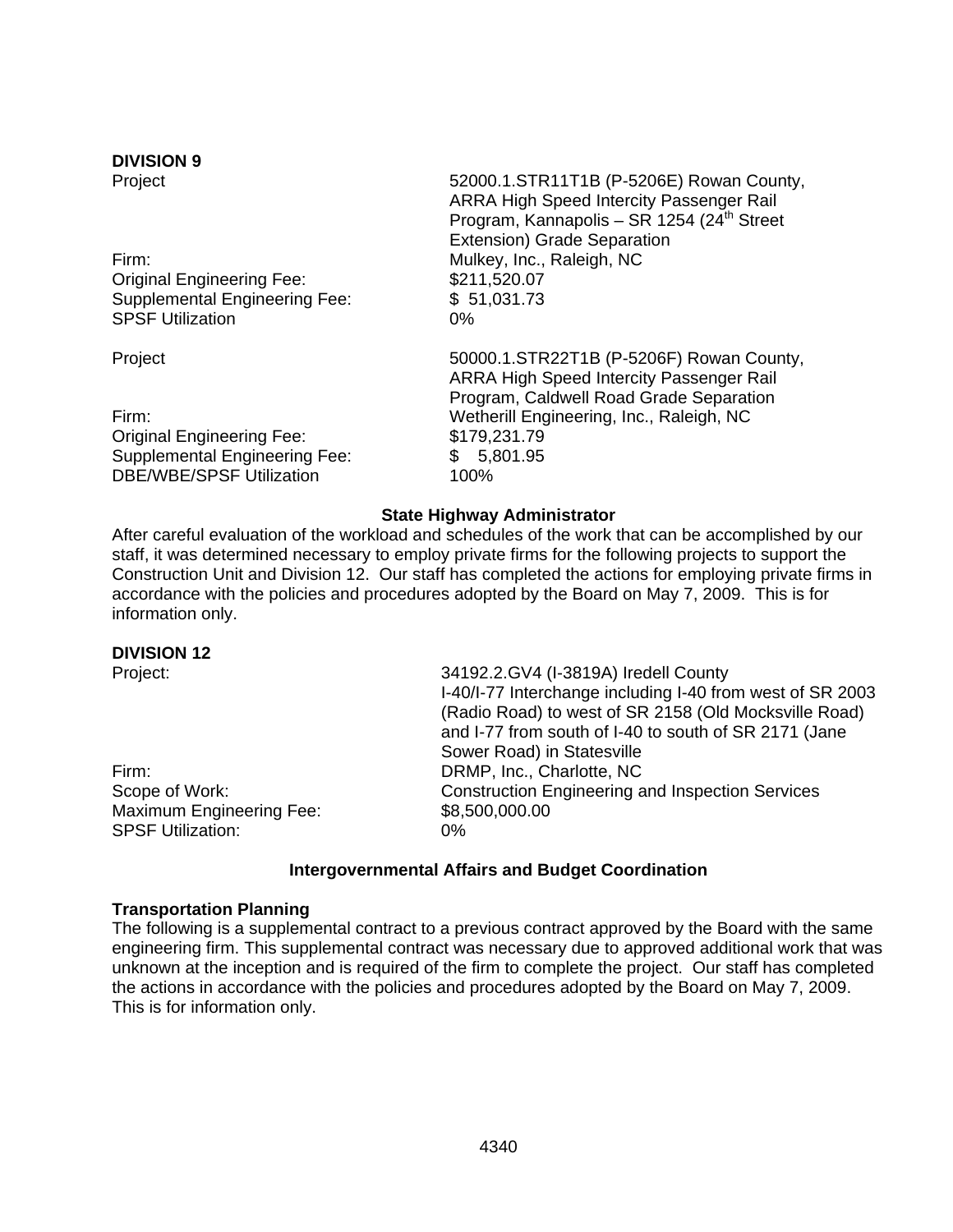**DIVISION 9**

| | |
|---|---|
| Project | 52000.1.STR11T1B (P-5206E) Rowan County, ARRA High Speed Intercity Passenger Rail Program, Kannapolis – SR 1254 (24th Street Extension) Grade Separation |
| Firm: | Mulkey, Inc., Raleigh, NC |
| Original Engineering Fee: | $211,520.07 |
| Supplemental Engineering Fee: | $ 51,031.73 |
| SPSF Utilization | 0% |

| | |
|---|---|
| Project | 50000.1.STR22T1B (P-5206F) Rowan County, ARRA High Speed Intercity Passenger Rail Program, Caldwell Road Grade Separation |
| Firm: | Wetherill Engineering, Inc., Raleigh, NC |
| Original Engineering Fee: | $179,231.79 |
| Supplemental Engineering Fee: | $ 5,801.95 |
| DBE/WBE/SPSF Utilization | 100% |

### State Highway Administrator

After careful evaluation of the workload and schedules of the work that can be accomplished by our staff, it was determined necessary to employ private firms for the following projects to support the Construction Unit and Division 12. Our staff has completed the actions for employing private firms in accordance with the policies and procedures adopted by the Board on May 7, 2009. This is for information only.

**DIVISION 12**

| | |
|---|---|
| Project: | 34192.2.GV4 (I-3819A) Iredell County I-40/I-77 Interchange including I-40 from west of SR 2003 (Radio Road) to west of SR 2158 (Old Mocksville Road) and I-77 from south of I-40 to south of SR 2171 (Jane Sower Road) in Statesville |
| Firm: | DRMP, Inc., Charlotte, NC |
| Scope of Work: | Construction Engineering and Inspection Services |
| Maximum Engineering Fee: | $8,500,000.00 |
| SPSF Utilization: | 0% |

### Intergovernmental Affairs and Budget Coordination

**Transportation Planning**

The following is a supplemental contract to a previous contract approved by the Board with the same engineering firm. This supplemental contract was necessary due to approved additional work that was unknown at the inception and is required of the firm to complete the project. Our staff has completed the actions in accordance with the policies and procedures adopted by the Board on May 7, 2009. This is for information only.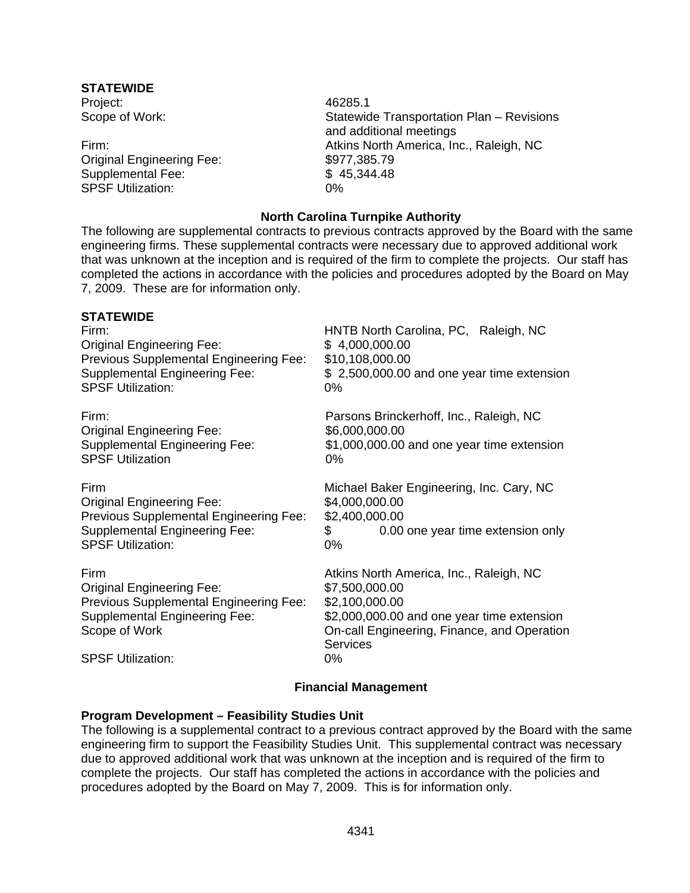**STATEWIDE**

| | |
|---|---|
| Project: | 46285.1 |
| Scope of Work: | Statewide Transportation Plan – Revisions and additional meetings |
| Firm: | Atkins North America, Inc., Raleigh, NC |
| Original Engineering Fee: | $977,385.79 |
| Supplemental Fee: | $ 45,344.48 |
| SPSF Utilization: | 0% |

### North Carolina Turnpike Authority

The following are supplemental contracts to previous contracts approved by the Board with the same engineering firms. These supplemental contracts were necessary due to approved additional work that was unknown at the inception and is required of the firm to complete the projects. Our staff has completed the actions in accordance with the policies and procedures adopted by the Board on May 7, 2009. These are for information only.

**STATEWIDE**

| | |
|---|---|
| Firm: | HNTB North Carolina, PC, Raleigh, NC |
| Original Engineering Fee: | $ 4,000,000.00 |
| Previous Supplemental Engineering Fee: | $10,108,000.00 |
| Supplemental Engineering Fee: | $ 2,500,000.00 and one year time extension |
| SPSF Utilization: | 0% |

| | |
|---|---|
| Firm: | Parsons Brinckerhoff, Inc., Raleigh, NC |
| Original Engineering Fee: | $6,000,000.00 |
| Supplemental Engineering Fee: | $1,000,000.00 and one year time extension |
| SPSF Utilization | 0% |

| | |
|---|---|
| Firm | Michael Baker Engineering, Inc. Cary, NC |
| Original Engineering Fee: | $4,000,000.00 |
| Previous Supplemental Engineering Fee: | $2,400,000.00 |
| Supplemental Engineering Fee: | $ 0.00 one year time extension only |
| SPSF Utilization: | 0% |

| | |
|---|---|
| Firm | Atkins North America, Inc., Raleigh, NC |
| Original Engineering Fee: | $7,500,000.00 |
| Previous Supplemental Engineering Fee: | $2,100,000.00 |
| Supplemental Engineering Fee: | $2,000,000.00 and one year time extension |
| Scope of Work | On-call Engineering, Finance, and Operation Services |
| SPSF Utilization: | 0% |

### Financial Management

**Program Development – Feasibility Studies Unit**

The following is a supplemental contract to a previous contract approved by the Board with the same engineering firm to support the Feasibility Studies Unit. This supplemental contract was necessary due to approved additional work that was unknown at the inception and is required of the firm to complete the projects. Our staff has completed the actions in accordance with the policies and procedures adopted by the Board on May 7, 2009. This is for information only.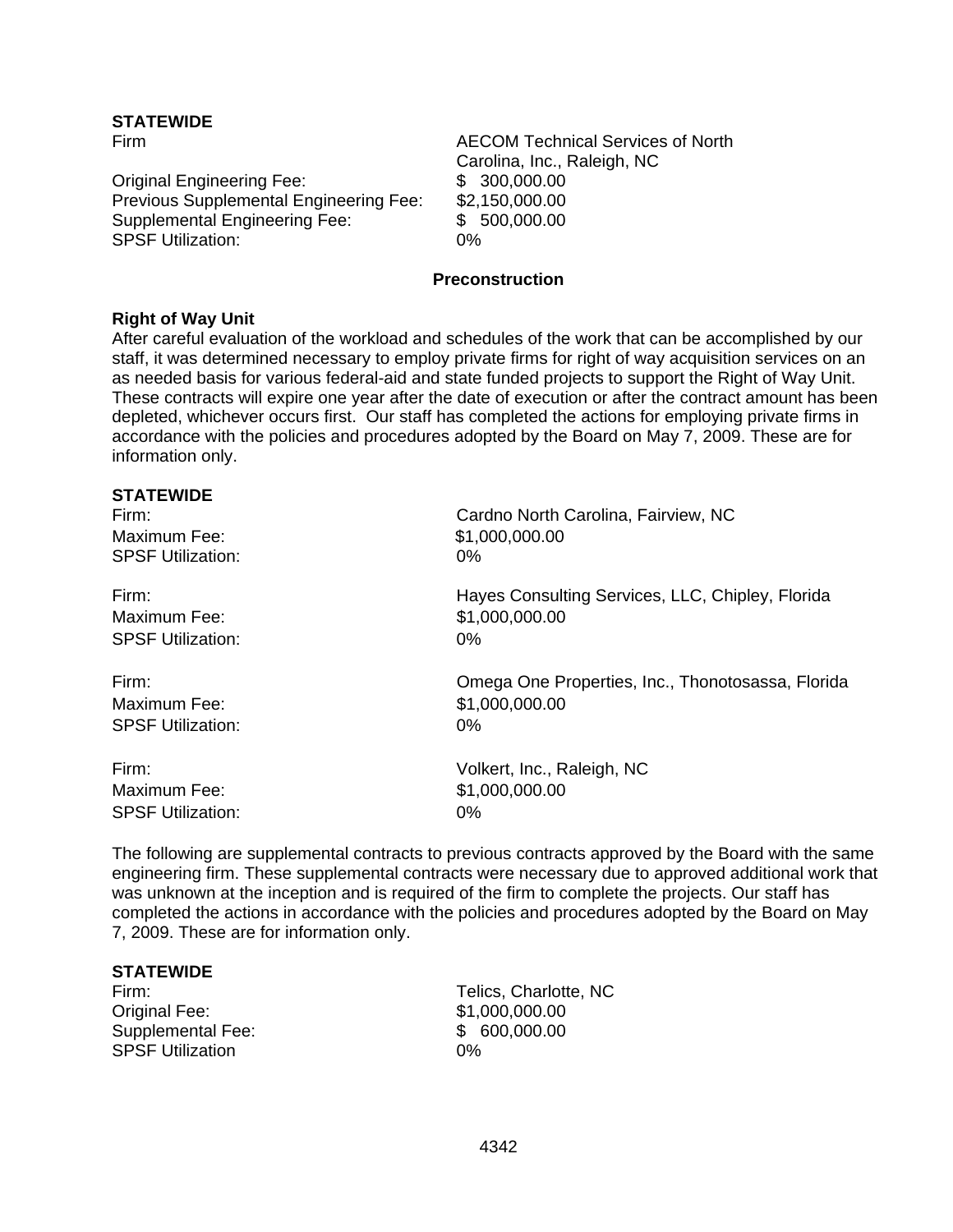**STATEWIDE**

| | |
|---|---|
| Firm | AECOM Technical Services of North Carolina, Inc., Raleigh, NC |
| Original Engineering Fee: | $ 300,000.00 |
| Previous Supplemental Engineering Fee: | $2,150,000.00 |
| Supplemental Engineering Fee: | $ 500,000.00 |
| SPSF Utilization: | 0% |

## Preconstruction

**Right of Way Unit**

After careful evaluation of the workload and schedules of the work that can be accomplished by our staff, it was determined necessary to employ private firms for right of way acquisition services on an as needed basis for various federal-aid and state funded projects to support the Right of Way Unit. These contracts will expire one year after the date of execution or after the contract amount has been depleted, whichever occurs first. Our staff has completed the actions for employing private firms in accordance with the policies and procedures adopted by the Board on May 7, 2009. These are for information only.

**STATEWIDE**

| | |
|---|---|
| Firm: | Cardno North Carolina, Fairview, NC |
| Maximum Fee: | $1,000,000.00 |
| SPSF Utilization: | 0% |
| | |
| Firm: | Hayes Consulting Services, LLC, Chipley, Florida |
| Maximum Fee: | $1,000,000.00 |
| SPSF Utilization: | 0% |
| | |
| Firm: | Omega One Properties, Inc., Thonotosassa, Florida |
| Maximum Fee: | $1,000,000.00 |
| SPSF Utilization: | 0% |
| | |
| Firm: | Volkert, Inc., Raleigh, NC |
| Maximum Fee: | $1,000,000.00 |
| SPSF Utilization: | 0% |

The following are supplemental contracts to previous contracts approved by the Board with the same engineering firm. These supplemental contracts were necessary due to approved additional work that was unknown at the inception and is required of the firm to complete the projects. Our staff has completed the actions in accordance with the policies and procedures adopted by the Board on May 7, 2009. These are for information only.

**STATEWIDE**

| | |
|---|---|
| Firm: | Telics, Charlotte, NC |
| Original Fee: | $1,000,000.00 |
| Supplemental Fee: | $ 600,000.00 |
| SPSF Utilization | 0% |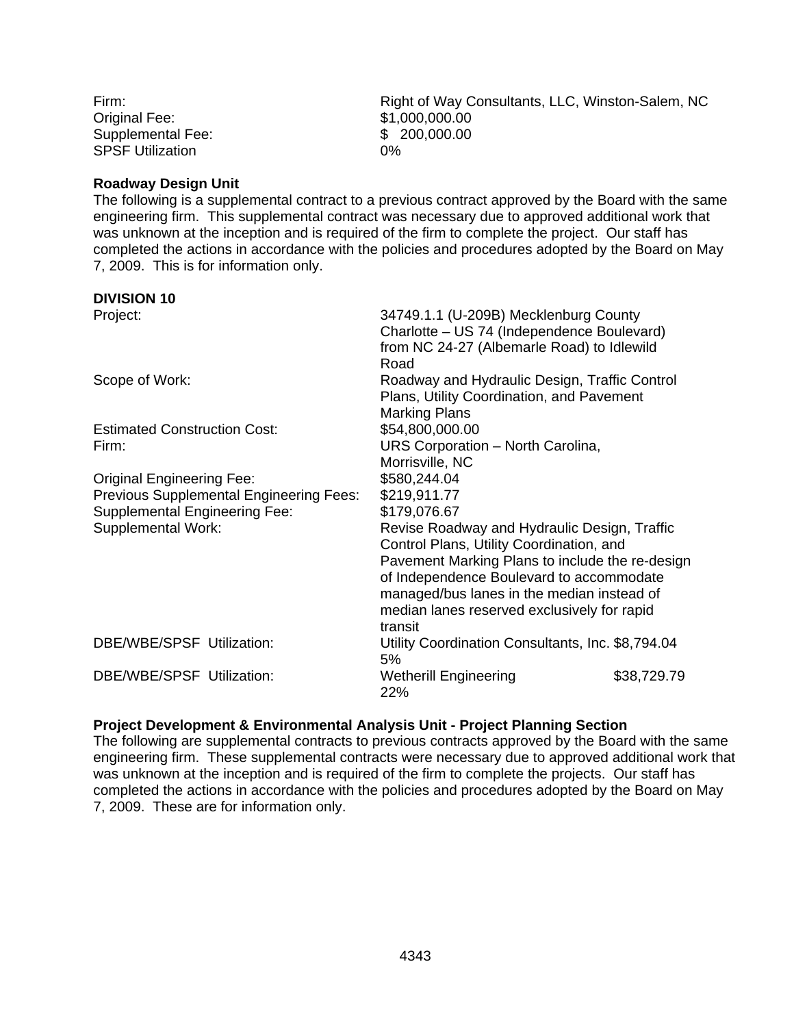Firm: Right of Way Consultants, LLC, Winston-Salem, NC
Original Fee: $1,000,000.00
Supplemental Fee: $ 200,000.00
SPSF Utilization 0%

**Roadway Design Unit**

The following is a supplemental contract to a previous contract approved by the Board with the same engineering firm. This supplemental contract was necessary due to approved additional work that was unknown at the inception and is required of the firm to complete the project. Our staff has completed the actions in accordance with the policies and procedures adopted by the Board on May 7, 2009. This is for information only.

**DIVISION 10**

| | |
|---|---|
| Project: | 34749.1.1 (U-209B) Mecklenburg County Charlotte – US 74 (Independence Boulevard) from NC 24-27 (Albemarle Road) to Idlewild Road |
| Scope of Work: | Roadway and Hydraulic Design, Traffic Control Plans, Utility Coordination, and Pavement Marking Plans |
| Estimated Construction Cost: | $54,800,000.00 |
| Firm: | URS Corporation – North Carolina, Morrisville, NC |
| Original Engineering Fee: | $580,244.04 |
| Previous Supplemental Engineering Fees: | $219,911.77 |
| Supplemental Engineering Fee: | $179,076.67 |
| Supplemental Work: | Revise Roadway and Hydraulic Design, Traffic Control Plans, Utility Coordination, and Pavement Marking Plans to include the re-design of Independence Boulevard to accommodate managed/bus lanes in the median instead of median lanes reserved exclusively for rapid transit |
| DBE/WBE/SPSF Utilization: | Utility Coordination Consultants, Inc. $8,794.04 5% |
| DBE/WBE/SPSF Utilization: | Wetherill Engineering $38,729.79 22% |

**Project Development & Environmental Analysis Unit - Project Planning Section**

The following are supplemental contracts to previous contracts approved by the Board with the same engineering firm. These supplemental contracts were necessary due to approved additional work that was unknown at the inception and is required of the firm to complete the projects. Our staff has completed the actions in accordance with the policies and procedures adopted by the Board on May 7, 2009. These are for information only.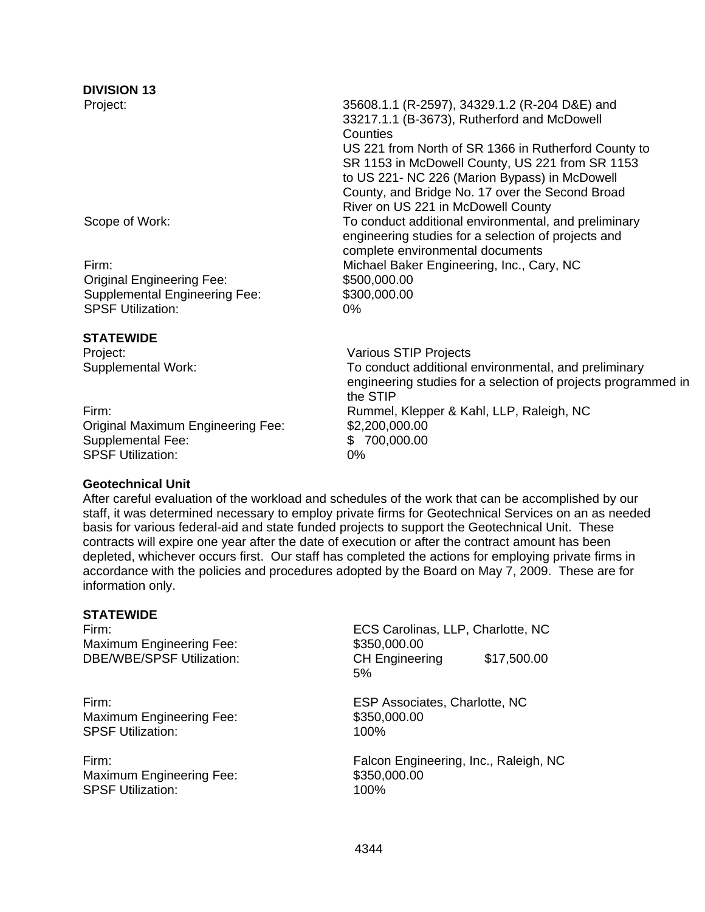**DIVISION 13**

| | |
|---|---|
| Project: | 35608.1.1 (R-2597), 34329.1.2 (R-204 D&E) and 33217.1.1 (B-3673), Rutherford and McDowell Counties<br>US 221 from North of SR 1366 in Rutherford County to SR 1153 in McDowell County, US 221 from SR 1153 to US 221- NC 226 (Marion Bypass) in McDowell County, and Bridge No. 17 over the Second Broad River on US 221 in McDowell County |
| Scope of Work: | To conduct additional environmental, and preliminary engineering studies for a selection of projects and complete environmental documents |
| Firm: | Michael Baker Engineering, Inc., Cary, NC |
| Original Engineering Fee: | $500,000.00 |
| Supplemental Engineering Fee: | $300,000.00 |
| SPSF Utilization: | 0% |

**STATEWIDE**

| | |
|---|---|
| Project: | Various STIP Projects |
| Supplemental Work: | To conduct additional environmental, and preliminary engineering studies for a selection of projects programmed in the STIP |
| Firm: | Rummel, Klepper & Kahl, LLP, Raleigh, NC |
| Original Maximum Engineering Fee: | $2,200,000.00 |
| Supplemental Fee: | $ 700,000.00 |
| SPSF Utilization: | 0% |

**Geotechnical Unit**

After careful evaluation of the workload and schedules of the work that can be accomplished by our staff, it was determined necessary to employ private firms for Geotechnical Services on an as needed basis for various federal-aid and state funded projects to support the Geotechnical Unit. These contracts will expire one year after the date of execution or after the contract amount has been depleted, whichever occurs first. Our staff has completed the actions for employing private firms in accordance with the policies and procedures adopted by the Board on May 7, 2009. These are for information only.

**STATEWIDE**

| | |
|---|---|
| Firm: | ECS Carolinas, LLP, Charlotte, NC |
| Maximum Engineering Fee: | $350,000.00 |
| DBE/WBE/SPSF Utilization: | CH Engineering $17,500.00<br>5% |

| | |
|---|---|
| Firm: | ESP Associates, Charlotte, NC |
| Maximum Engineering Fee: | $350,000.00 |
| SPSF Utilization: | 100% |

| | |
|---|---|
| Firm: | Falcon Engineering, Inc., Raleigh, NC |
| Maximum Engineering Fee: | $350,000.00 |
| SPSF Utilization: | 100% |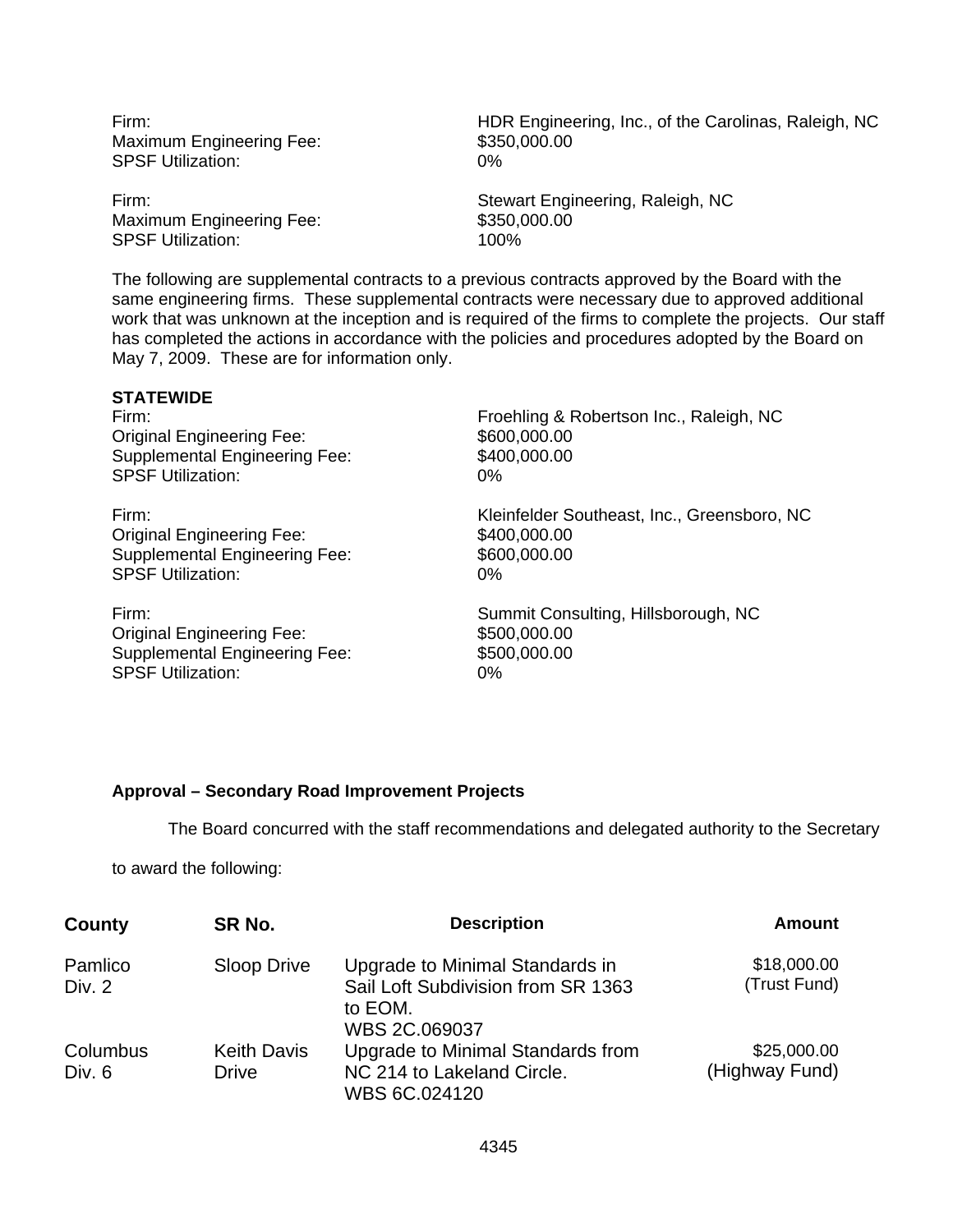Firm: HDR Engineering, Inc., of the Carolinas, Raleigh, NC
Maximum Engineering Fee: $350,000.00
SPSF Utilization: 0%

Firm: Stewart Engineering, Raleigh, NC
Maximum Engineering Fee: $350,000.00
SPSF Utilization: 100%

The following are supplemental contracts to a previous contracts approved by the Board with the same engineering firms. These supplemental contracts were necessary due to approved additional work that was unknown at the inception and is required of the firms to complete the projects. Our staff has completed the actions in accordance with the policies and procedures adopted by the Board on May 7, 2009. These are for information only.

**STATEWIDE**

Firm: Froehling & Robertson Inc., Raleigh, NC
Original Engineering Fee: $600,000.00
Supplemental Engineering Fee: $400,000.00
SPSF Utilization: 0%

Firm: Kleinfelder Southeast, Inc., Greensboro, NC
Original Engineering Fee: $400,000.00
Supplemental Engineering Fee: $600,000.00
SPSF Utilization: 0%

Firm: Summit Consulting, Hillsborough, NC
Original Engineering Fee: $500,000.00
Supplemental Engineering Fee: $500,000.00
SPSF Utilization: 0%

**Approval – Secondary Road Improvement Projects**

The Board concurred with the staff recommendations and delegated authority to the Secretary to award the following:

| County | SR No. | Description | Amount |
|---|---|---|---|
| Pamlico Div. 2 | Sloop Drive | Upgrade to Minimal Standards in Sail Loft Subdivision from SR 1363 to EOM. WBS 2C.069037 | $18,000.00 (Trust Fund) |
| Columbus Div. 6 | Keith Davis Drive | Upgrade to Minimal Standards from NC 214 to Lakeland Circle. WBS 6C.024120 | $25,000.00 (Highway Fund) |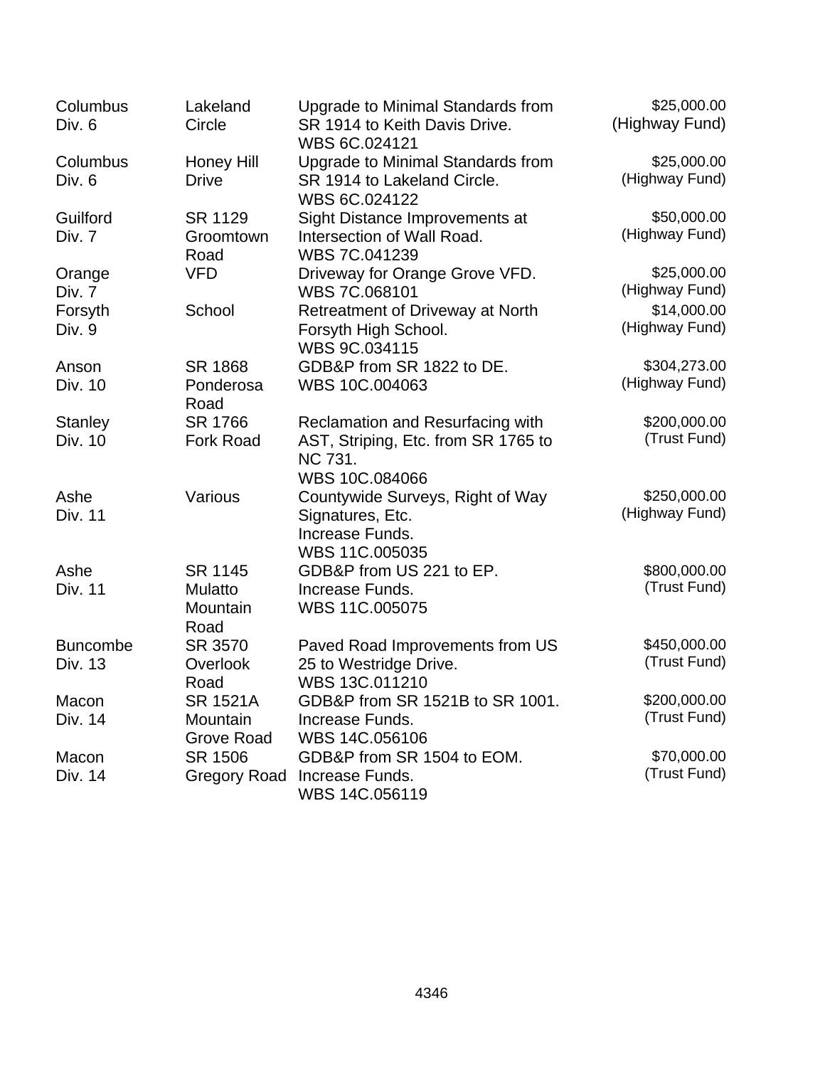| | | | |
|---|---|---|---|
| Columbus Div. 6 | Lakeland Circle | Upgrade to Minimal Standards from SR 1914 to Keith Davis Drive. WBS 6C.024121 | $25,000.00 (Highway Fund) |
| Columbus Div. 6 | Honey Hill Drive | Upgrade to Minimal Standards from SR 1914 to Lakeland Circle. WBS 6C.024122 | $25,000.00 (Highway Fund) |
| Guilford Div. 7 | SR 1129 Groomtown Road | Sight Distance Improvements at Intersection of Wall Road. WBS 7C.041239 | $50,000.00 (Highway Fund) |
| Orange Div. 7 | VFD | Driveway for Orange Grove VFD. WBS 7C.068101 | $25,000.00 (Highway Fund) |
| Forsyth Div. 9 | School | Retreatment of Driveway at North Forsyth High School. WBS 9C.034115 | $14,000.00 (Highway Fund) |
| Anson Div. 10 | SR 1868 Ponderosa Road | GDB&P from SR 1822 to DE. WBS 10C.004063 | $304,273.00 (Highway Fund) |
| Stanley Div. 10 | SR 1766 Fork Road | Reclamation and Resurfacing with AST, Striping, Etc. from SR 1765 to NC 731. WBS 10C.084066 | $200,000.00 (Trust Fund) |
| Ashe Div. 11 | Various | Countywide Surveys, Right of Way Signatures, Etc. Increase Funds. WBS 11C.005035 | $250,000.00 (Highway Fund) |
| Ashe Div. 11 | SR 1145 Mulatto Mountain Road | GDB&P from US 221 to EP. Increase Funds. WBS 11C.005075 | $800,000.00 (Trust Fund) |
| Buncombe Div. 13 | SR 3570 Overlook Road | Paved Road Improvements from US 25 to Westridge Drive. WBS 13C.011210 | $450,000.00 (Trust Fund) |
| Macon Div. 14 | SR 1521A Mountain Grove Road | GDB&P from SR 1521B to SR 1001. Increase Funds. WBS 14C.056106 | $200,000.00 (Trust Fund) |
| Macon Div. 14 | SR 1506 Gregory Road | GDB&P from SR 1504 to EOM. Increase Funds. WBS 14C.056119 | $70,000.00 (Trust Fund) |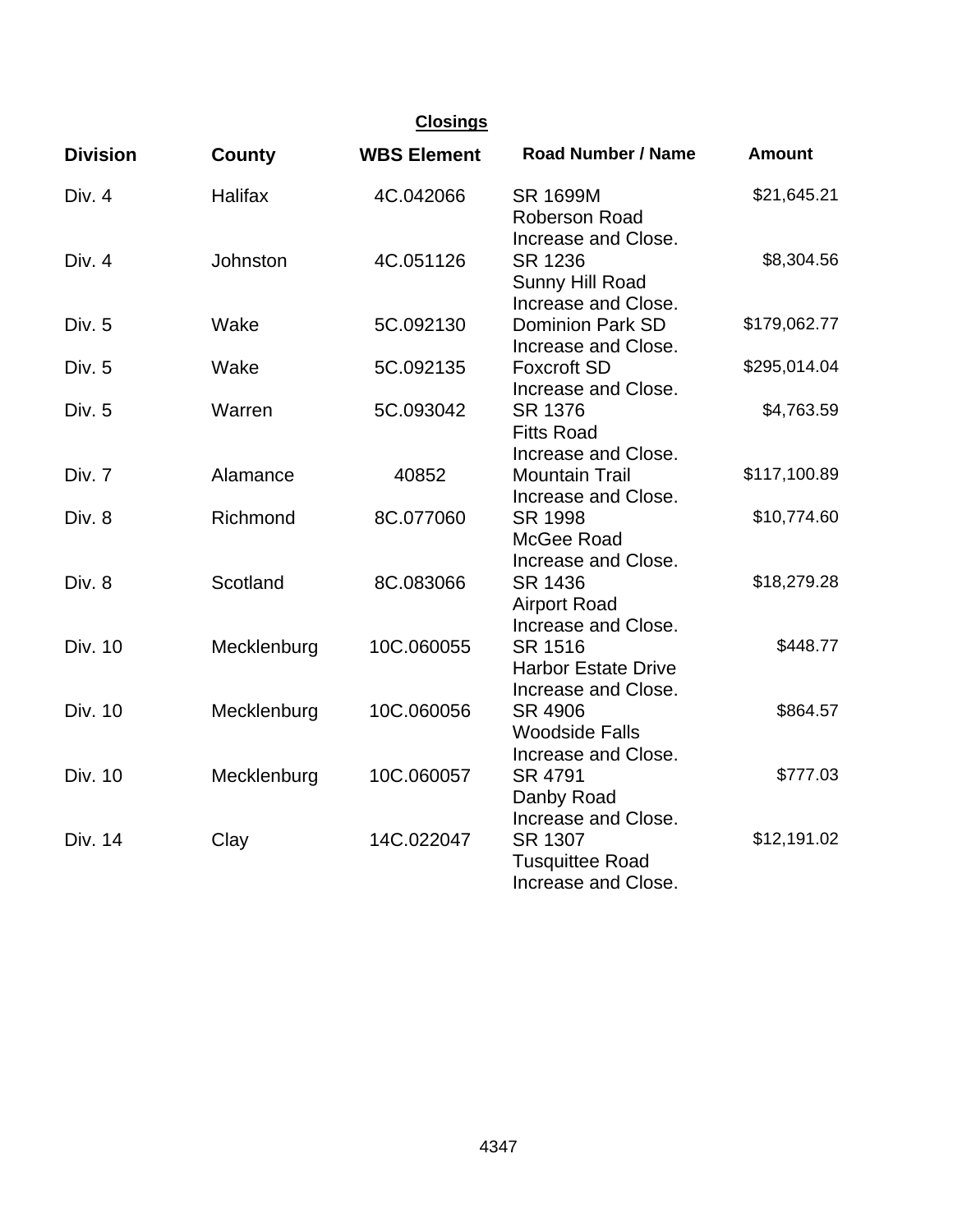## Closings

| Division | County | WBS Element | Road Number / Name | Amount |
|---|---|---|---|---|
| Div. 4 | Halifax | 4C.042066 | SR 1699M Roberson Road Increase and Close. | $21,645.21 |
| Div. 4 | Johnston | 4C.051126 | SR 1236 Sunny Hill Road Increase and Close. | $8,304.56 |
| Div. 5 | Wake | 5C.092130 | Dominion Park SD Increase and Close. | $179,062.77 |
| Div. 5 | Wake | 5C.092135 | Foxcroft SD Increase and Close. | $295,014.04 |
| Div. 5 | Warren | 5C.093042 | SR 1376 Fitts Road Increase and Close. | $4,763.59 |
| Div. 7 | Alamance | 40852 | Mountain Trail Increase and Close. | $117,100.89 |
| Div. 8 | Richmond | 8C.077060 | SR 1998 McGee Road Increase and Close. | $10,774.60 |
| Div. 8 | Scotland | 8C.083066 | SR 1436 Airport Road Increase and Close. | $18,279.28 |
| Div. 10 | Mecklenburg | 10C.060055 | SR 1516 Harbor Estate Drive Increase and Close. | $448.77 |
| Div. 10 | Mecklenburg | 10C.060056 | SR 4906 Woodside Falls Increase and Close. | $864.57 |
| Div. 10 | Mecklenburg | 10C.060057 | SR 4791 Danby Road Increase and Close. | $777.03 |
| Div. 14 | Clay | 14C.022047 | SR 1307 Tusquittee Road Increase and Close. | $12,191.02 |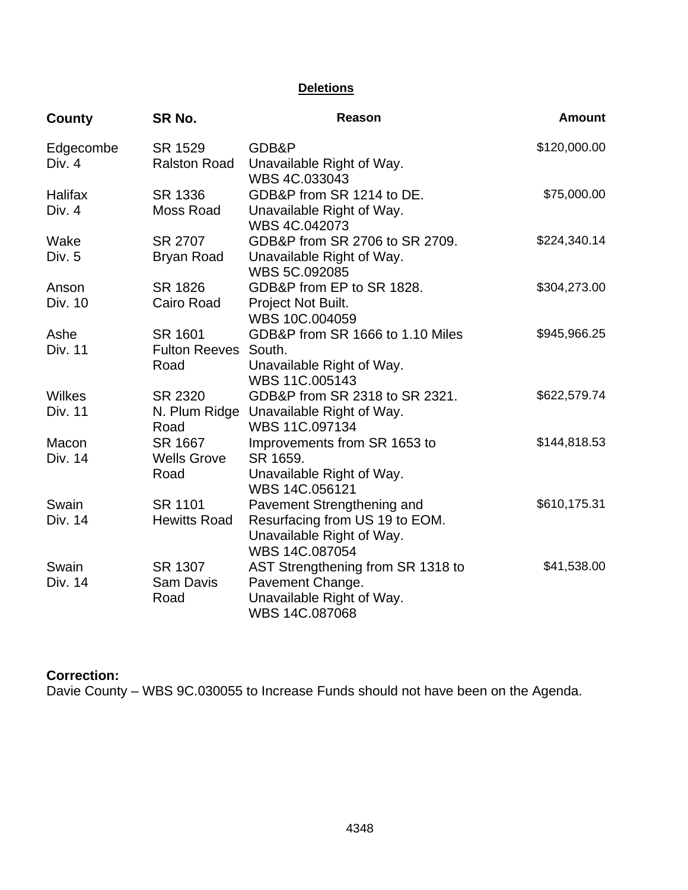**Deletions**

| County | SR No. | Reason | Amount |
|---|---|---|---|
| Edgecombe Div. 4 | SR 1529 Ralston Road | GDB&P Unavailable Right of Way. WBS 4C.033043 | $120,000.00 |
| Halifax Div. 4 | SR 1336 Moss Road | GDB&P from SR 1214 to DE. Unavailable Right of Way. WBS 4C.042073 | $75,000.00 |
| Wake Div. 5 | SR 2707 Bryan Road | GDB&P from SR 2706 to SR 2709. Unavailable Right of Way. WBS 5C.092085 | $224,340.14 |
| Anson Div. 10 | SR 1826 Cairo Road | GDB&P from EP to SR 1828. Project Not Built. WBS 10C.004059 | $304,273.00 |
| Ashe Div. 11 | SR 1601 Fulton Reeves Road | GDB&P from SR 1666 to 1.10 Miles South. Unavailable Right of Way. WBS 11C.005143 | $945,966.25 |
| Wilkes Div. 11 | SR 2320 N. Plum Ridge Road | GDB&P from SR 2318 to SR 2321. Unavailable Right of Way. WBS 11C.097134 | $622,579.74 |
| Macon Div. 14 | SR 1667 Wells Grove Road | Improvements from SR 1653 to SR 1659. Unavailable Right of Way. WBS 14C.056121 | $144,818.53 |
| Swain Div. 14 | SR 1101 Hewitts Road | Pavement Strengthening and Resurfacing from US 19 to EOM. Unavailable Right of Way. WBS 14C.087054 | $610,175.31 |
| Swain Div. 14 | SR 1307 Sam Davis Road | AST Strengthening from SR 1318 to Pavement Change. Unavailable Right of Way. WBS 14C.087068 | $41,538.00 |

**Correction:**
Davie County – WBS 9C.030055 to Increase Funds should not have been on the Agenda.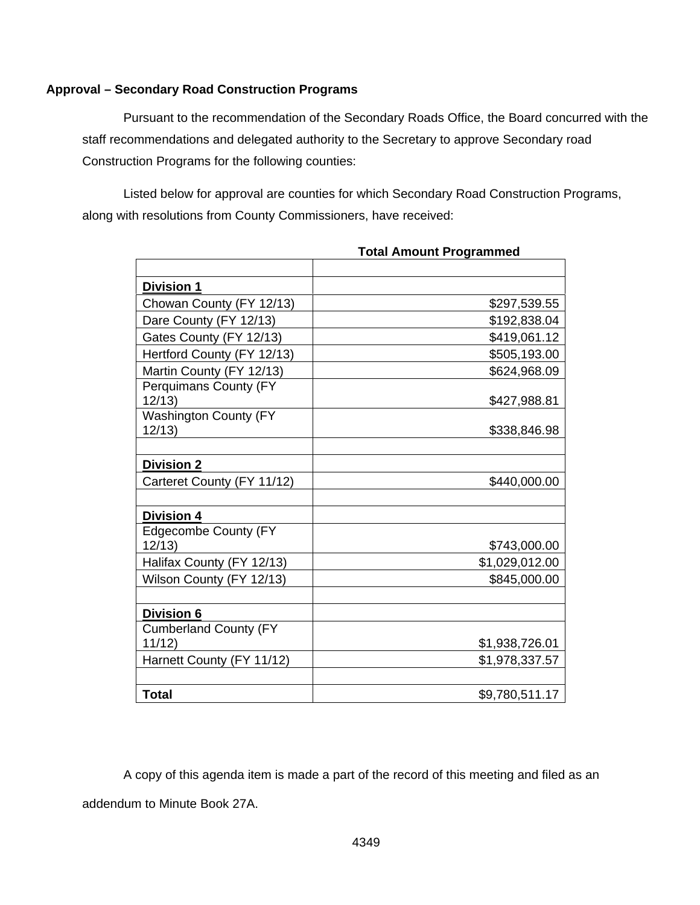**Approval – Secondary Road Construction Programs**

Pursuant to the recommendation of the Secondary Roads Office, the Board concurred with the staff recommendations and delegated authority to the Secretary to approve Secondary road Construction Programs for the following counties:

Listed below for approval are counties for which Secondary Road Construction Programs, along with resolutions from County Commissioners, have received:

| | Total Amount Programmed |
|---|---:|
| | |
| **Division 1** | |
| Chowan County (FY 12/13) | $297,539.55 |
| Dare County (FY 12/13) | $192,838.04 |
| Gates County (FY 12/13) | $419,061.12 |
| Hertford County (FY 12/13) | $505,193.00 |
| Martin County (FY 12/13) | $624,968.09 |
| Perquimans County (FY 12/13) | $427,988.81 |
| Washington County (FY 12/13) | $338,846.98 |
| | |
| **Division 2** | |
| Carteret County (FY 11/12) | $440,000.00 |
| | |
| **Division 4** | |
| Edgecombe County (FY 12/13) | $743,000.00 |
| Halifax County (FY 12/13) | $1,029,012.00 |
| Wilson County (FY 12/13) | $845,000.00 |
| | |
| **Division 6** | |
| Cumberland County (FY 11/12) | $1,938,726.01 |
| Harnett County (FY 11/12) | $1,978,337.57 |
| | |
| **Total** | $9,780,511.17 |

A copy of this agenda item is made a part of the record of this meeting and filed as an addendum to Minute Book 27A.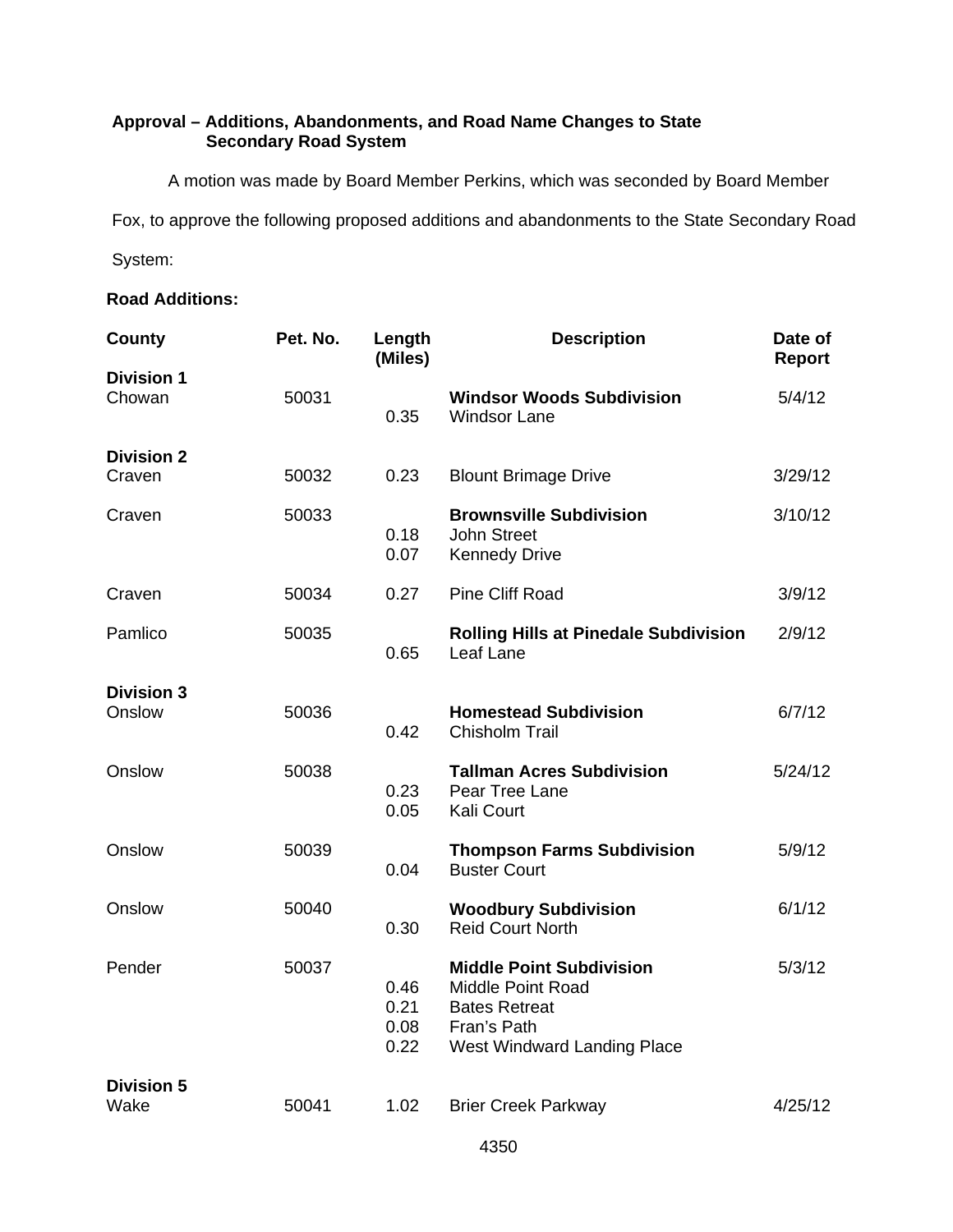**Approval – Additions, Abandonments, and Road Name Changes to State Secondary Road System**

A motion was made by Board Member Perkins, which was seconded by Board Member Fox, to approve the following proposed additions and abandonments to the State Secondary Road System:

**Road Additions:**

| County | Pet. No. | Length (Miles) | Description | Date of Report |
|---|---|---|---|---|
| **Division 1** | | | | |
| Chowan | 50031 | | **Windsor Woods Subdivision** | 5/4/12 |
| | | 0.35 | Windsor Lane | |
| **Division 2** | | | | |
| Craven | 50032 | 0.23 | Blount Brimage Drive | 3/29/12 |
| Craven | 50033 | | **Brownsville Subdivision** | 3/10/12 |
| | | 0.18 | John Street | |
| | | 0.07 | Kennedy Drive | |
| Craven | 50034 | 0.27 | Pine Cliff Road | 3/9/12 |
| Pamlico | 50035 | | **Rolling Hills at Pinedale Subdivision** | 2/9/12 |
| | | 0.65 | Leaf Lane | |
| **Division 3** | | | | |
| Onslow | 50036 | | **Homestead Subdivision** | 6/7/12 |
| | | 0.42 | Chisholm Trail | |
| Onslow | 50038 | | **Tallman Acres Subdivision** | 5/24/12 |
| | | 0.23 | Pear Tree Lane | |
| | | 0.05 | Kali Court | |
| Onslow | 50039 | | **Thompson Farms Subdivision** | 5/9/12 |
| | | 0.04 | Buster Court | |
| Onslow | 50040 | | **Woodbury Subdivision** | 6/1/12 |
| | | 0.30 | Reid Court North | |
| Pender | 50037 | | **Middle Point Subdivision** | 5/3/12 |
| | | 0.46 | Middle Point Road | |
| | | 0.21 | Bates Retreat | |
| | | 0.08 | Fran's Path | |
| | | 0.22 | West Windward Landing Place | |
| **Division 5** | | | | |
| Wake | 50041 | 1.02 | Brier Creek Parkway | 4/25/12 |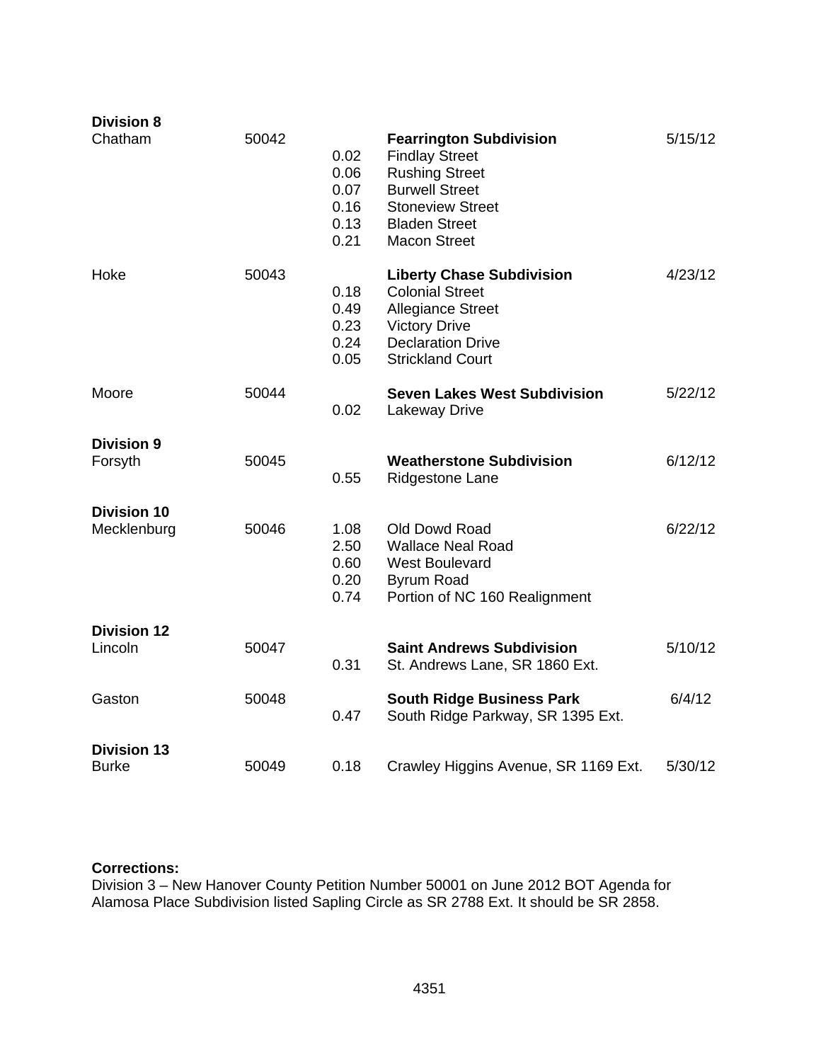| | | | | |
|---|---|---|---|---|
| **Division 8** | | | | |
| Chatham | 50042 | | **Fearrington Subdivision** | 5/15/12 |
| | | 0.02 | Findlay Street | |
| | | 0.06 | Rushing Street | |
| | | 0.07 | Burwell Street | |
| | | 0.16 | Stoneview Street | |
| | | 0.13 | Bladen Street | |
| | | 0.21 | Macon Street | |
| Hoke | 50043 | | **Liberty Chase Subdivision** | 4/23/12 |
| | | 0.18 | Colonial Street | |
| | | 0.49 | Allegiance Street | |
| | | 0.23 | Victory Drive | |
| | | 0.24 | Declaration Drive | |
| | | 0.05 | Strickland Court | |
| Moore | 50044 | | **Seven Lakes West Subdivision** | 5/22/12 |
| | | 0.02 | Lakeway Drive | |
| **Division 9** | | | | |
| Forsyth | 50045 | | **Weatherstone Subdivision** | 6/12/12 |
| | | 0.55 | Ridgestone Lane | |
| **Division 10** | | | | |
| Mecklenburg | 50046 | 1.08 | Old Dowd Road | 6/22/12 |
| | | 2.50 | Wallace Neal Road | |
| | | 0.60 | West Boulevard | |
| | | 0.20 | Byrum Road | |
| | | 0.74 | Portion of NC 160 Realignment | |
| **Division 12** | | | | |
| Lincoln | 50047 | | **Saint Andrews Subdivision** | 5/10/12 |
| | | 0.31 | St. Andrews Lane, SR 1860 Ext. | |
| Gaston | 50048 | | **South Ridge Business Park** | 6/4/12 |
| | | 0.47 | South Ridge Parkway, SR 1395 Ext. | |
| **Division 13** | | | | |
| Burke | 50049 | 0.18 | Crawley Higgins Avenue, SR 1169 Ext. | 5/30/12 |

**Corrections:**
Division 3 – New Hanover County Petition Number 50001 on June 2012 BOT Agenda for Alamosa Place Subdivision listed Sapling Circle as SR 2788 Ext. It should be SR 2858.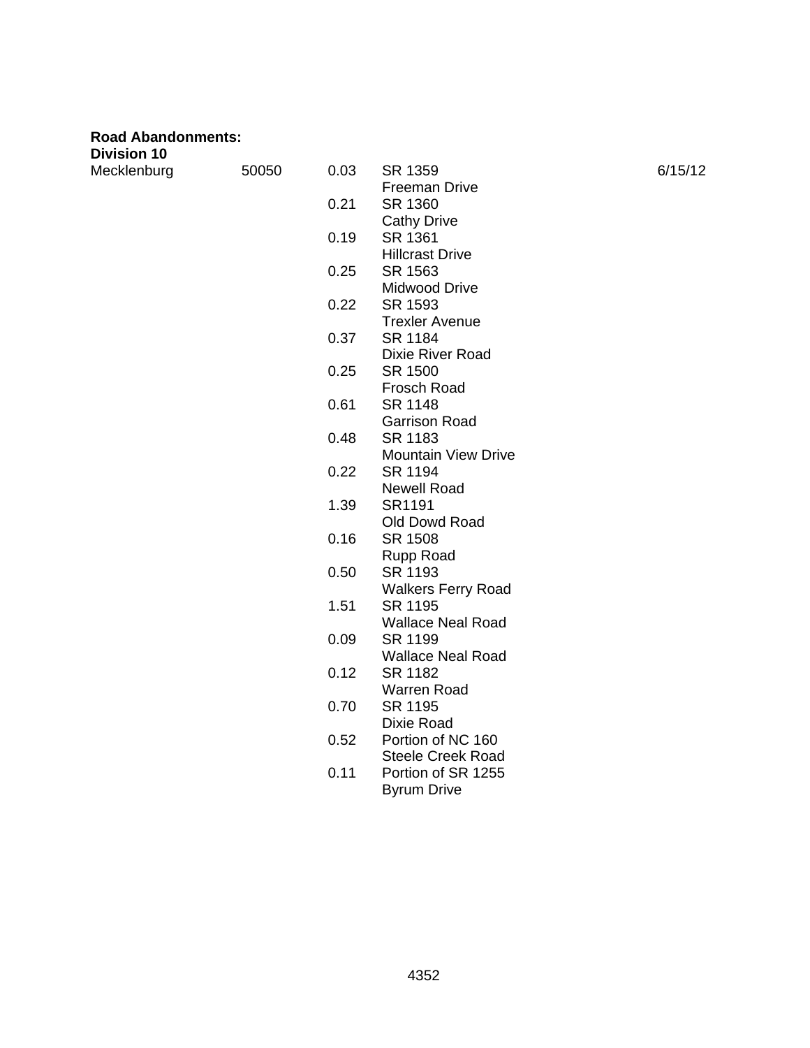**Road Abandonments:**

**Division 10**

| | | | | |
|---|---|---|---|---|
| Mecklenburg | 50050 | 0.03 | SR 1359<br>Freeman Drive | 6/15/12 |
| | | 0.21 | SR 1360<br>Cathy Drive | |
| | | 0.19 | SR 1361<br>Hillcrast Drive | |
| | | 0.25 | SR 1563<br>Midwood Drive | |
| | | 0.22 | SR 1593<br>Trexler Avenue | |
| | | 0.37 | SR 1184<br>Dixie River Road | |
| | | 0.25 | SR 1500<br>Frosch Road | |
| | | 0.61 | SR 1148<br>Garrison Road | |
| | | 0.48 | SR 1183<br>Mountain View Drive | |
| | | 0.22 | SR 1194<br>Newell Road | |
| | | 1.39 | SR1191<br>Old Dowd Road | |
| | | 0.16 | SR 1508<br>Rupp Road | |
| | | 0.50 | SR 1193<br>Walkers Ferry Road | |
| | | 1.51 | SR 1195<br>Wallace Neal Road | |
| | | 0.09 | SR 1199<br>Wallace Neal Road | |
| | | 0.12 | SR 1182<br>Warren Road | |
| | | 0.70 | SR 1195<br>Dixie Road | |
| | | 0.52 | Portion of NC 160<br>Steele Creek Road | |
| | | 0.11 | Portion of SR 1255<br>Byrum Drive | |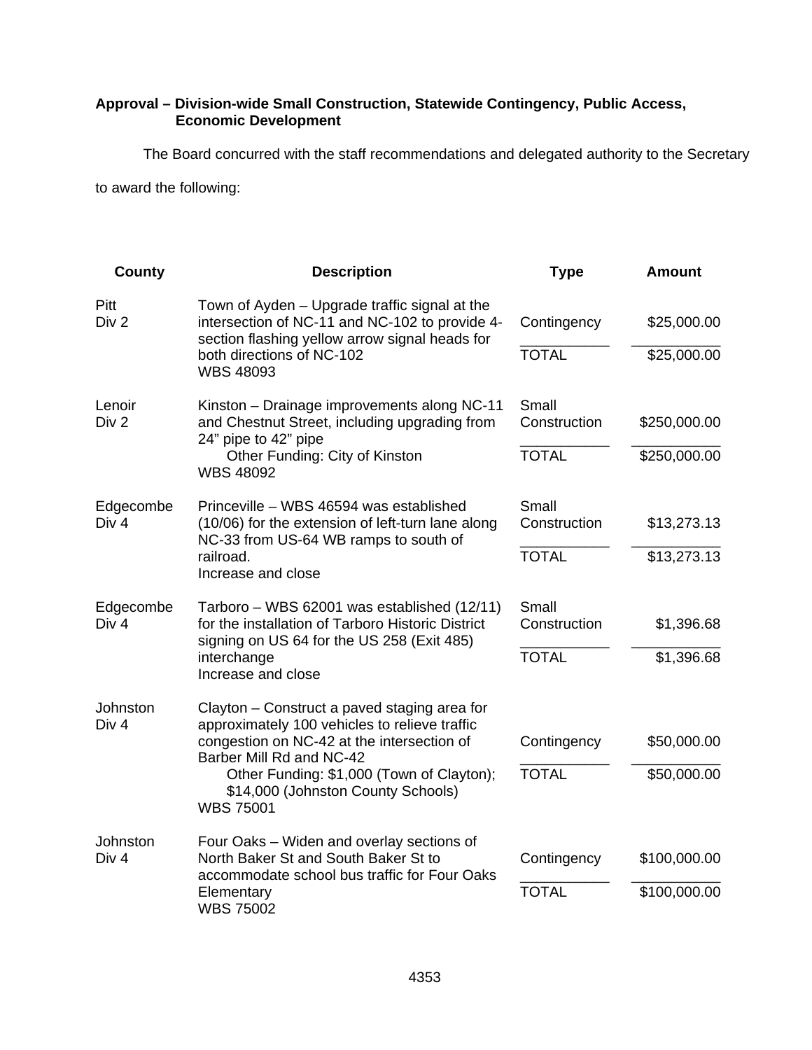**Approval – Division-wide Small Construction, Statewide Contingency, Public Access, Economic Development**

The Board concurred with the staff recommendations and delegated authority to the Secretary to award the following:

| County | Description | Type | Amount |
|---|---|---|---|
| Pitt<br>Div 2 | Town of Ayden – Upgrade traffic signal at the intersection of NC-11 and NC-102 to provide 4-section flashing yellow arrow signal heads for both directions of NC-102<br>WBS 48093 | Contingency | $25,000.00 |
| | | TOTAL | $25,000.00 |
| Lenoir<br>Div 2 | Kinston – Drainage improvements along NC-11 and Chestnut Street, including upgrading from 24" pipe to 42" pipe<br>Other Funding: City of Kinston<br>WBS 48092 | Small Construction | $250,000.00 |
| | | TOTAL | $250,000.00 |
| Edgecombe<br>Div 4 | Princeville – WBS 46594 was established (10/06) for the extension of left-turn lane along NC-33 from US-64 WB ramps to south of railroad.<br>Increase and close | Small Construction | $13,273.13 |
| | | TOTAL | $13,273.13 |
| Edgecombe<br>Div 4 | Tarboro – WBS 62001 was established (12/11) for the installation of Tarboro Historic District signing on US 64 for the US 258 (Exit 485) interchange<br>Increase and close | Small Construction | $1,396.68 |
| | | TOTAL | $1,396.68 |
| Johnston<br>Div 4 | Clayton – Construct a paved staging area for approximately 100 vehicles to relieve traffic congestion on NC-42 at the intersection of Barber Mill Rd and NC-42<br>Other Funding: $1,000 (Town of Clayton); $14,000 (Johnston County Schools)<br>WBS 75001 | Contingency | $50,000.00 |
| | | TOTAL | $50,000.00 |
| Johnston<br>Div 4 | Four Oaks – Widen and overlay sections of North Baker St and South Baker St to accommodate school bus traffic for Four Oaks Elementary<br>WBS 75002 | Contingency | $100,000.00 |
| | | TOTAL | $100,000.00 |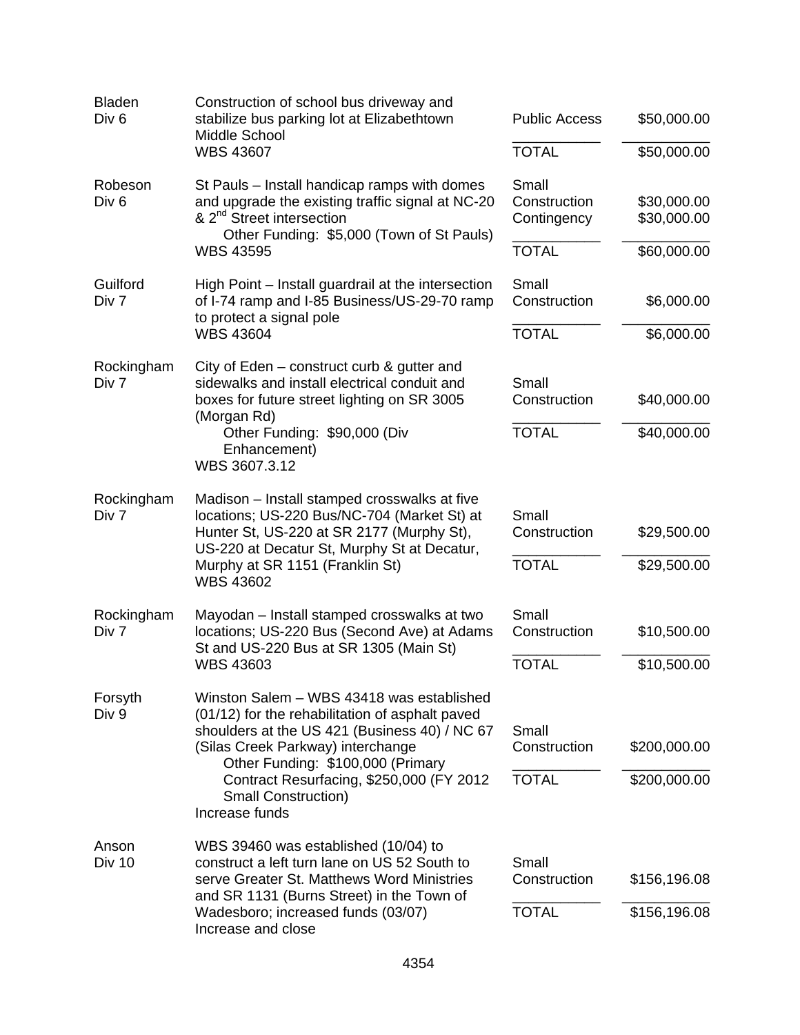| | | | |
|---|---|---|---|
| Bladen<br>Div 6 | Construction of school bus driveway and stabilize bus parking lot at Elizabethtown Middle School<br>WBS 43607 | Public Access<br>TOTAL | $50,000.00<br>$50,000.00 |
| Robeson<br>Div 6 | St Pauls – Install handicap ramps with domes and upgrade the existing traffic signal at NC-20 & 2nd Street intersection<br>Other Funding: $5,000 (Town of St Pauls)<br>WBS 43595 | Small Construction<br>Contingency<br>TOTAL | $30,000.00<br>$30,000.00<br>$60,000.00 |
| Guilford<br>Div 7 | High Point – Install guardrail at the intersection of I-74 ramp and I-85 Business/US-29-70 ramp to protect a signal pole<br>WBS 43604 | Small Construction<br>TOTAL | $6,000.00<br>$6,000.00 |
| Rockingham<br>Div 7 | City of Eden – construct curb & gutter and sidewalks and install electrical conduit and boxes for future street lighting on SR 3005 (Morgan Rd)<br>Other Funding: $90,000 (Div Enhancement)<br>WBS 3607.3.12 | Small Construction<br>TOTAL | $40,000.00<br>$40,000.00 |
| Rockingham<br>Div 7 | Madison – Install stamped crosswalks at five locations; US-220 Bus/NC-704 (Market St) at Hunter St, US-220 at SR 2177 (Murphy St), US-220 at Decatur St, Murphy St at Decatur, Murphy at SR 1151 (Franklin St)<br>WBS 43602 | Small Construction<br>TOTAL | $29,500.00<br>$29,500.00 |
| Rockingham<br>Div 7 | Mayodan – Install stamped crosswalks at two locations; US-220 Bus (Second Ave) at Adams St and US-220 Bus at SR 1305 (Main St)<br>WBS 43603 | Small Construction<br>TOTAL | $10,500.00<br>$10,500.00 |
| Forsyth<br>Div 9 | Winston Salem – WBS 43418 was established (01/12) for the rehabilitation of asphalt paved shoulders at the US 421 (Business 40) / NC 67 (Silas Creek Parkway) interchange<br>Other Funding: $100,000 (Primary Contract Resurfacing, $250,000 (FY 2012 Small Construction)<br>Increase funds | Small Construction<br>TOTAL | $200,000.00<br>$200,000.00 |
| Anson<br>Div 10 | WBS 39460 was established (10/04) to construct a left turn lane on US 52 South to serve Greater St. Matthews Word Ministries and SR 1131 (Burns Street) in the Town of Wadesboro; increased funds (03/07)<br>Increase and close | Small Construction<br>TOTAL | $156,196.08<br>$156,196.08 |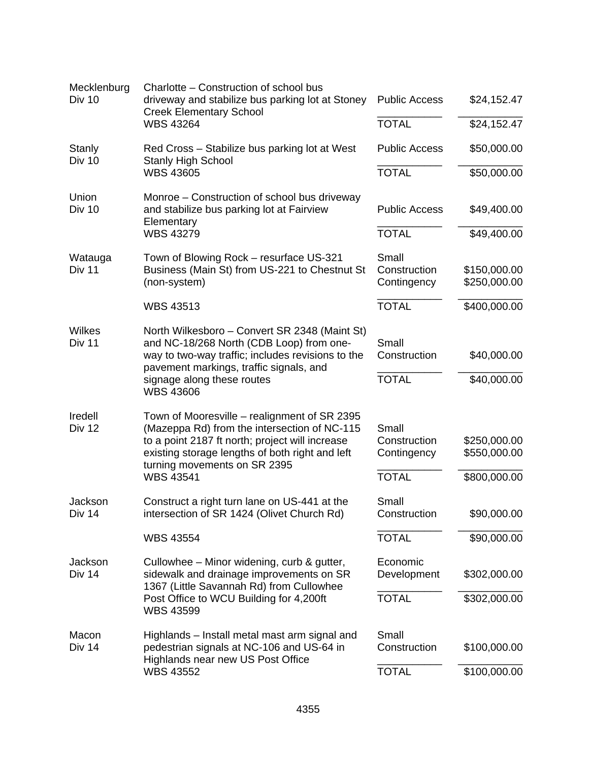| County | Description | Type | Amount |
|---|---|---|---|
| Mecklenburg<br>Div 10 | Charlotte – Construction of school bus driveway and stabilize bus parking lot at Stoney Creek Elementary School<br>WBS 43264 | Public Access<br>TOTAL | $24,152.47<br>$24,152.47 |
| Stanly<br>Div 10 | Red Cross – Stabilize bus parking lot at West Stanly High School<br>WBS 43605 | Public Access<br>TOTAL | $50,000.00<br>$50,000.00 |
| Union<br>Div 10 | Monroe – Construction of school bus driveway and stabilize bus parking lot at Fairview Elementary<br>WBS 43279 | Public Access<br>TOTAL | $49,400.00<br>$49,400.00 |
| Watauga<br>Div 11 | Town of Blowing Rock – resurface US-321 Business (Main St) from US-221 to Chestnut St (non-system)<br>WBS 43513 | Small Construction<br>Contingency<br>TOTAL | $150,000.00<br>$250,000.00<br>$400,000.00 |
| Wilkes<br>Div 11 | North Wilkesboro – Convert SR 2348 (Maint St) and NC-18/268 North (CDB Loop) from one-way to two-way traffic; includes revisions to the pavement markings, traffic signals, and signage along these routes<br>WBS 43606 | Small Construction<br>TOTAL | $40,000.00<br>$40,000.00 |
| Iredell<br>Div 12 | Town of Mooresville – realignment of SR 2395 (Mazeppa Rd) from the intersection of NC-115 to a point 2187 ft north; project will increase existing storage lengths of both right and left turning movements on SR 2395<br>WBS 43541 | Small Construction<br>Contingency<br>TOTAL | $250,000.00<br>$550,000.00<br>$800,000.00 |
| Jackson<br>Div 14 | Construct a right turn lane on US-441 at the intersection of SR 1424 (Olivet Church Rd)<br>WBS 43554 | Small Construction<br>TOTAL | $90,000.00<br>$90,000.00 |
| Jackson<br>Div 14 | Cullowhee – Minor widening, curb & gutter, sidewalk and drainage improvements on SR 1367 (Little Savannah Rd) from Cullowhee Post Office to WCU Building for 4,200ft<br>WBS 43599 | Economic Development<br>TOTAL | $302,000.00<br>$302,000.00 |
| Macon<br>Div 14 | Highlands – Install metal mast arm signal and pedestrian signals at NC-106 and US-64 in Highlands near new US Post Office<br>WBS 43552 | Small Construction<br>TOTAL | $100,000.00<br>$100,000.00 |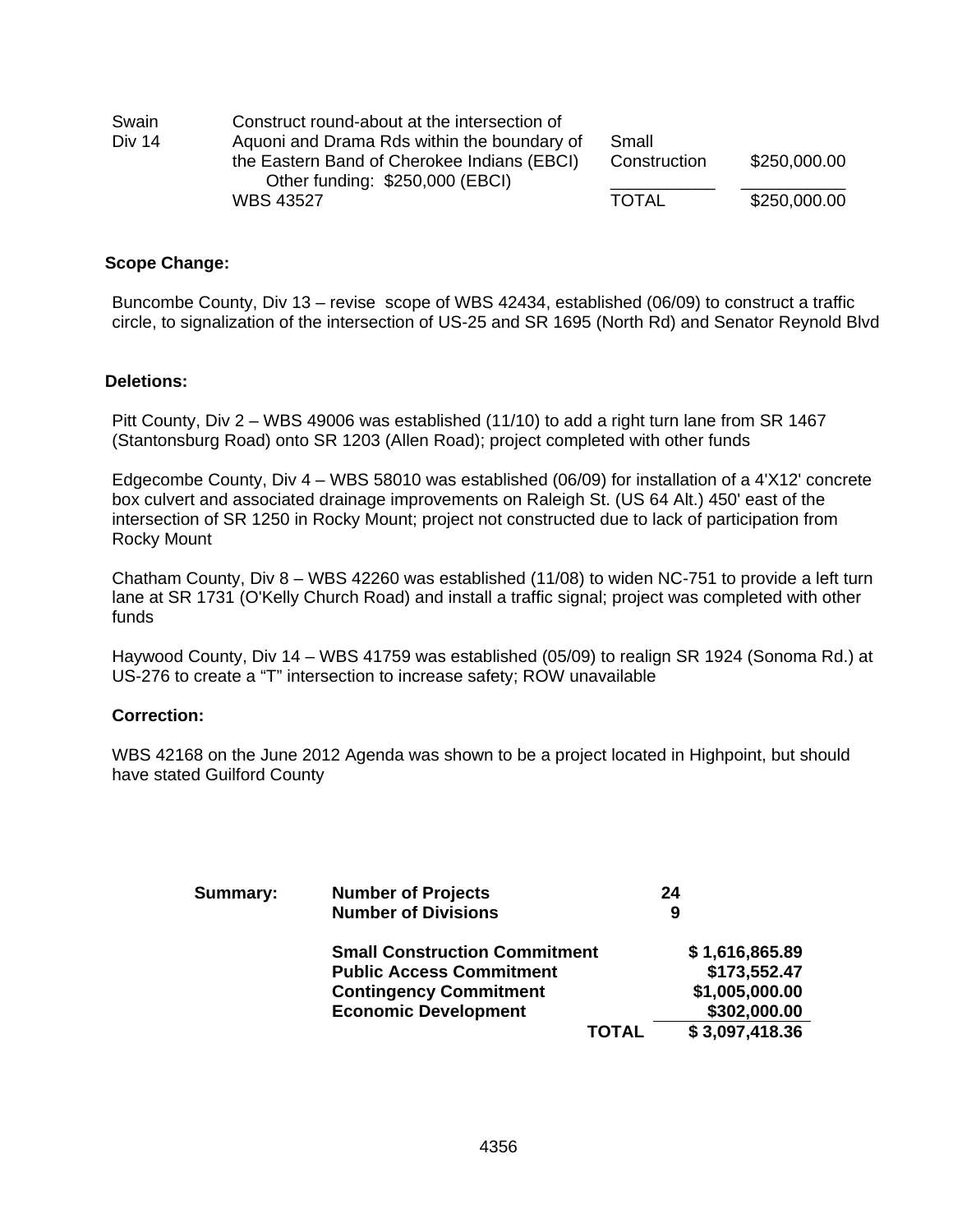| | | | |
|---|---|---|---|
| Swain Div 14 | Construct round-about at the intersection of Aquoni and Drama Rds within the boundary of the Eastern Band of Cherokee Indians (EBCI) Other funding: $250,000 (EBCI) | Small Construction | $250,000.00 |
| | WBS 43527 | TOTAL | $250,000.00 |

**Scope Change:**

Buncombe County, Div 13 – revise scope of WBS 42434, established (06/09) to construct a traffic circle, to signalization of the intersection of US-25 and SR 1695 (North Rd) and Senator Reynold Blvd

**Deletions:**

Pitt County, Div 2 – WBS 49006 was established (11/10) to add a right turn lane from SR 1467 (Stantonsburg Road) onto SR 1203 (Allen Road); project completed with other funds

Edgecombe County, Div 4 – WBS 58010 was established (06/09) for installation of a 4'X12' concrete box culvert and associated drainage improvements on Raleigh St. (US 64 Alt.) 450' east of the intersection of SR 1250 in Rocky Mount; project not constructed due to lack of participation from Rocky Mount

Chatham County, Div 8 – WBS 42260 was established (11/08) to widen NC-751 to provide a left turn lane at SR 1731 (O'Kelly Church Road) and install a traffic signal; project was completed with other funds

Haywood County, Div 14 – WBS 41759 was established (05/09) to realign SR 1924 (Sonoma Rd.) at US-276 to create a "T" intersection to increase safety; ROW unavailable

**Correction:**

WBS 42168 on the June 2012 Agenda was shown to be a project located in Highpoint, but should have stated Guilford County

| **Summary:** | | |
|---|---|---|
| | **Number of Projects** | **24** |
| | **Number of Divisions** | **9** |
| | **Small Construction Commitment** | **$ 1,616,865.89** |
| | **Public Access Commitment** | **$173,552.47** |
| | **Contingency Commitment** | **$1,005,000.00** |
| | **Economic Development** | **$302,000.00** |
| | **TOTAL** | **$ 3,097,418.36** |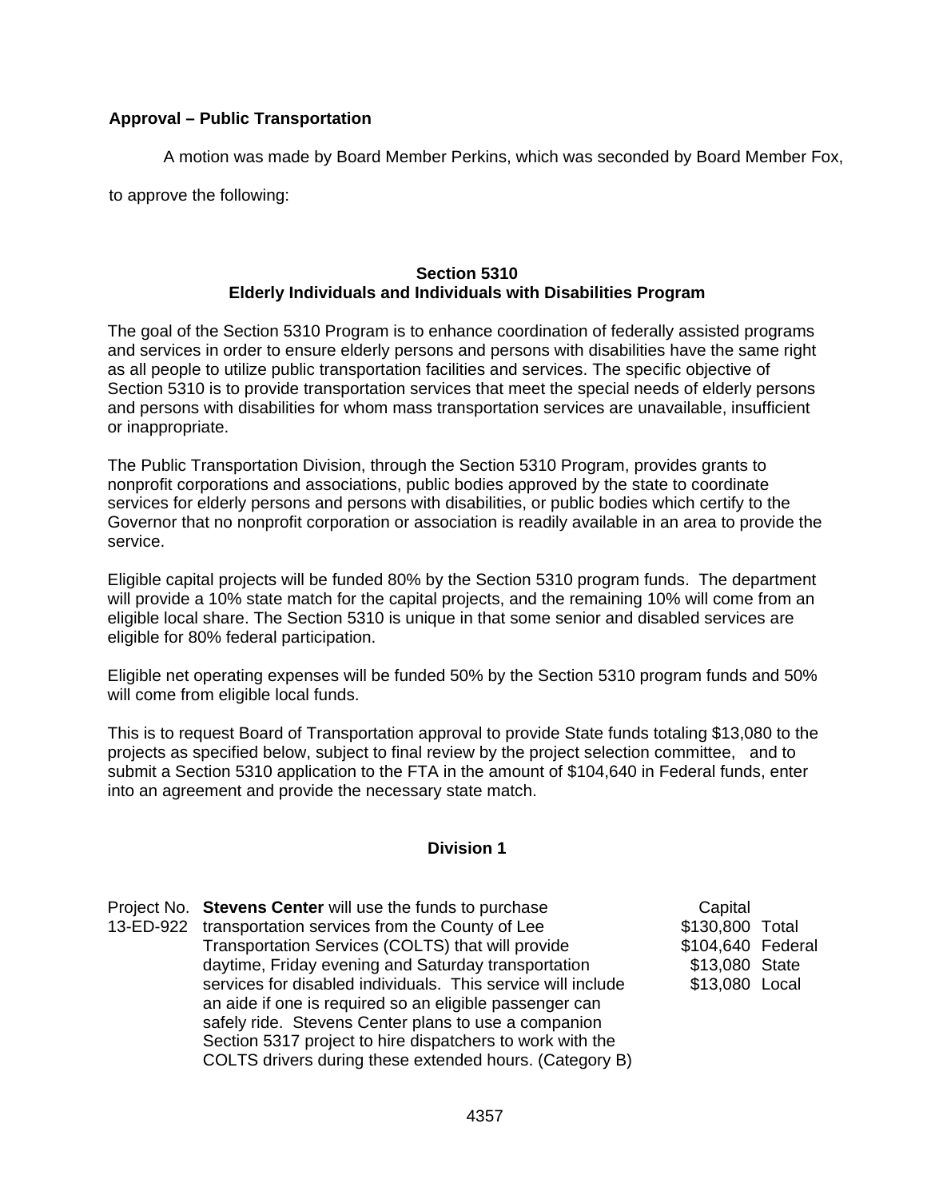**Approval – Public Transportation**

A motion was made by Board Member Perkins, which was seconded by Board Member Fox, to approve the following:

### Section 5310
### Elderly Individuals and Individuals with Disabilities Program

The goal of the Section 5310 Program is to enhance coordination of federally assisted programs and services in order to ensure elderly persons and persons with disabilities have the same right as all people to utilize public transportation facilities and services. The specific objective of Section 5310 is to provide transportation services that meet the special needs of elderly persons and persons with disabilities for whom mass transportation services are unavailable, insufficient or inappropriate.

The Public Transportation Division, through the Section 5310 Program, provides grants to nonprofit corporations and associations, public bodies approved by the state to coordinate services for elderly persons and persons with disabilities, or public bodies which certify to the Governor that no nonprofit corporation or association is readily available in an area to provide the service.

Eligible capital projects will be funded 80% by the Section 5310 program funds. The department will provide a 10% state match for the capital projects, and the remaining 10% will come from an eligible local share. The Section 5310 is unique in that some senior and disabled services are eligible for 80% federal participation.

Eligible net operating expenses will be funded 50% by the Section 5310 program funds and 50% will come from eligible local funds.

This is to request Board of Transportation approval to provide State funds totaling $13,080 to the projects as specified below, subject to final review by the project selection committee, and to submit a Section 5310 application to the FTA in the amount of $104,640 in Federal funds, enter into an agreement and provide the necessary state match.

### Division 1

| Project No. | Description | Capital | |
|---|---|---|---|
| 13-ED-922 | **Stevens Center** will use the funds to purchase transportation services from the County of Lee Transportation Services (COLTS) that will provide daytime, Friday evening and Saturday transportation services for disabled individuals. This service will include an aide if one is required so an eligible passenger can safely ride. Stevens Center plans to use a companion Section 5317 project to hire dispatchers to work with the COLTS drivers during these extended hours. (Category B) | $130,800 | Total |
| | | $104,640 | Federal |
| | | $13,080 | State |
| | | $13,080 | Local |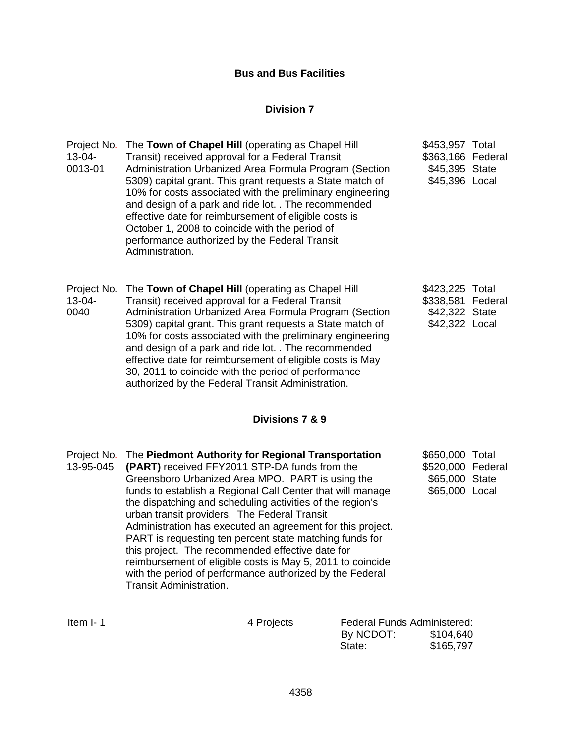## Bus and Bus Facilities

### Division 7

| | | |
|---|---|---|
| Project No. 13-04-0013-01 | The **Town of Chapel Hill** (operating as Chapel Hill Transit) received approval for a Federal Transit Administration Urbanized Area Formula Program (Section 5309) capital grant. This grant requests a State match of 10% for costs associated with the preliminary engineering and design of a park and ride lot. . The recommended effective date for reimbursement of eligible costs is October 1, 2008 to coincide with the period of performance authorized by the Federal Transit Administration. | $453,957 Total<br>$363,166 Federal<br>$45,395 State<br>$45,396 Local |
| Project No. 13-04-0040 | The **Town of Chapel Hill** (operating as Chapel Hill Transit) received approval for a Federal Transit Administration Urbanized Area Formula Program (Section 5309) capital grant. This grant requests a State match of 10% for costs associated with the preliminary engineering and design of a park and ride lot. . The recommended effective date for reimbursement of eligible costs is May 30, 2011 to coincide with the period of performance authorized by the Federal Transit Administration. | $423,225 Total<br>$338,581 Federal<br>$42,322 State<br>$42,322 Local |

### Divisions 7 & 9

| | | |
|---|---|---|
| Project No. 13-95-045 | The **Piedmont Authority for Regional Transportation (PART)** received FFY2011 STP-DA funds from the Greensboro Urbanized Area MPO. PART is using the funds to establish a Regional Call Center that will manage the dispatching and scheduling activities of the region's urban transit providers. The Federal Transit Administration has executed an agreement for this project. PART is requesting ten percent state matching funds for this project. The recommended effective date for reimbursement of eligible costs is May 5, 2011 to coincide with the period of performance authorized by the Federal Transit Administration. | $650,000 Total<br>$520,000 Federal<br>$65,000 State<br>$65,000 Local |

Item I- 1 | 4 Projects | Federal Funds Administered:<br>By NCDOT: $104,640<br>State: $165,797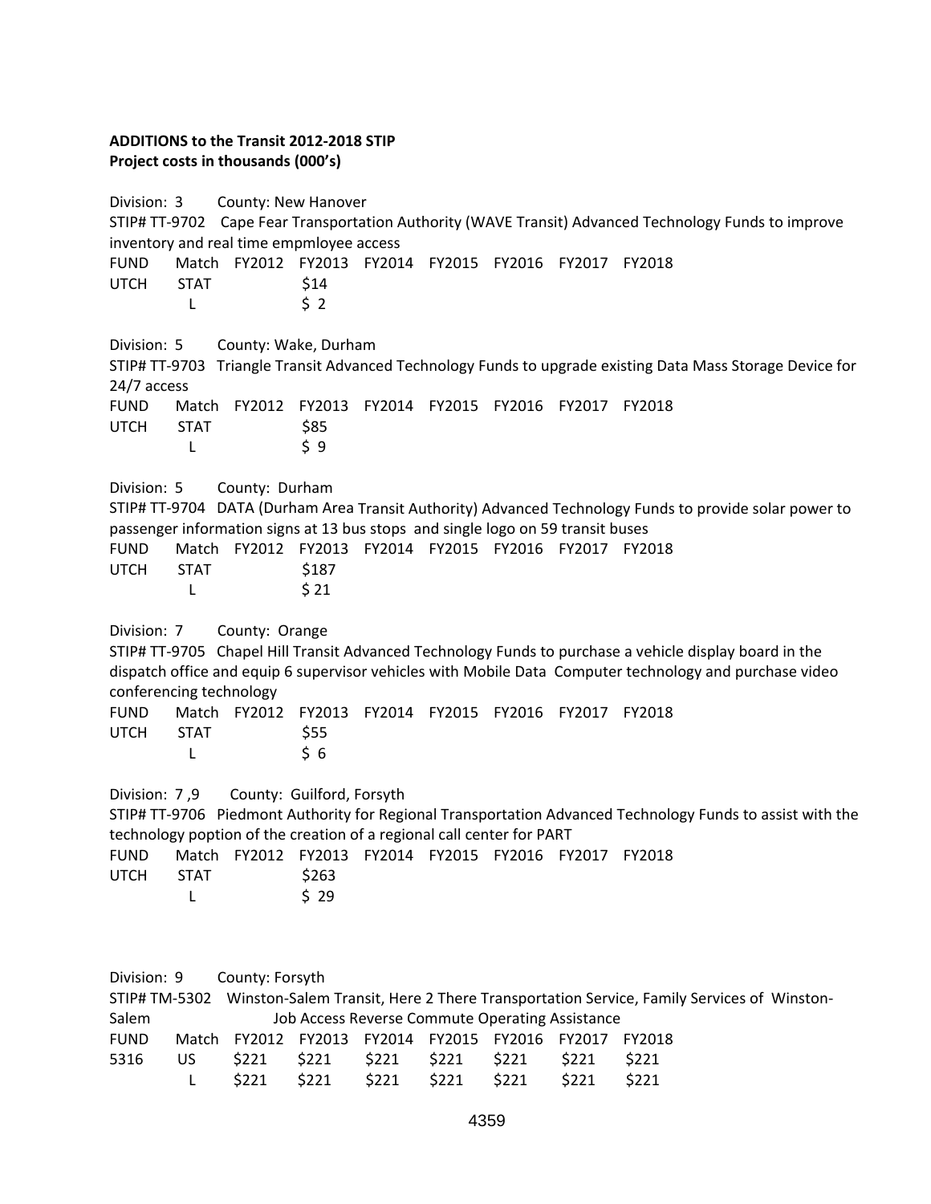**ADDITIONS to the Transit 2012-2018 STIP**
**Project costs in thousands (000's)**

Division: 3 County: New Hanover

STIP# TT-9702 Cape Fear Transportation Authority (WAVE Transit) Advanced Technology Funds to improve inventory and real time empmloyee access

| FUND | Match | FY2012 | FY2013 | FY2014 | FY2015 | FY2016 | FY2017 | FY2018 |
|---|---|---|---|---|---|---|---|---|
| UTCH | STAT | | $14 | | | | | |
| | L | | $ 2 | | | | | |

Division: 5 County: Wake, Durham

STIP# TT-9703 Triangle Transit Advanced Technology Funds to upgrade existing Data Mass Storage Device for 24/7 access

| FUND | Match | FY2012 | FY2013 | FY2014 | FY2015 | FY2016 | FY2017 | FY2018 |
|---|---|---|---|---|---|---|---|---|
| UTCH | STAT | | $85 | | | | | |
| | L | | $ 9 | | | | | |

Division: 5 County: Durham

STIP# TT-9704 DATA (Durham Area Transit Authority) Advanced Technology Funds to provide solar power to passenger information signs at 13 bus stops and single logo on 59 transit buses

| FUND | Match | FY2012 | FY2013 | FY2014 | FY2015 | FY2016 | FY2017 | FY2018 |
|---|---|---|---|---|---|---|---|---|
| UTCH | STAT | | $187 | | | | | |
| | L | | $ 21 | | | | | |

Division: 7 County: Orange

STIP# TT-9705 Chapel Hill Transit Advanced Technology Funds to purchase a vehicle display board in the dispatch office and equip 6 supervisor vehicles with Mobile Data Computer technology and purchase video conferencing technology

| FUND | Match | FY2012 | FY2013 | FY2014 | FY2015 | FY2016 | FY2017 | FY2018 |
|---|---|---|---|---|---|---|---|---|
| UTCH | STAT | | $55 | | | | | |
| | L | | $ 6 | | | | | |

Division: 7 ,9 County: Guilford, Forsyth

STIP# TT-9706 Piedmont Authority for Regional Transportation Advanced Technology Funds to assist with the technology poption of the creation of a regional call center for PART

| FUND | Match | FY2012 | FY2013 | FY2014 | FY2015 | FY2016 | FY2017 | FY2018 |
|---|---|---|---|---|---|---|---|---|
| UTCH | STAT | | $263 | | | | | |
| | L | | $ 29 | | | | | |

Division: 9 County: Forsyth

STIP# TM-5302 Winston-Salem Transit, Here 2 There Transportation Service, Family Services of Winston-Salem Job Access Reverse Commute Operating Assistance

| FUND | Match | FY2012 | FY2013 | FY2014 | FY2015 | FY2016 | FY2017 | FY2018 |
|---|---|---|---|---|---|---|---|---|
| 5316 | US | $221 | $221 | $221 | $221 | $221 | $221 | $221 |
| | L | $221 | $221 | $221 | $221 | $221 | $221 | $221 |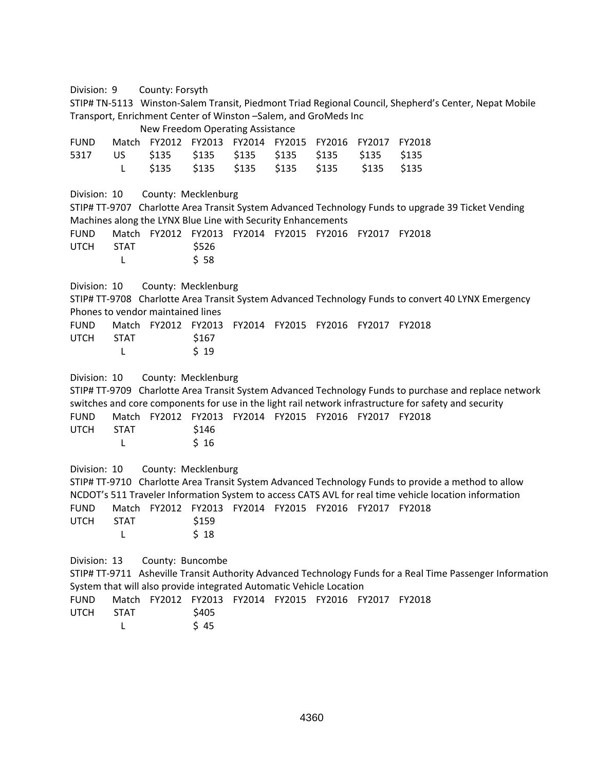Division: 9 County: Forsyth

STIP# TN-5113 Winston-Salem Transit, Piedmont Triad Regional Council, Shepherd's Center, Nepat Mobile Transport, Enrichment Center of Winston –Salem, and GroMeds Inc

New Freedom Operating Assistance

| FUND | Match | FY2012 | FY2013 | FY2014 | FY2015 | FY2016 | FY2017 | FY2018 |
|---|---|---|---|---|---|---|---|---|
| 5317 | US | $135 | $135 | $135 | $135 | $135 | $135 | $135 |
| | L | $135 | $135 | $135 | $135 | $135 | $135 | $135 |

Division: 10 County: Mecklenburg

STIP# TT-9707 Charlotte Area Transit System Advanced Technology Funds to upgrade 39 Ticket Vending Machines along the LYNX Blue Line with Security Enhancements

| FUND | Match | FY2012 | FY2013 | FY2014 | FY2015 | FY2016 | FY2017 | FY2018 |
|---|---|---|---|---|---|---|---|---|
| UTCH | STAT | | $526 | | | | | |
| | L | | $ 58 | | | | | |

Division: 10 County: Mecklenburg

STIP# TT-9708 Charlotte Area Transit System Advanced Technology Funds to convert 40 LYNX Emergency Phones to vendor maintained lines

| FUND | Match | FY2012 | FY2013 | FY2014 | FY2015 | FY2016 | FY2017 | FY2018 |
|---|---|---|---|---|---|---|---|---|
| UTCH | STAT | | $167 | | | | | |
| | L | | $ 19 | | | | | |

Division: 10 County: Mecklenburg

STIP# TT-9709 Charlotte Area Transit System Advanced Technology Funds to purchase and replace network switches and core components for use in the light rail network infrastructure for safety and security

| FUND | Match | FY2012 | FY2013 | FY2014 | FY2015 | FY2016 | FY2017 | FY2018 |
|---|---|---|---|---|---|---|---|---|
| UTCH | STAT | | $146 | | | | | |
| | L | | $ 16 | | | | | |

Division: 10 County: Mecklenburg

STIP# TT-9710 Charlotte Area Transit System Advanced Technology Funds to provide a method to allow NCDOT's 511 Traveler Information System to access CATS AVL for real time vehicle location information

| FUND | Match | FY2012 | FY2013 | FY2014 | FY2015 | FY2016 | FY2017 | FY2018 |
|---|---|---|---|---|---|---|---|---|
| UTCH | STAT | | $159 | | | | | |
| | L | | $ 18 | | | | | |

Division: 13 County: Buncombe

STIP# TT-9711 Asheville Transit Authority Advanced Technology Funds for a Real Time Passenger Information System that will also provide integrated Automatic Vehicle Location

| FUND | Match | FY2012 | FY2013 | FY2014 | FY2015 | FY2016 | FY2017 | FY2018 |
|---|---|---|---|---|---|---|---|---|
| UTCH | STAT | | $405 | | | | | |
| | L | | $ 45 | | | | | |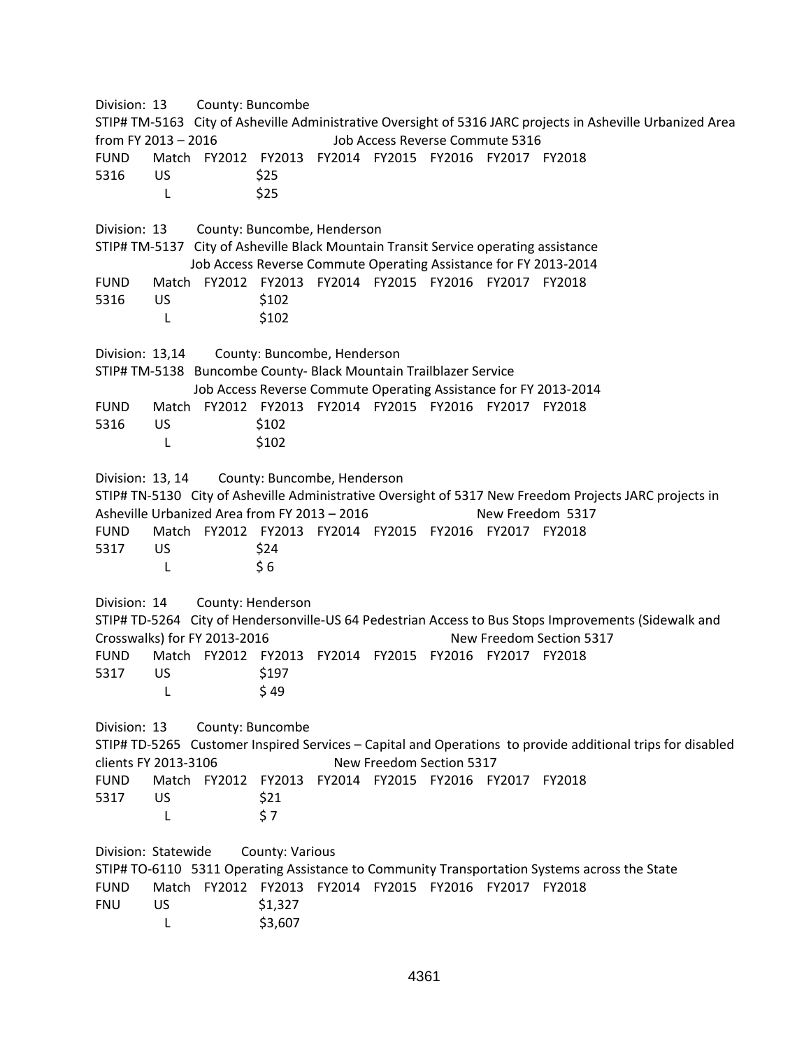Division: 13 County: Buncombe
STIP# TM-5163 City of Asheville Administrative Oversight of 5316 JARC projects in Asheville Urbanized Area from FY 2013 – 2016 Job Access Reverse Commute 5316

| FUND | Match | FY2012 | FY2013 | FY2014 | FY2015 | FY2016 | FY2017 | FY2018 |
|---|---|---|---|---|---|---|---|---|
| 5316 | US | | $25 | | | | | |
| | L | | $25 | | | | | |

Division: 13 County: Buncombe, Henderson
STIP# TM-5137 City of Asheville Black Mountain Transit Service operating assistance
Job Access Reverse Commute Operating Assistance for FY 2013-2014

| FUND | Match | FY2012 | FY2013 | FY2014 | FY2015 | FY2016 | FY2017 | FY2018 |
|---|---|---|---|---|---|---|---|---|
| 5316 | US | | $102 | | | | | |
| | L | | $102 | | | | | |

Division: 13,14 County: Buncombe, Henderson
STIP# TM-5138 Buncombe County- Black Mountain Trailblazer Service
Job Access Reverse Commute Operating Assistance for FY 2013-2014

| FUND | Match | FY2012 | FY2013 | FY2014 | FY2015 | FY2016 | FY2017 | FY2018 |
|---|---|---|---|---|---|---|---|---|
| 5316 | US | | $102 | | | | | |
| | L | | $102 | | | | | |

Division: 13, 14 County: Buncombe, Henderson
STIP# TN-5130 City of Asheville Administrative Oversight of 5317 New Freedom Projects JARC projects in Asheville Urbanized Area from FY 2013 – 2016 New Freedom 5317

| FUND | Match | FY2012 | FY2013 | FY2014 | FY2015 | FY2016 | FY2017 | FY2018 |
|---|---|---|---|---|---|---|---|---|
| 5317 | US | | $24 | | | | | |
| | L | | $ 6 | | | | | |

Division: 14 County: Henderson
STIP# TD-5264 City of Hendersonville-US 64 Pedestrian Access to Bus Stops Improvements (Sidewalk and Crosswalks) for FY 2013-2016 New Freedom Section 5317

| FUND | Match | FY2012 | FY2013 | FY2014 | FY2015 | FY2016 | FY2017 | FY2018 |
|---|---|---|---|---|---|---|---|---|
| 5317 | US | | $197 | | | | | |
| | L | | $ 49 | | | | | |

Division: 13 County: Buncombe
STIP# TD-5265 Customer Inspired Services – Capital and Operations to provide additional trips for disabled clients FY 2013-3106 New Freedom Section 5317

| FUND | Match | FY2012 | FY2013 | FY2014 | FY2015 | FY2016 | FY2017 | FY2018 |
|---|---|---|---|---|---|---|---|---|
| 5317 | US | | $21 | | | | | |
| | L | | $ 7 | | | | | |

Division: Statewide County: Various
STIP# TO-6110 5311 Operating Assistance to Community Transportation Systems across the State

| FUND | Match | FY2012 | FY2013 | FY2014 | FY2015 | FY2016 | FY2017 | FY2018 |
|---|---|---|---|---|---|---|---|---|
| FNU | US | | $1,327 | | | | | |
| | L | | $3,607 | | | | | |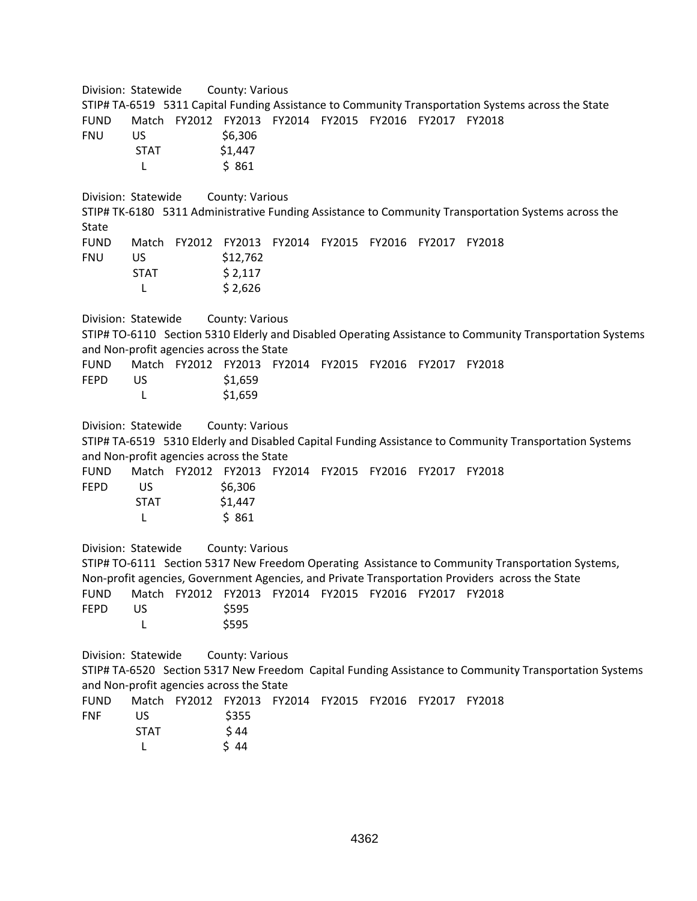Division: Statewide County: Various

STIP# TA-6519 5311 Capital Funding Assistance to Community Transportation Systems across the State

| FUND | Match | FY2012 | FY2013 | FY2014 | FY2015 | FY2016 | FY2017 | FY2018 |
|---|---|---|---|---|---|---|---|---|
| FNU | US | | $6,306 | | | | | |
| | STAT | | $1,447 | | | | | |
| | L | | $ 861 | | | | | |

Division: Statewide County: Various

STIP# TK-6180 5311 Administrative Funding Assistance to Community Transportation Systems across the State

| FUND | Match | FY2012 | FY2013 | FY2014 | FY2015 | FY2016 | FY2017 | FY2018 |
|---|---|---|---|---|---|---|---|---|
| FNU | US | | $12,762 | | | | | |
| | STAT | | $ 2,117 | | | | | |
| | L | | $ 2,626 | | | | | |

Division: Statewide County: Various

STIP# TO-6110 Section 5310 Elderly and Disabled Operating Assistance to Community Transportation Systems and Non-profit agencies across the State

| FUND | Match | FY2012 | FY2013 | FY2014 | FY2015 | FY2016 | FY2017 | FY2018 |
|---|---|---|---|---|---|---|---|---|
| FEPD | US | | $1,659 | | | | | |
| | L | | $1,659 | | | | | |

Division: Statewide County: Various

STIP# TA-6519 5310 Elderly and Disabled Capital Funding Assistance to Community Transportation Systems and Non-profit agencies across the State

| FUND | Match | FY2012 | FY2013 | FY2014 | FY2015 | FY2016 | FY2017 | FY2018 |
|---|---|---|---|---|---|---|---|---|
| FEPD | US | | $6,306 | | | | | |
| | STAT | | $1,447 | | | | | |
| | L | | $ 861 | | | | | |

Division: Statewide County: Various

STIP# TO-6111 Section 5317 New Freedom Operating Assistance to Community Transportation Systems, Non-profit agencies, Government Agencies, and Private Transportation Providers across the State

| FUND | Match | FY2012 | FY2013 | FY2014 | FY2015 | FY2016 | FY2017 | FY2018 |
|---|---|---|---|---|---|---|---|---|
| FEPD | US | | $595 | | | | | |
| | L | | $595 | | | | | |

Division: Statewide County: Various

STIP# TA-6520 Section 5317 New Freedom Capital Funding Assistance to Community Transportation Systems and Non-profit agencies across the State

| FUND | Match | FY2012 | FY2013 | FY2014 | FY2015 | FY2016 | FY2017 | FY2018 |
|---|---|---|---|---|---|---|---|---|
| FNF | US | | $355 | | | | | |
| | STAT | | $ 44 | | | | | |
| | L | | $ 44 | | | | | |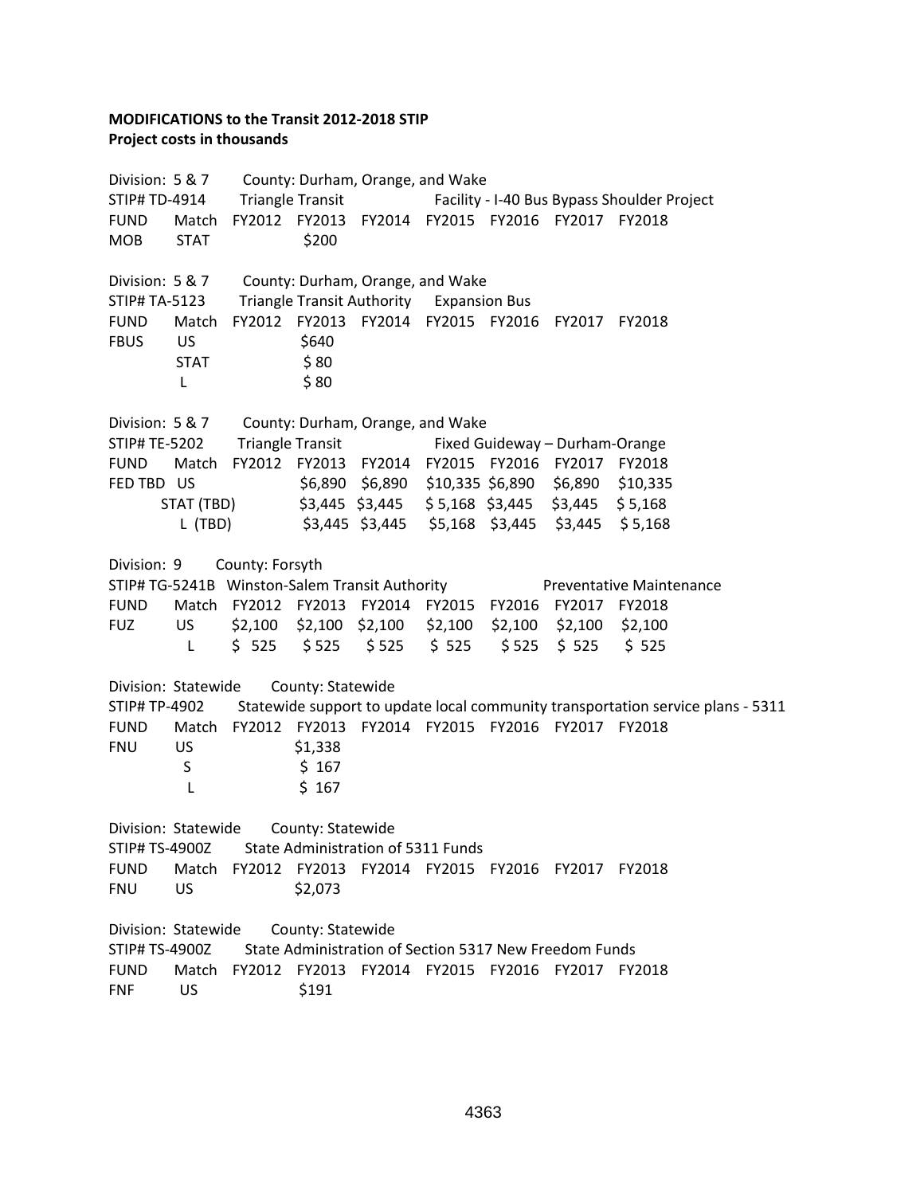**MODIFICATIONS to the Transit 2012-2018 STIP**
**Project costs in thousands**

Division: 5 & 7 County: Durham, Orange, and Wake
STIP# TD-4914 Triangle Transit Facility - I-40 Bus Bypass Shoulder Project

| FUND | Match | FY2012 | FY2013 | FY2014 | FY2015 | FY2016 | FY2017 | FY2018 |
|---|---|---|---|---|---|---|---|---|
| MOB | STAT | | $200 | | | | | |

Division: 5 & 7 County: Durham, Orange, and Wake
STIP# TA-5123 Triangle Transit Authority Expansion Bus

| FUND | Match | FY2012 | FY2013 | FY2014 | FY2015 | FY2016 | FY2017 | FY2018 |
|---|---|---|---|---|---|---|---|---|
| FBUS | US | | $640 | | | | | |
| | STAT | | $ 80 | | | | | |
| | L | | $ 80 | | | | | |

Division: 5 & 7 County: Durham, Orange, and Wake
STIP# TE-5202 Triangle Transit Fixed Guideway – Durham-Orange

| FUND | Match | FY2012 | FY2013 | FY2014 | FY2015 | FY2016 | FY2017 | FY2018 |
|---|---|---|---|---|---|---|---|---|
| FED TBD | US | | $6,890 | $6,890 | $10,335 | $6,890 | $6,890 | $10,335 |
| | STAT (TBD) | | $3,445 | $3,445 | $ 5,168 | $3,445 | $3,445 | $ 5,168 |
| | L (TBD) | | $3,445 | $3,445 | $5,168 | $3,445 | $3,445 | $ 5,168 |

Division: 9 County: Forsyth
STIP# TG-5241B Winston-Salem Transit Authority Preventative Maintenance

| FUND | Match | FY2012 | FY2013 | FY2014 | FY2015 | FY2016 | FY2017 | FY2018 |
|---|---|---|---|---|---|---|---|---|
| FUZ | US | $2,100 | $2,100 | $2,100 | $2,100 | $2,100 | $2,100 | $2,100 |
| | L | $ 525 | $ 525 | $ 525 | $ 525 | $ 525 | $ 525 | $ 525 |

Division: Statewide County: Statewide
STIP# TP-4902 Statewide support to update local community transportation service plans - 5311

| FUND | Match | FY2012 | FY2013 | FY2014 | FY2015 | FY2016 | FY2017 | FY2018 |
|---|---|---|---|---|---|---|---|---|
| FNU | US | | $1,338 | | | | | |
| | S | | $ 167 | | | | | |
| | L | | $ 167 | | | | | |

Division: Statewide County: Statewide
STIP# TS-4900Z State Administration of 5311 Funds

| FUND | Match | FY2012 | FY2013 | FY2014 | FY2015 | FY2016 | FY2017 | FY2018 |
|---|---|---|---|---|---|---|---|---|
| FNU | US | | $2,073 | | | | | |

Division: Statewide County: Statewide
STIP# TS-4900Z State Administration of Section 5317 New Freedom Funds

| FUND | Match | FY2012 | FY2013 | FY2014 | FY2015 | FY2016 | FY2017 | FY2018 |
|---|---|---|---|---|---|---|---|---|
| FNF | US | | $191 | | | | | |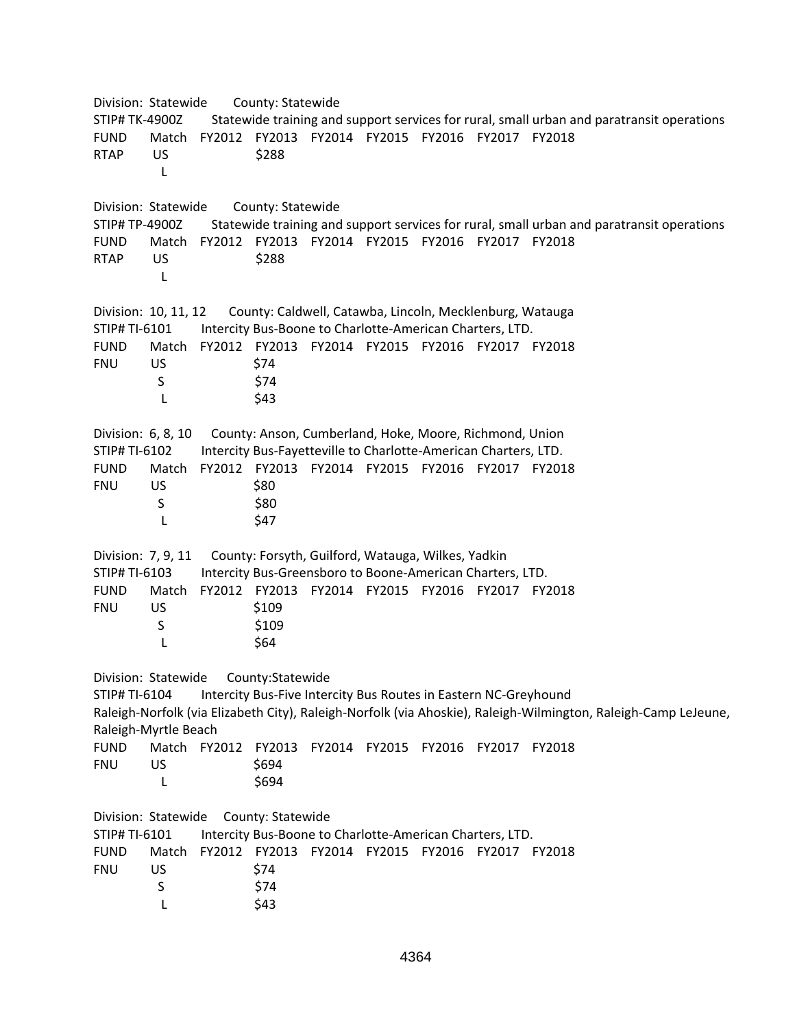Division: Statewide County: Statewide
STIP# TK-4900Z Statewide training and support services for rural, small urban and paratransit operations

| FUND | Match | FY2012 | FY2013 | FY2014 | FY2015 | FY2016 | FY2017 | FY2018 |
|---|---|---|---|---|---|---|---|---|
| RTAP | US | | $288 | | | | | |
| | L | | | | | | | |

Division: Statewide County: Statewide
STIP# TP-4900Z Statewide training and support services for rural, small urban and paratransit operations

| FUND | Match | FY2012 | FY2013 | FY2014 | FY2015 | FY2016 | FY2017 | FY2018 |
|---|---|---|---|---|---|---|---|---|
| RTAP | US | | $288 | | | | | |
| | L | | | | | | | |

Division: 10, 11, 12 County: Caldwell, Catawba, Lincoln, Mecklenburg, Watauga
STIP# TI-6101 Intercity Bus-Boone to Charlotte-American Charters, LTD.

| FUND | Match | FY2012 | FY2013 | FY2014 | FY2015 | FY2016 | FY2017 | FY2018 |
|---|---|---|---|---|---|---|---|---|
| FNU | US | | $74 | | | | | |
| | S | | $74 | | | | | |
| | L | | $43 | | | | | |

Division: 6, 8, 10 County: Anson, Cumberland, Hoke, Moore, Richmond, Union
STIP# TI-6102 Intercity Bus-Fayetteville to Charlotte-American Charters, LTD.

| FUND | Match | FY2012 | FY2013 | FY2014 | FY2015 | FY2016 | FY2017 | FY2018 |
|---|---|---|---|---|---|---|---|---|
| FNU | US | | $80 | | | | | |
| | S | | $80 | | | | | |
| | L | | $47 | | | | | |

Division: 7, 9, 11 County: Forsyth, Guilford, Watauga, Wilkes, Yadkin
STIP# TI-6103 Intercity Bus-Greensboro to Boone-American Charters, LTD.

| FUND | Match | FY2012 | FY2013 | FY2014 | FY2015 | FY2016 | FY2017 | FY2018 |
|---|---|---|---|---|---|---|---|---|
| FNU | US | | $109 | | | | | |
| | S | | $109 | | | | | |
| | L | | $64 | | | | | |

Division: Statewide County:Statewide
STIP# TI-6104 Intercity Bus-Five Intercity Bus Routes in Eastern NC-Greyhound
Raleigh-Norfolk (via Elizabeth City), Raleigh-Norfolk (via Ahoskie), Raleigh-Wilmington, Raleigh-Camp LeJeune, Raleigh-Myrtle Beach

| FUND | Match | FY2012 | FY2013 | FY2014 | FY2015 | FY2016 | FY2017 | FY2018 |
|---|---|---|---|---|---|---|---|---|
| FNU | US | | $694 | | | | | |
| | L | | $694 | | | | | |

Division: Statewide County: Statewide
STIP# TI-6101 Intercity Bus-Boone to Charlotte-American Charters, LTD.

| FUND | Match | FY2012 | FY2013 | FY2014 | FY2015 | FY2016 | FY2017 | FY2018 |
|---|---|---|---|---|---|---|---|---|
| FNU | US | | $74 | | | | | |
| | S | | $74 | | | | | |
| | L | | $43 | | | | | |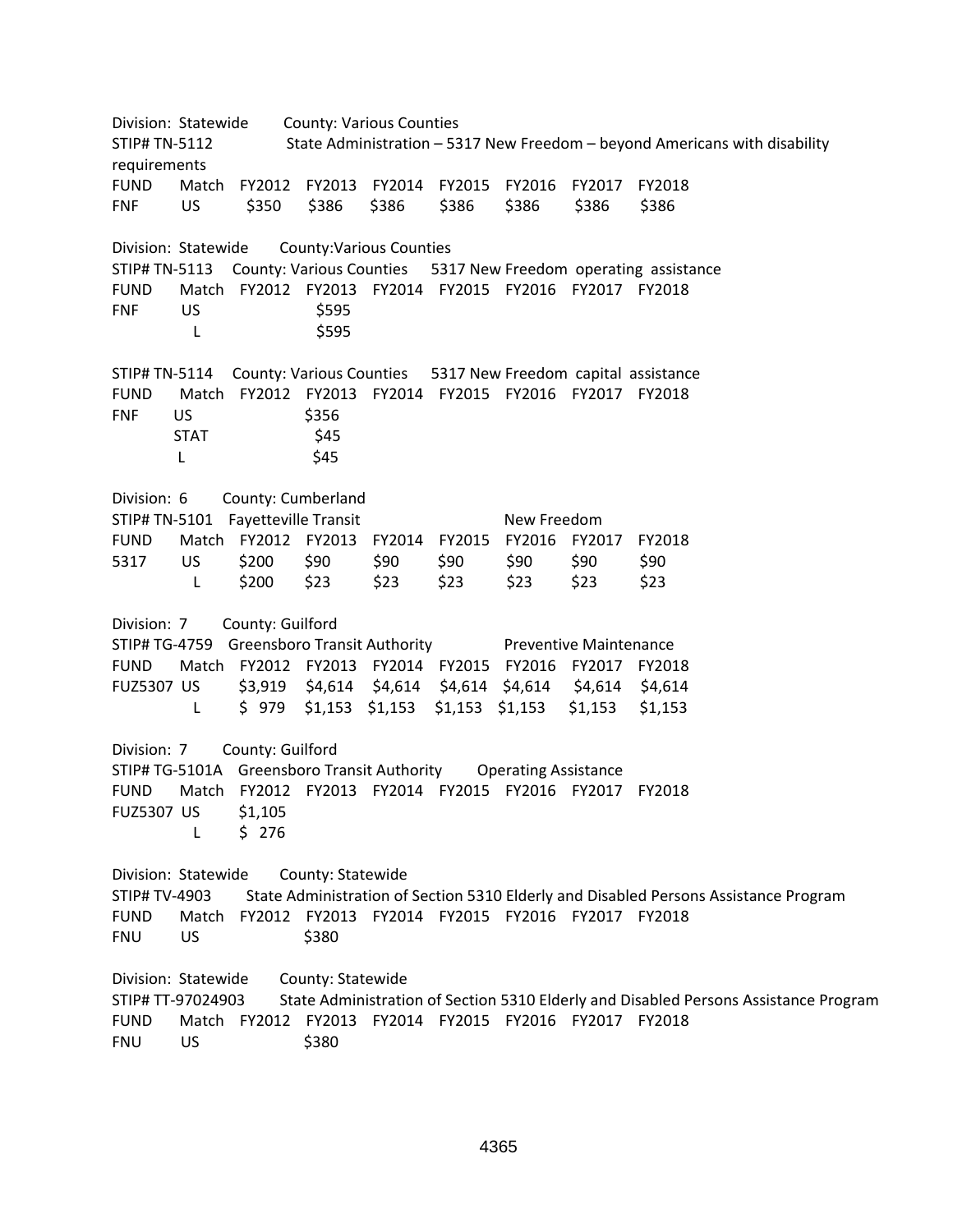Division: Statewide County: Various Counties
STIP# TN-5112 State Administration – 5317 New Freedom – beyond Americans with disability requirements

| FUND | Match | FY2012 | FY2013 | FY2014 | FY2015 | FY2016 | FY2017 | FY2018 |
|---|---|---|---|---|---|---|---|---|
| FNF | US | $350 | $386 | $386 | $386 | $386 | $386 | $386 |

Division: Statewide County:Various Counties
STIP# TN-5113 County: Various Counties 5317 New Freedom operating assistance

| FUND | Match | FY2012 | FY2013 | FY2014 | FY2015 | FY2016 | FY2017 | FY2018 |
|---|---|---|---|---|---|---|---|---|
| FNF | US | | $595 | | | | | |
| | L | | $595 | | | | | |

STIP# TN-5114 County: Various Counties 5317 New Freedom capital assistance

| FUND | Match | FY2012 | FY2013 | FY2014 | FY2015 | FY2016 | FY2017 | FY2018 |
|---|---|---|---|---|---|---|---|---|
| FNF | US | | $356 | | | | | |
| | STAT | | $45 | | | | | |
| | L | | $45 | | | | | |

Division: 6 County: Cumberland
STIP# TN-5101 Fayetteville Transit New Freedom

| FUND | Match | FY2012 | FY2013 | FY2014 | FY2015 | FY2016 | FY2017 | FY2018 |
|---|---|---|---|---|---|---|---|---|
| 5317 | US | $200 | $90 | $90 | $90 | $90 | $90 | $90 |
| | L | $200 | $23 | $23 | $23 | $23 | $23 | $23 |

Division: 7 County: Guilford
STIP# TG-4759 Greensboro Transit Authority Preventive Maintenance

| FUND | Match | FY2012 | FY2013 | FY2014 | FY2015 | FY2016 | FY2017 | FY2018 |
|---|---|---|---|---|---|---|---|---|
| FUZ5307 | US | $3,919 | $4,614 | $4,614 | $4,614 | $4,614 | $4,614 | $4,614 |
| | L | $ 979 | $1,153 | $1,153 | $1,153 | $1,153 | $1,153 | $1,153 |

Division: 7 County: Guilford
STIP# TG-5101A Greensboro Transit Authority Operating Assistance

| FUND | Match | FY2012 | FY2013 | FY2014 | FY2015 | FY2016 | FY2017 | FY2018 |
|---|---|---|---|---|---|---|---|---|
| FUZ5307 | US | $1,105 | | | | | | |
| | L | $ 276 | | | | | | |

Division: Statewide County: Statewide
STIP# TV-4903 State Administration of Section 5310 Elderly and Disabled Persons Assistance Program

| FUND | Match | FY2012 | FY2013 | FY2014 | FY2015 | FY2016 | FY2017 | FY2018 |
|---|---|---|---|---|---|---|---|---|
| FNU | US | | $380 | | | | | |

Division: Statewide County: Statewide
STIP# TT-97024903 State Administration of Section 5310 Elderly and Disabled Persons Assistance Program

| FUND | Match | FY2012 | FY2013 | FY2014 | FY2015 | FY2016 | FY2017 | FY2018 |
|---|---|---|---|---|---|---|---|---|
| FNU | US | | $380 | | | | | |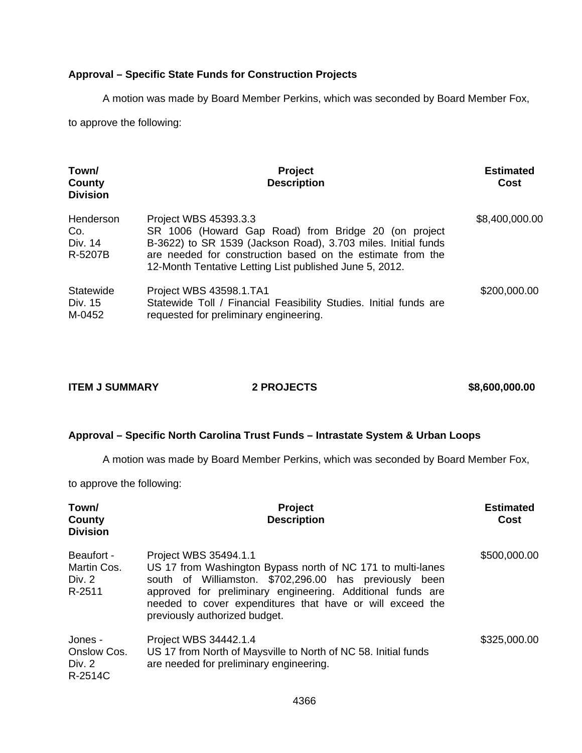**Approval – Specific State Funds for Construction Projects**

A motion was made by Board Member Perkins, which was seconded by Board Member Fox, to approve the following:

| Town/ County Division | Project Description | Estimated Cost |
|---|---|---|
| Henderson Co. Div. 14 R-5207B | Project WBS 45393.3.3 SR 1006 (Howard Gap Road) from Bridge 20 (on project B-3622) to SR 1539 (Jackson Road), 3.703 miles. Initial funds are needed for construction based on the estimate from the 12-Month Tentative Letting List published June 5, 2012. | $8,400,000.00 |
| Statewide Div. 15 M-0452 | Project WBS 43598.1.TA1 Statewide Toll / Financial Feasibility Studies. Initial funds are requested for preliminary engineering. | $200,000.00 |

**ITEM J SUMMARY 2 PROJECTS $8,600,000.00**

**Approval – Specific North Carolina Trust Funds – Intrastate System & Urban Loops**

A motion was made by Board Member Perkins, which was seconded by Board Member Fox, to approve the following:

| Town/ County Division | Project Description | Estimated Cost |
|---|---|---|
| Beaufort - Martin Cos. Div. 2 R-2511 | Project WBS 35494.1.1 US 17 from Washington Bypass north of NC 171 to multi-lanes south of Williamston. $702,296.00 has previously been approved for preliminary engineering. Additional funds are needed to cover expenditures that have or will exceed the previously authorized budget. | $500,000.00 |
| Jones - Onslow Cos. Div. 2 R-2514C | Project WBS 34442.1.4 US 17 from North of Maysville to North of NC 58. Initial funds are needed for preliminary engineering. | $325,000.00 |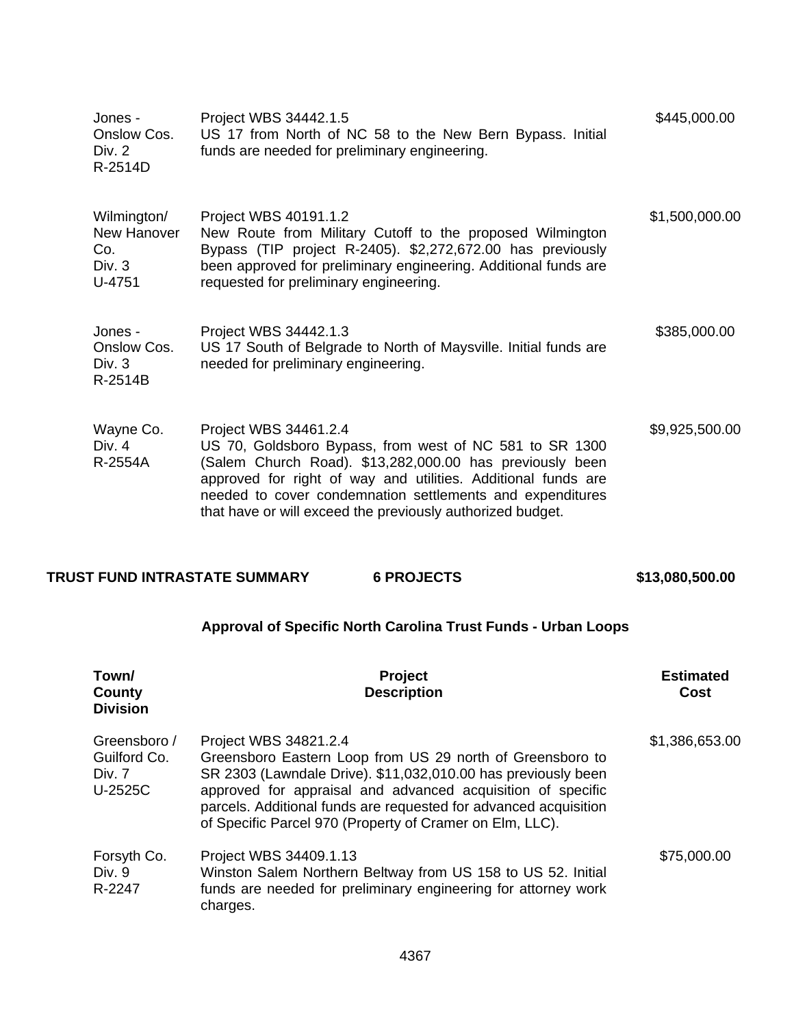| | | |
|---|---|---|
| Jones - Onslow Cos. Div. 2 R-2514D | Project WBS 34442.1.5 US 17 from North of NC 58 to the New Bern Bypass. Initial funds are needed for preliminary engineering. | $445,000.00 |
| Wilmington/ New Hanover Co. Div. 3 U-4751 | Project WBS 40191.1.2 New Route from Military Cutoff to the proposed Wilmington Bypass (TIP project R-2405). $2,272,672.00 has previously been approved for preliminary engineering. Additional funds are requested for preliminary engineering. | $1,500,000.00 |
| Jones - Onslow Cos. Div. 3 R-2514B | Project WBS 34442.1.3 US 17 South of Belgrade to North of Maysville. Initial funds are needed for preliminary engineering. | $385,000.00 |
| Wayne Co. Div. 4 R-2554A | Project WBS 34461.2.4 US 70, Goldsboro Bypass, from west of NC 581 to SR 1300 (Salem Church Road). $13,282,000.00 has previously been approved for right of way and utilities. Additional funds are needed to cover condemnation settlements and expenditures that have or will exceed the previously authorized budget. | $9,925,500.00 |

**TRUST FUND INTRASTATE SUMMARY 6 PROJECTS $13,080,500.00**

### Approval of Specific North Carolina Trust Funds - Urban Loops

| Town/ County Division | Project Description | Estimated Cost |
|---|---|---|
| Greensboro / Guilford Co. Div. 7 U-2525C | Project WBS 34821.2.4 Greensboro Eastern Loop from US 29 north of Greensboro to SR 2303 (Lawndale Drive). $11,032,010.00 has previously been approved for appraisal and advanced acquisition of specific parcels. Additional funds are requested for advanced acquisition of Specific Parcel 970 (Property of Cramer on Elm, LLC). | $1,386,653.00 |
| Forsyth Co. Div. 9 R-2247 | Project WBS 34409.1.13 Winston Salem Northern Beltway from US 158 to US 52. Initial funds are needed for preliminary engineering for attorney work charges. | $75,000.00 |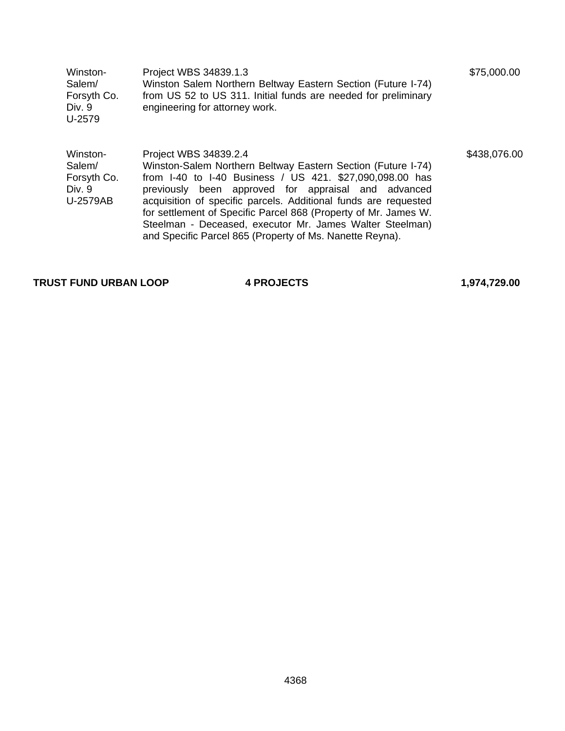| | | |
|---|---|---|
| Winston-Salem/ Forsyth Co. Div. 9 U-2579 | Project WBS 34839.1.3 Winston Salem Northern Beltway Eastern Section (Future I-74) from US 52 to US 311. Initial funds are needed for preliminary engineering for attorney work. | $75,000.00 |
| Winston-Salem/ Forsyth Co. Div. 9 U-2579AB | Project WBS 34839.2.4 Winston-Salem Northern Beltway Eastern Section (Future I-74) from I-40 to I-40 Business / US 421. $27,090,098.00 has previously been approved for appraisal and advanced acquisition of specific parcels. Additional funds are requested for settlement of Specific Parcel 868 (Property of Mr. James W. Steelman - Deceased, executor Mr. James Walter Steelman) and Specific Parcel 865 (Property of Ms. Nanette Reyna). | $438,076.00 |

**TRUST FUND URBAN LOOP** **4 PROJECTS** **1,974,729.00**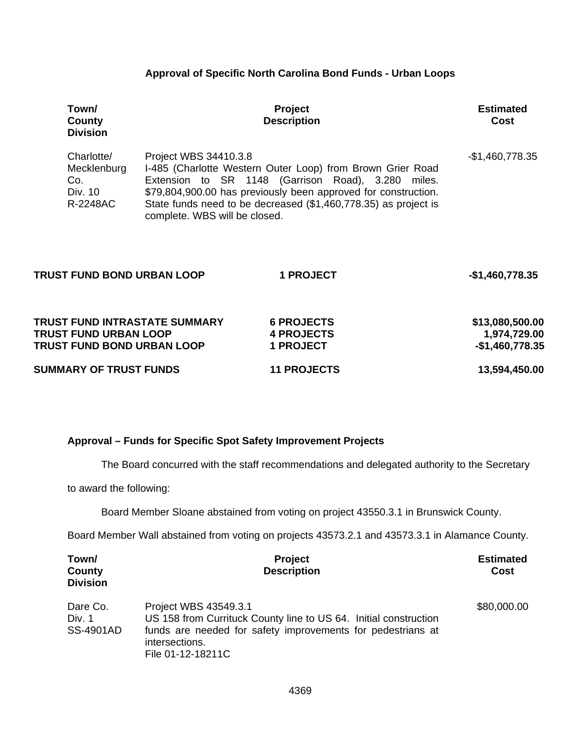### Approval of Specific North Carolina Bond Funds - Urban Loops

| Town/ County Division | Project Description | Estimated Cost |
|---|---|---|
| Charlotte/ Mecklenburg Co. Div. 10 R-2248AC | Project WBS 34410.3.8 I-485 (Charlotte Western Outer Loop) from Brown Grier Road Extension to SR 1148 (Garrison Road), 3.280 miles. $79,804,900.00 has previously been approved for construction. State funds need to be decreased ($1,460,778.35) as project is complete. WBS will be closed. | -$1,460,778.35 |

| | | |
|---|---|---|
| **TRUST FUND BOND URBAN LOOP** | **1 PROJECT** | **-$1,460,778.35** |

| | | |
|---|---|---|
| **TRUST FUND INTRASTATE SUMMARY** | **6 PROJECTS** | **$13,080,500.00** |
| **TRUST FUND URBAN LOOP** | **4 PROJECTS** | **1,974,729.00** |
| **TRUST FUND BOND URBAN LOOP** | **1 PROJECT** | **-$1,460,778.35** |
| **SUMMARY OF TRUST FUNDS** | **11 PROJECTS** | **13,594,450.00** |

### Approval – Funds for Specific Spot Safety Improvement Projects

The Board concurred with the staff recommendations and delegated authority to the Secretary to award the following:

Board Member Sloane abstained from voting on project 43550.3.1 in Brunswick County.

Board Member Wall abstained from voting on projects 43573.2.1 and 43573.3.1 in Alamance County.

| Town/ County Division | Project Description | Estimated Cost |
|---|---|---|
| Dare Co. Div. 1 SS-4901AD | Project WBS 43549.3.1 US 158 from Currituck County line to US 64. Initial construction funds are needed for safety improvements for pedestrians at intersections. File 01-12-18211C | $80,000.00 |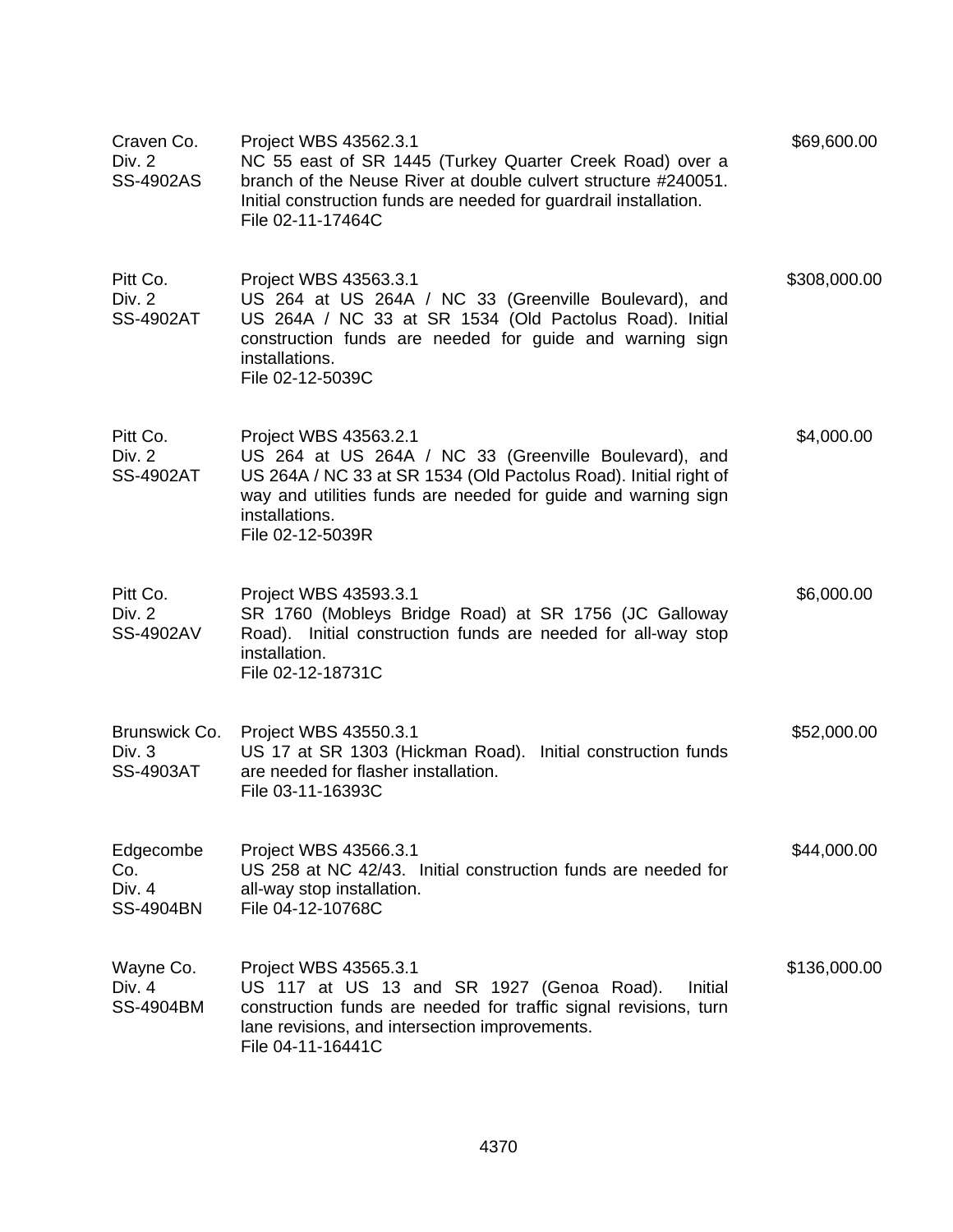| | | |
|---|---|---|
| Craven Co.<br>Div. 2<br>SS-4902AS | Project WBS 43562.3.1<br>NC 55 east of SR 1445 (Turkey Quarter Creek Road) over a branch of the Neuse River at double culvert structure #240051. Initial construction funds are needed for guardrail installation.<br>File 02-11-17464C | $69,600.00 |
| Pitt Co.<br>Div. 2<br>SS-4902AT | Project WBS 43563.3.1<br>US 264 at US 264A / NC 33 (Greenville Boulevard), and US 264A / NC 33 at SR 1534 (Old Pactolus Road). Initial construction funds are needed for guide and warning sign installations.<br>File 02-12-5039C | $308,000.00 |
| Pitt Co.<br>Div. 2<br>SS-4902AT | Project WBS 43563.2.1<br>US 264 at US 264A / NC 33 (Greenville Boulevard), and US 264A / NC 33 at SR 1534 (Old Pactolus Road). Initial right of way and utilities funds are needed for guide and warning sign installations.<br>File 02-12-5039R | $4,000.00 |
| Pitt Co.<br>Div. 2<br>SS-4902AV | Project WBS 43593.3.1<br>SR 1760 (Mobleys Bridge Road) at SR 1756 (JC Galloway Road). Initial construction funds are needed for all-way stop installation.<br>File 02-12-18731C | $6,000.00 |
| Brunswick Co.<br>Div. 3<br>SS-4903AT | Project WBS 43550.3.1<br>US 17 at SR 1303 (Hickman Road). Initial construction funds are needed for flasher installation.<br>File 03-11-16393C | $52,000.00 |
| Edgecombe Co.<br>Div. 4<br>SS-4904BN | Project WBS 43566.3.1<br>US 258 at NC 42/43. Initial construction funds are needed for all-way stop installation.<br>File 04-12-10768C | $44,000.00 |
| Wayne Co.<br>Div. 4<br>SS-4904BM | Project WBS 43565.3.1<br>US 117 at US 13 and SR 1927 (Genoa Road). Initial construction funds are needed for traffic signal revisions, turn lane revisions, and intersection improvements.<br>File 04-11-16441C | $136,000.00 |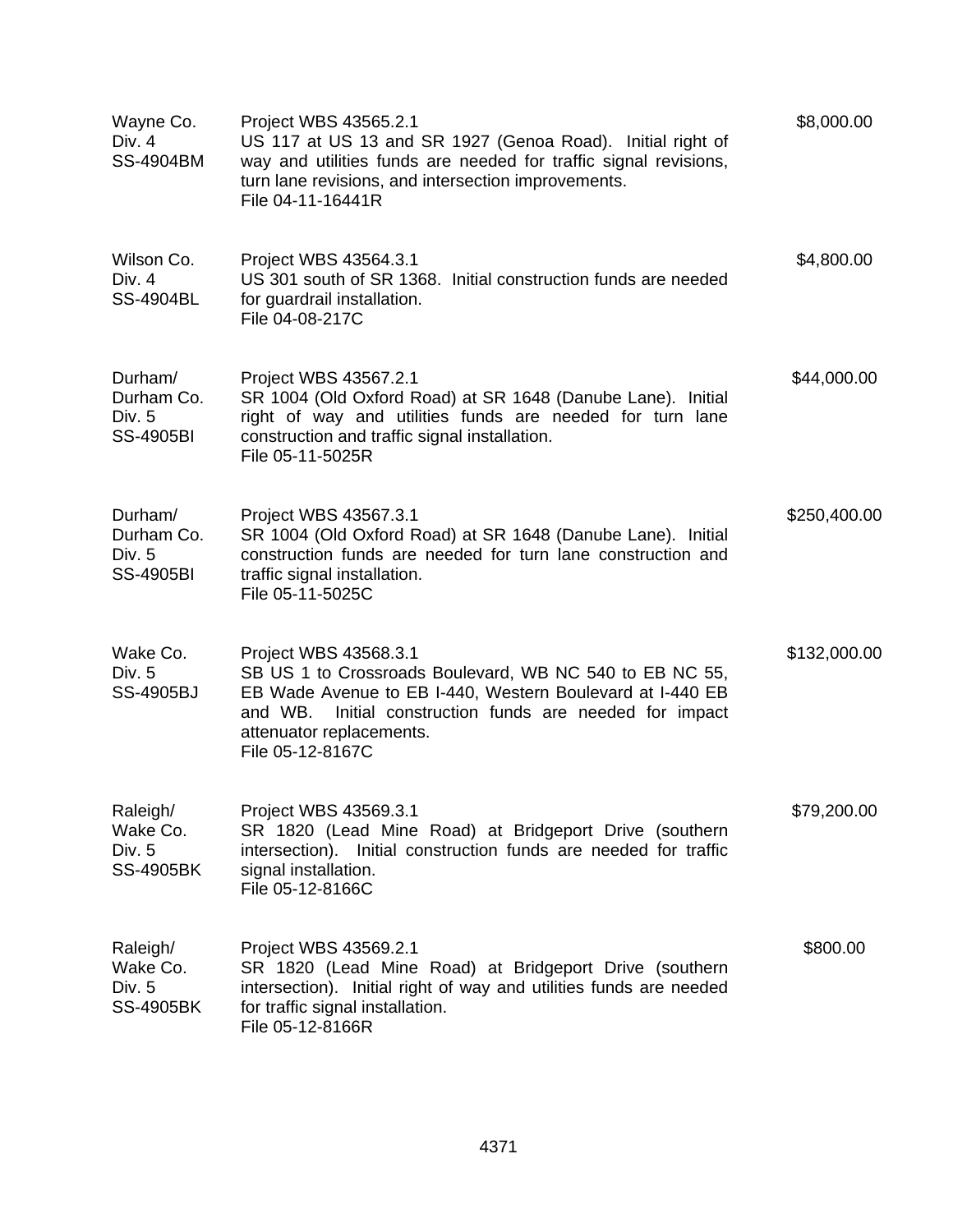| | | |
|---|---|---|
| Wayne Co.<br>Div. 4<br>SS-4904BM | Project WBS 43565.2.1<br>US 117 at US 13 and SR 1927 (Genoa Road). Initial right of way and utilities funds are needed for traffic signal revisions, turn lane revisions, and intersection improvements.<br>File 04-11-16441R | $8,000.00 |
| Wilson Co.<br>Div. 4<br>SS-4904BL | Project WBS 43564.3.1<br>US 301 south of SR 1368. Initial construction funds are needed for guardrail installation.<br>File 04-08-217C | $4,800.00 |
| Durham/<br>Durham Co.<br>Div. 5<br>SS-4905BI | Project WBS 43567.2.1<br>SR 1004 (Old Oxford Road) at SR 1648 (Danube Lane). Initial right of way and utilities funds are needed for turn lane construction and traffic signal installation.<br>File 05-11-5025R | $44,000.00 |
| Durham/<br>Durham Co.<br>Div. 5<br>SS-4905BI | Project WBS 43567.3.1<br>SR 1004 (Old Oxford Road) at SR 1648 (Danube Lane). Initial construction funds are needed for turn lane construction and traffic signal installation.<br>File 05-11-5025C | $250,400.00 |
| Wake Co.<br>Div. 5<br>SS-4905BJ | Project WBS 43568.3.1<br>SB US 1 to Crossroads Boulevard, WB NC 540 to EB NC 55, EB Wade Avenue to EB I-440, Western Boulevard at I-440 EB and WB. Initial construction funds are needed for impact attenuator replacements.<br>File 05-12-8167C | $132,000.00 |
| Raleigh/<br>Wake Co.<br>Div. 5<br>SS-4905BK | Project WBS 43569.3.1<br>SR 1820 (Lead Mine Road) at Bridgeport Drive (southern intersection). Initial construction funds are needed for traffic signal installation.<br>File 05-12-8166C | $79,200.00 |
| Raleigh/<br>Wake Co.<br>Div. 5<br>SS-4905BK | Project WBS 43569.2.1<br>SR 1820 (Lead Mine Road) at Bridgeport Drive (southern intersection). Initial right of way and utilities funds are needed for traffic signal installation.<br>File 05-12-8166R | $800.00 |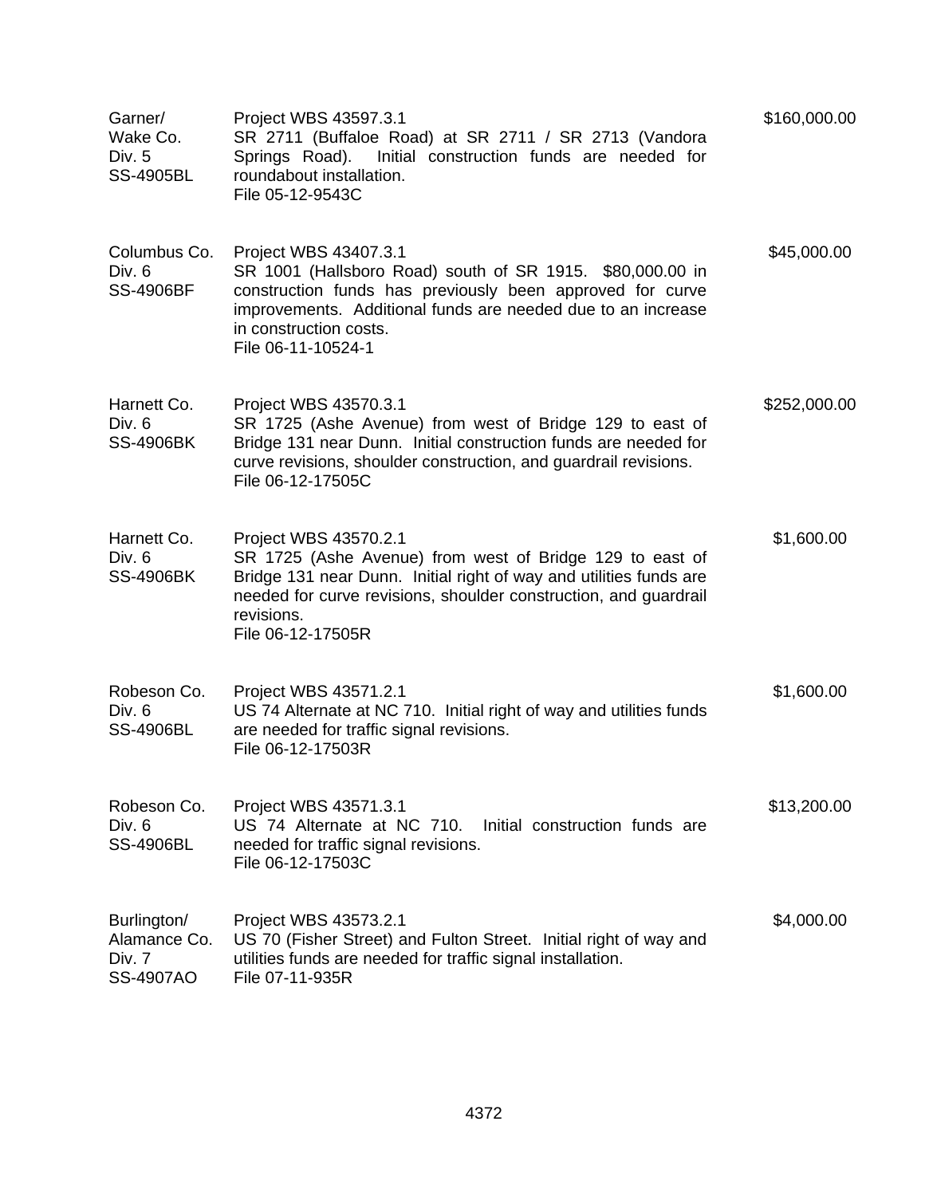| | | |
|---|---|---|
| Garner/<br>Wake Co.<br>Div. 5<br>SS-4905BL | Project WBS 43597.3.1<br>SR 2711 (Buffaloe Road) at SR 2711 / SR 2713 (Vandora Springs Road). Initial construction funds are needed for roundabout installation.<br>File 05-12-9543C | $160,000.00 |
| Columbus Co.<br>Div. 6<br>SS-4906BF | Project WBS 43407.3.1<br>SR 1001 (Hallsboro Road) south of SR 1915. $80,000.00 in construction funds has previously been approved for curve improvements. Additional funds are needed due to an increase in construction costs.<br>File 06-11-10524-1 | $45,000.00 |
| Harnett Co.<br>Div. 6<br>SS-4906BK | Project WBS 43570.3.1<br>SR 1725 (Ashe Avenue) from west of Bridge 129 to east of Bridge 131 near Dunn. Initial construction funds are needed for curve revisions, shoulder construction, and guardrail revisions.<br>File 06-12-17505C | $252,000.00 |
| Harnett Co.<br>Div. 6<br>SS-4906BK | Project WBS 43570.2.1<br>SR 1725 (Ashe Avenue) from west of Bridge 129 to east of Bridge 131 near Dunn. Initial right of way and utilities funds are needed for curve revisions, shoulder construction, and guardrail revisions.<br>File 06-12-17505R | $1,600.00 |
| Robeson Co.<br>Div. 6<br>SS-4906BL | Project WBS 43571.2.1<br>US 74 Alternate at NC 710. Initial right of way and utilities funds are needed for traffic signal revisions.<br>File 06-12-17503R | $1,600.00 |
| Robeson Co.<br>Div. 6<br>SS-4906BL | Project WBS 43571.3.1<br>US 74 Alternate at NC 710. Initial construction funds are needed for traffic signal revisions.<br>File 06-12-17503C | $13,200.00 |
| Burlington/<br>Alamance Co.<br>Div. 7<br>SS-4907AO | Project WBS 43573.2.1<br>US 70 (Fisher Street) and Fulton Street. Initial right of way and utilities funds are needed for traffic signal installation.<br>File 07-11-935R | $4,000.00 |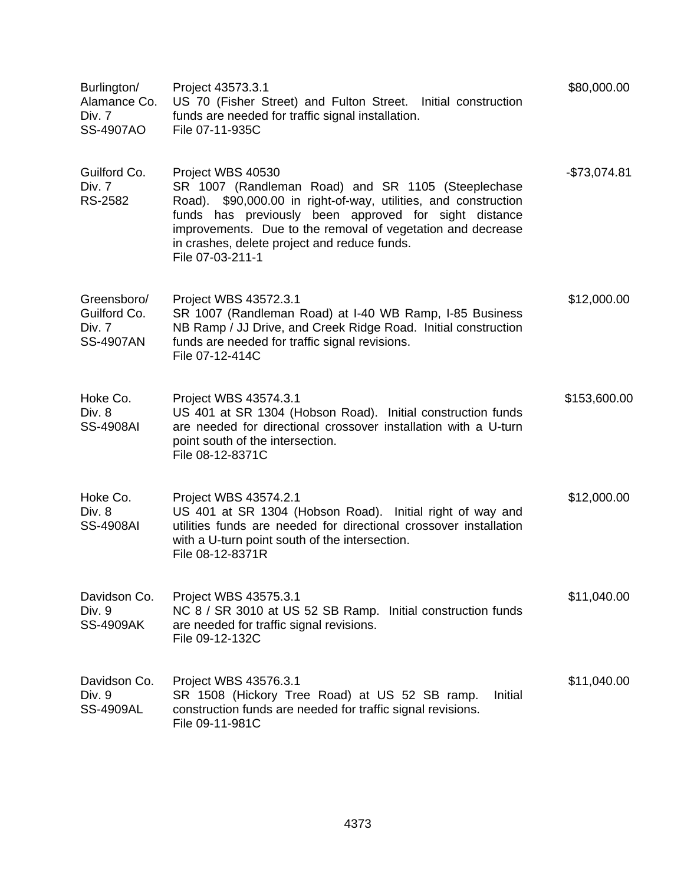| | | |
|---|---|---|
| Burlington/ Alamance Co. Div. 7 SS-4907AO | Project 43573.3.1 US 70 (Fisher Street) and Fulton Street. Initial construction funds are needed for traffic signal installation. File 07-11-935C | $80,000.00 |
| Guilford Co. Div. 7 RS-2582 | Project WBS 40530 SR 1007 (Randleman Road) and SR 1105 (Steeplechase Road). $90,000.00 in right-of-way, utilities, and construction funds has previously been approved for sight distance improvements. Due to the removal of vegetation and decrease in crashes, delete project and reduce funds. File 07-03-211-1 | -$73,074.81 |
| Greensboro/ Guilford Co. Div. 7 SS-4907AN | Project WBS 43572.3.1 SR 1007 (Randleman Road) at I-40 WB Ramp, I-85 Business NB Ramp / JJ Drive, and Creek Ridge Road. Initial construction funds are needed for traffic signal revisions. File 07-12-414C | $12,000.00 |
| Hoke Co. Div. 8 SS-4908AI | Project WBS 43574.3.1 US 401 at SR 1304 (Hobson Road). Initial construction funds are needed for directional crossover installation with a U-turn point south of the intersection. File 08-12-8371C | $153,600.00 |
| Hoke Co. Div. 8 SS-4908AI | Project WBS 43574.2.1 US 401 at SR 1304 (Hobson Road). Initial right of way and utilities funds are needed for directional crossover installation with a U-turn point south of the intersection. File 08-12-8371R | $12,000.00 |
| Davidson Co. Div. 9 SS-4909AK | Project WBS 43575.3.1 NC 8 / SR 3010 at US 52 SB Ramp. Initial construction funds are needed for traffic signal revisions. File 09-12-132C | $11,040.00 |
| Davidson Co. Div. 9 SS-4909AL | Project WBS 43576.3.1 SR 1508 (Hickory Tree Road) at US 52 SB ramp. Initial construction funds are needed for traffic signal revisions. File 09-11-981C | $11,040.00 |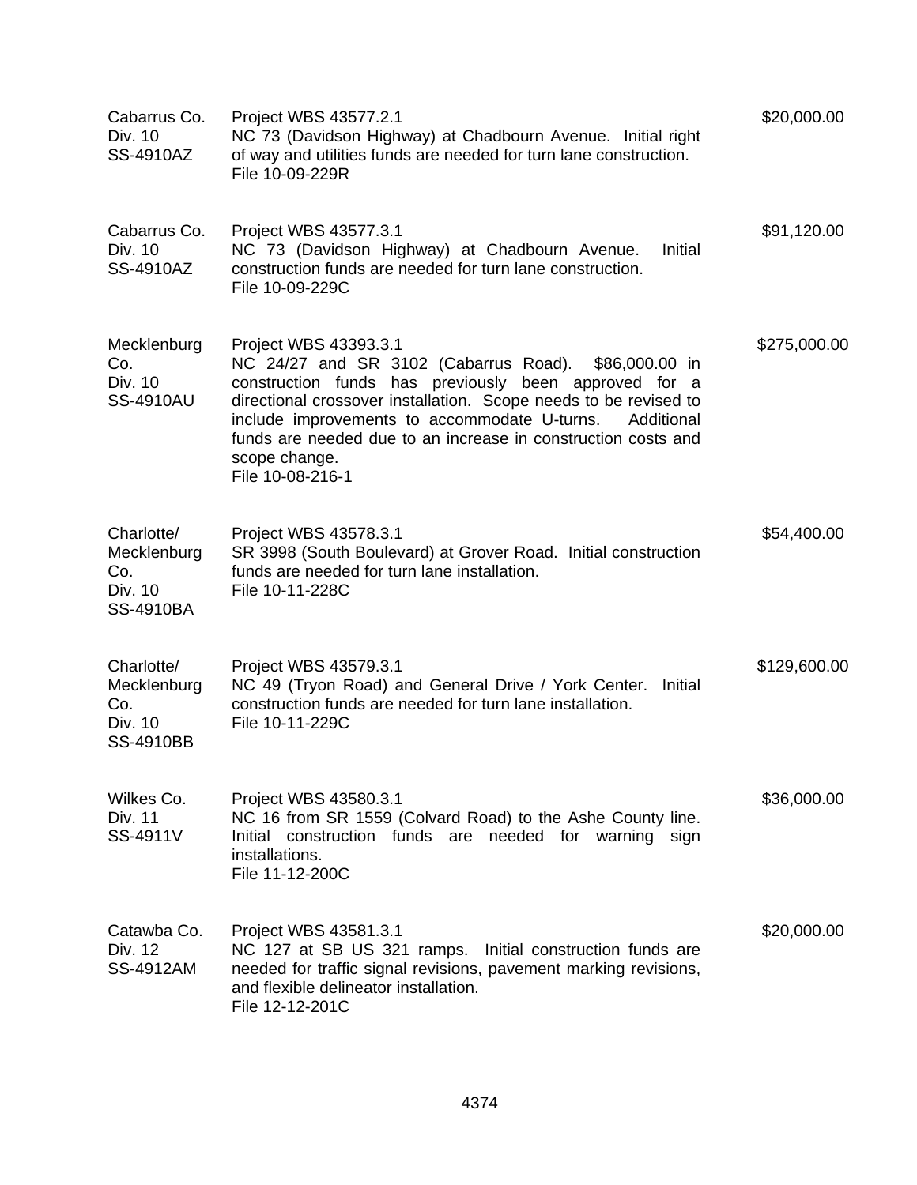| | | |
|---|---|---|
| Cabarrus Co.<br>Div. 10<br>SS-4910AZ | Project WBS 43577.2.1<br>NC 73 (Davidson Highway) at Chadbourn Avenue. Initial right of way and utilities funds are needed for turn lane construction.<br>File 10-09-229R | $20,000.00 |
| Cabarrus Co.<br>Div. 10<br>SS-4910AZ | Project WBS 43577.3.1<br>NC 73 (Davidson Highway) at Chadbourn Avenue. Initial construction funds are needed for turn lane construction.<br>File 10-09-229C | $91,120.00 |
| Mecklenburg Co.<br>Div. 10<br>SS-4910AU | Project WBS 43393.3.1<br>NC 24/27 and SR 3102 (Cabarrus Road). $86,000.00 in construction funds has previously been approved for a directional crossover installation. Scope needs to be revised to include improvements to accommodate U-turns. Additional funds are needed due to an increase in construction costs and scope change.<br>File 10-08-216-1 | $275,000.00 |
| Charlotte/ Mecklenburg Co.<br>Div. 10<br>SS-4910BA | Project WBS 43578.3.1<br>SR 3998 (South Boulevard) at Grover Road. Initial construction funds are needed for turn lane installation.<br>File 10-11-228C | $54,400.00 |
| Charlotte/ Mecklenburg Co.<br>Div. 10<br>SS-4910BB | Project WBS 43579.3.1<br>NC 49 (Tryon Road) and General Drive / York Center. Initial construction funds are needed for turn lane installation.<br>File 10-11-229C | $129,600.00 |
| Wilkes Co.<br>Div. 11<br>SS-4911V | Project WBS 43580.3.1<br>NC 16 from SR 1559 (Colvard Road) to the Ashe County line. Initial construction funds are needed for warning sign installations.<br>File 11-12-200C | $36,000.00 |
| Catawba Co.<br>Div. 12<br>SS-4912AM | Project WBS 43581.3.1<br>NC 127 at SB US 321 ramps. Initial construction funds are needed for traffic signal revisions, pavement marking revisions, and flexible delineator installation.<br>File 12-12-201C | $20,000.00 |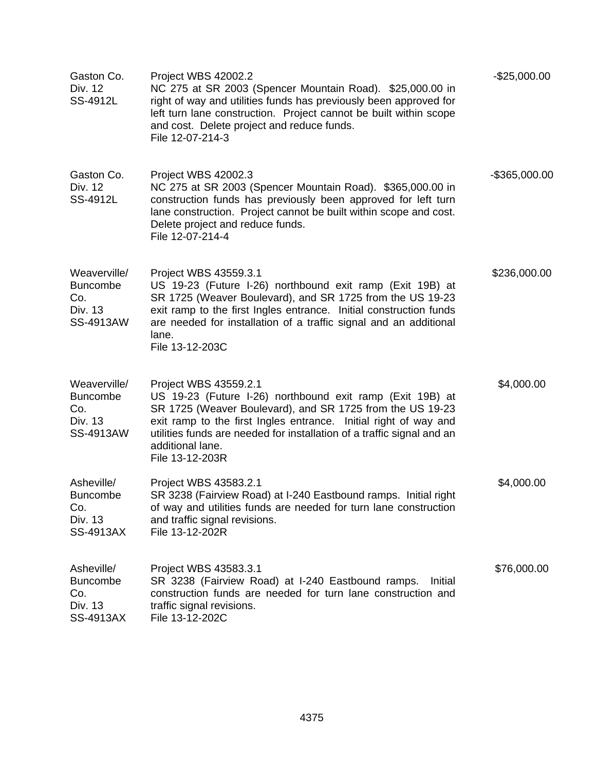| | | |
|---|---|---|
| Gaston Co.<br>Div. 12<br>SS-4912L | Project WBS 42002.2<br>NC 275 at SR 2003 (Spencer Mountain Road). $25,000.00 in right of way and utilities funds has previously been approved for left turn lane construction. Project cannot be built within scope and cost. Delete project and reduce funds.<br>File 12-07-214-3 | -$25,000.00 |
| Gaston Co.<br>Div. 12<br>SS-4912L | Project WBS 42002.3<br>NC 275 at SR 2003 (Spencer Mountain Road). $365,000.00 in construction funds has previously been approved for left turn lane construction. Project cannot be built within scope and cost. Delete project and reduce funds.<br>File 12-07-214-4 | -$365,000.00 |
| Weaverville/<br>Buncombe Co.<br>Div. 13<br>SS-4913AW | Project WBS 43559.3.1<br>US 19-23 (Future I-26) northbound exit ramp (Exit 19B) at SR 1725 (Weaver Boulevard), and SR 1725 from the US 19-23 exit ramp to the first Ingles entrance. Initial construction funds are needed for installation of a traffic signal and an additional lane.<br>File 13-12-203C | $236,000.00 |
| Weaverville/<br>Buncombe Co.<br>Div. 13<br>SS-4913AW | Project WBS 43559.2.1<br>US 19-23 (Future I-26) northbound exit ramp (Exit 19B) at SR 1725 (Weaver Boulevard), and SR 1725 from the US 19-23 exit ramp to the first Ingles entrance. Initial right of way and utilities funds are needed for installation of a traffic signal and an additional lane.<br>File 13-12-203R | $4,000.00 |
| Asheville/<br>Buncombe Co.<br>Div. 13<br>SS-4913AX | Project WBS 43583.2.1<br>SR 3238 (Fairview Road) at I-240 Eastbound ramps. Initial right of way and utilities funds are needed for turn lane construction and traffic signal revisions.<br>File 13-12-202R | $4,000.00 |
| Asheville/<br>Buncombe Co.<br>Div. 13<br>SS-4913AX | Project WBS 43583.3.1<br>SR 3238 (Fairview Road) at I-240 Eastbound ramps. Initial construction funds are needed for turn lane construction and traffic signal revisions.<br>File 13-12-202C | $76,000.00 |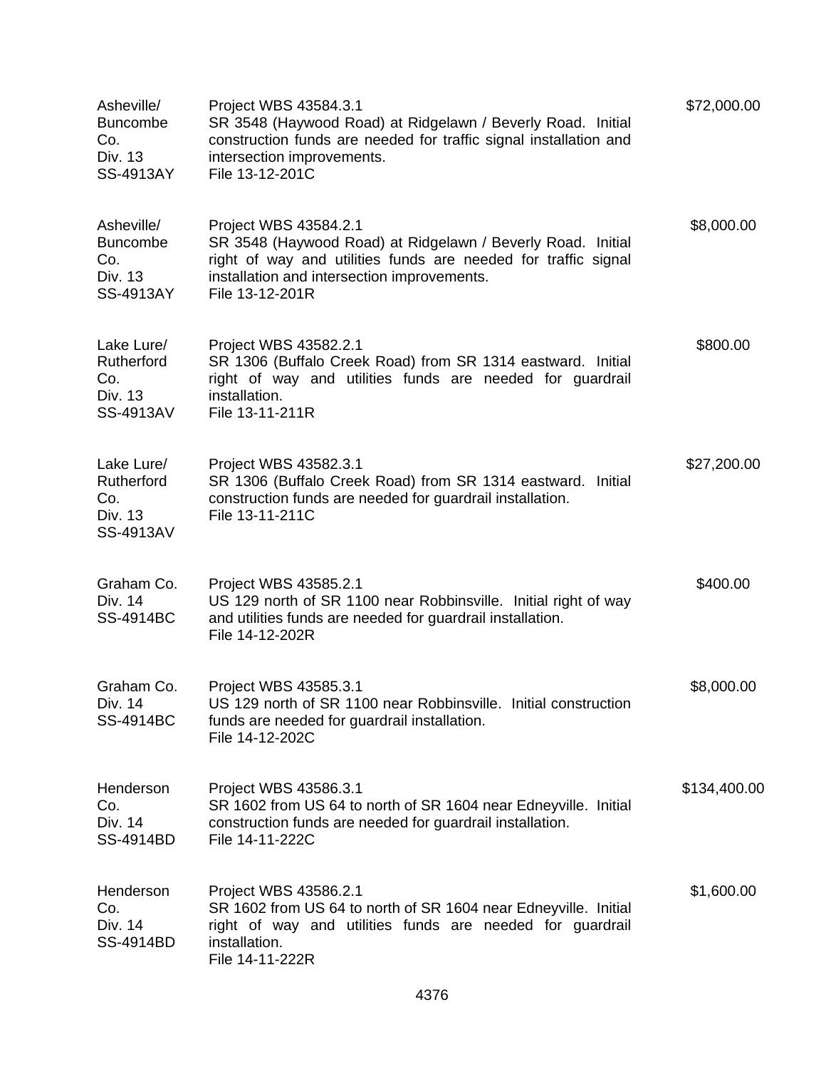| | | |
|---|---|---|
| Asheville/ Buncombe Co. Div. 13 SS-4913AY | Project WBS 43584.3.1<br>SR 3548 (Haywood Road) at Ridgelawn / Beverly Road. Initial construction funds are needed for traffic signal installation and intersection improvements.<br>File 13-12-201C | $72,000.00 |
| Asheville/ Buncombe Co. Div. 13 SS-4913AY | Project WBS 43584.2.1<br>SR 3548 (Haywood Road) at Ridgelawn / Beverly Road. Initial right of way and utilities funds are needed for traffic signal installation and intersection improvements.<br>File 13-12-201R | $8,000.00 |
| Lake Lure/ Rutherford Co. Div. 13 SS-4913AV | Project WBS 43582.2.1<br>SR 1306 (Buffalo Creek Road) from SR 1314 eastward. Initial right of way and utilities funds are needed for guardrail installation.<br>File 13-11-211R | $800.00 |
| Lake Lure/ Rutherford Co. Div. 13 SS-4913AV | Project WBS 43582.3.1<br>SR 1306 (Buffalo Creek Road) from SR 1314 eastward. Initial construction funds are needed for guardrail installation.<br>File 13-11-211C | $27,200.00 |
| Graham Co. Div. 14 SS-4914BC | Project WBS 43585.2.1<br>US 129 north of SR 1100 near Robbinsville. Initial right of way and utilities funds are needed for guardrail installation.<br>File 14-12-202R | $400.00 |
| Graham Co. Div. 14 SS-4914BC | Project WBS 43585.3.1<br>US 129 north of SR 1100 near Robbinsville. Initial construction funds are needed for guardrail installation.<br>File 14-12-202C | $8,000.00 |
| Henderson Co. Div. 14 SS-4914BD | Project WBS 43586.3.1<br>SR 1602 from US 64 to north of SR 1604 near Edneyville. Initial construction funds are needed for guardrail installation.<br>File 14-11-222C | $134,400.00 |
| Henderson Co. Div. 14 SS-4914BD | Project WBS 43586.2.1<br>SR 1602 from US 64 to north of SR 1604 near Edneyville. Initial right of way and utilities funds are needed for guardrail installation.<br>File 14-11-222R | $1,600.00 |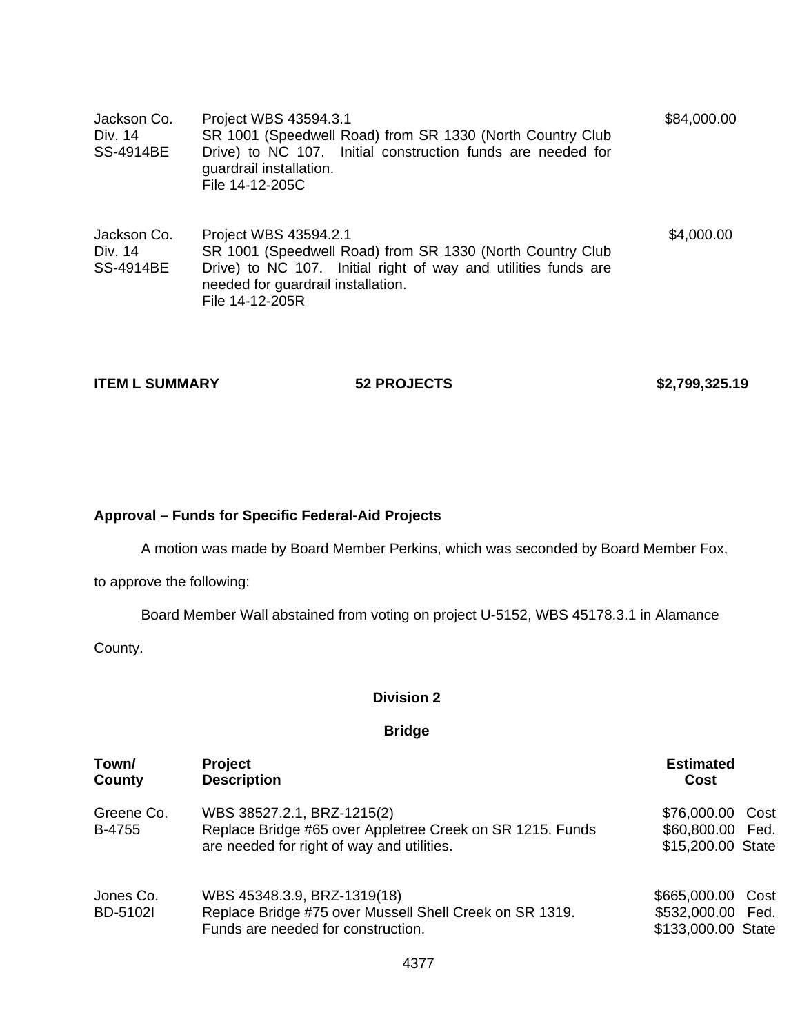| | | |
|---|---|---|
| Jackson Co.<br>Div. 14<br>SS-4914BE | Project WBS 43594.3.1<br>SR 1001 (Speedwell Road) from SR 1330 (North Country Club Drive) to NC 107. Initial construction funds are needed for guardrail installation.<br>File 14-12-205C | $84,000.00 |
| Jackson Co.<br>Div. 14<br>SS-4914BE | Project WBS 43594.2.1<br>SR 1001 (Speedwell Road) from SR 1330 (North Country Club Drive) to NC 107. Initial right of way and utilities funds are needed for guardrail installation.<br>File 14-12-205R | $4,000.00 |

**ITEM L SUMMARY** **52 PROJECTS** **$2,799,325.19**

**Approval – Funds for Specific Federal-Aid Projects**

A motion was made by Board Member Perkins, which was seconded by Board Member Fox, to approve the following:

Board Member Wall abstained from voting on project U-5152, WBS 45178.3.1 in Alamance County.

**Division 2**

**Bridge**

| Town/ County | Project Description | Estimated Cost |
|---|---|---|
| Greene Co.<br>B-4755 | WBS 38527.2.1, BRZ-1215(2)<br>Replace Bridge #65 over Appletree Creek on SR 1215. Funds are needed for right of way and utilities. | $76,000.00 Cost<br>$60,800.00 Fed.<br>$15,200.00 State |
| Jones Co.<br>BD-5102I | WBS 45348.3.9, BRZ-1319(18)<br>Replace Bridge #75 over Mussell Shell Creek on SR 1319. Funds are needed for construction. | $665,000.00 Cost<br>$532,000.00 Fed.<br>$133,000.00 State |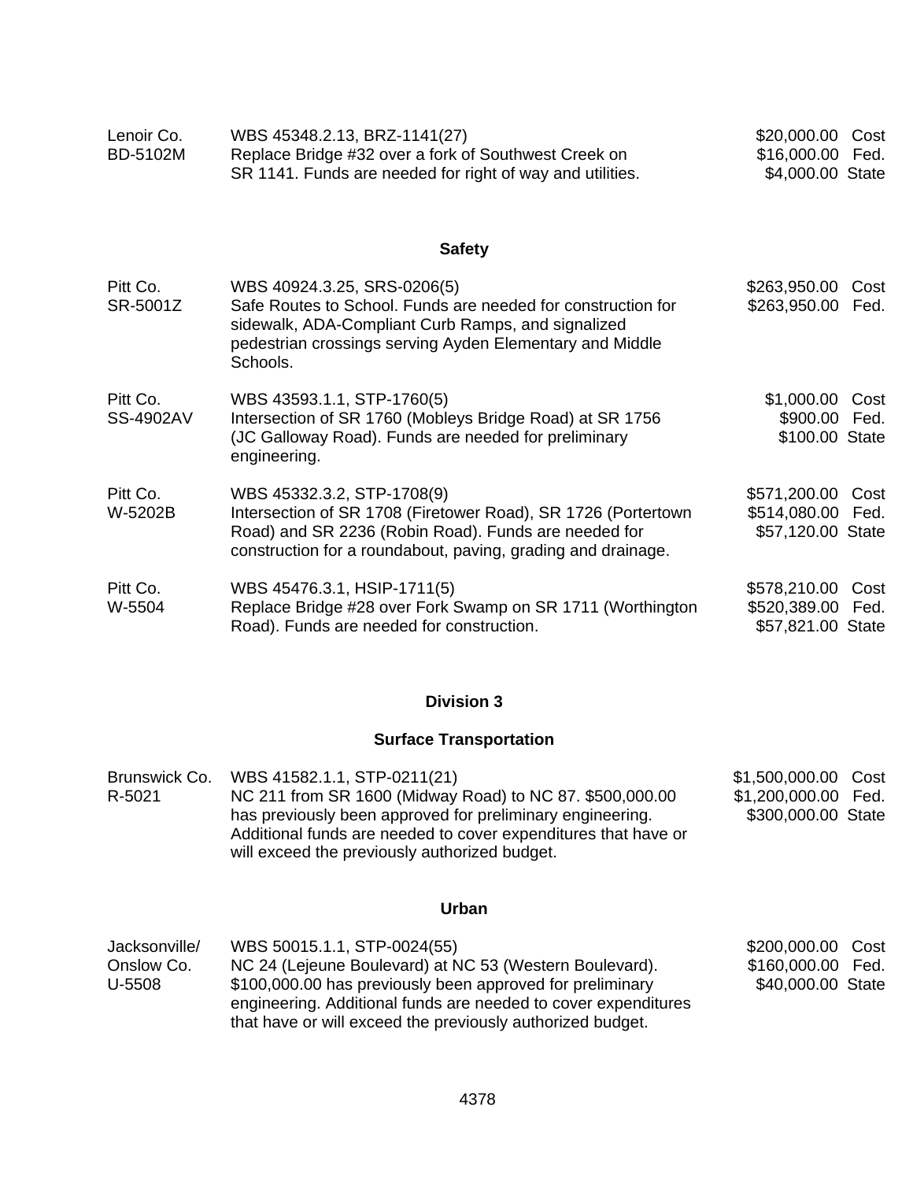| | | |
|---|---|---|
| Lenoir Co.<br>BD-5102M | WBS 45348.2.13, BRZ-1141(27)<br>Replace Bridge #32 over a fork of Southwest Creek on SR 1141. Funds are needed for right of way and utilities. | $20,000.00 Cost<br>$16,000.00 Fed.<br>$4,000.00 State |

**Safety**

| | | |
|---|---|---|
| Pitt Co.<br>SR-5001Z | WBS 40924.3.25, SRS-0206(5)<br>Safe Routes to School. Funds are needed for construction for sidewalk, ADA-Compliant Curb Ramps, and signalized pedestrian crossings serving Ayden Elementary and Middle Schools. | $263,950.00 Cost<br>$263,950.00 Fed. |
| Pitt Co.<br>SS-4902AV | WBS 43593.1.1, STP-1760(5)<br>Intersection of SR 1760 (Mobleys Bridge Road) at SR 1756 (JC Galloway Road). Funds are needed for preliminary engineering. | $1,000.00 Cost<br>$900.00 Fed.<br>$100.00 State |
| Pitt Co.<br>W-5202B | WBS 45332.3.2, STP-1708(9)<br>Intersection of SR 1708 (Firetower Road), SR 1726 (Portertown Road) and SR 2236 (Robin Road). Funds are needed for construction for a roundabout, paving, grading and drainage. | $571,200.00 Cost<br>$514,080.00 Fed.<br>$57,120.00 State |
| Pitt Co.<br>W-5504 | WBS 45476.3.1, HSIP-1711(5)<br>Replace Bridge #28 over Fork Swamp on SR 1711 (Worthington Road). Funds are needed for construction. | $578,210.00 Cost<br>$520,389.00 Fed.<br>$57,821.00 State |

**Division 3**

**Surface Transportation**

| | | |
|---|---|---|
| Brunswick Co.<br>R-5021 | WBS 41582.1.1, STP-0211(21)<br>NC 211 from SR 1600 (Midway Road) to NC 87. $500,000.00 has previously been approved for preliminary engineering. Additional funds are needed to cover expenditures that have or will exceed the previously authorized budget. | $1,500,000.00 Cost<br>$1,200,000.00 Fed.<br>$300,000.00 State |

**Urban**

| | | |
|---|---|---|
| Jacksonville/<br>Onslow Co.<br>U-5508 | WBS 50015.1.1, STP-0024(55)<br>NC 24 (Lejeune Boulevard) at NC 53 (Western Boulevard). $100,000.00 has previously been approved for preliminary engineering. Additional funds are needed to cover expenditures that have or will exceed the previously authorized budget. | $200,000.00 Cost<br>$160,000.00 Fed.<br>$40,000.00 State |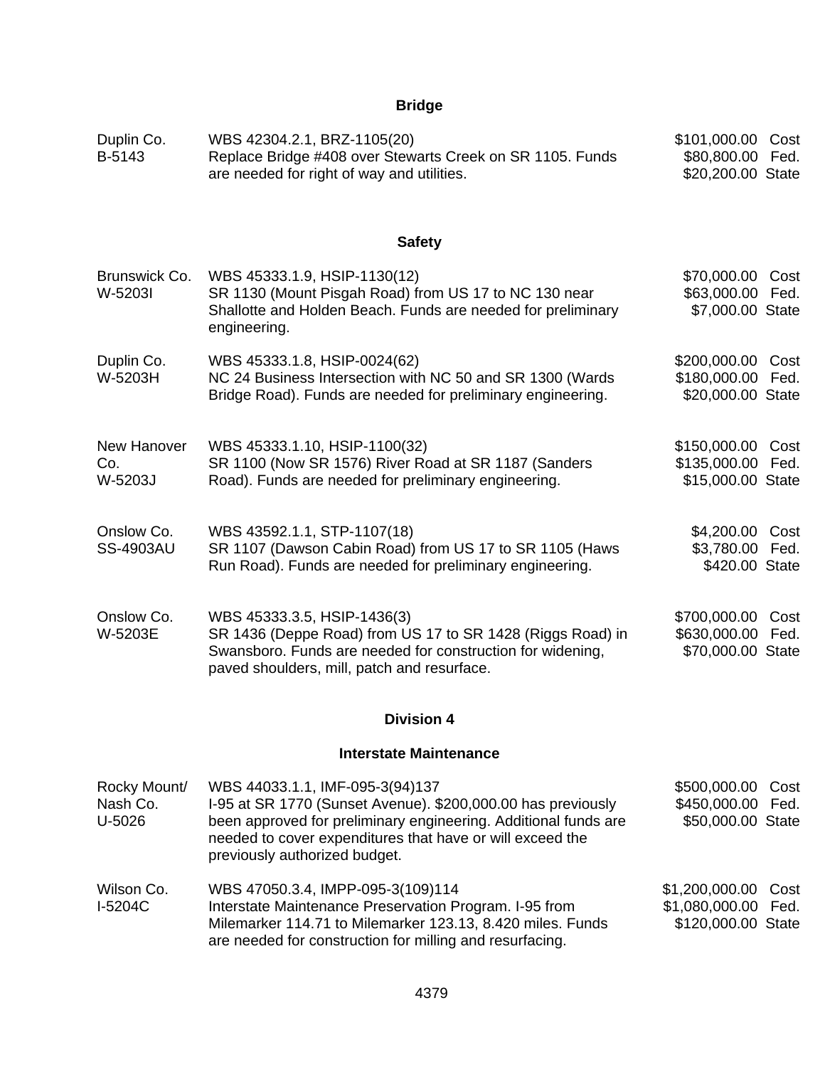## Bridge

| | | |
|---|---|---|
| Duplin Co.<br>B-5143 | WBS 42304.2.1, BRZ-1105(20)<br>Replace Bridge #408 over Stewarts Creek on SR 1105. Funds are needed for right of way and utilities. | $101,000.00 Cost<br>$80,800.00 Fed.<br>$20,200.00 State |

## Safety

| | | |
|---|---|---|
| Brunswick Co.<br>W-5203I | WBS 45333.1.9, HSIP-1130(12)<br>SR 1130 (Mount Pisgah Road) from US 17 to NC 130 near Shallotte and Holden Beach. Funds are needed for preliminary engineering. | $70,000.00 Cost<br>$63,000.00 Fed.<br>$7,000.00 State |
| Duplin Co.<br>W-5203H | WBS 45333.1.8, HSIP-0024(62)<br>NC 24 Business Intersection with NC 50 and SR 1300 (Wards Bridge Road). Funds are needed for preliminary engineering. | $200,000.00 Cost<br>$180,000.00 Fed.<br>$20,000.00 State |
| New Hanover Co.<br>W-5203J | WBS 45333.1.10, HSIP-1100(32)<br>SR 1100 (Now SR 1576) River Road at SR 1187 (Sanders Road). Funds are needed for preliminary engineering. | $150,000.00 Cost<br>$135,000.00 Fed.<br>$15,000.00 State |
| Onslow Co.<br>SS-4903AU | WBS 43592.1.1, STP-1107(18)<br>SR 1107 (Dawson Cabin Road) from US 17 to SR 1105 (Haws Run Road). Funds are needed for preliminary engineering. | $4,200.00 Cost<br>$3,780.00 Fed.<br>$420.00 State |
| Onslow Co.<br>W-5203E | WBS 45333.3.5, HSIP-1436(3)<br>SR 1436 (Deppe Road) from US 17 to SR 1428 (Riggs Road) in Swansboro. Funds are needed for construction for widening, paved shoulders, mill, patch and resurface. | $700,000.00 Cost<br>$630,000.00 Fed.<br>$70,000.00 State |

## Division 4

## Interstate Maintenance

| | | |
|---|---|---|
| Rocky Mount/<br>Nash Co.<br>U-5026 | WBS 44033.1.1, IMF-095-3(94)137<br>I-95 at SR 1770 (Sunset Avenue). $200,000.00 has previously been approved for preliminary engineering. Additional funds are needed to cover expenditures that have or will exceed the previously authorized budget. | $500,000.00 Cost<br>$450,000.00 Fed.<br>$50,000.00 State |
| Wilson Co.<br>I-5204C | WBS 47050.3.4, IMPP-095-3(109)114<br>Interstate Maintenance Preservation Program. I-95 from Milemarker 114.71 to Milemarker 123.13, 8.420 miles. Funds are needed for construction for milling and resurfacing. | $1,200,000.00 Cost<br>$1,080,000.00 Fed.<br>$120,000.00 State |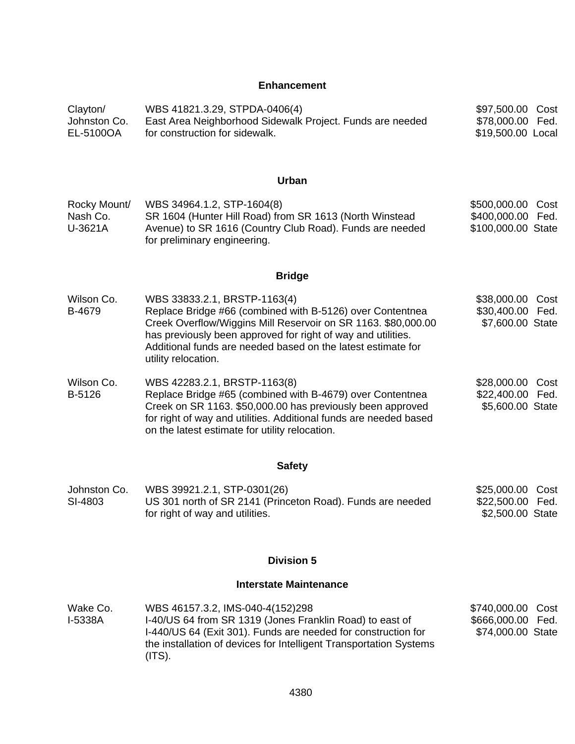### Enhancement

| | | |
|---|---|---|
| Clayton/ Johnston Co. EL-5100OA | WBS 41821.3.29, STPDA-0406(4) East Area Neighborhood Sidewalk Project. Funds are needed for construction for sidewalk. | $97,500.00 Cost $78,000.00 Fed. $19,500.00 Local |

### Urban

| | | |
|---|---|---|
| Rocky Mount/ Nash Co. U-3621A | WBS 34964.1.2, STP-1604(8) SR 1604 (Hunter Hill Road) from SR 1613 (North Winstead Avenue) to SR 1616 (Country Club Road). Funds are needed for preliminary engineering. | $500,000.00 Cost $400,000.00 Fed. $100,000.00 State |

### Bridge

| | | |
|---|---|---|
| Wilson Co. B-4679 | WBS 33833.2.1, BRSTP-1163(4) Replace Bridge #66 (combined with B-5126) over Contentnea Creek Overflow/Wiggins Mill Reservoir on SR 1163. $80,000.00 has previously been approved for right of way and utilities. Additional funds are needed based on the latest estimate for utility relocation. | $38,000.00 Cost $30,400.00 Fed. $7,600.00 State |
| Wilson Co. B-5126 | WBS 42283.2.1, BRSTP-1163(8) Replace Bridge #65 (combined with B-4679) over Contentnea Creek on SR 1163. $50,000.00 has previously been approved for right of way and utilities. Additional funds are needed based on the latest estimate for utility relocation. | $28,000.00 Cost $22,400.00 Fed. $5,600.00 State |

### Safety

| | | |
|---|---|---|
| Johnston Co. SI-4803 | WBS 39921.2.1, STP-0301(26) US 301 north of SR 2141 (Princeton Road). Funds are needed for right of way and utilities. | $25,000.00 Cost $22,500.00 Fed. $2,500.00 State |

## Division 5

### Interstate Maintenance

| | | |
|---|---|---|
| Wake Co. I-5338A | WBS 46157.3.2, IMS-040-4(152)298 I-40/US 64 from SR 1319 (Jones Franklin Road) to east of I-440/US 64 (Exit 301). Funds are needed for construction for the installation of devices for Intelligent Transportation Systems (ITS). | $740,000.00 Cost $666,000.00 Fed. $74,000.00 State |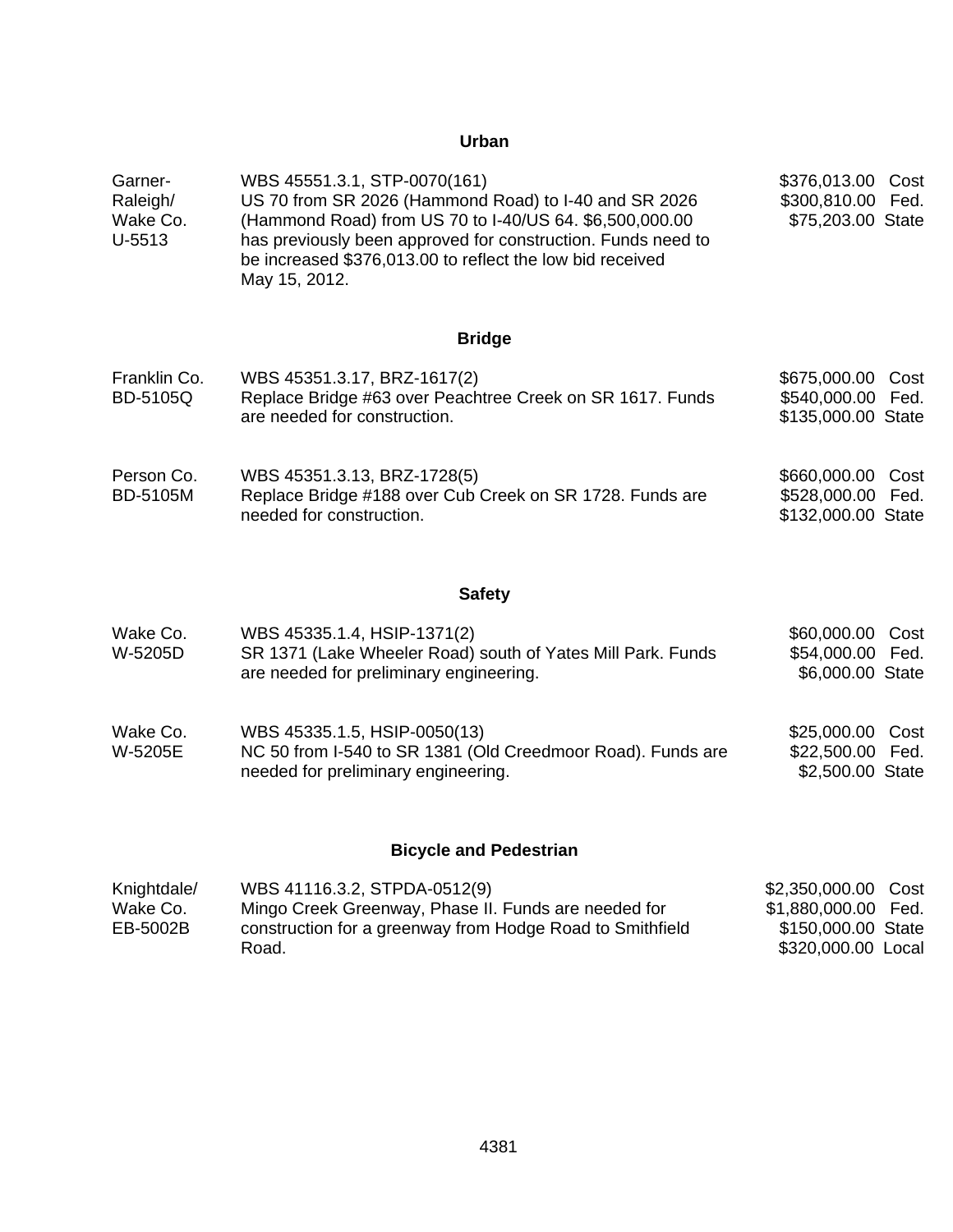## Urban

| | | |
|---|---|---|
| Garner-Raleigh/ Wake Co. U-5513 | WBS 45551.3.1, STP-0070(161) US 70 from SR 2026 (Hammond Road) to I-40 and SR 2026 (Hammond Road) from US 70 to I-40/US 64. $6,500,000.00 has previously been approved for construction. Funds need to be increased $376,013.00 to reflect the low bid received May 15, 2012. | $376,013.00 Cost<br>$300,810.00 Fed.<br>$75,203.00 State |

## Bridge

| | | |
|---|---|---|
| Franklin Co. BD-5105Q | WBS 45351.3.17, BRZ-1617(2) Replace Bridge #63 over Peachtree Creek on SR 1617. Funds are needed for construction. | $675,000.00 Cost<br>$540,000.00 Fed.<br>$135,000.00 State |
| Person Co. BD-5105M | WBS 45351.3.13, BRZ-1728(5) Replace Bridge #188 over Cub Creek on SR 1728. Funds are needed for construction. | $660,000.00 Cost<br>$528,000.00 Fed.<br>$132,000.00 State |

## Safety

| | | |
|---|---|---|
| Wake Co. W-5205D | WBS 45335.1.4, HSIP-1371(2) SR 1371 (Lake Wheeler Road) south of Yates Mill Park. Funds are needed for preliminary engineering. | $60,000.00 Cost<br>$54,000.00 Fed.<br>$6,000.00 State |
| Wake Co. W-5205E | WBS 45335.1.5, HSIP-0050(13) NC 50 from I-540 to SR 1381 (Old Creedmoor Road). Funds are needed for preliminary engineering. | $25,000.00 Cost<br>$22,500.00 Fed.<br>$2,500.00 State |

## Bicycle and Pedestrian

| | | |
|---|---|---|
| Knightdale/ Wake Co. EB-5002B | WBS 41116.3.2, STPDA-0512(9) Mingo Creek Greenway, Phase II. Funds are needed for construction for a greenway from Hodge Road to Smithfield Road. | $2,350,000.00 Cost<br>$1,880,000.00 Fed.<br>$150,000.00 State<br>$320,000.00 Local |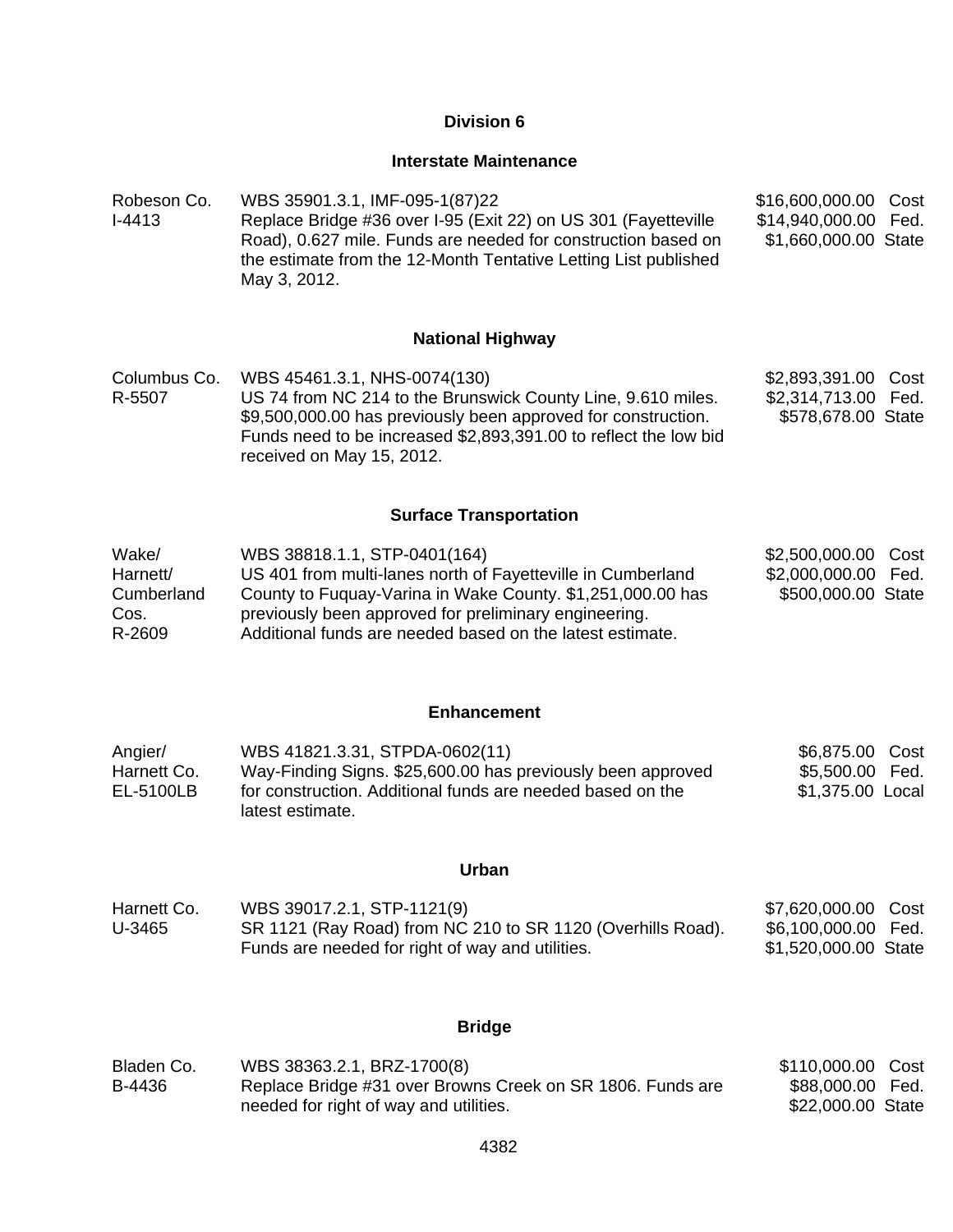## Division 6

### Interstate Maintenance

| | | |
|---|---|---|
| Robeson Co.<br>I-4413 | WBS 35901.3.1, IMF-095-1(87)22<br>Replace Bridge #36 over I-95 (Exit 22) on US 301 (Fayetteville Road), 0.627 mile. Funds are needed for construction based on the estimate from the 12-Month Tentative Letting List published May 3, 2012. | \$16,600,000.00 Cost<br>\$14,940,000.00 Fed.<br>\$1,660,000.00 State |

### National Highway

| | | |
|---|---|---|
| Columbus Co.<br>R-5507 | WBS 45461.3.1, NHS-0074(130)<br>US 74 from NC 214 to the Brunswick County Line, 9.610 miles. \$9,500,000.00 has previously been approved for construction. Funds need to be increased \$2,893,391.00 to reflect the low bid received on May 15, 2012. | \$2,893,391.00 Cost<br>\$2,314,713.00 Fed.<br>\$578,678.00 State |

### Surface Transportation

| | | |
|---|---|---|
| Wake/<br>Harnett/<br>Cumberland<br>Cos.<br>R-2609 | WBS 38818.1.1, STP-0401(164)<br>US 401 from multi-lanes north of Fayetteville in Cumberland County to Fuquay-Varina in Wake County. \$1,251,000.00 has previously been approved for preliminary engineering. Additional funds are needed based on the latest estimate. | \$2,500,000.00 Cost<br>\$2,000,000.00 Fed.<br>\$500,000.00 State |

### Enhancement

| | | |
|---|---|---|
| Angier/<br>Harnett Co.<br>EL-5100LB | WBS 41821.3.31, STPDA-0602(11)<br>Way-Finding Signs. \$25,600.00 has previously been approved for construction. Additional funds are needed based on the latest estimate. | \$6,875.00 Cost<br>\$5,500.00 Fed.<br>\$1,375.00 Local |

### Urban

| | | |
|---|---|---|
| Harnett Co.<br>U-3465 | WBS 39017.2.1, STP-1121(9)<br>SR 1121 (Ray Road) from NC 210 to SR 1120 (Overhills Road). Funds are needed for right of way and utilities. | \$7,620,000.00 Cost<br>\$6,100,000.00 Fed.<br>\$1,520,000.00 State |

### Bridge

| | | |
|---|---|---|
| Bladen Co.<br>B-4436 | WBS 38363.2.1, BRZ-1700(8)<br>Replace Bridge #31 over Browns Creek on SR 1806. Funds are needed for right of way and utilities. | \$110,000.00 Cost<br>\$88,000.00 Fed.<br>\$22,000.00 State |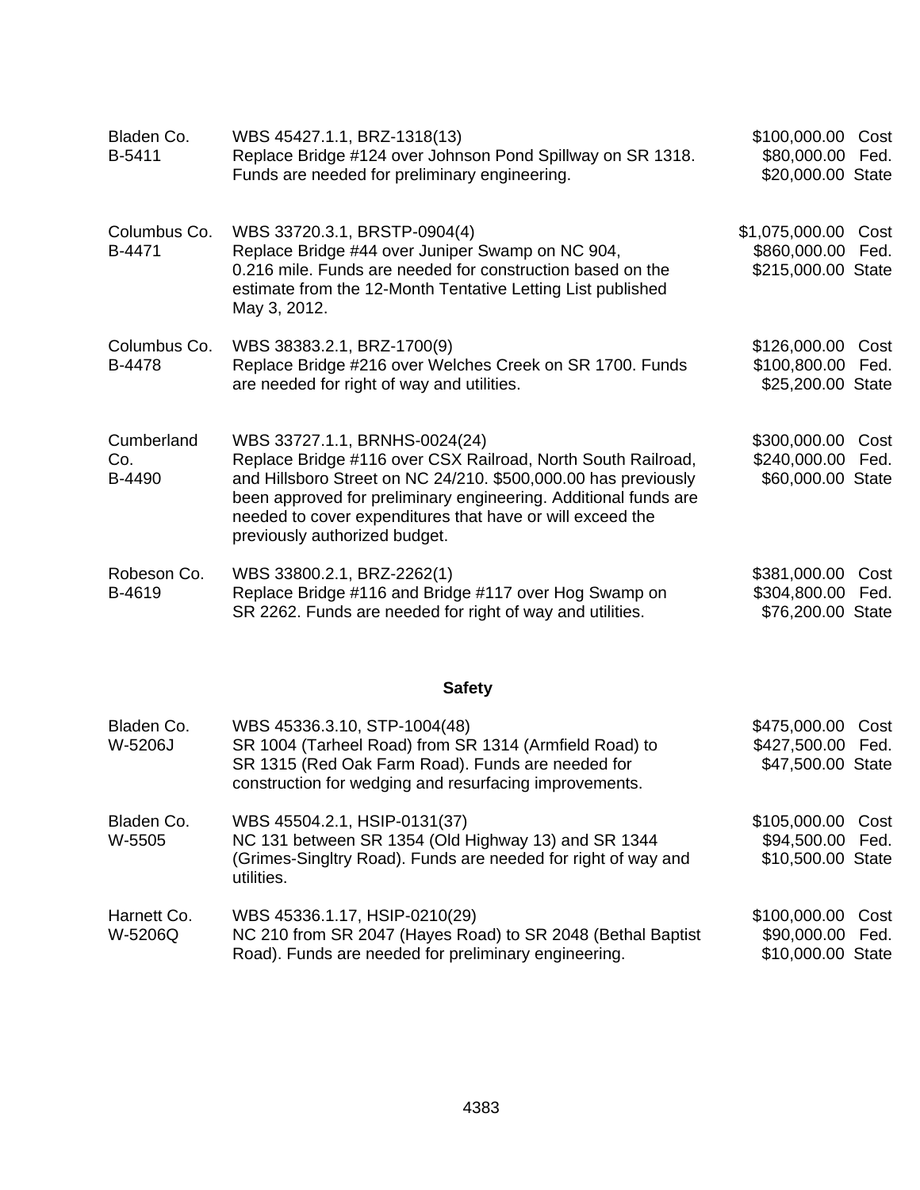| | | |
|---|---|---|
| Bladen Co.<br>B-5411 | WBS 45427.1.1, BRZ-1318(13)<br>Replace Bridge #124 over Johnson Pond Spillway on SR 1318. Funds are needed for preliminary engineering. | $100,000.00 Cost<br>$80,000.00 Fed.<br>$20,000.00 State |
| Columbus Co.<br>B-4471 | WBS 33720.3.1, BRSTP-0904(4)<br>Replace Bridge #44 over Juniper Swamp on NC 904, 0.216 mile. Funds are needed for construction based on the estimate from the 12-Month Tentative Letting List published May 3, 2012. | $1,075,000.00 Cost<br>$860,000.00 Fed.<br>$215,000.00 State |
| Columbus Co.<br>B-4478 | WBS 38383.2.1, BRZ-1700(9)<br>Replace Bridge #216 over Welches Creek on SR 1700. Funds are needed for right of way and utilities. | $126,000.00 Cost<br>$100,800.00 Fed.<br>$25,200.00 State |
| Cumberland Co.<br>B-4490 | WBS 33727.1.1, BRNHS-0024(24)<br>Replace Bridge #116 over CSX Railroad, North South Railroad, and Hillsboro Street on NC 24/210. $500,000.00 has previously been approved for preliminary engineering. Additional funds are needed to cover expenditures that have or will exceed the previously authorized budget. | $300,000.00 Cost<br>$240,000.00 Fed.<br>$60,000.00 State |
| Robeson Co.<br>B-4619 | WBS 33800.2.1, BRZ-2262(1)<br>Replace Bridge #116 and Bridge #117 over Hog Swamp on SR 2262. Funds are needed for right of way and utilities. | $381,000.00 Cost<br>$304,800.00 Fed.<br>$76,200.00 State |

## Safety

| | | |
|---|---|---|
| Bladen Co.<br>W-5206J | WBS 45336.3.10, STP-1004(48)<br>SR 1004 (Tarheel Road) from SR 1314 (Armfield Road) to SR 1315 (Red Oak Farm Road). Funds are needed for construction for wedging and resurfacing improvements. | $475,000.00 Cost<br>$427,500.00 Fed.<br>$47,500.00 State |
| Bladen Co.<br>W-5505 | WBS 45504.2.1, HSIP-0131(37)<br>NC 131 between SR 1354 (Old Highway 13) and SR 1344 (Grimes-Singltry Road). Funds are needed for right of way and utilities. | $105,000.00 Cost<br>$94,500.00 Fed.<br>$10,500.00 State |
| Harnett Co.<br>W-5206Q | WBS 45336.1.17, HSIP-0210(29)<br>NC 210 from SR 2047 (Hayes Road) to SR 2048 (Bethal Baptist Road). Funds are needed for preliminary engineering. | $100,000.00 Cost<br>$90,000.00 Fed.<br>$10,000.00 State |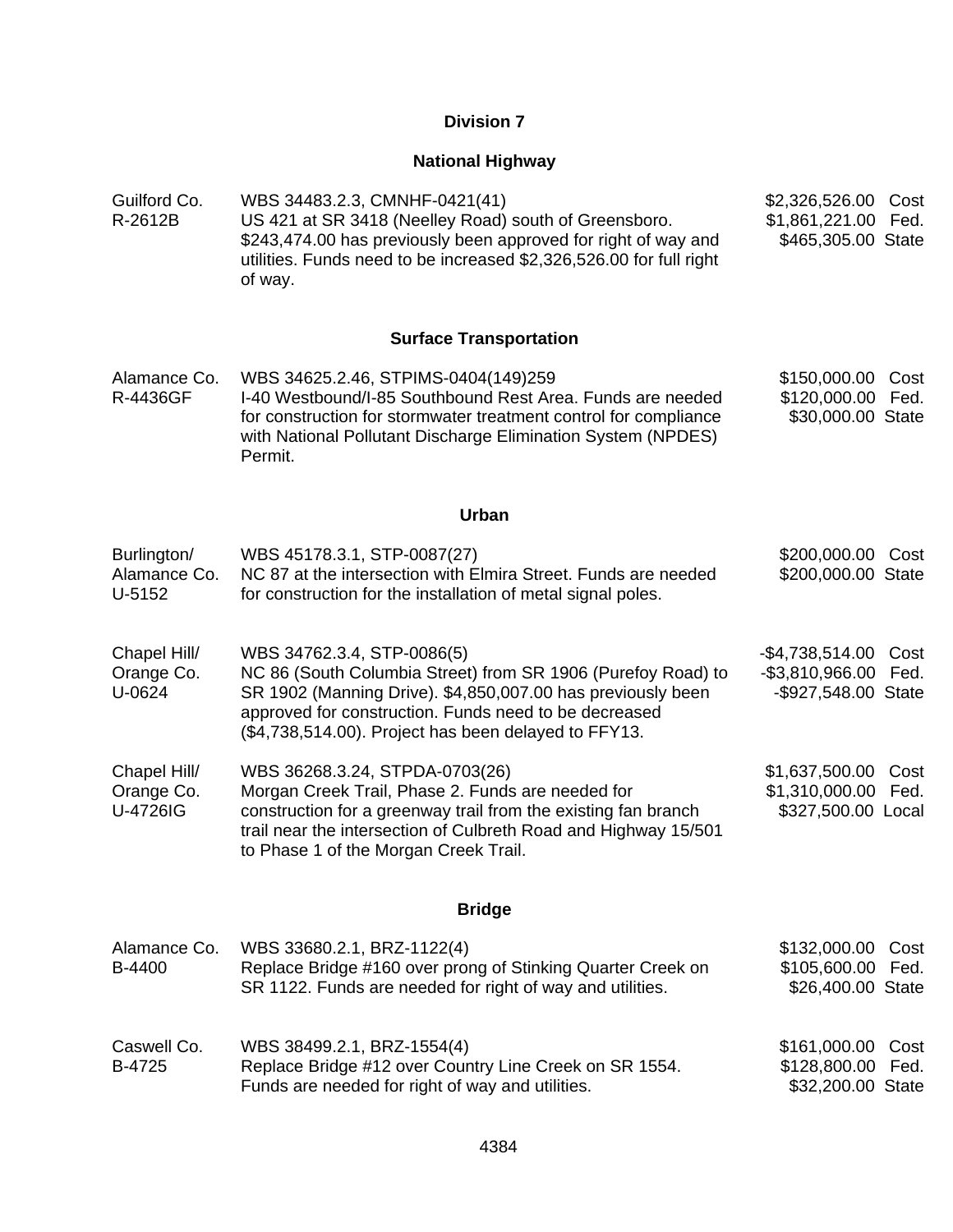## Division 7

### National Highway

| | | |
|---|---|---|
| Guilford Co.<br>R-2612B | WBS 34483.2.3, CMNHF-0421(41)<br>US 421 at SR 3418 (Neelley Road) south of Greensboro. $243,474.00 has previously been approved for right of way and utilities. Funds need to be increased $2,326,526.00 for full right of way. | $2,326,526.00 Cost<br>$1,861,221.00 Fed.<br>$465,305.00 State |

### Surface Transportation

| | | |
|---|---|---|
| Alamance Co.<br>R-4436GF | WBS 34625.2.46, STPIMS-0404(149)259<br>I-40 Westbound/I-85 Southbound Rest Area. Funds are needed for construction for stormwater treatment control for compliance with National Pollutant Discharge Elimination System (NPDES) Permit. | $150,000.00 Cost<br>$120,000.00 Fed.<br>$30,000.00 State |

### Urban

| | | |
|---|---|---|
| Burlington/<br>Alamance Co.<br>U-5152 | WBS 45178.3.1, STP-0087(27)<br>NC 87 at the intersection with Elmira Street. Funds are needed for construction for the installation of metal signal poles. | $200,000.00 Cost<br>$200,000.00 State |
| Chapel Hill/<br>Orange Co.<br>U-0624 | WBS 34762.3.4, STP-0086(5)<br>NC 86 (South Columbia Street) from SR 1906 (Purefoy Road) to SR 1902 (Manning Drive). $4,850,007.00 has previously been approved for construction. Funds need to be decreased ($4,738,514.00). Project has been delayed to FFY13. | -$4,738,514.00 Cost<br>-$3,810,966.00 Fed.<br>-$927,548.00 State |
| Chapel Hill/<br>Orange Co.<br>U-4726IG | WBS 36268.3.24, STPDA-0703(26)<br>Morgan Creek Trail, Phase 2. Funds are needed for construction for a greenway trail from the existing fan branch trail near the intersection of Culbreth Road and Highway 15/501 to Phase 1 of the Morgan Creek Trail. | $1,637,500.00 Cost<br>$1,310,000.00 Fed.<br>$327,500.00 Local |

### Bridge

| | | |
|---|---|---|
| Alamance Co.<br>B-4400 | WBS 33680.2.1, BRZ-1122(4)<br>Replace Bridge #160 over prong of Stinking Quarter Creek on SR 1122. Funds are needed for right of way and utilities. | $132,000.00 Cost<br>$105,600.00 Fed.<br>$26,400.00 State |
| Caswell Co.<br>B-4725 | WBS 38499.2.1, BRZ-1554(4)<br>Replace Bridge #12 over Country Line Creek on SR 1554. Funds are needed for right of way and utilities. | $161,000.00 Cost<br>$128,800.00 Fed.<br>$32,200.00 State |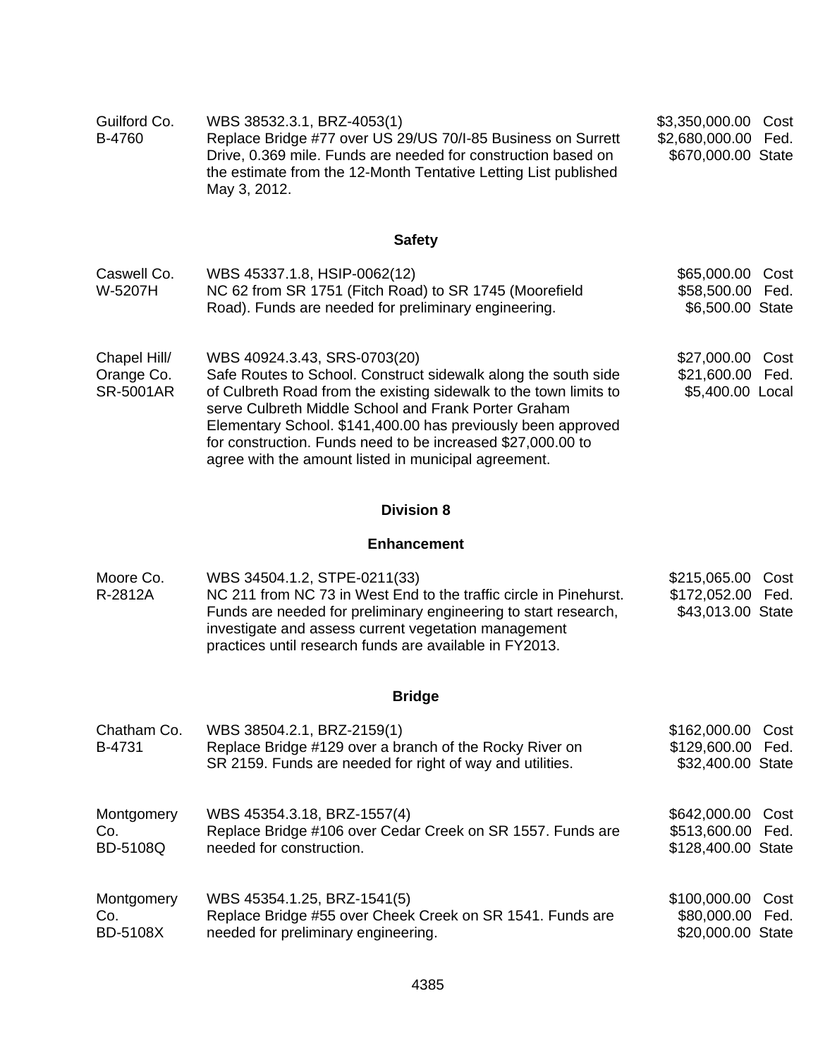| | | |
|---|---|---|
| Guilford Co.<br>B-4760 | WBS 38532.3.1, BRZ-4053(1)<br>Replace Bridge #77 over US 29/US 70/I-85 Business on Surrett Drive, 0.369 mile. Funds are needed for construction based on the estimate from the 12-Month Tentative Letting List published May 3, 2012. | \$3,350,000.00 Cost<br>\$2,680,000.00 Fed.<br>\$670,000.00 State |

### Safety

| | | |
|---|---|---|
| Caswell Co.<br>W-5207H | WBS 45337.1.8, HSIP-0062(12)<br>NC 62 from SR 1751 (Fitch Road) to SR 1745 (Moorefield Road). Funds are needed for preliminary engineering. | \$65,000.00 Cost<br>\$58,500.00 Fed.<br>\$6,500.00 State |
| Chapel Hill/<br>Orange Co.<br>SR-5001AR | WBS 40924.3.43, SRS-0703(20)<br>Safe Routes to School. Construct sidewalk along the south side of Culbreth Road from the existing sidewalk to the town limits to serve Culbreth Middle School and Frank Porter Graham Elementary School. \$141,400.00 has previously been approved for construction. Funds need to be increased \$27,000.00 to agree with the amount listed in municipal agreement. | \$27,000.00 Cost<br>\$21,600.00 Fed.<br>\$5,400.00 Local |

## Division 8

### Enhancement

| | | |
|---|---|---|
| Moore Co.<br>R-2812A | WBS 34504.1.2, STPE-0211(33)<br>NC 211 from NC 73 in West End to the traffic circle in Pinehurst. Funds are needed for preliminary engineering to start research, investigate and assess current vegetation management practices until research funds are available in FY2013. | \$215,065.00 Cost<br>\$172,052.00 Fed.<br>\$43,013.00 State |

### Bridge

| | | |
|---|---|---|
| Chatham Co.<br>B-4731 | WBS 38504.2.1, BRZ-2159(1)<br>Replace Bridge #129 over a branch of the Rocky River on SR 2159. Funds are needed for right of way and utilities. | \$162,000.00 Cost<br>\$129,600.00 Fed.<br>\$32,400.00 State |
| Montgomery Co.<br>BD-5108Q | WBS 45354.3.18, BRZ-1557(4)<br>Replace Bridge #106 over Cedar Creek on SR 1557. Funds are needed for construction. | \$642,000.00 Cost<br>\$513,600.00 Fed.<br>\$128,400.00 State |
| Montgomery Co.<br>BD-5108X | WBS 45354.1.25, BRZ-1541(5)<br>Replace Bridge #55 over Cheek Creek on SR 1541. Funds are needed for preliminary engineering. | \$100,000.00 Cost<br>\$80,000.00 Fed.<br>\$20,000.00 State |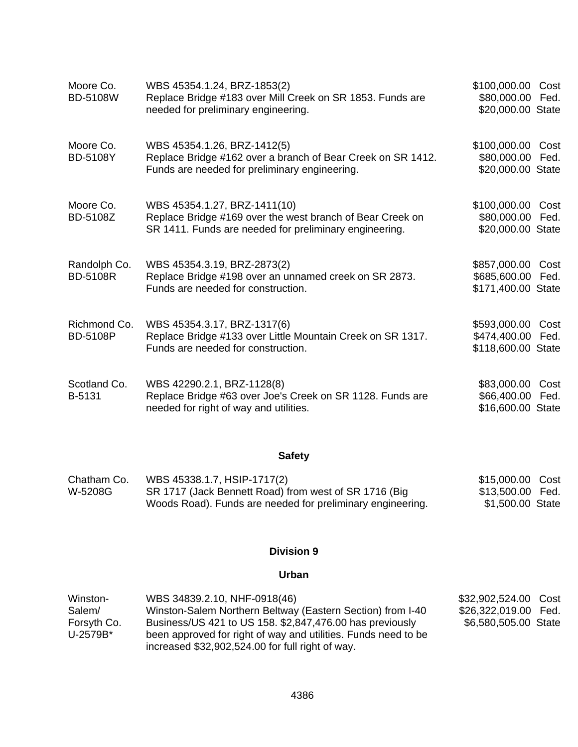| | | |
|---|---|---|
| Moore Co.<br>BD-5108W | WBS 45354.1.24, BRZ-1853(2)<br>Replace Bridge #183 over Mill Creek on SR 1853. Funds are needed for preliminary engineering. | $100,000.00 Cost<br>$80,000.00 Fed.<br>$20,000.00 State |
| Moore Co.<br>BD-5108Y | WBS 45354.1.26, BRZ-1412(5)<br>Replace Bridge #162 over a branch of Bear Creek on SR 1412. Funds are needed for preliminary engineering. | $100,000.00 Cost<br>$80,000.00 Fed.<br>$20,000.00 State |
| Moore Co.<br>BD-5108Z | WBS 45354.1.27, BRZ-1411(10)<br>Replace Bridge #169 over the west branch of Bear Creek on SR 1411. Funds are needed for preliminary engineering. | $100,000.00 Cost<br>$80,000.00 Fed.<br>$20,000.00 State |
| Randolph Co.<br>BD-5108R | WBS 45354.3.19, BRZ-2873(2)<br>Replace Bridge #198 over an unnamed creek on SR 2873. Funds are needed for construction. | $857,000.00 Cost<br>$685,600.00 Fed.<br>$171,400.00 State |
| Richmond Co.<br>BD-5108P | WBS 45354.3.17, BRZ-1317(6)<br>Replace Bridge #133 over Little Mountain Creek on SR 1317. Funds are needed for construction. | $593,000.00 Cost<br>$474,400.00 Fed.<br>$118,600.00 State |
| Scotland Co.<br>B-5131 | WBS 42290.2.1, BRZ-1128(8)<br>Replace Bridge #63 over Joe's Creek on SR 1128. Funds are needed for right of way and utilities. | $83,000.00 Cost<br>$66,400.00 Fed.<br>$16,600.00 State |

**Safety**

| | | |
|---|---|---|
| Chatham Co.<br>W-5208G | WBS 45338.1.7, HSIP-1717(2)<br>SR 1717 (Jack Bennett Road) from west of SR 1716 (Big Woods Road). Funds are needed for preliminary engineering. | $15,000.00 Cost<br>$13,500.00 Fed.<br>$1,500.00 State |

**Division 9**

**Urban**

| | | |
|---|---|---|
| Winston-Salem/<br>Forsyth Co.<br>U-2579B* | WBS 34839.2.10, NHF-0918(46)<br>Winston-Salem Northern Beltway (Eastern Section) from I-40 Business/US 421 to US 158. $2,847,476.00 has previously been approved for right of way and utilities. Funds need to be increased $32,902,524.00 for full right of way. | $32,902,524.00 Cost<br>$26,322,019.00 Fed.<br>$6,580,505.00 State |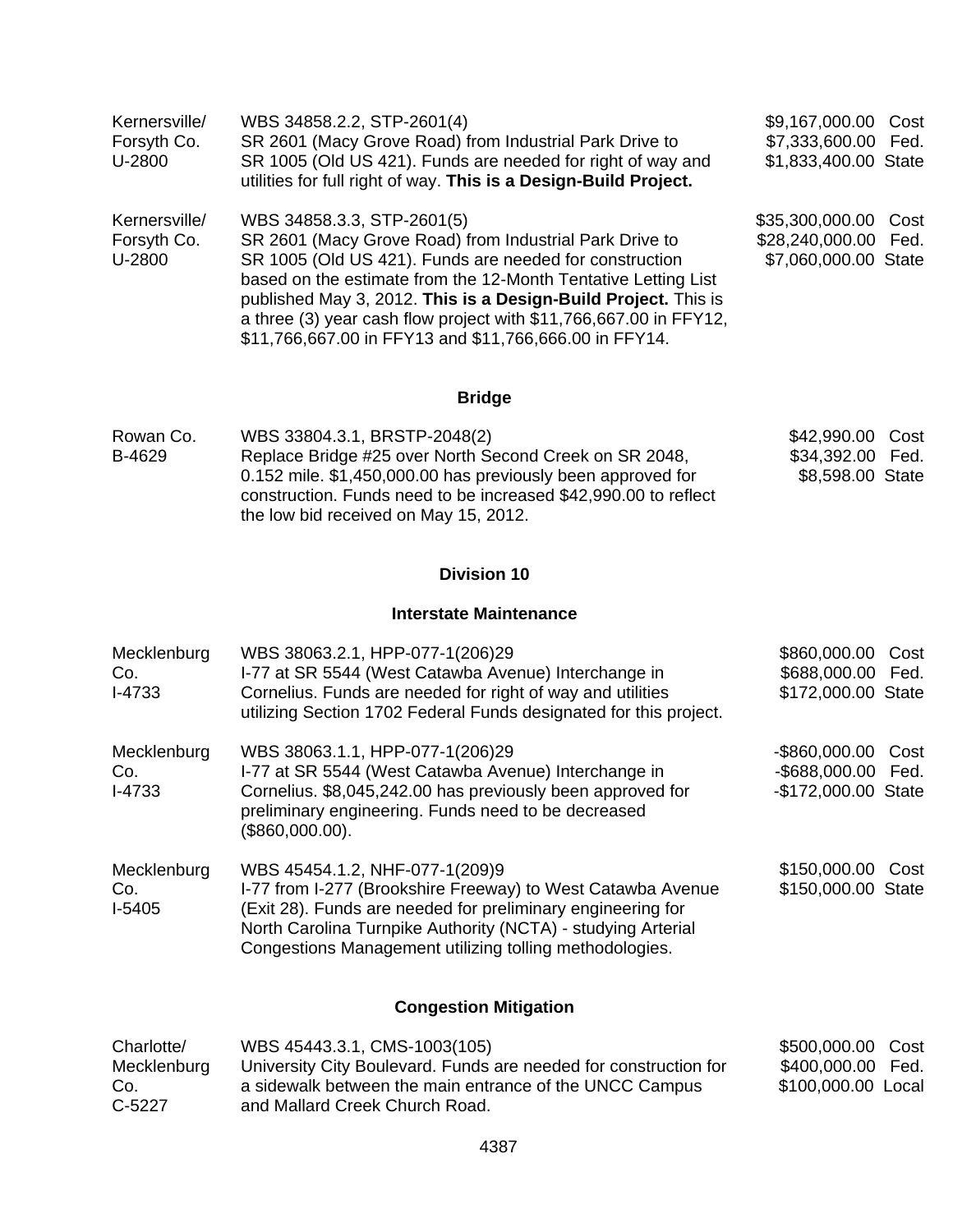| | | |
|---|---|---|
| Kernersville/ Forsyth Co. U-2800 | WBS 34858.2.2, STP-2601(4) SR 2601 (Macy Grove Road) from Industrial Park Drive to SR 1005 (Old US 421). Funds are needed for right of way and utilities for full right of way. **This is a Design-Build Project.** | $9,167,000.00 Cost $7,333,600.00 Fed. $1,833,400.00 State |
| Kernersville/ Forsyth Co. U-2800 | WBS 34858.3.3, STP-2601(5) SR 2601 (Macy Grove Road) from Industrial Park Drive to SR 1005 (Old US 421). Funds are needed for construction based on the estimate from the 12-Month Tentative Letting List published May 3, 2012. **This is a Design-Build Project.** This is a three (3) year cash flow project with $11,766,667.00 in FFY12, $11,766,667.00 in FFY13 and $11,766,666.00 in FFY14. | $35,300,000.00 Cost $28,240,000.00 Fed. $7,060,000.00 State |

### Bridge

| | | |
|---|---|---|
| Rowan Co. B-4629 | WBS 33804.3.1, BRSTP-2048(2) Replace Bridge #25 over North Second Creek on SR 2048, 0.152 mile. $1,450,000.00 has previously been approved for construction. Funds need to be increased $42,990.00 to reflect the low bid received on May 15, 2012. | $42,990.00 Cost $34,392.00 Fed. $8,598.00 State |

## Division 10

### Interstate Maintenance

| | | |
|---|---|---|
| Mecklenburg Co. I-4733 | WBS 38063.2.1, HPP-077-1(206)29 I-77 at SR 5544 (West Catawba Avenue) Interchange in Cornelius. Funds are needed for right of way and utilities utilizing Section 1702 Federal Funds designated for this project. | $860,000.00 Cost $688,000.00 Fed. $172,000.00 State |
| Mecklenburg Co. I-4733 | WBS 38063.1.1, HPP-077-1(206)29 I-77 at SR 5544 (West Catawba Avenue) Interchange in Cornelius. $8,045,242.00 has previously been approved for preliminary engineering. Funds need to be decreased ($860,000.00). | -$860,000.00 Cost -$688,000.00 Fed. -$172,000.00 State |
| Mecklenburg Co. I-5405 | WBS 45454.1.2, NHF-077-1(209)9 I-77 from I-277 (Brookshire Freeway) to West Catawba Avenue (Exit 28). Funds are needed for preliminary engineering for North Carolina Turnpike Authority (NCTA) - studying Arterial Congestions Management utilizing tolling methodologies. | $150,000.00 Cost $150,000.00 State |

### Congestion Mitigation

| | | |
|---|---|---|
| Charlotte/ Mecklenburg Co. C-5227 | WBS 45443.3.1, CMS-1003(105) University City Boulevard. Funds are needed for construction for a sidewalk between the main entrance of the UNCC Campus and Mallard Creek Church Road. | $500,000.00 Cost $400,000.00 Fed. $100,000.00 Local |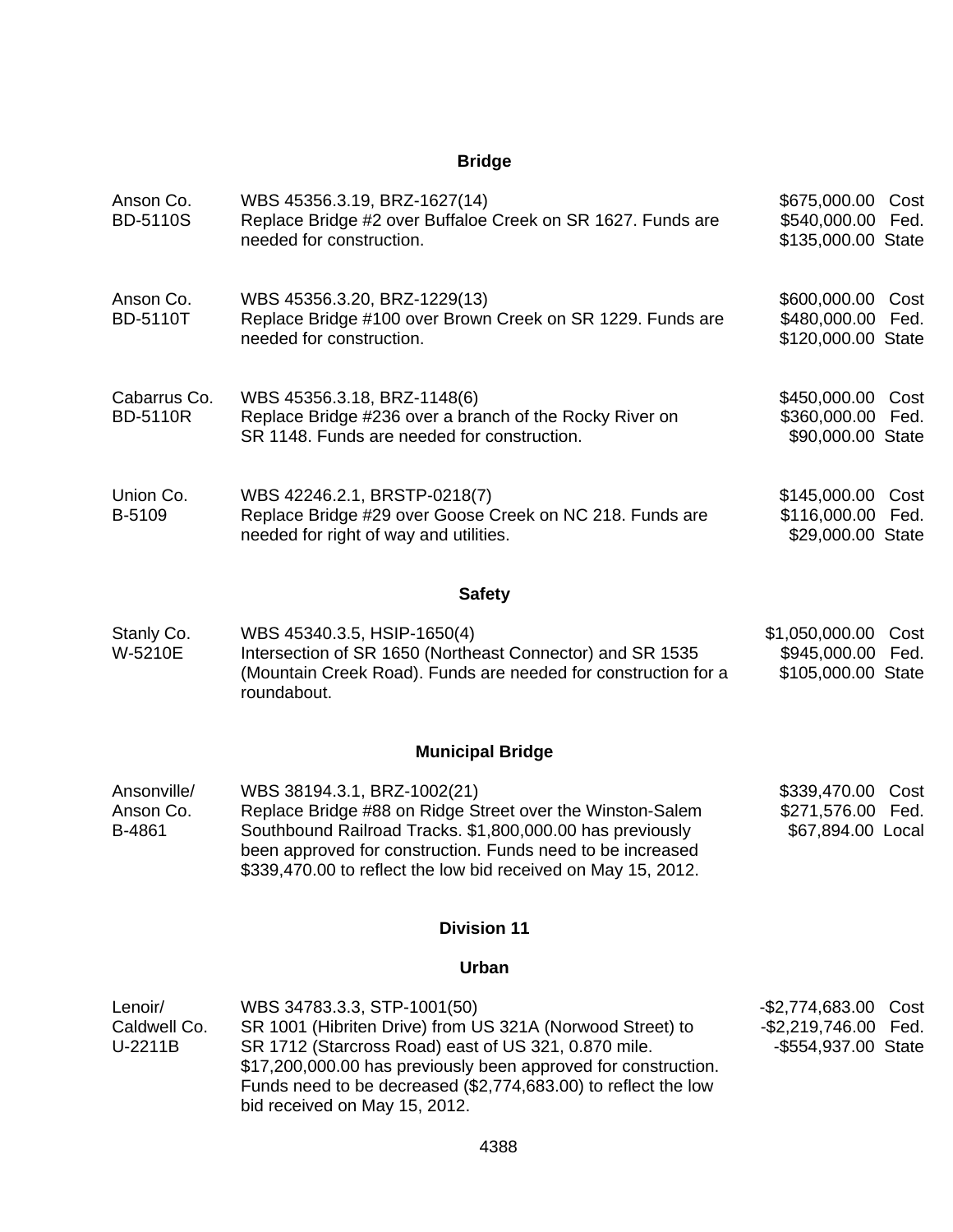### Bridge

| | | |
|---|---|---|
| Anson Co.<br>BD-5110S | WBS 45356.3.19, BRZ-1627(14)<br>Replace Bridge #2 over Buffaloe Creek on SR 1627. Funds are needed for construction. | $675,000.00 Cost<br>$540,000.00 Fed.<br>$135,000.00 State |
| Anson Co.<br>BD-5110T | WBS 45356.3.20, BRZ-1229(13)<br>Replace Bridge #100 over Brown Creek on SR 1229. Funds are needed for construction. | $600,000.00 Cost<br>$480,000.00 Fed.<br>$120,000.00 State |
| Cabarrus Co.<br>BD-5110R | WBS 45356.3.18, BRZ-1148(6)<br>Replace Bridge #236 over a branch of the Rocky River on SR 1148. Funds are needed for construction. | $450,000.00 Cost<br>$360,000.00 Fed.<br>$90,000.00 State |
| Union Co.<br>B-5109 | WBS 42246.2.1, BRSTP-0218(7)<br>Replace Bridge #29 over Goose Creek on NC 218. Funds are needed for right of way and utilities. | $145,000.00 Cost<br>$116,000.00 Fed.<br>$29,000.00 State |

### Safety

| | | |
|---|---|---|
| Stanly Co.<br>W-5210E | WBS 45340.3.5, HSIP-1650(4)<br>Intersection of SR 1650 (Northeast Connector) and SR 1535 (Mountain Creek Road). Funds are needed for construction for a roundabout. | $1,050,000.00 Cost<br>$945,000.00 Fed.<br>$105,000.00 State |

### Municipal Bridge

| | | |
|---|---|---|
| Ansonville/<br>Anson Co.<br>B-4861 | WBS 38194.3.1, BRZ-1002(21)<br>Replace Bridge #88 on Ridge Street over the Winston-Salem Southbound Railroad Tracks. $1,800,000.00 has previously been approved for construction. Funds need to be increased $339,470.00 to reflect the low bid received on May 15, 2012. | $339,470.00 Cost<br>$271,576.00 Fed.<br>$67,894.00 Local |

## Division 11

### Urban

| | | |
|---|---|---|
| Lenoir/<br>Caldwell Co.<br>U-2211B | WBS 34783.3.3, STP-1001(50)<br>SR 1001 (Hibriten Drive) from US 321A (Norwood Street) to SR 1712 (Starcross Road) east of US 321, 0.870 mile. $17,200,000.00 has previously been approved for construction. Funds need to be decreased ($2,774,683.00) to reflect the low bid received on May 15, 2012. | -$2,774,683.00 Cost<br>-$2,219,746.00 Fed.<br>-$554,937.00 State |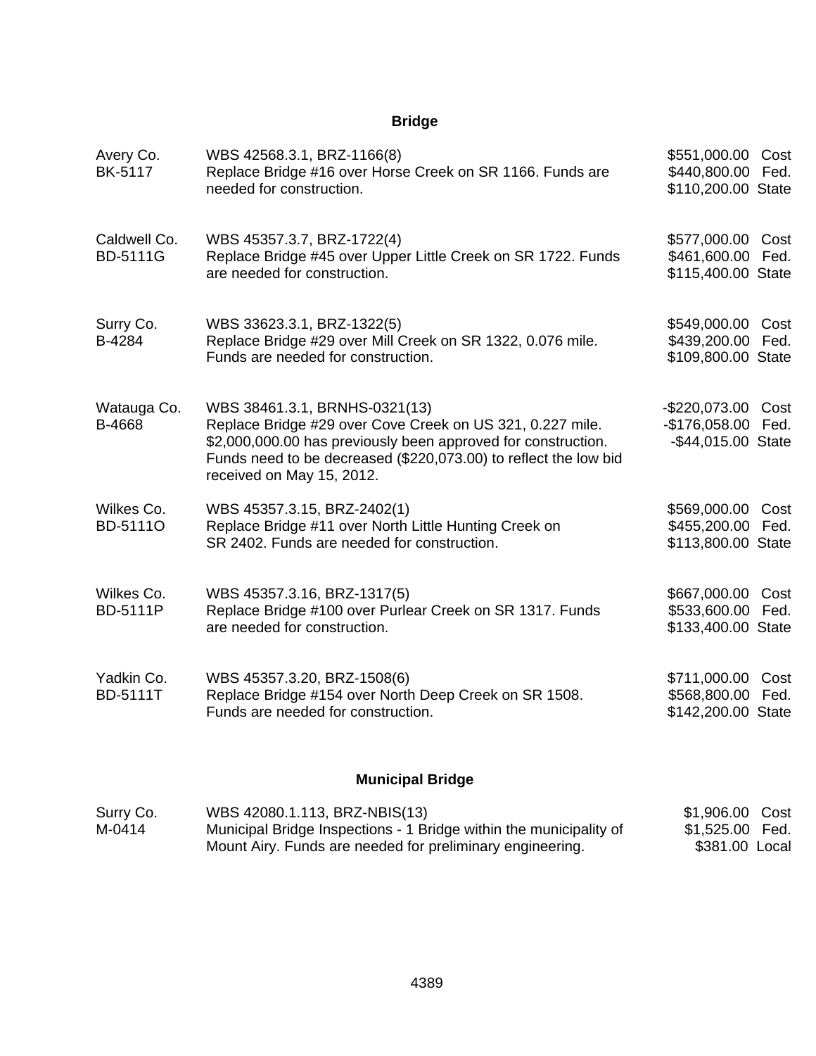## Bridge

| | | |
|---|---|---|
| Avery Co.<br>BK-5117 | WBS 42568.3.1, BRZ-1166(8)<br>Replace Bridge #16 over Horse Creek on SR 1166. Funds are needed for construction. | $551,000.00 Cost<br>$440,800.00 Fed.<br>$110,200.00 State |
| Caldwell Co.<br>BD-5111G | WBS 45357.3.7, BRZ-1722(4)<br>Replace Bridge #45 over Upper Little Creek on SR 1722. Funds are needed for construction. | $577,000.00 Cost<br>$461,600.00 Fed.<br>$115,400.00 State |
| Surry Co.<br>B-4284 | WBS 33623.3.1, BRZ-1322(5)<br>Replace Bridge #29 over Mill Creek on SR 1322, 0.076 mile. Funds are needed for construction. | $549,000.00 Cost<br>$439,200.00 Fed.<br>$109,800.00 State |
| Watauga Co.<br>B-4668 | WBS 38461.3.1, BRNHS-0321(13)<br>Replace Bridge #29 over Cove Creek on US 321, 0.227 mile. $2,000,000.00 has previously been approved for construction. Funds need to be decreased ($220,073.00) to reflect the low bid received on May 15, 2012. | -$220,073.00 Cost<br>-$176,058.00 Fed.<br>-$44,015.00 State |
| Wilkes Co.<br>BD-5111O | WBS 45357.3.15, BRZ-2402(1)<br>Replace Bridge #11 over North Little Hunting Creek on SR 2402. Funds are needed for construction. | $569,000.00 Cost<br>$455,200.00 Fed.<br>$113,800.00 State |
| Wilkes Co.<br>BD-5111P | WBS 45357.3.16, BRZ-1317(5)<br>Replace Bridge #100 over Purlear Creek on SR 1317. Funds are needed for construction. | $667,000.00 Cost<br>$533,600.00 Fed.<br>$133,400.00 State |
| Yadkin Co.<br>BD-5111T | WBS 45357.3.20, BRZ-1508(6)<br>Replace Bridge #154 over North Deep Creek on SR 1508. Funds are needed for construction. | $711,000.00 Cost<br>$568,800.00 Fed.<br>$142,200.00 State |

## Municipal Bridge

| | | |
|---|---|---|
| Surry Co.<br>M-0414 | WBS 42080.1.113, BRZ-NBIS(13)<br>Municipal Bridge Inspections - 1 Bridge within the municipality of Mount Airy. Funds are needed for preliminary engineering. | $1,906.00 Cost<br>$1,525.00 Fed.<br>$381.00 Local |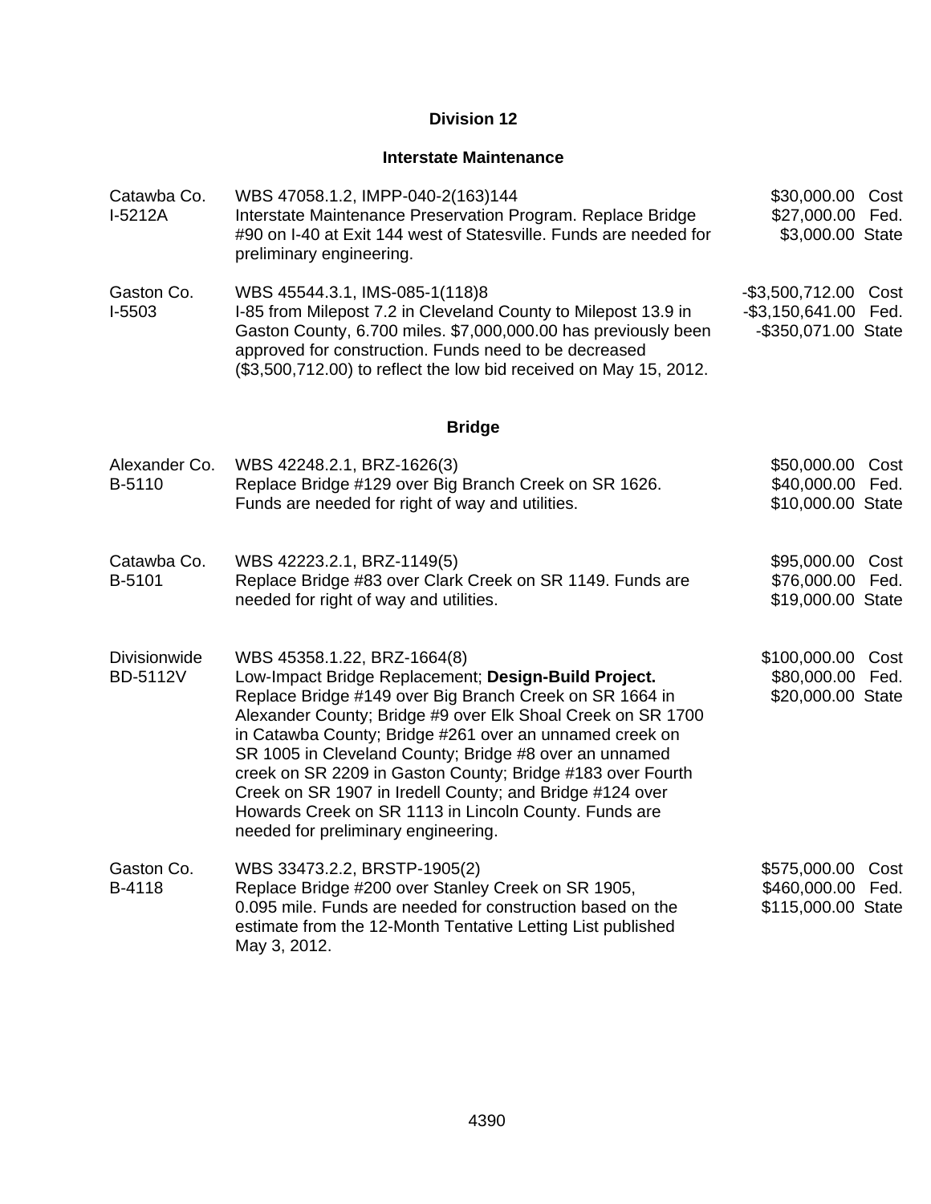## Division 12

### Interstate Maintenance

| | | |
|---|---|---|
| Catawba Co.<br>I-5212A | WBS 47058.1.2, IMPP-040-2(163)144<br>Interstate Maintenance Preservation Program. Replace Bridge #90 on I-40 at Exit 144 west of Statesville. Funds are needed for preliminary engineering. | $30,000.00 Cost<br>$27,000.00 Fed.<br>$3,000.00 State |
| Gaston Co.<br>I-5503 | WBS 45544.3.1, IMS-085-1(118)8<br>I-85 from Milepost 7.2 in Cleveland County to Milepost 13.9 in Gaston County, 6.700 miles. $7,000,000.00 has previously been approved for construction. Funds need to be decreased ($3,500,712.00) to reflect the low bid received on May 15, 2012. | -$3,500,712.00 Cost<br>-$3,150,641.00 Fed.<br>-$350,071.00 State |

### Bridge

| | | |
|---|---|---|
| Alexander Co.<br>B-5110 | WBS 42248.2.1, BRZ-1626(3)<br>Replace Bridge #129 over Big Branch Creek on SR 1626. Funds are needed for right of way and utilities. | $50,000.00 Cost<br>$40,000.00 Fed.<br>$10,000.00 State |
| Catawba Co.<br>B-5101 | WBS 42223.2.1, BRZ-1149(5)<br>Replace Bridge #83 over Clark Creek on SR 1149. Funds are needed for right of way and utilities. | $95,000.00 Cost<br>$76,000.00 Fed.<br>$19,000.00 State |
| Divisionwide<br>BD-5112V | WBS 45358.1.22, BRZ-1664(8)<br>Low-Impact Bridge Replacement; **Design-Build Project.** Replace Bridge #149 over Big Branch Creek on SR 1664 in Alexander County; Bridge #9 over Elk Shoal Creek on SR 1700 in Catawba County; Bridge #261 over an unnamed creek on SR 1005 in Cleveland County; Bridge #8 over an unnamed creek on SR 2209 in Gaston County; Bridge #183 over Fourth Creek on SR 1907 in Iredell County; and Bridge #124 over Howards Creek on SR 1113 in Lincoln County. Funds are needed for preliminary engineering. | $100,000.00 Cost<br>$80,000.00 Fed.<br>$20,000.00 State |
| Gaston Co.<br>B-4118 | WBS 33473.2.2, BRSTP-1905(2)<br>Replace Bridge #200 over Stanley Creek on SR 1905, 0.095 mile. Funds are needed for construction based on the estimate from the 12-Month Tentative Letting List published May 3, 2012. | $575,000.00 Cost<br>$460,000.00 Fed.<br>$115,000.00 State |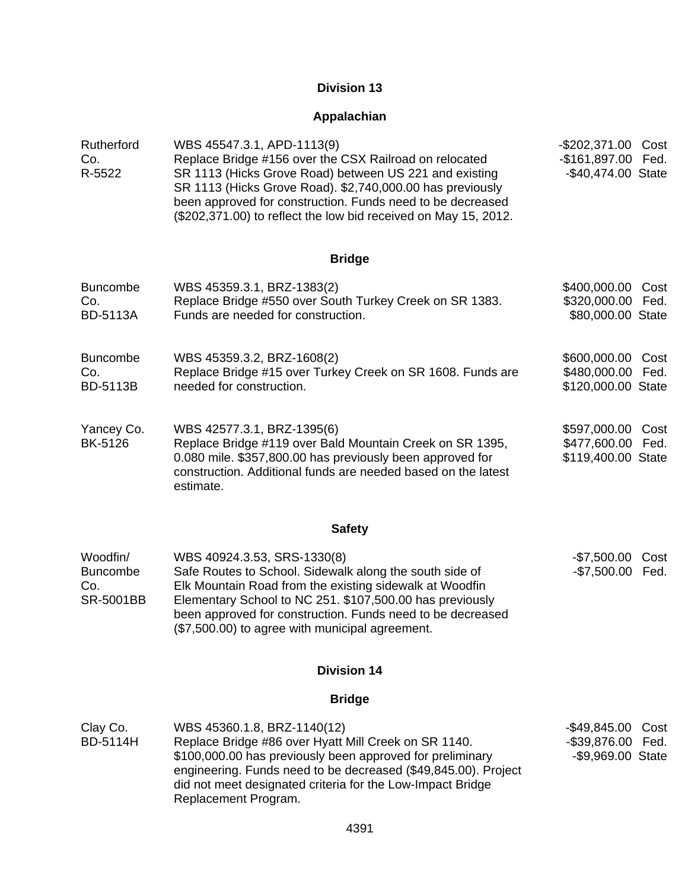## Division 13

### Appalachian

| | | |
|---|---|---|
| Rutherford Co.<br>R-5522 | WBS 45547.3.1, APD-1113(9)<br>Replace Bridge #156 over the CSX Railroad on relocated SR 1113 (Hicks Grove Road) between US 221 and existing SR 1113 (Hicks Grove Road). $2,740,000.00 has previously been approved for construction. Funds need to be decreased ($202,371.00) to reflect the low bid received on May 15, 2012. | -$202,371.00 Cost<br>-$161,897.00 Fed.<br>-$40,474.00 State |

### Bridge

| | | |
|---|---|---|
| Buncombe Co.<br>BD-5113A | WBS 45359.3.1, BRZ-1383(2)<br>Replace Bridge #550 over South Turkey Creek on SR 1383. Funds are needed for construction. | $400,000.00 Cost<br>$320,000.00 Fed.<br>$80,000.00 State |
| Buncombe Co.<br>BD-5113B | WBS 45359.3.2, BRZ-1608(2)<br>Replace Bridge #15 over Turkey Creek on SR 1608. Funds are needed for construction. | $600,000.00 Cost<br>$480,000.00 Fed.<br>$120,000.00 State |
| Yancey Co.<br>BK-5126 | WBS 42577.3.1, BRZ-1395(6)<br>Replace Bridge #119 over Bald Mountain Creek on SR 1395, 0.080 mile. $357,800.00 has previously been approved for construction. Additional funds are needed based on the latest estimate. | $597,000.00 Cost<br>$477,600.00 Fed.<br>$119,400.00 State |

### Safety

| | | |
|---|---|---|
| Woodfin/ Buncombe Co.<br>SR-5001BB | WBS 40924.3.53, SRS-1330(8)<br>Safe Routes to School. Sidewalk along the south side of Elk Mountain Road from the existing sidewalk at Woodfin Elementary School to NC 251. $107,500.00 has previously been approved for construction. Funds need to be decreased ($7,500.00) to agree with municipal agreement. | -$7,500.00 Cost<br>-$7,500.00 Fed. |

## Division 14

### Bridge

| | | |
|---|---|---|
| Clay Co.<br>BD-5114H | WBS 45360.1.8, BRZ-1140(12)<br>Replace Bridge #86 over Hyatt Mill Creek on SR 1140. $100,000.00 has previously been approved for preliminary engineering. Funds need to be decreased ($49,845.00). Project did not meet designated criteria for the Low-Impact Bridge Replacement Program. | -$49,845.00 Cost<br>-$39,876.00 Fed.<br>-$9,969.00 State |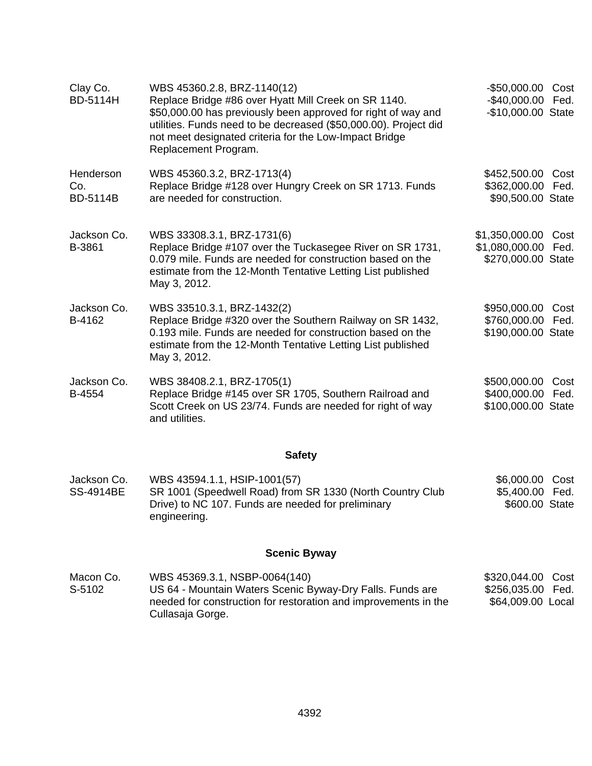| | | |
|---|---|---|
| Clay Co.<br>BD-5114H | WBS 45360.2.8, BRZ-1140(12)<br>Replace Bridge #86 over Hyatt Mill Creek on SR 1140. $50,000.00 has previously been approved for right of way and utilities. Funds need to be decreased ($50,000.00). Project did not meet designated criteria for the Low-Impact Bridge Replacement Program. | -$50,000.00 Cost<br>-$40,000.00 Fed.<br>-$10,000.00 State |
| Henderson Co.<br>BD-5114B | WBS 45360.3.2, BRZ-1713(4)<br>Replace Bridge #128 over Hungry Creek on SR 1713. Funds are needed for construction. | $452,500.00 Cost<br>$362,000.00 Fed.<br>$90,500.00 State |
| Jackson Co.<br>B-3861 | WBS 33308.3.1, BRZ-1731(6)<br>Replace Bridge #107 over the Tuckasegee River on SR 1731, 0.079 mile. Funds are needed for construction based on the estimate from the 12-Month Tentative Letting List published May 3, 2012. | $1,350,000.00 Cost<br>$1,080,000.00 Fed.<br>$270,000.00 State |
| Jackson Co.<br>B-4162 | WBS 33510.3.1, BRZ-1432(2)<br>Replace Bridge #320 over the Southern Railway on SR 1432, 0.193 mile. Funds are needed for construction based on the estimate from the 12-Month Tentative Letting List published May 3, 2012. | $950,000.00 Cost<br>$760,000.00 Fed.<br>$190,000.00 State |
| Jackson Co.<br>B-4554 | WBS 38408.2.1, BRZ-1705(1)<br>Replace Bridge #145 over SR 1705, Southern Railroad and Scott Creek on US 23/74. Funds are needed for right of way and utilities. | $500,000.00 Cost<br>$400,000.00 Fed.<br>$100,000.00 State |

**Safety**

| | | |
|---|---|---|
| Jackson Co.<br>SS-4914BE | WBS 43594.1.1, HSIP-1001(57)<br>SR 1001 (Speedwell Road) from SR 1330 (North Country Club Drive) to NC 107. Funds are needed for preliminary engineering. | $6,000.00 Cost<br>$5,400.00 Fed.<br>$600.00 State |

**Scenic Byway**

| | | |
|---|---|---|
| Macon Co.<br>S-5102 | WBS 45369.3.1, NSBP-0064(140)<br>US 64 - Mountain Waters Scenic Byway-Dry Falls. Funds are needed for construction for restoration and improvements in the Cullasaja Gorge. | $320,044.00 Cost<br>$256,035.00 Fed.<br>$64,009.00 Local |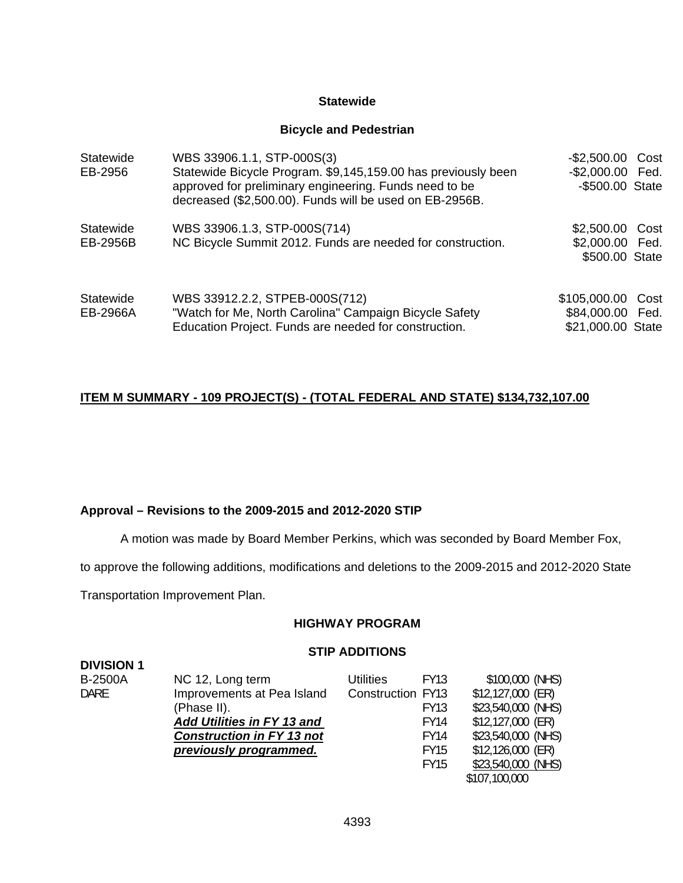**Statewide**

**Bicycle and Pedestrian**

| | | |
|---|---|---|
| Statewide<br>EB-2956 | WBS 33906.1.1, STP-000S(3)<br>Statewide Bicycle Program. $9,145,159.00 has previously been approved for preliminary engineering. Funds need to be decreased ($2,500.00). Funds will be used on EB-2956B. | -$2,500.00 Cost<br>-$2,000.00 Fed.<br>-$500.00 State |
| Statewide<br>EB-2956B | WBS 33906.1.3, STP-000S(714)<br>NC Bicycle Summit 2012. Funds are needed for construction. | $2,500.00 Cost<br>$2,000.00 Fed.<br>$500.00 State |
| Statewide<br>EB-2966A | WBS 33912.2.2, STPEB-000S(712)<br>"Watch for Me, North Carolina" Campaign Bicycle Safety Education Project. Funds are needed for construction. | $105,000.00 Cost<br>$84,000.00 Fed.<br>$21,000.00 State |

**ITEM M SUMMARY - 109 PROJECT(S) - (TOTAL FEDERAL AND STATE) $134,732,107.00**

**Approval – Revisions to the 2009-2015 and 2012-2020 STIP**

A motion was made by Board Member Perkins, which was seconded by Board Member Fox, to approve the following additions, modifications and deletions to the 2009-2015 and 2012-2020 State Transportation Improvement Plan.

**HIGHWAY PROGRAM**

**STIP ADDITIONS**

**DIVISION 1**

| | | | | |
|---|---|---|---|---|
| B-2500A<br>DARE | NC 12, Long term Improvements at Pea Island (Phase II).<br>***Add Utilities in FY 13 and Construction in FY 13 not previously programmed.*** | Utilities | FY13 | $100,000 (NHS) |
| | | Construction | FY13 | $12,127,000 (ER) |
| | | | FY13 | $23,540,000 (NHS) |
| | | | FY14 | $12,127,000 (ER) |
| | | | FY14 | $23,540,000 (NHS) |
| | | | FY15 | $12,126,000 (ER) |
| | | | FY15 | $23,540,000 (NHS) |
| | | | | $107,100,000 |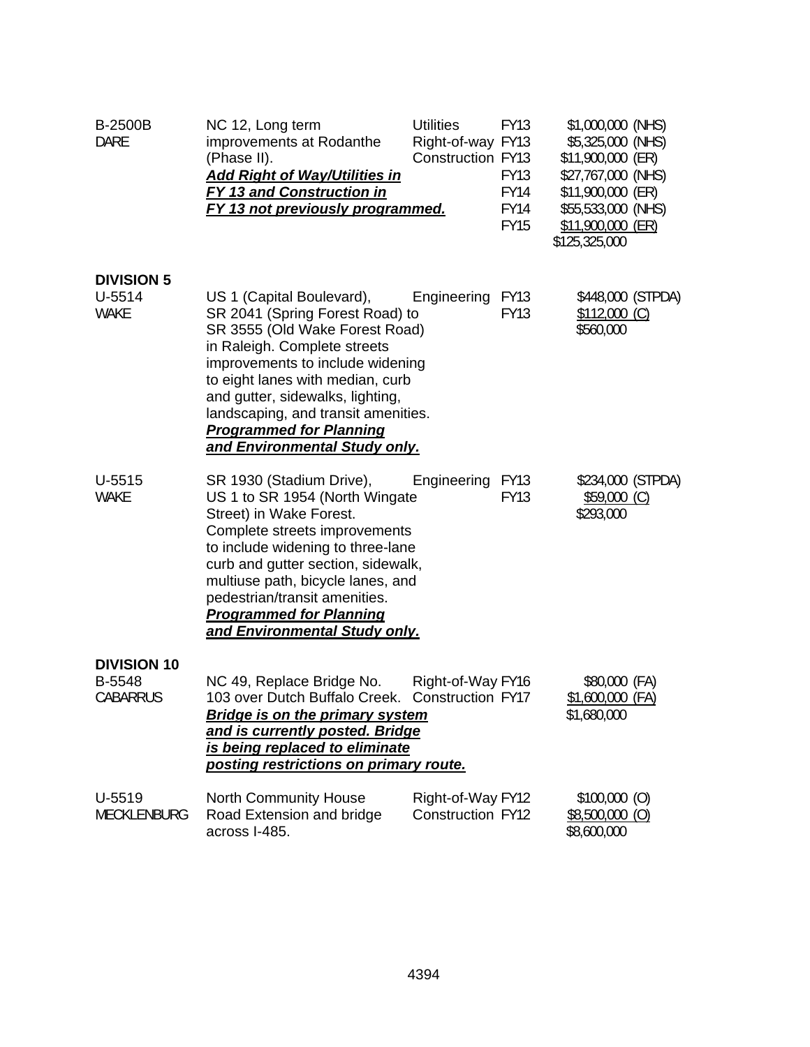| | | | | |
|---|---|---|---|---|
| B-2500B<br>DARE | NC 12, Long term improvements at Rodanthe (Phase II).<br>***Add Right of Way/Utilities in FY 13 and Construction in FY 13 not previously programmed.*** | Utilities<br>Right-of-way<br>Construction | FY13<br>FY13<br>FY13<br>FY13<br>FY14<br>FY14<br>FY15 | $1,000,000 (NHS)<br>$5,325,000 (NHS)<br>$11,900,000 (ER)<br>$27,767,000 (NHS)<br>$11,900,000 (ER)<br>$55,533,000 (NHS)<br>$11,900,000 (ER)<br>$125,325,000 |

**DIVISION 5**

| | | | | |
|---|---|---|---|---|
| U-5514<br>WAKE | US 1 (Capital Boulevard), SR 2041 (Spring Forest Road) to SR 3555 (Old Wake Forest Road) in Raleigh. Complete streets improvements to include widening to eight lanes with median, curb and gutter, sidewalks, lighting, landscaping, and transit amenities.<br>***Programmed for Planning and Environmental Study only.*** | Engineering | FY13<br>FY13 | $448,000 (STPDA)<br>$112,000 (C)<br>$560,000 |
| U-5515<br>WAKE | SR 1930 (Stadium Drive), US 1 to SR 1954 (North Wingate Street) in Wake Forest. Complete streets improvements to include widening to three-lane curb and gutter section, sidewalk, multiuse path, bicycle lanes, and pedestrian/transit amenities.<br>***Programmed for Planning and Environmental Study only.*** | Engineering | FY13<br>FY13 | $234,000 (STPDA)<br>$59,000 (C)<br>$293,000 |

**DIVISION 10**

| | | | | |
|---|---|---|---|---|
| B-5548<br>CABARRUS | NC 49, Replace Bridge No. 103 over Dutch Buffalo Creek.<br>***Bridge is on the primary system and is currently posted. Bridge is being replaced to eliminate posting restrictions on primary route.*** | Right-of-Way<br>Construction | FY16<br>FY17 | $80,000 (FA)<br>$1,600,000 (FA)<br>$1,680,000 |
| U-5519<br>MECKLENBURG | North Community House Road Extension and bridge across I-485. | Right-of-Way<br>Construction | FY12<br>FY12 | $100,000 (O)<br>$8,500,000 (O)<br>$8,600,000 |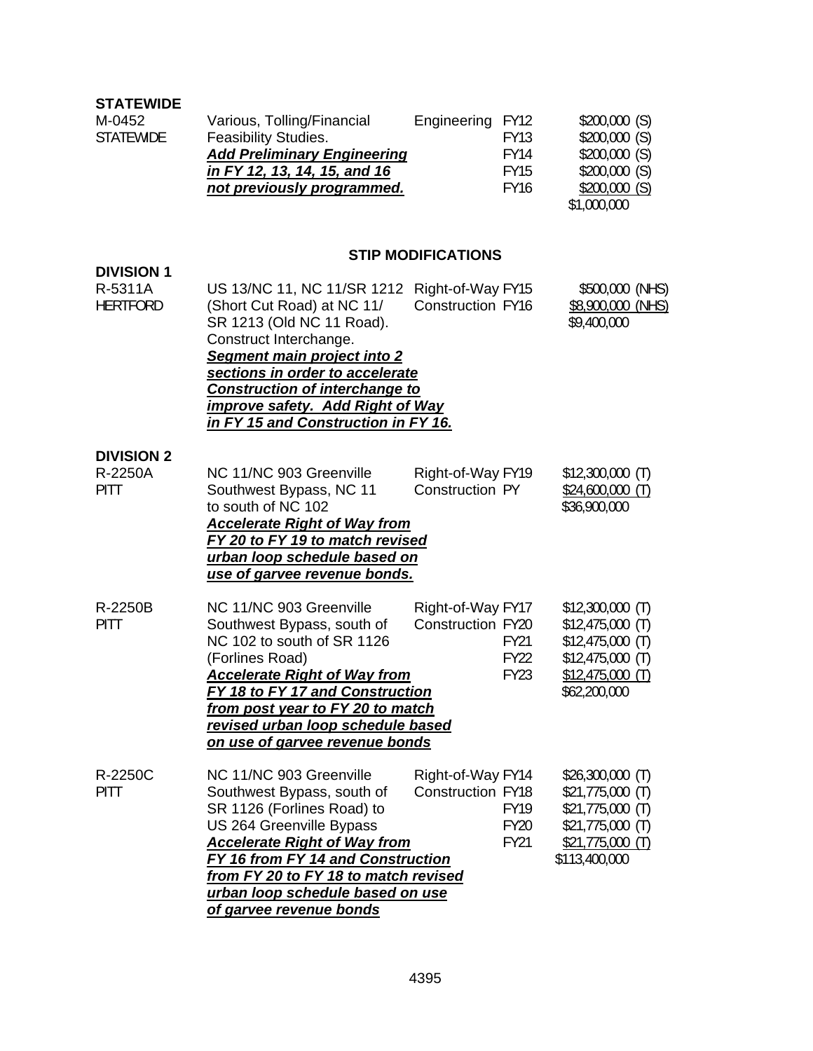**STATEWIDE**

| | | | | |
|---|---|---|---|---|
| M-0452<br>STATEWIDE | Various, Tolling/Financial Feasibility Studies.<br>***Add Preliminary Engineering in FY 12, 13, 14, 15, and 16 not previously programmed.*** | Engineering | FY12<br>FY13<br>FY14<br>FY15<br>FY16 | \$200,000 (S)<br>\$200,000 (S)<br>\$200,000 (S)<br>\$200,000 (S)<br>\$200,000 (S)<br>\$1,000,000 |

**STIP MODIFICATIONS**

**DIVISION 1**

| | | | | |
|---|---|---|---|---|
| R-5311A<br>HERTFORD | US 13/NC 11, NC 11/SR 1212 (Short Cut Road) at NC 11/ SR 1213 (Old NC 11 Road). Construct Interchange.<br>***Segment main project into 2 sections in order to accelerate Construction of interchange to improve safety. Add Right of Way in FY 15 and Construction in FY 16.*** | Right-of-Way<br>Construction | FY15<br>FY16 | \$500,000 (NHS)<br>\$8,900,000 (NHS)<br>\$9,400,000 |

**DIVISION 2**

| | | | | |
|---|---|---|---|---|
| R-2250A<br>PITT | NC 11/NC 903 Greenville Southwest Bypass, NC 11 to south of NC 102<br>***Accelerate Right of Way from FY 20 to FY 19 to match revised urban loop schedule based on use of garvee revenue bonds.*** | Right-of-Way<br>Construction | FY19<br>PY | \$12,300,000 (T)<br>\$24,600,000 (T)<br>\$36,900,000 |
| R-2250B<br>PITT | NC 11/NC 903 Greenville Southwest Bypass, south of NC 102 to south of SR 1126 (Forlines Road)<br>***Accelerate Right of Way from FY 18 to FY 17 and Construction from post year to FY 20 to match revised urban loop schedule based on use of garvee revenue bonds*** | Right-of-Way<br>Construction | FY17<br>FY20<br>FY21<br>FY22<br>FY23 | \$12,300,000 (T)<br>\$12,475,000 (T)<br>\$12,475,000 (T)<br>\$12,475,000 (T)<br>\$12,475,000 (T)<br>\$62,200,000 |
| R-2250C<br>PITT | NC 11/NC 903 Greenville Southwest Bypass, south of SR 1126 (Forlines Road) to US 264 Greenville Bypass<br>***Accelerate Right of Way from FY 16 from FY 14 and Construction from FY 20 to FY 18 to match revised urban loop schedule based on use of garvee revenue bonds*** | Right-of-Way<br>Construction | FY14<br>FY18<br>FY19<br>FY20<br>FY21 | \$26,300,000 (T)<br>\$21,775,000 (T)<br>\$21,775,000 (T)<br>\$21,775,000 (T)<br>\$21,775,000 (T)<br>\$113,400,000 |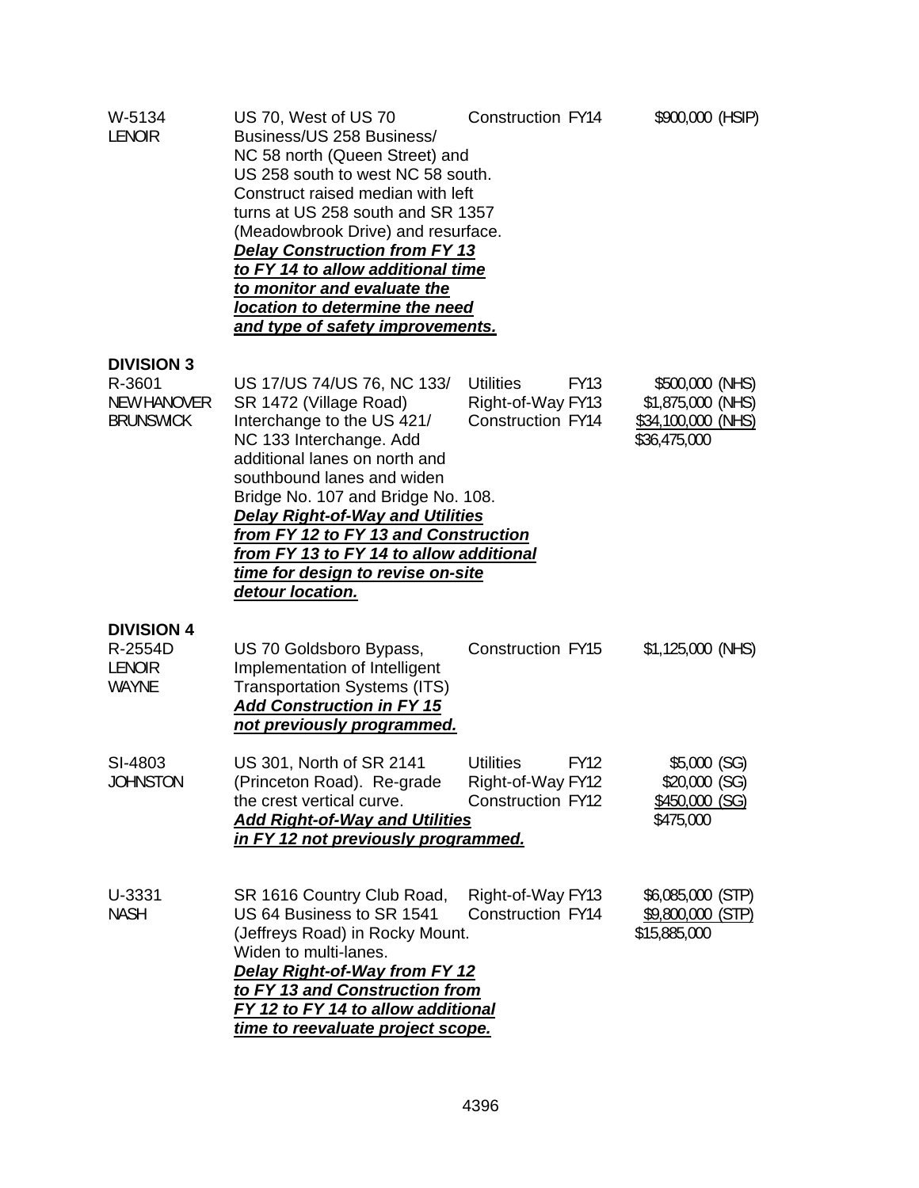| | | | |
|---|---|---|---|
| W-5134<br>LENOIR | US 70, West of US 70 Business/US 258 Business/ NC 58 north (Queen Street) and US 258 south to west NC 58 south. Construct raised median with left turns at US 258 south and SR 1357 (Meadowbrook Drive) and resurface.<br>***Delay Construction from FY 13 to FY 14 to allow additional time to monitor and evaluate the location to determine the need and type of safety improvements.*** | Construction FY14 | $900,000 (HSIP) |

**DIVISION 3**

| | | | |
|---|---|---|---|
| R-3601<br>NEW HANOVER<br>BRUNSWICK | US 17/US 74/US 76, NC 133/ SR 1472 (Village Road) Interchange to the US 421/ NC 133 Interchange. Add additional lanes on north and southbound lanes and widen Bridge No. 107 and Bridge No. 108.<br>***Delay Right-of-Way and Utilities from FY 12 to FY 13 and Construction from FY 13 to FY 14 to allow additional time for design to revise on-site detour location.*** | Utilities FY13<br>Right-of-Way FY13<br>Construction FY14 | $500,000 (NHS)<br>$1,875,000 (NHS)<br>$34,100,000 (NHS)<br>$36,475,000 |

**DIVISION 4**

| | | | |
|---|---|---|---|
| R-2554D<br>LENOIR<br>WAYNE | US 70 Goldsboro Bypass, Implementation of Intelligent Transportation Systems (ITS)<br>***Add Construction in FY 15 not previously programmed.*** | Construction FY15 | $1,125,000 (NHS) |
| SI-4803<br>JOHNSTON | US 301, North of SR 2141 (Princeton Road). Re-grade the crest vertical curve.<br>***Add Right-of-Way and Utilities in FY 12 not previously programmed.*** | Utilities FY12<br>Right-of-Way FY12<br>Construction FY12 | $5,000 (SG)<br>$20,000 (SG)<br>$450,000 (SG)<br>$475,000 |
| U-3331<br>NASH | SR 1616 Country Club Road, US 64 Business to SR 1541 (Jeffreys Road) in Rocky Mount. Widen to multi-lanes.<br>***Delay Right-of-Way from FY 12 to FY 13 and Construction from FY 12 to FY 14 to allow additional time to reevaluate project scope.*** | Right-of-Way FY13<br>Construction FY14 | $6,085,000 (STP)<br>$9,800,000 (STP)<br>$15,885,000 |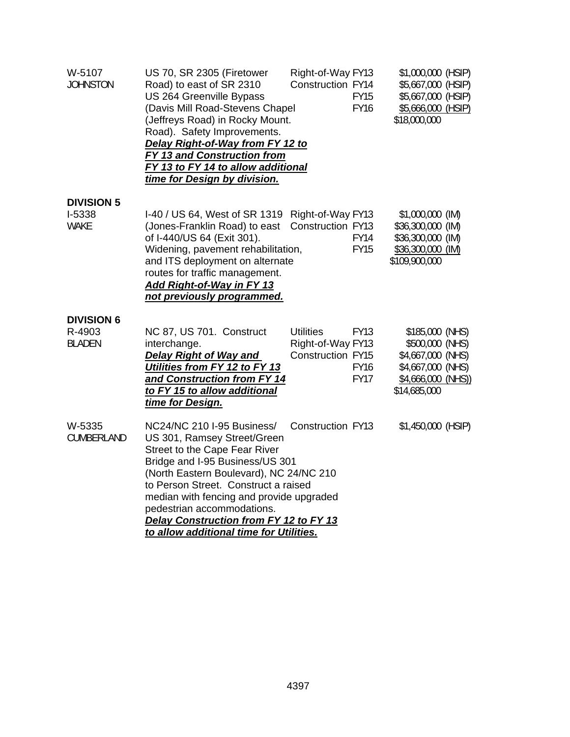| | | | | |
|---|---|---|---|---|
| W-5107<br>JOHNSTON | US 70, SR 2305 (Firetower Road) to east of SR 2310<br>US 264 Greenville Bypass (Davis Mill Road-Stevens Chapel (Jeffreys Road) in Rocky Mount. Road). Safety Improvements.<br>***Delay Right-of-Way from FY 12 to FY 13 and Construction from FY 13 to FY 14 to allow additional time for Design by division.*** | Right-of-Way<br>Construction | FY13<br>FY14<br>FY15<br>FY16 | $1,000,000 (HSIP)<br>$5,667,000 (HSIP)<br>$5,667,000 (HSIP)<br>$5,666,000 (HSIP)<br>$18,000,000 |

**DIVISION 5**

| | | | | |
|---|---|---|---|---|
| I-5338<br>WAKE | I-40 / US 64, West of SR 1319 (Jones-Franklin Road) to east of I-440/US 64 (Exit 301). Widening, pavement rehabilitation, and ITS deployment on alternate routes for traffic management.<br>***Add Right-of-Way in FY 13 not previously programmed.*** | Right-of-Way<br>Construction | FY13<br>FY13<br>FY14<br>FY15 | $1,000,000 (IM)<br>$36,300,000 (IM)<br>$36,300,000 (IM)<br>$36,300,000 (IM)<br>$109,900,000 |

**DIVISION 6**

| | | | | |
|---|---|---|---|---|
| R-4903<br>BLADEN | NC 87, US 701. Construct interchange.<br>***Delay Right of Way and Utilities from FY 12 to FY 13 and Construction from FY 14 to FY 15 to allow additional time for Design.*** | Utilities<br>Right-of-Way<br>Construction | FY13<br>FY13<br>FY15<br>FY16<br>FY17 | $185,000 (NHS)<br>$500,000 (NHS)<br>$4,667,000 (NHS)<br>$4,667,000 (NHS)<br>$4,666,000 (NHS))<br>$14,685,000 |
| W-5335<br>CUMBERLAND | NC24/NC 210 I-95 Business/ US 301, Ramsey Street/Green Street to the Cape Fear River Bridge and I-95 Business/US 301 (North Eastern Boulevard), NC 24/NC 210 to Person Street. Construct a raised median with fencing and provide upgraded pedestrian accommodations.<br>***Delay Construction from FY 12 to FY 13 to allow additional time for Utilities.*** | Construction | FY13 | $1,450,000 (HSIP) |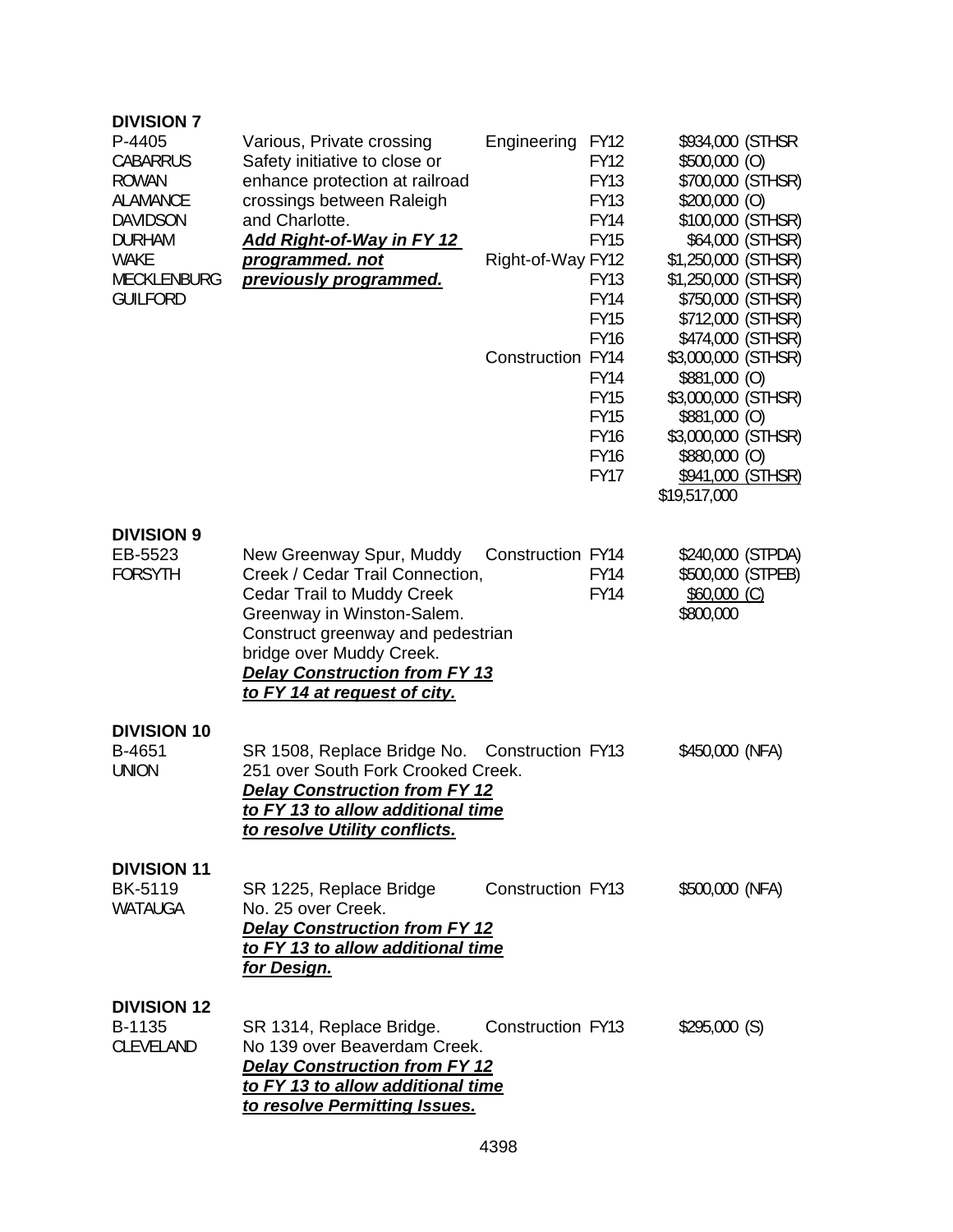**DIVISION 7**

| | | | | |
|---|---|---|---|---|
| P-4405 | Various, Private crossing | Engineering | FY12 | $934,000 (STHSR |
| CABARRUS | Safety initiative to close or | | FY12 | $500,000 (O) |
| ROWAN | enhance protection at railroad | | FY13 | $700,000 (STHSR) |
| ALAMANCE | crossings between Raleigh | | FY13 | $200,000 (O) |
| DAVIDSON | and Charlotte. | | FY14 | $100,000 (STHSR) |
| DURHAM | ***Add Right-of-Way in FY 12*** | | FY15 | $64,000 (STHSR) |
| WAKE | ***programmed. not*** | Right-of-Way | FY12 | $1,250,000 (STHSR) |
| MECKLENBURG | ***previously programmed.*** | | FY13 | $1,250,000 (STHSR) |
| GUILFORD | | | FY14 | $750,000 (STHSR) |
| | | | FY15 | $712,000 (STHSR) |
| | | | FY16 | $474,000 (STHSR) |
| | | Construction | FY14 | $3,000,000 (STHSR) |
| | | | FY14 | $881,000 (O) |
| | | | FY15 | $3,000,000 (STHSR) |
| | | | FY15 | $881,000 (O) |
| | | | FY16 | $3,000,000 (STHSR) |
| | | | FY16 | $880,000 (O) |
| | | | FY17 | $941,000 (STHSR) |
| | | | | $19,517,000 |

**DIVISION 9**

| | | | | |
|---|---|---|---|---|
| EB-5523 | New Greenway Spur, Muddy Creek / Cedar Trail Connection, Cedar Trail to Muddy Creek Greenway in Winston-Salem. Construct greenway and pedestrian bridge over Muddy Creek. ***Delay Construction from FY 13 to FY 14 at request of city.*** | Construction | FY14 | $240,000 (STPDA) |
| FORSYTH | | | FY14 | $500,000 (STPEB) |
| | | | FY14 | $60,000 (C) |
| | | | | $800,000 |

**DIVISION 10**

| | | | | |
|---|---|---|---|---|
| B-4651 | SR 1508, Replace Bridge No. 251 over South Fork Crooked Creek. ***Delay Construction from FY 12 to FY 13 to allow additional time to resolve Utility conflicts.*** | Construction | FY13 | $450,000 (NFA) |
| UNION | | | | |

**DIVISION 11**

| | | | | |
|---|---|---|---|---|
| BK-5119 | SR 1225, Replace Bridge No. 25 over Creek. ***Delay Construction from FY 12 to FY 13 to allow additional time for Design.*** | Construction | FY13 | $500,000 (NFA) |
| WATAUGA | | | | |

**DIVISION 12**

| | | | | |
|---|---|---|---|---|
| B-1135 | SR 1314, Replace Bridge. No 139 over Beaverdam Creek. ***Delay Construction from FY 12 to FY 13 to allow additional time to resolve Permitting Issues.*** | Construction | FY13 | $295,000 (S) |
| CLEVELAND | | | | |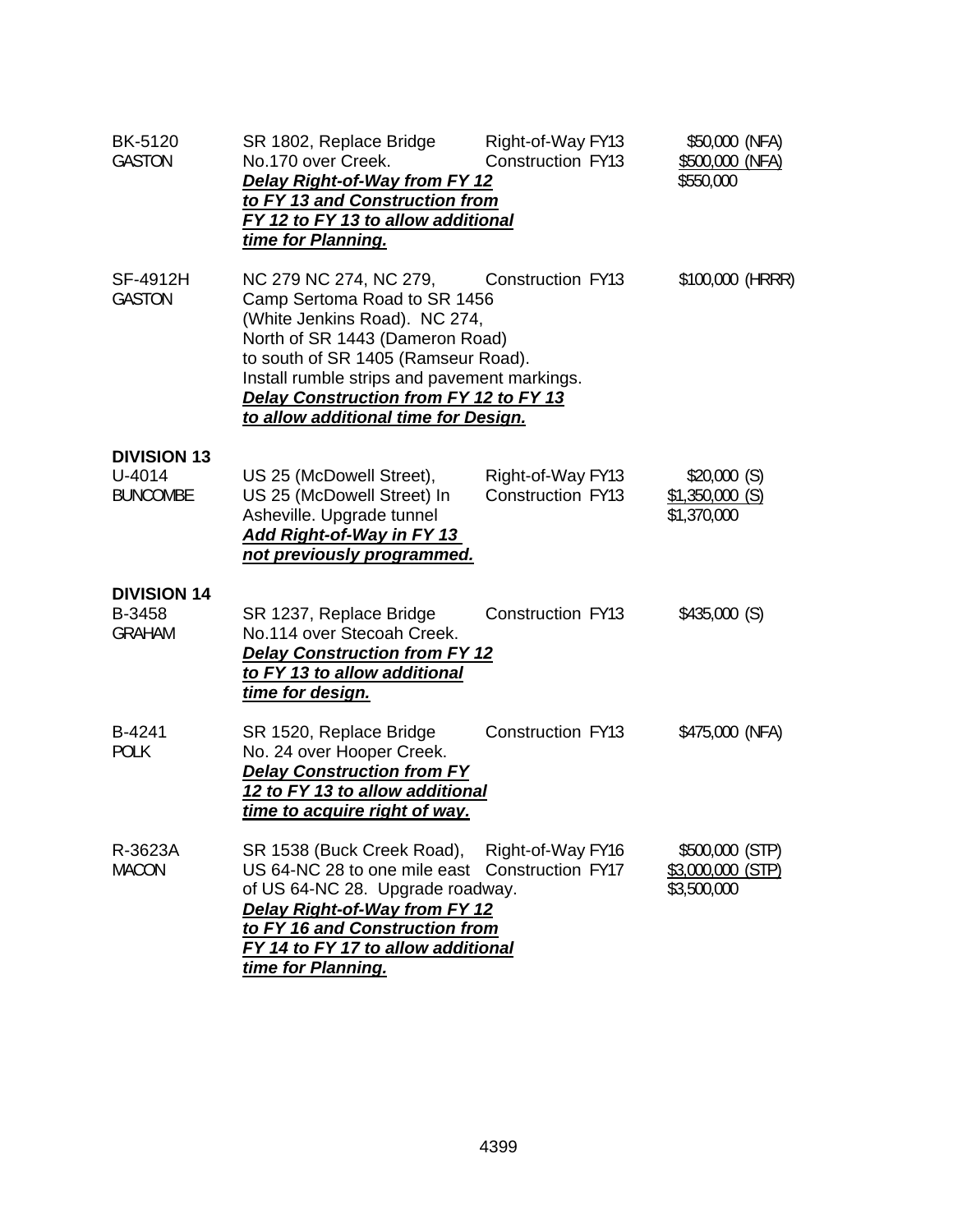| | | | |
|---|---|---|---|
| BK-5120<br>GASTON | SR 1802, Replace Bridge No.170 over Creek.<br>***Delay Right-of-Way from FY 12 to FY 13 and Construction from FY 12 to FY 13 to allow additional time for Planning.*** | Right-of-Way FY13<br>Construction FY13 | $50,000 (NFA)<br>$500,000 (NFA)<br>$550,000 |
| SF-4912H<br>GASTON | NC 279 NC 274, NC 279, Camp Sertoma Road to SR 1456 (White Jenkins Road). NC 274, North of SR 1443 (Dameron Road) to south of SR 1405 (Ramseur Road). Install rumble strips and pavement markings.<br>***Delay Construction from FY 12 to FY 13 to allow additional time for Design.*** | Construction FY13 | $100,000 (HRRR) |

**DIVISION 13**

| | | | |
|---|---|---|---|
| U-4014<br>BUNCOMBE | US 25 (McDowell Street), US 25 (McDowell Street) In Asheville. Upgrade tunnel<br>***Add Right-of-Way in FY 13 not previously programmed.*** | Right-of-Way FY13<br>Construction FY13 | $20,000 (S)<br>$1,350,000 (S)<br>$1,370,000 |

**DIVISION 14**

| | | | |
|---|---|---|---|
| B-3458<br>GRAHAM | SR 1237, Replace Bridge No.114 over Stecoah Creek.<br>***Delay Construction from FY 12 to FY 13 to allow additional time for design.*** | Construction FY13 | $435,000 (S) |
| B-4241<br>POLK | SR 1520, Replace Bridge No. 24 over Hooper Creek.<br>***Delay Construction from FY 12 to FY 13 to allow additional time to acquire right of way.*** | Construction FY13 | $475,000 (NFA) |
| R-3623A<br>MACON | SR 1538 (Buck Creek Road), US 64-NC 28 to one mile east of US 64-NC 28. Upgrade roadway.<br>***Delay Right-of-Way from FY 12 to FY 16 and Construction from FY 14 to FY 17 to allow additional time for Planning.*** | Right-of-Way FY16<br>Construction FY17 | $500,000 (STP)<br>$3,000,000 (STP)<br>$3,500,000 |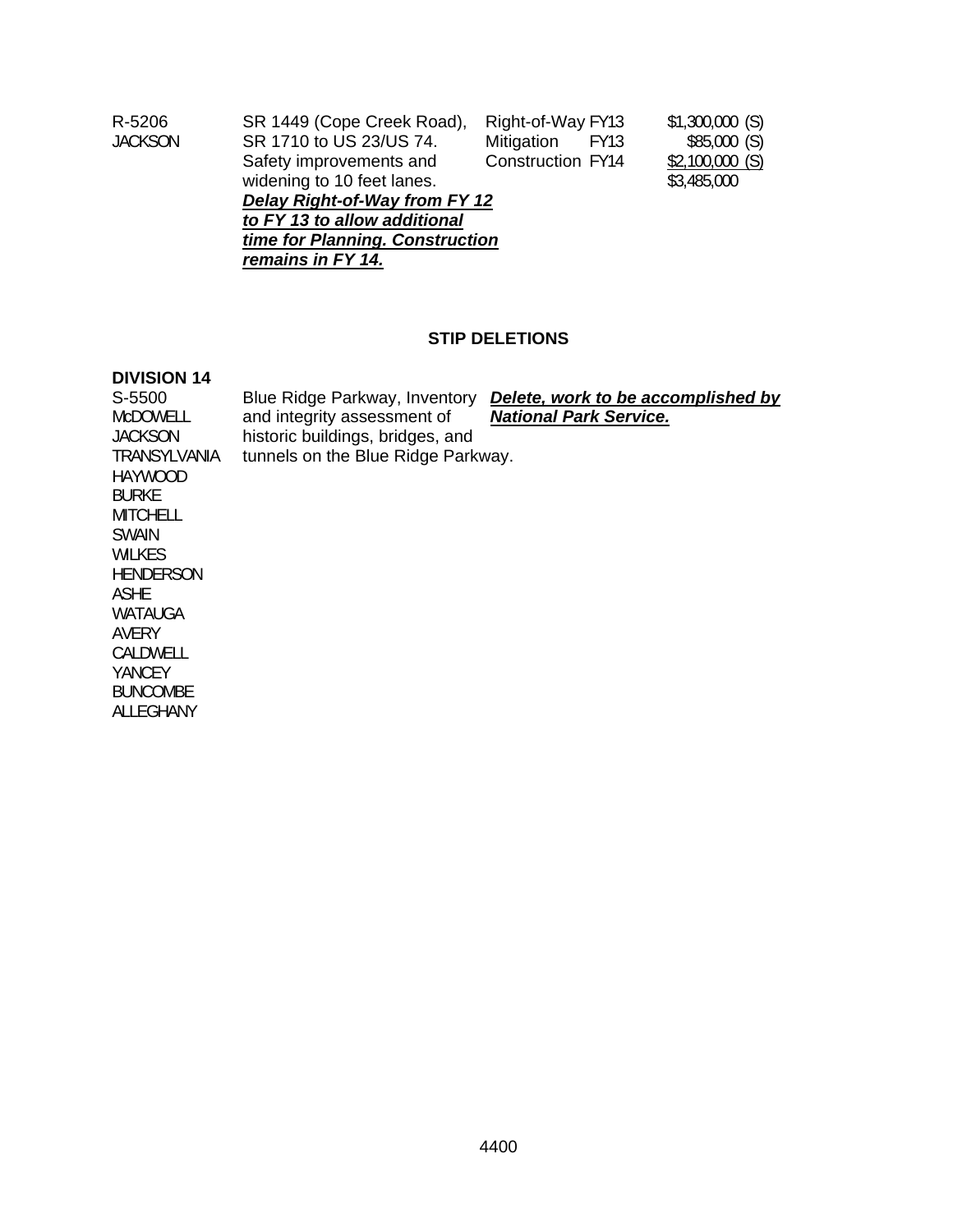| | | | |
|---|---|---|---|
| R-5206<br>JACKSON | SR 1449 (Cope Creek Road), SR 1710 to US 23/US 74. Safety improvements and widening to 10 feet lanes.<br>***<u>Delay Right-of-Way from FY 12 to FY 13 to allow additional time for Planning. Construction remains in FY 14.</u>*** | Right-of-Way FY13<br>Mitigation FY13<br>Construction FY14 | $1,300,000 (S)<br>$85,000 (S)<br><u>$2,100,000 (S)</u><br>$3,485,000 |

**STIP DELETIONS**

**DIVISION 14**

| | | |
|---|---|---|
| S-5500<br>McDOWELL<br>JACKSON<br>TRANSYLVANIA<br>HAYWOOD<br>BURKE<br>MITCHELL<br>SWAIN<br>WILKES<br>HENDERSON<br>ASHE<br>WATAUGA<br>AVERY<br>CALDWELL<br>YANCEY<br>BUNCOMBE<br>ALLEGHANY | Blue Ridge Parkway, Inventory and integrity assessment of historic buildings, bridges, and tunnels on the Blue Ridge Parkway. | ***<u>Delete, work to be accomplished by National Park Service.</u>*** |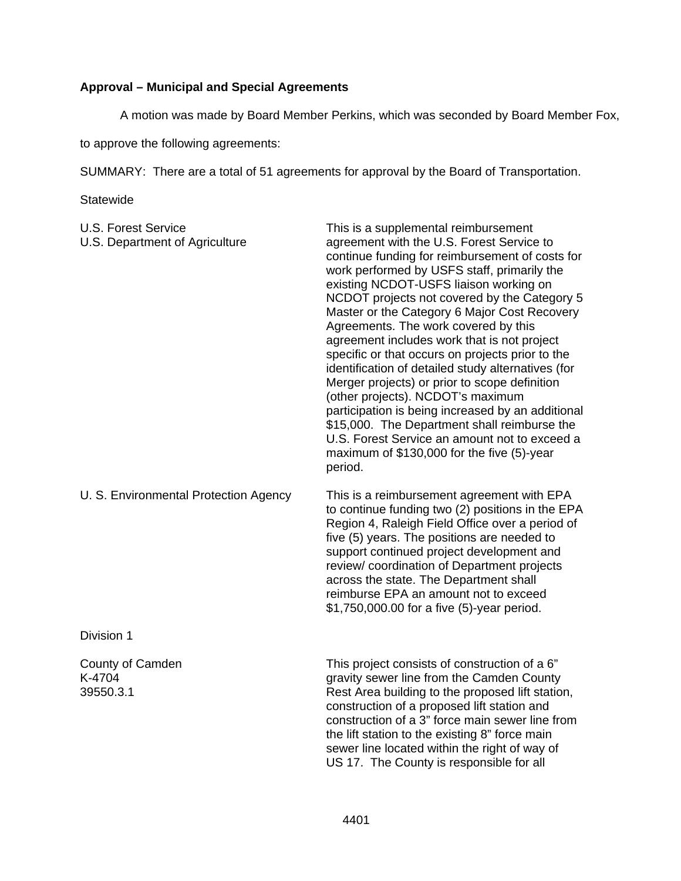**Approval – Municipal and Special Agreements**

A motion was made by Board Member Perkins, which was seconded by Board Member Fox, to approve the following agreements:

SUMMARY: There are a total of 51 agreements for approval by the Board of Transportation.

Statewide

| | |
|---|---|
| U.S. Forest Service<br>U.S. Department of Agriculture | This is a supplemental reimbursement agreement with the U.S. Forest Service to continue funding for reimbursement of costs for work performed by USFS staff, primarily the existing NCDOT-USFS liaison working on NCDOT projects not covered by the Category 5 Master or the Category 6 Major Cost Recovery Agreements. The work covered by this agreement includes work that is not project specific or that occurs on projects prior to the identification of detailed study alternatives (for Merger projects) or prior to scope definition (other projects). NCDOT's maximum participation is being increased by an additional $15,000. The Department shall reimburse the U.S. Forest Service an amount not to exceed a maximum of $130,000 for the five (5)-year period. |
| U. S. Environmental Protection Agency | This is a reimbursement agreement with EPA to continue funding two (2) positions in the EPA Region 4, Raleigh Field Office over a period of five (5) years. The positions are needed to support continued project development and review/ coordination of Department projects across the state. The Department shall reimburse EPA an amount not to exceed $1,750,000.00 for a five (5)-year period. |

Division 1

| | |
|---|---|
| County of Camden<br>K-4704<br>39550.3.1 | This project consists of construction of a 6" gravity sewer line from the Camden County Rest Area building to the proposed lift station, construction of a proposed lift station and construction of a 3" force main sewer line from the lift station to the existing 8" force main sewer line located within the right of way of US 17. The County is responsible for all |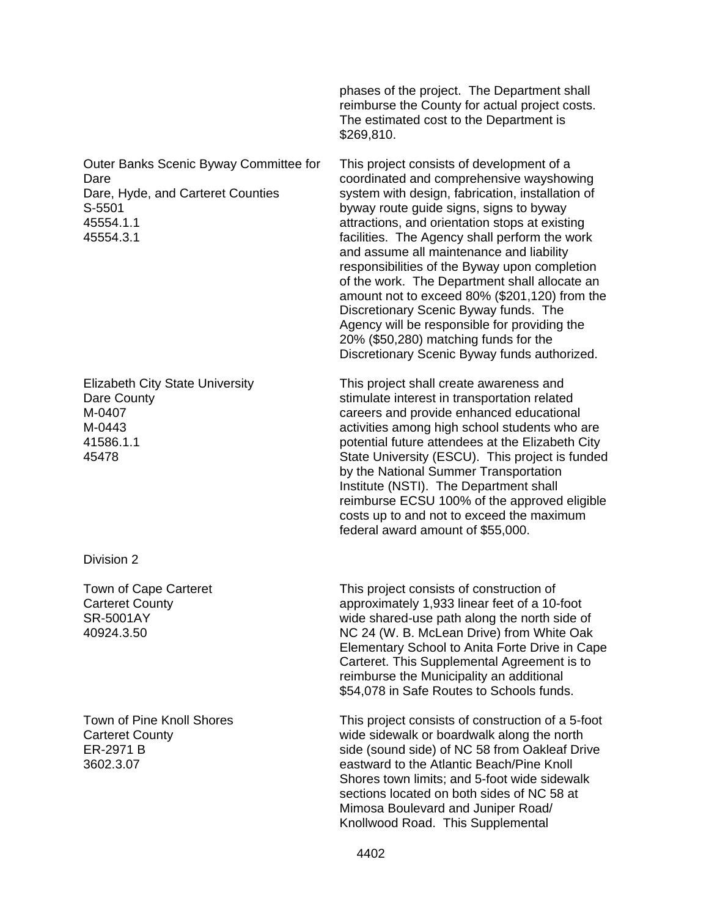phases of the project. The Department shall reimburse the County for actual project costs. The estimated cost to the Department is $269,810.

| | |
|---|---|
| Outer Banks Scenic Byway Committee for Dare<br>Dare, Hyde, and Carteret Counties<br>S-5501<br>45554.1.1<br>45554.3.1 | This project consists of development of a coordinated and comprehensive wayshowing system with design, fabrication, installation of byway route guide signs, signs to byway attractions, and orientation stops at existing facilities. The Agency shall perform the work and assume all maintenance and liability responsibilities of the Byway upon completion of the work. The Department shall allocate an amount not to exceed 80% ($201,120) from the Discretionary Scenic Byway funds. The Agency will be responsible for providing the 20% ($50,280) matching funds for the Discretionary Scenic Byway funds authorized. |
| Elizabeth City State University<br>Dare County<br>M-0407<br>M-0443<br>41586.1.1<br>45478 | This project shall create awareness and stimulate interest in transportation related careers and provide enhanced educational activities among high school students who are potential future attendees at the Elizabeth City State University (ESCU). This project is funded by the National Summer Transportation Institute (NSTI). The Department shall reimburse ECSU 100% of the approved eligible costs up to and not to exceed the maximum federal award amount of $55,000. |

Division 2

| | |
|---|---|
| Town of Cape Carteret<br>Carteret County<br>SR-5001AY<br>40924.3.50 | This project consists of construction of approximately 1,933 linear feet of a 10-foot wide shared-use path along the north side of NC 24 (W. B. McLean Drive) from White Oak Elementary School to Anita Forte Drive in Cape Carteret. This Supplemental Agreement is to reimburse the Municipality an additional $54,078 in Safe Routes to Schools funds. |
| Town of Pine Knoll Shores<br>Carteret County<br>ER-2971 B<br>3602.3.07 | This project consists of construction of a 5-foot wide sidewalk or boardwalk along the north side (sound side) of NC 58 from Oakleaf Drive eastward to the Atlantic Beach/Pine Knoll Shores town limits; and 5-foot wide sidewalk sections located on both sides of NC 58 at Mimosa Boulevard and Juniper Road/ Knollwood Road. This Supplemental |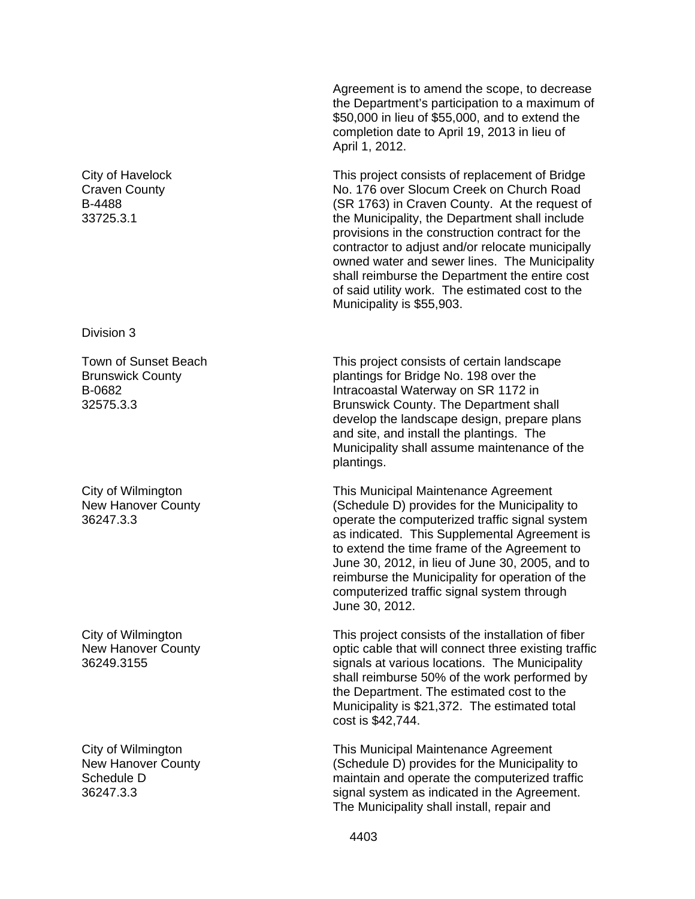Agreement is to amend the scope, to decrease the Department's participation to a maximum of $50,000 in lieu of $55,000, and to extend the completion date to April 19, 2013 in lieu of April 1, 2012.

City of Havelock
Craven County
B-4488
33725.3.1

This project consists of replacement of Bridge No. 176 over Slocum Creek on Church Road (SR 1763) in Craven County. At the request of the Municipality, the Department shall include provisions in the construction contract for the contractor to adjust and/or relocate municipally owned water and sewer lines. The Municipality shall reimburse the Department the entire cost of said utility work. The estimated cost to the Municipality is $55,903.

Division 3

Town of Sunset Beach
Brunswick County
B-0682
32575.3.3

This project consists of certain landscape plantings for Bridge No. 198 over the Intracoastal Waterway on SR 1172 in Brunswick County. The Department shall develop the landscape design, prepare plans and site, and install the plantings. The Municipality shall assume maintenance of the plantings.

City of Wilmington
New Hanover County
36247.3.3

This Municipal Maintenance Agreement (Schedule D) provides for the Municipality to operate the computerized traffic signal system as indicated. This Supplemental Agreement is to extend the time frame of the Agreement to June 30, 2012, in lieu of June 30, 2005, and to reimburse the Municipality for operation of the computerized traffic signal system through June 30, 2012.

City of Wilmington
New Hanover County
36249.3155

This project consists of the installation of fiber optic cable that will connect three existing traffic signals at various locations. The Municipality shall reimburse 50% of the work performed by the Department. The estimated cost to the Municipality is $21,372. The estimated total cost is $42,744.

City of Wilmington
New Hanover County
Schedule D
36247.3.3

This Municipal Maintenance Agreement (Schedule D) provides for the Municipality to maintain and operate the computerized traffic signal system as indicated in the Agreement. The Municipality shall install, repair and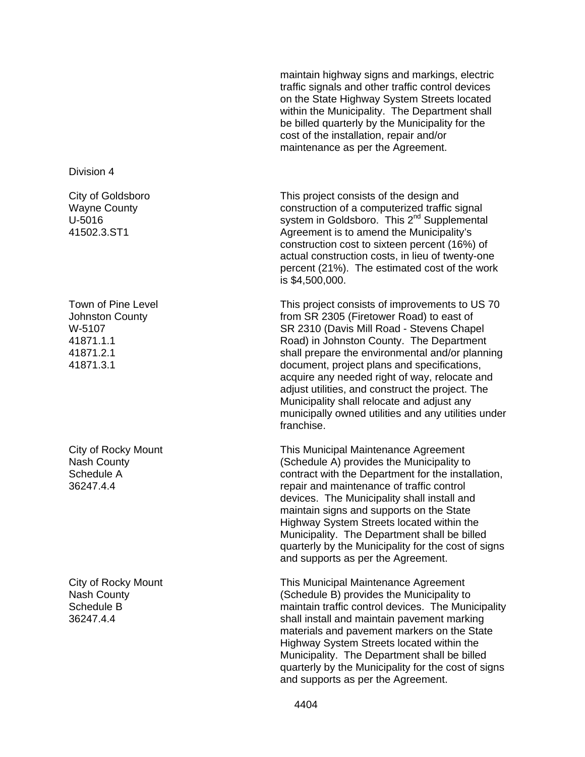maintain highway signs and markings, electric traffic signals and other traffic control devices on the State Highway System Streets located within the Municipality. The Department shall be billed quarterly by the Municipality for the cost of the installation, repair and/or maintenance as per the Agreement.

Division 4

City of Goldsboro
Wayne County
U-5016
41502.3.ST1

This project consists of the design and construction of a computerized traffic signal system in Goldsboro. This 2nd Supplemental Agreement is to amend the Municipality's construction cost to sixteen percent (16%) of actual construction costs, in lieu of twenty-one percent (21%). The estimated cost of the work is $4,500,000.

Town of Pine Level
Johnston County
W-5107
41871.1.1
41871.2.1
41871.3.1

This project consists of improvements to US 70 from SR 2305 (Firetower Road) to east of SR 2310 (Davis Mill Road - Stevens Chapel Road) in Johnston County. The Department shall prepare the environmental and/or planning document, project plans and specifications, acquire any needed right of way, relocate and adjust utilities, and construct the project. The Municipality shall relocate and adjust any municipally owned utilities and any utilities under franchise.

City of Rocky Mount
Nash County
Schedule A
36247.4.4

This Municipal Maintenance Agreement (Schedule A) provides the Municipality to contract with the Department for the installation, repair and maintenance of traffic control devices. The Municipality shall install and maintain signs and supports on the State Highway System Streets located within the Municipality. The Department shall be billed quarterly by the Municipality for the cost of signs and supports as per the Agreement.

City of Rocky Mount
Nash County
Schedule B
36247.4.4

This Municipal Maintenance Agreement (Schedule B) provides the Municipality to maintain traffic control devices. The Municipality shall install and maintain pavement marking materials and pavement markers on the State Highway System Streets located within the Municipality. The Department shall be billed quarterly by the Municipality for the cost of signs and supports as per the Agreement.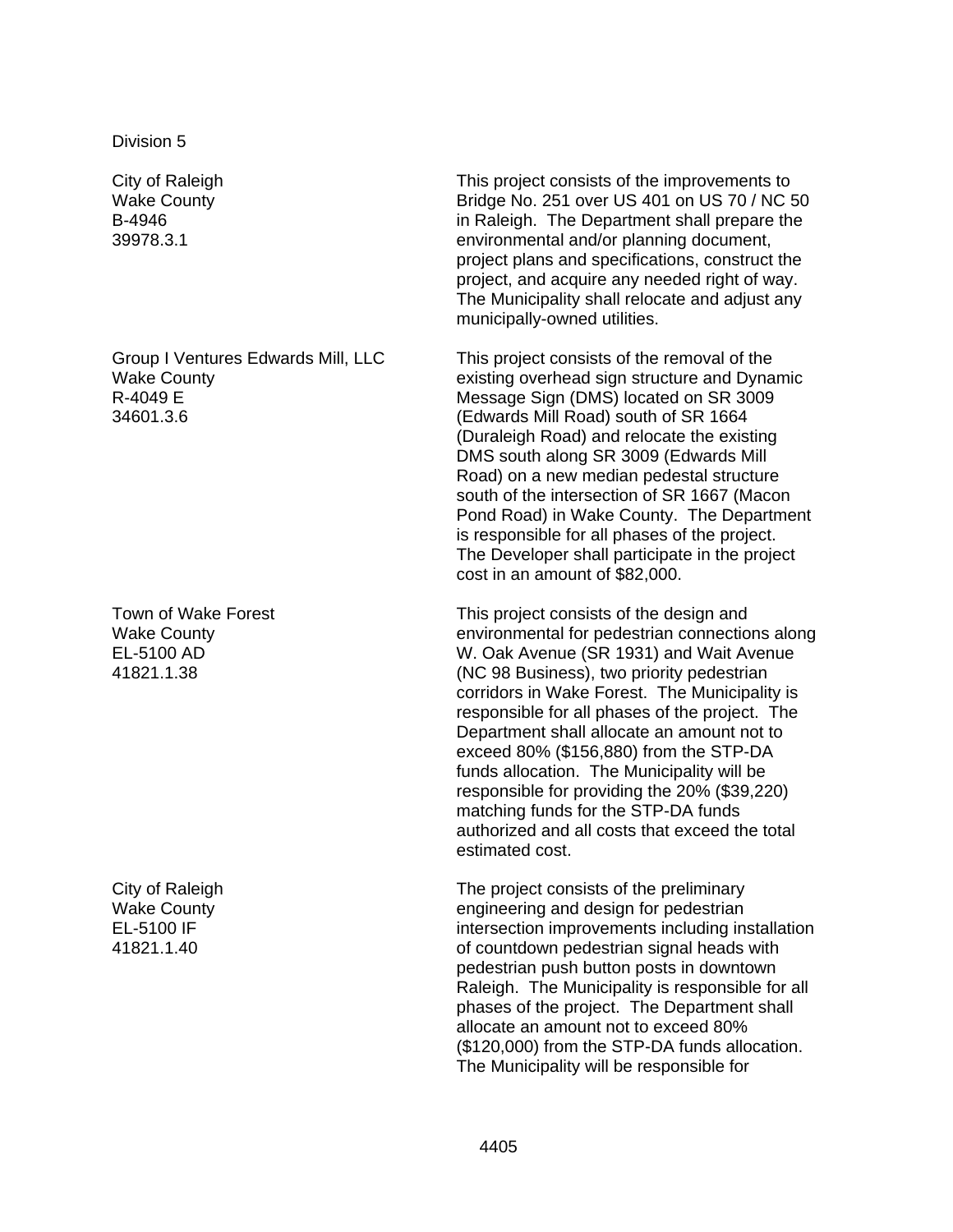Division 5

| | |
|---|---|
| City of Raleigh<br>Wake County<br>B-4946<br>39978.3.1 | This project consists of the improvements to Bridge No. 251 over US 401 on US 70 / NC 50 in Raleigh. The Department shall prepare the environmental and/or planning document, project plans and specifications, construct the project, and acquire any needed right of way. The Municipality shall relocate and adjust any municipally-owned utilities. |
| Group I Ventures Edwards Mill, LLC<br>Wake County<br>R-4049 E<br>34601.3.6 | This project consists of the removal of the existing overhead sign structure and Dynamic Message Sign (DMS) located on SR 3009 (Edwards Mill Road) south of SR 1664 (Duraleigh Road) and relocate the existing DMS south along SR 3009 (Edwards Mill Road) on a new median pedestal structure south of the intersection of SR 1667 (Macon Pond Road) in Wake County. The Department is responsible for all phases of the project. The Developer shall participate in the project cost in an amount of $82,000. |
| Town of Wake Forest<br>Wake County<br>EL-5100 AD<br>41821.1.38 | This project consists of the design and environmental for pedestrian connections along W. Oak Avenue (SR 1931) and Wait Avenue (NC 98 Business), two priority pedestrian corridors in Wake Forest. The Municipality is responsible for all phases of the project. The Department shall allocate an amount not to exceed 80% ($156,880) from the STP-DA funds allocation. The Municipality will be responsible for providing the 20% ($39,220) matching funds for the STP-DA funds authorized and all costs that exceed the total estimated cost. |
| City of Raleigh<br>Wake County<br>EL-5100 IF<br>41821.1.40 | The project consists of the preliminary engineering and design for pedestrian intersection improvements including installation of countdown pedestrian signal heads with pedestrian push button posts in downtown Raleigh. The Municipality is responsible for all phases of the project. The Department shall allocate an amount not to exceed 80% ($120,000) from the STP-DA funds allocation. The Municipality will be responsible for |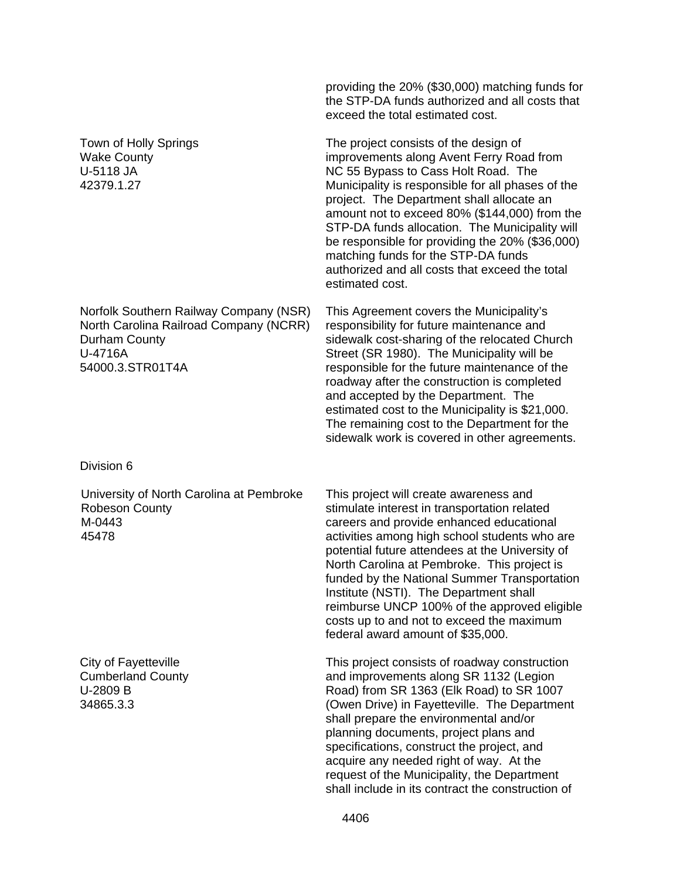providing the 20% ($30,000) matching funds for the STP-DA funds authorized and all costs that exceed the total estimated cost.

| | |
|---|---|
| Town of Holly Springs<br>Wake County<br>U-5118 JA<br>42379.1.27 | The project consists of the design of improvements along Avent Ferry Road from NC 55 Bypass to Cass Holt Road. The Municipality is responsible for all phases of the project. The Department shall allocate an amount not to exceed 80% ($144,000) from the STP-DA funds allocation. The Municipality will be responsible for providing the 20% ($36,000) matching funds for the STP-DA funds authorized and all costs that exceed the total estimated cost. |
| Norfolk Southern Railway Company (NSR)<br>North Carolina Railroad Company (NCRR)<br>Durham County<br>U-4716A<br>54000.3.STR01T4A | This Agreement covers the Municipality's responsibility for future maintenance and sidewalk cost-sharing of the relocated Church Street (SR 1980). The Municipality will be responsible for the future maintenance of the roadway after the construction is completed and accepted by the Department. The estimated cost to the Municipality is $21,000. The remaining cost to the Department for the sidewalk work is covered in other agreements. |

Division 6

| | |
|---|---|
| University of North Carolina at Pembroke<br>Robeson County<br>M-0443<br>45478 | This project will create awareness and stimulate interest in transportation related careers and provide enhanced educational activities among high school students who are potential future attendees at the University of North Carolina at Pembroke. This project is funded by the National Summer Transportation Institute (NSTI). The Department shall reimburse UNCP 100% of the approved eligible costs up to and not to exceed the maximum federal award amount of $35,000. |
| City of Fayetteville<br>Cumberland County<br>U-2809 B<br>34865.3.3 | This project consists of roadway construction and improvements along SR 1132 (Legion Road) from SR 1363 (Elk Road) to SR 1007 (Owen Drive) in Fayetteville. The Department shall prepare the environmental and/or planning documents, project plans and specifications, construct the project, and acquire any needed right of way. At the request of the Municipality, the Department shall include in its contract the construction of |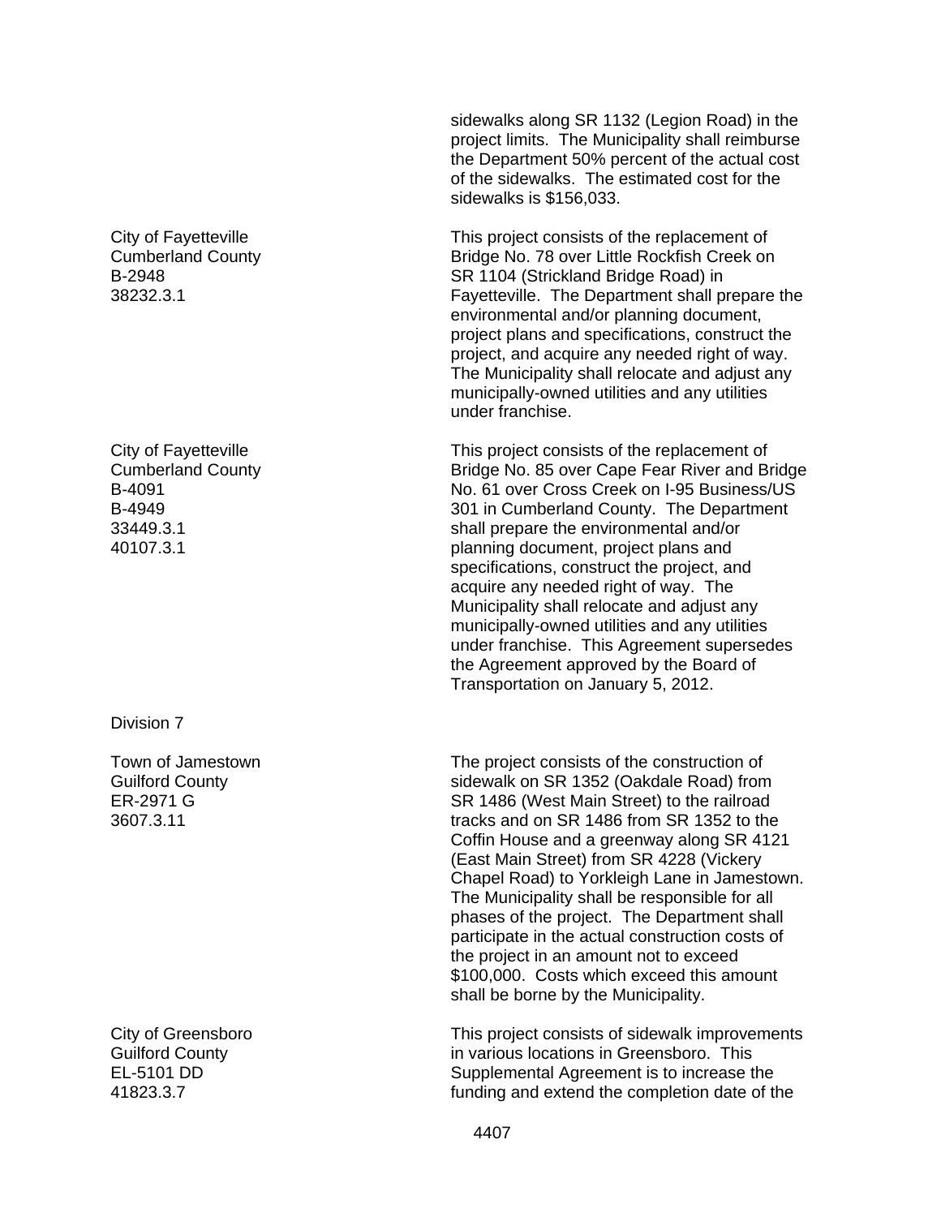sidewalks along SR 1132 (Legion Road) in the project limits. The Municipality shall reimburse the Department 50% percent of the actual cost of the sidewalks. The estimated cost for the sidewalks is $156,033.

| | |
|---|---|
| City of Fayetteville<br>Cumberland County<br>B-2948<br>38232.3.1 | This project consists of the replacement of Bridge No. 78 over Little Rockfish Creek on SR 1104 (Strickland Bridge Road) in Fayetteville. The Department shall prepare the environmental and/or planning document, project plans and specifications, construct the project, and acquire any needed right of way. The Municipality shall relocate and adjust any municipally-owned utilities and any utilities under franchise. |
| City of Fayetteville<br>Cumberland County<br>B-4091<br>B-4949<br>33449.3.1<br>40107.3.1 | This project consists of the replacement of Bridge No. 85 over Cape Fear River and Bridge No. 61 over Cross Creek on I-95 Business/US 301 in Cumberland County. The Department shall prepare the environmental and/or planning document, project plans and specifications, construct the project, and acquire any needed right of way. The Municipality shall relocate and adjust any municipally-owned utilities and any utilities under franchise. This Agreement supersedes the Agreement approved by the Board of Transportation on January 5, 2012. |

Division 7

| | |
|---|---|
| Town of Jamestown<br>Guilford County<br>ER-2971 G<br>3607.3.11 | The project consists of the construction of sidewalk on SR 1352 (Oakdale Road) from SR 1486 (West Main Street) to the railroad tracks and on SR 1486 from SR 1352 to the Coffin House and a greenway along SR 4121 (East Main Street) from SR 4228 (Vickery Chapel Road) to Yorkleigh Lane in Jamestown. The Municipality shall be responsible for all phases of the project. The Department shall participate in the actual construction costs of the project in an amount not to exceed $100,000. Costs which exceed this amount shall be borne by the Municipality. |
| City of Greensboro<br>Guilford County<br>EL-5101 DD<br>41823.3.7 | This project consists of sidewalk improvements in various locations in Greensboro. This Supplemental Agreement is to increase the funding and extend the completion date of the |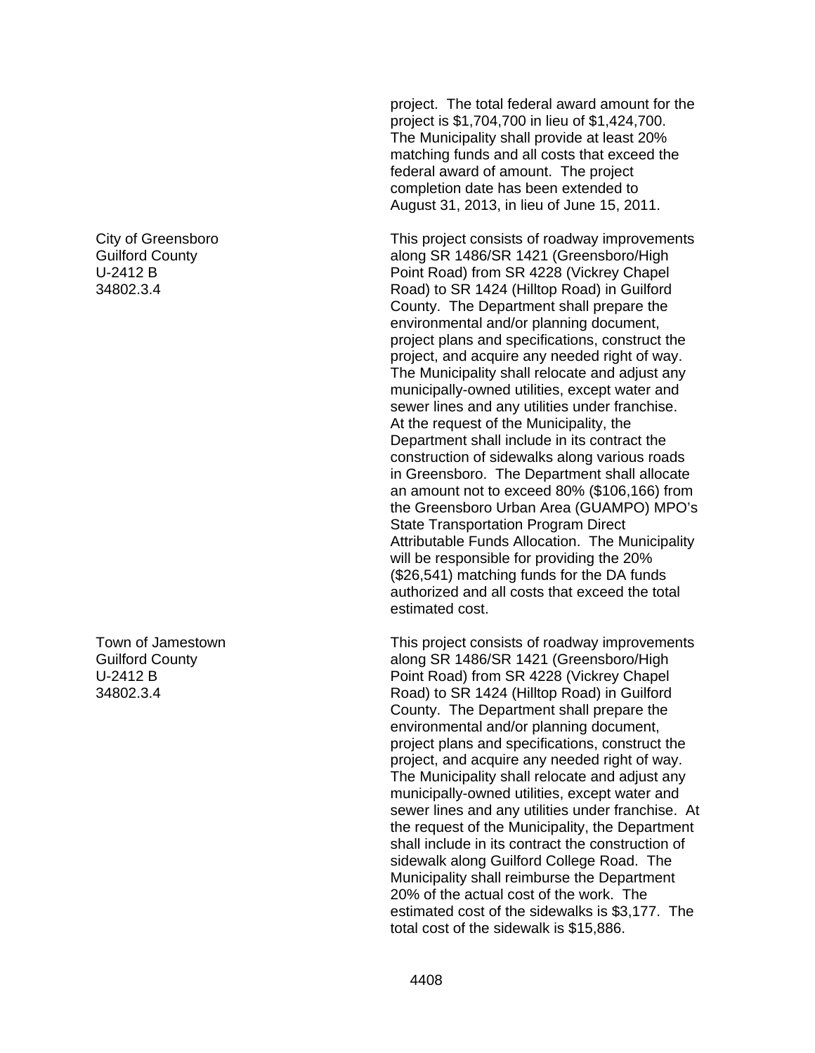project. The total federal award amount for the project is $1,704,700 in lieu of $1,424,700. The Municipality shall provide at least 20% matching funds and all costs that exceed the federal award of amount. The project completion date has been extended to August 31, 2013, in lieu of June 15, 2011.

City of Greensboro
Guilford County
U-2412 B
34802.3.4

This project consists of roadway improvements along SR 1486/SR 1421 (Greensboro/High Point Road) from SR 4228 (Vickrey Chapel Road) to SR 1424 (Hilltop Road) in Guilford County. The Department shall prepare the environmental and/or planning document, project plans and specifications, construct the project, and acquire any needed right of way. The Municipality shall relocate and adjust any municipally-owned utilities, except water and sewer lines and any utilities under franchise. At the request of the Municipality, the Department shall include in its contract the construction of sidewalks along various roads in Greensboro. The Department shall allocate an amount not to exceed 80% ($106,166) from the Greensboro Urban Area (GUAMPO) MPO's State Transportation Program Direct Attributable Funds Allocation. The Municipality will be responsible for providing the 20% ($26,541) matching funds for the DA funds authorized and all costs that exceed the total estimated cost.

Town of Jamestown
Guilford County
U-2412 B
34802.3.4

This project consists of roadway improvements along SR 1486/SR 1421 (Greensboro/High Point Road) from SR 4228 (Vickrey Chapel Road) to SR 1424 (Hilltop Road) in Guilford County. The Department shall prepare the environmental and/or planning document, project plans and specifications, construct the project, and acquire any needed right of way. The Municipality shall relocate and adjust any municipally-owned utilities, except water and sewer lines and any utilities under franchise. At the request of the Municipality, the Department shall include in its contract the construction of sidewalk along Guilford College Road. The Municipality shall reimburse the Department 20% of the actual cost of the work. The estimated cost of the sidewalks is $3,177. The total cost of the sidewalk is $15,886.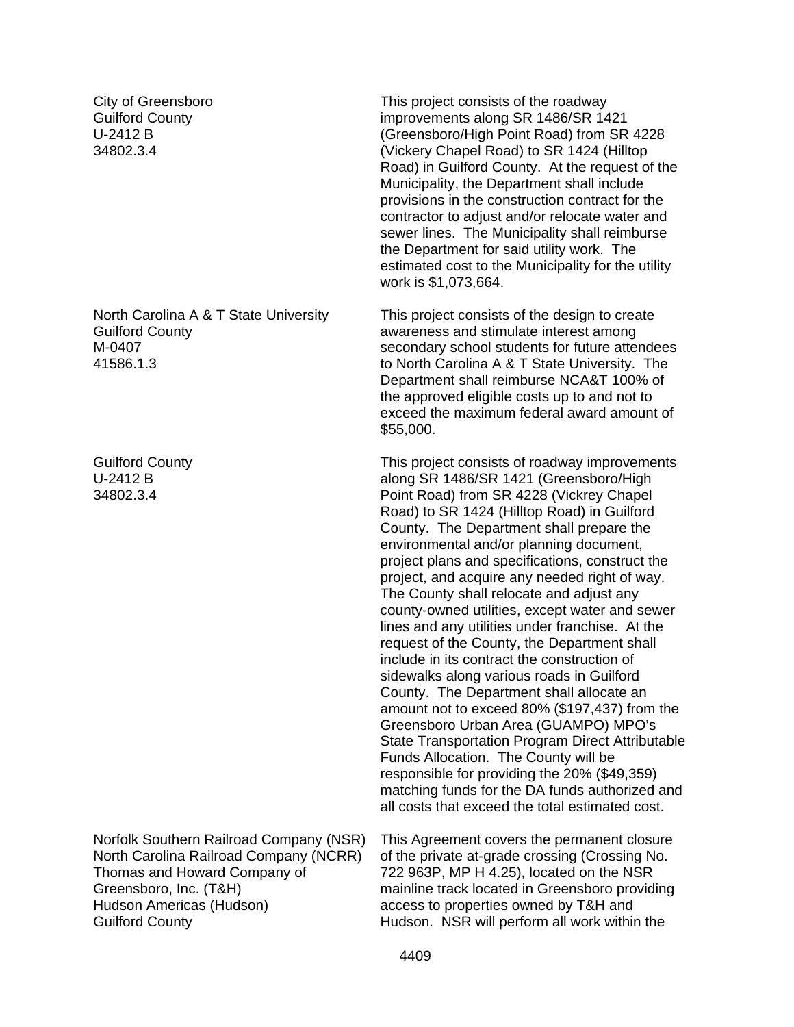City of Greensboro
Guilford County
U-2412 B
34802.3.4

This project consists of the roadway improvements along SR 1486/SR 1421 (Greensboro/High Point Road) from SR 4228 (Vickery Chapel Road) to SR 1424 (Hilltop Road) in Guilford County. At the request of the Municipality, the Department shall include provisions in the construction contract for the contractor to adjust and/or relocate water and sewer lines. The Municipality shall reimburse the Department for said utility work. The estimated cost to the Municipality for the utility work is $1,073,664.

North Carolina A & T State University
Guilford County
M-0407
41586.1.3

This project consists of the design to create awareness and stimulate interest among secondary school students for future attendees to North Carolina A & T State University. The Department shall reimburse NCA&T 100% of the approved eligible costs up to and not to exceed the maximum federal award amount of $55,000.

Guilford County
U-2412 B
34802.3.4

This project consists of roadway improvements along SR 1486/SR 1421 (Greensboro/High Point Road) from SR 4228 (Vickrey Chapel Road) to SR 1424 (Hilltop Road) in Guilford County. The Department shall prepare the environmental and/or planning document, project plans and specifications, construct the project, and acquire any needed right of way. The County shall relocate and adjust any county-owned utilities, except water and sewer lines and any utilities under franchise. At the request of the County, the Department shall include in its contract the construction of sidewalks along various roads in Guilford County. The Department shall allocate an amount not to exceed 80% ($197,437) from the Greensboro Urban Area (GUAMPO) MPO's State Transportation Program Direct Attributable Funds Allocation. The County will be responsible for providing the 20% ($49,359) matching funds for the DA funds authorized and all costs that exceed the total estimated cost.

Norfolk Southern Railroad Company (NSR)
North Carolina Railroad Company (NCRR)
Thomas and Howard Company of Greensboro, Inc. (T&H)
Hudson Americas (Hudson)
Guilford County

This Agreement covers the permanent closure of the private at-grade crossing (Crossing No. 722 963P, MP H 4.25), located on the NSR mainline track located in Greensboro providing access to properties owned by T&H and Hudson. NSR will perform all work within the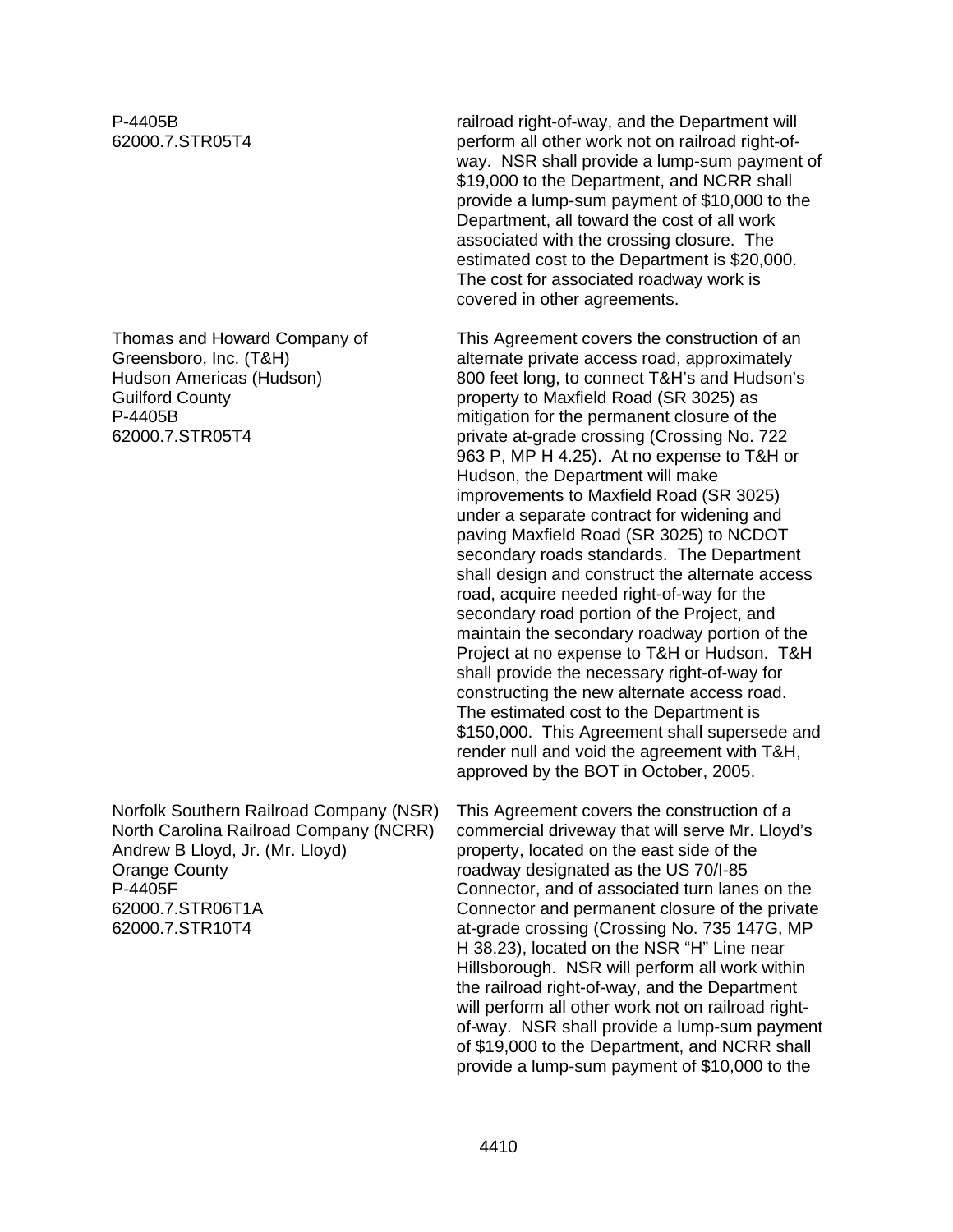| | |
|---|---|
| P-4405B<br>62000.7.STR05T4 | railroad right-of-way, and the Department will perform all other work not on railroad right-of-way. NSR shall provide a lump-sum payment of $19,000 to the Department, and NCRR shall provide a lump-sum payment of $10,000 to the Department, all toward the cost of all work associated with the crossing closure. The estimated cost to the Department is $20,000. The cost for associated roadway work is covered in other agreements. |
| Thomas and Howard Company of Greensboro, Inc. (T&H)<br>Hudson Americas (Hudson)<br>Guilford County<br>P-4405B<br>62000.7.STR05T4 | This Agreement covers the construction of an alternate private access road, approximately 800 feet long, to connect T&H's and Hudson's property to Maxfield Road (SR 3025) as mitigation for the permanent closure of the private at-grade crossing (Crossing No. 722 963 P, MP H 4.25). At no expense to T&H or Hudson, the Department will make improvements to Maxfield Road (SR 3025) under a separate contract for widening and paving Maxfield Road (SR 3025) to NCDOT secondary roads standards. The Department shall design and construct the alternate access road, acquire needed right-of-way for the secondary road portion of the Project, and maintain the secondary roadway portion of the Project at no expense to T&H or Hudson. T&H shall provide the necessary right-of-way for constructing the new alternate access road. The estimated cost to the Department is $150,000. This Agreement shall supersede and render null and void the agreement with T&H, approved by the BOT in October, 2005. |
| Norfolk Southern Railroad Company (NSR)<br>North Carolina Railroad Company (NCRR)<br>Andrew B Lloyd, Jr. (Mr. Lloyd)<br>Orange County<br>P-4405F<br>62000.7.STR06T1A<br>62000.7.STR10T4 | This Agreement covers the construction of a commercial driveway that will serve Mr. Lloyd's property, located on the east side of the roadway designated as the US 70/I-85 Connector, and of associated turn lanes on the Connector and permanent closure of the private at-grade crossing (Crossing No. 735 147G, MP H 38.23), located on the NSR "H" Line near Hillsborough. NSR will perform all work within the railroad right-of-way, and the Department will perform all other work not on railroad right-of-way. NSR shall provide a lump-sum payment of $19,000 to the Department, and NCRR shall provide a lump-sum payment of $10,000 to the |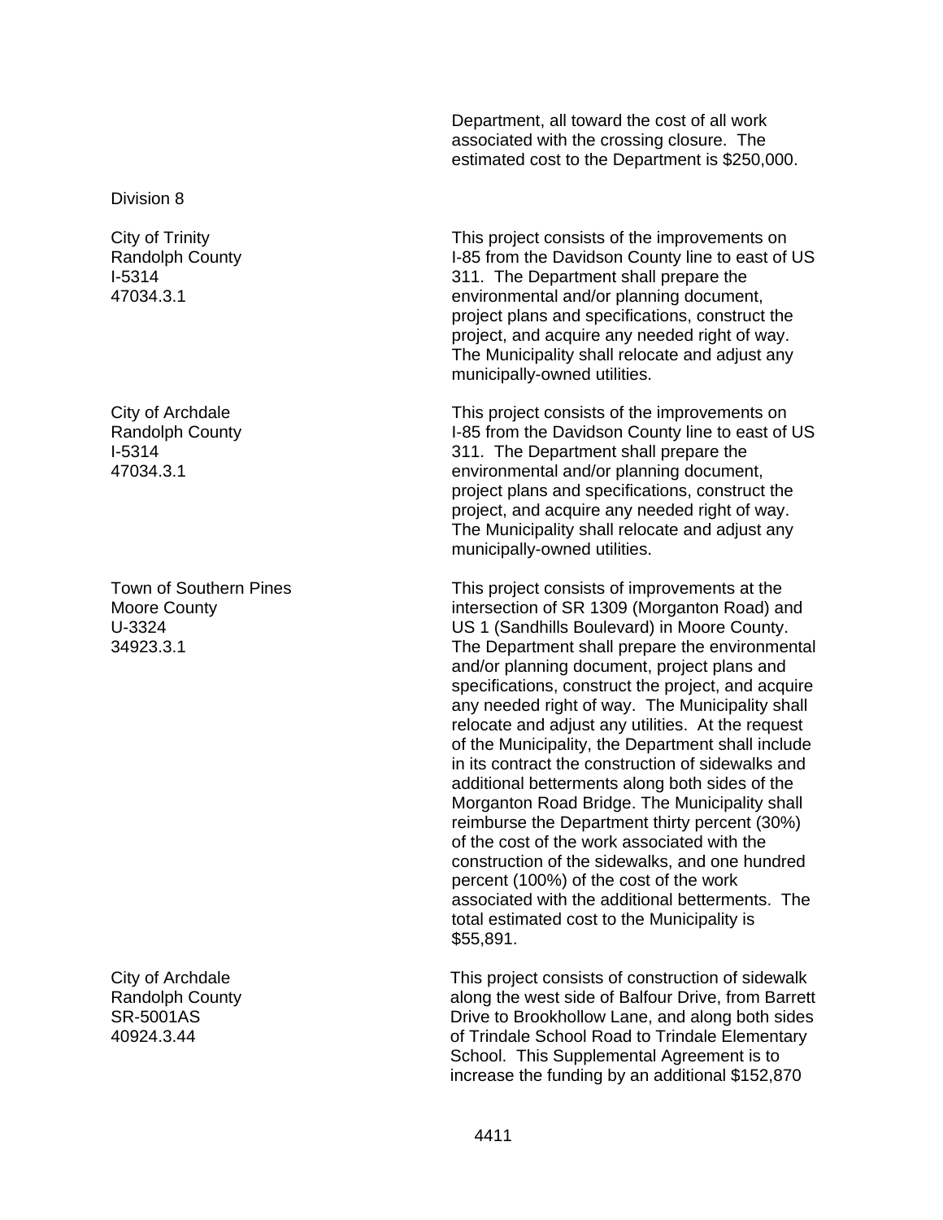Department, all toward the cost of all work associated with the crossing closure. The estimated cost to the Department is $250,000.

Division 8

| | |
|---|---|
| City of Trinity<br>Randolph County<br>I-5314<br>47034.3.1 | This project consists of the improvements on I-85 from the Davidson County line to east of US 311. The Department shall prepare the environmental and/or planning document, project plans and specifications, construct the project, and acquire any needed right of way. The Municipality shall relocate and adjust any municipally-owned utilities. |
| City of Archdale<br>Randolph County<br>I-5314<br>47034.3.1 | This project consists of the improvements on I-85 from the Davidson County line to east of US 311. The Department shall prepare the environmental and/or planning document, project plans and specifications, construct the project, and acquire any needed right of way. The Municipality shall relocate and adjust any municipally-owned utilities. |
| Town of Southern Pines<br>Moore County<br>U-3324<br>34923.3.1 | This project consists of improvements at the intersection of SR 1309 (Morganton Road) and US 1 (Sandhills Boulevard) in Moore County. The Department shall prepare the environmental and/or planning document, project plans and specifications, construct the project, and acquire any needed right of way. The Municipality shall relocate and adjust any utilities. At the request of the Municipality, the Department shall include in its contract the construction of sidewalks and additional betterments along both sides of the Morganton Road Bridge. The Municipality shall reimburse the Department thirty percent (30%) of the cost of the work associated with the construction of the sidewalks, and one hundred percent (100%) of the cost of the work associated with the additional betterments. The total estimated cost to the Municipality is $55,891. |
| City of Archdale<br>Randolph County<br>SR-5001AS<br>40924.3.44 | This project consists of construction of sidewalk along the west side of Balfour Drive, from Barrett Drive to Brookhollow Lane, and along both sides of Trindale School Road to Trindale Elementary School. This Supplemental Agreement is to increase the funding by an additional $152,870 |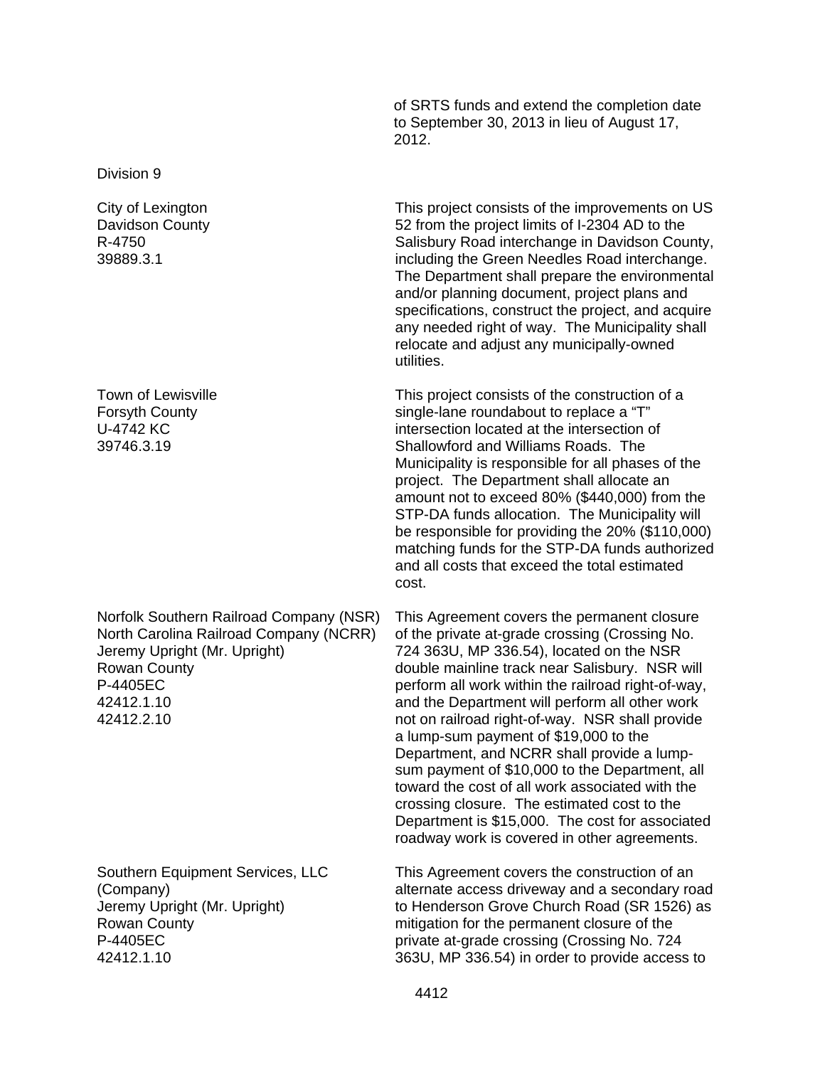of SRTS funds and extend the completion date to September 30, 2013 in lieu of August 17, 2012.

Division 9

| | |
|---|---|
| City of Lexington<br>Davidson County<br>R-4750<br>39889.3.1 | This project consists of the improvements on US 52 from the project limits of I-2304 AD to the Salisbury Road interchange in Davidson County, including the Green Needles Road interchange. The Department shall prepare the environmental and/or planning document, project plans and specifications, construct the project, and acquire any needed right of way. The Municipality shall relocate and adjust any municipally-owned utilities. |
| Town of Lewisville<br>Forsyth County<br>U-4742 KC<br>39746.3.19 | This project consists of the construction of a single-lane roundabout to replace a "T" intersection located at the intersection of Shallowford and Williams Roads. The Municipality is responsible for all phases of the project. The Department shall allocate an amount not to exceed 80% ($440,000) from the STP-DA funds allocation. The Municipality will be responsible for providing the 20% ($110,000) matching funds for the STP-DA funds authorized and all costs that exceed the total estimated cost. |
| Norfolk Southern Railroad Company (NSR)<br>North Carolina Railroad Company (NCRR)<br>Jeremy Upright (Mr. Upright)<br>Rowan County<br>P-4405EC<br>42412.1.10<br>42412.2.10 | This Agreement covers the permanent closure of the private at-grade crossing (Crossing No. 724 363U, MP 336.54), located on the NSR double mainline track near Salisbury. NSR will perform all work within the railroad right-of-way, and the Department will perform all other work not on railroad right-of-way. NSR shall provide a lump-sum payment of $19,000 to the Department, and NCRR shall provide a lump-sum payment of $10,000 to the Department, all toward the cost of all work associated with the crossing closure. The estimated cost to the Department is $15,000. The cost for associated roadway work is covered in other agreements. |
| Southern Equipment Services, LLC (Company)<br>Jeremy Upright (Mr. Upright)<br>Rowan County<br>P-4405EC<br>42412.1.10 | This Agreement covers the construction of an alternate access driveway and a secondary road to Henderson Grove Church Road (SR 1526) as mitigation for the permanent closure of the private at-grade crossing (Crossing No. 724 363U, MP 336.54) in order to provide access to |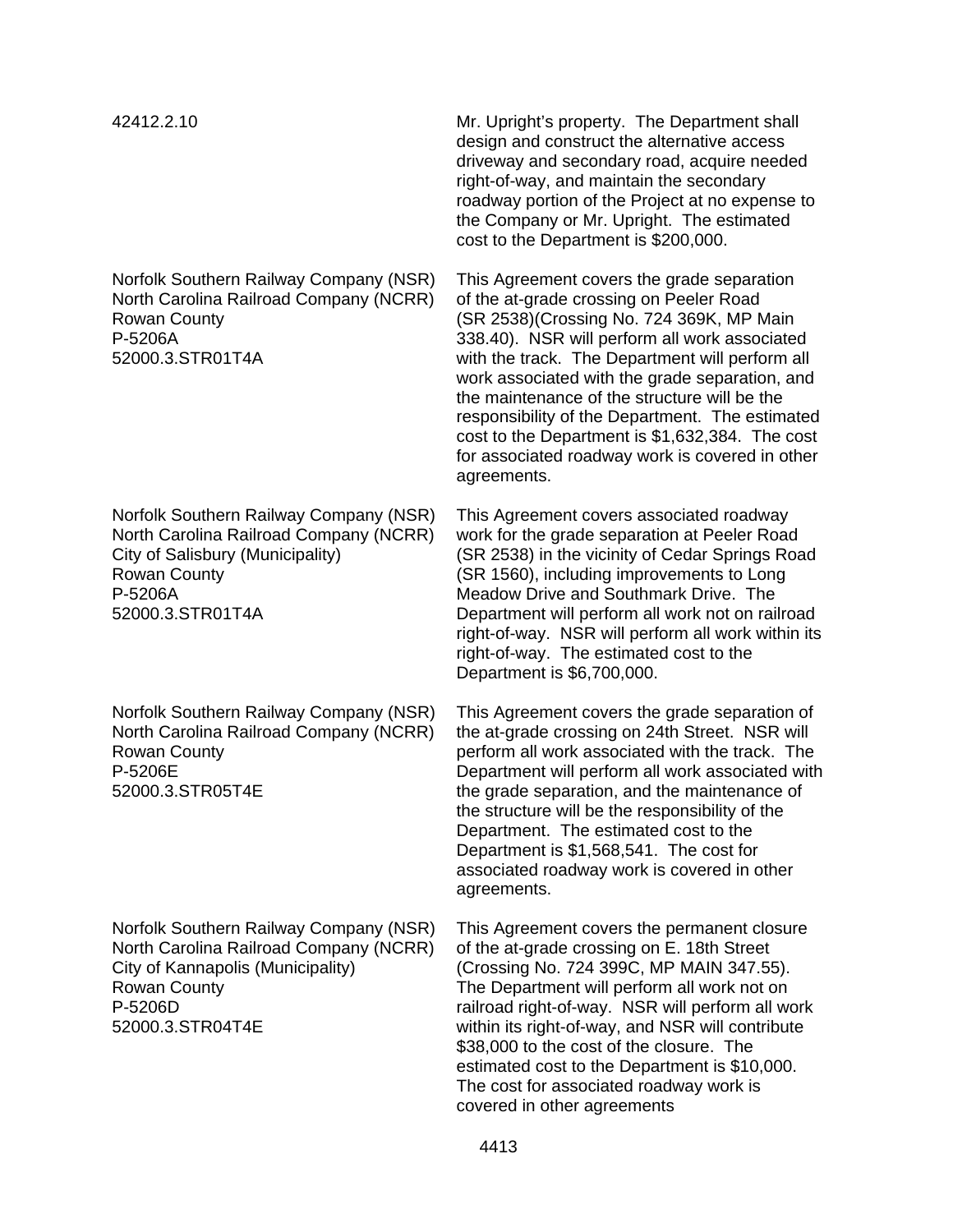| | |
|---|---|
| 42412.2.10 | Mr. Upright's property. The Department shall design and construct the alternative access driveway and secondary road, acquire needed right-of-way, and maintain the secondary roadway portion of the Project at no expense to the Company or Mr. Upright. The estimated cost to the Department is $200,000. |
| Norfolk Southern Railway Company (NSR)<br>North Carolina Railroad Company (NCRR)<br>Rowan County<br>P-5206A<br>52000.3.STR01T4A | This Agreement covers the grade separation of the at-grade crossing on Peeler Road (SR 2538)(Crossing No. 724 369K, MP Main 338.40). NSR will perform all work associated with the track. The Department will perform all work associated with the grade separation, and the maintenance of the structure will be the responsibility of the Department. The estimated cost to the Department is $1,632,384. The cost for associated roadway work is covered in other agreements. |
| Norfolk Southern Railway Company (NSR)<br>North Carolina Railroad Company (NCRR)<br>City of Salisbury (Municipality)<br>Rowan County<br>P-5206A<br>52000.3.STR01T4A | This Agreement covers associated roadway work for the grade separation at Peeler Road (SR 2538) in the vicinity of Cedar Springs Road (SR 1560), including improvements to Long Meadow Drive and Southmark Drive. The Department will perform all work not on railroad right-of-way. NSR will perform all work within its right-of-way. The estimated cost to the Department is $6,700,000. |
| Norfolk Southern Railway Company (NSR)<br>North Carolina Railroad Company (NCRR)<br>Rowan County<br>P-5206E<br>52000.3.STR05T4E | This Agreement covers the grade separation of the at-grade crossing on 24th Street. NSR will perform all work associated with the track. The Department will perform all work associated with the grade separation, and the maintenance of the structure will be the responsibility of the Department. The estimated cost to the Department is $1,568,541. The cost for associated roadway work is covered in other agreements. |
| Norfolk Southern Railway Company (NSR)<br>North Carolina Railroad Company (NCRR)<br>City of Kannapolis (Municipality)<br>Rowan County<br>P-5206D<br>52000.3.STR04T4E | This Agreement covers the permanent closure of the at-grade crossing on E. 18th Street (Crossing No. 724 399C, MP MAIN 347.55). The Department will perform all work not on railroad right-of-way. NSR will perform all work within its right-of-way, and NSR will contribute $38,000 to the cost of the closure. The estimated cost to the Department is $10,000. The cost for associated roadway work is covered in other agreements |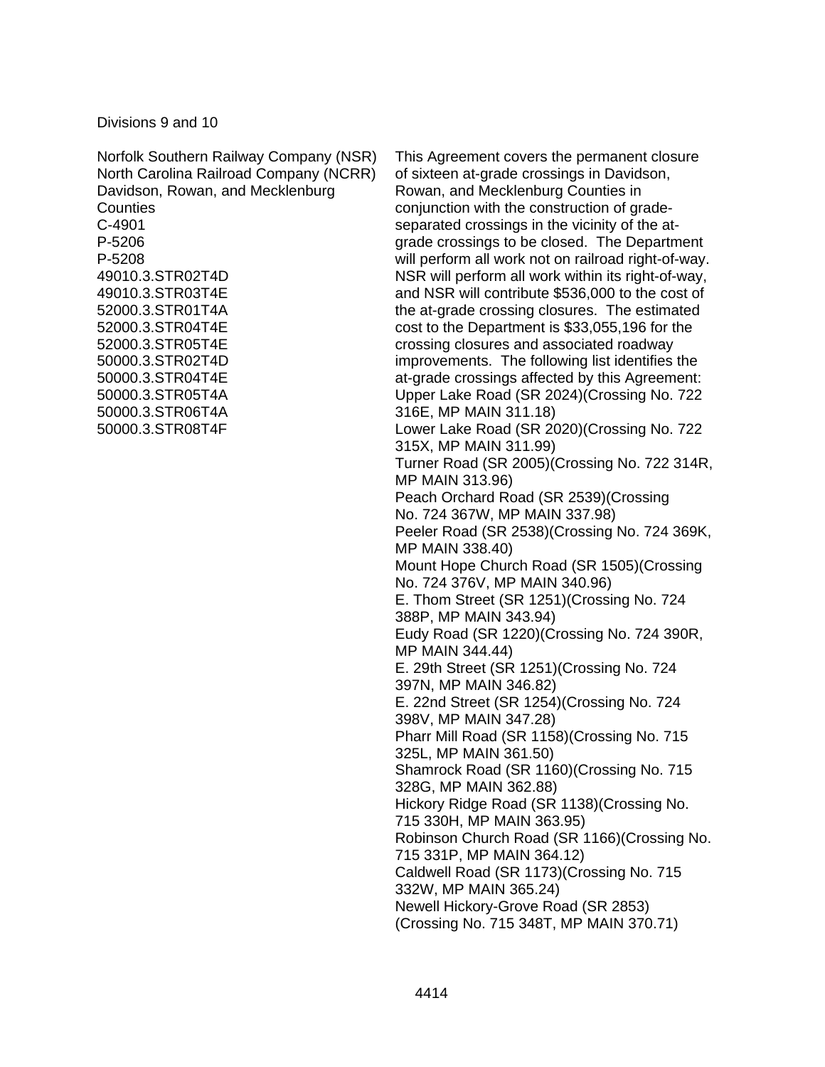Divisions 9 and 10

Norfolk Southern Railway Company (NSR)
North Carolina Railroad Company (NCRR)
Davidson, Rowan, and Mecklenburg Counties
C-4901
P-5206
P-5208
49010.3.STR02T4D
49010.3.STR03T4E
52000.3.STR01T4A
52000.3.STR04T4E
52000.3.STR05T4E
50000.3.STR02T4D
50000.3.STR04T4E
50000.3.STR05T4A
50000.3.STR06T4A
50000.3.STR08T4F

This Agreement covers the permanent closure of sixteen at-grade crossings in Davidson, Rowan, and Mecklenburg Counties in conjunction with the construction of grade-separated crossings in the vicinity of the at-grade crossings to be closed. The Department will perform all work not on railroad right-of-way. NSR will perform all work within its right-of-way, and NSR will contribute $536,000 to the cost of the at-grade crossing closures. The estimated cost to the Department is $33,055,196 for the crossing closures and associated roadway improvements. The following list identifies the at-grade crossings affected by this Agreement:

Upper Lake Road (SR 2024)(Crossing No. 722 316E, MP MAIN 311.18)
Lower Lake Road (SR 2020)(Crossing No. 722 315X, MP MAIN 311.99)
Turner Road (SR 2005)(Crossing No. 722 314R, MP MAIN 313.96)
Peach Orchard Road (SR 2539)(Crossing No. 724 367W, MP MAIN 337.98)
Peeler Road (SR 2538)(Crossing No. 724 369K, MP MAIN 338.40)
Mount Hope Church Road (SR 1505)(Crossing No. 724 376V, MP MAIN 340.96)
E. Thom Street (SR 1251)(Crossing No. 724 388P, MP MAIN 343.94)
Eudy Road (SR 1220)(Crossing No. 724 390R, MP MAIN 344.44)
E. 29th Street (SR 1251)(Crossing No. 724 397N, MP MAIN 346.82)
E. 22nd Street (SR 1254)(Crossing No. 724 398V, MP MAIN 347.28)
Pharr Mill Road (SR 1158)(Crossing No. 715 325L, MP MAIN 361.50)
Shamrock Road (SR 1160)(Crossing No. 715 328G, MP MAIN 362.88)
Hickory Ridge Road (SR 1138)(Crossing No. 715 330H, MP MAIN 363.95)
Robinson Church Road (SR 1166)(Crossing No. 715 331P, MP MAIN 364.12)
Caldwell Road (SR 1173)(Crossing No. 715 332W, MP MAIN 365.24)
Newell Hickory-Grove Road (SR 2853) (Crossing No. 715 348T, MP MAIN 370.71)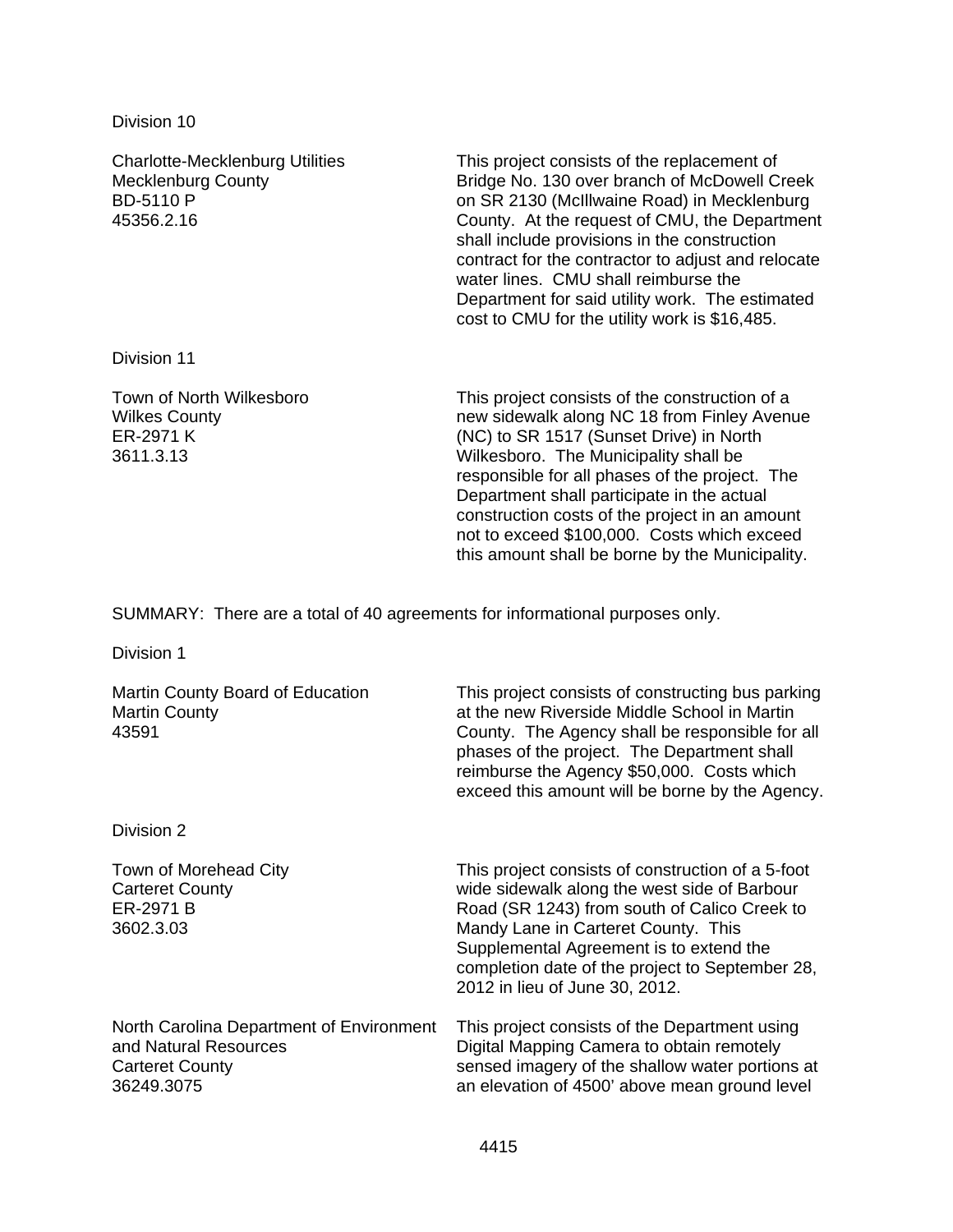Division 10

| | |
|---|---|
| Charlotte-Mecklenburg Utilities<br>Mecklenburg County<br>BD-5110 P<br>45356.2.16 | This project consists of the replacement of Bridge No. 130 over branch of McDowell Creek on SR 2130 (McIllwaine Road) in Mecklenburg County. At the request of CMU, the Department shall include provisions in the construction contract for the contractor to adjust and relocate water lines. CMU shall reimburse the Department for said utility work. The estimated cost to CMU for the utility work is $16,485. |

Division 11

| | |
|---|---|
| Town of North Wilkesboro<br>Wilkes County<br>ER-2971 K<br>3611.3.13 | This project consists of the construction of a new sidewalk along NC 18 from Finley Avenue (NC) to SR 1517 (Sunset Drive) in North Wilkesboro. The Municipality shall be responsible for all phases of the project. The Department shall participate in the actual construction costs of the project in an amount not to exceed $100,000. Costs which exceed this amount shall be borne by the Municipality. |

SUMMARY: There are a total of 40 agreements for informational purposes only.

Division 1

| | |
|---|---|
| Martin County Board of Education<br>Martin County<br>43591 | This project consists of constructing bus parking at the new Riverside Middle School in Martin County. The Agency shall be responsible for all phases of the project. The Department shall reimburse the Agency $50,000. Costs which exceed this amount will be borne by the Agency. |

Division 2

| | |
|---|---|
| Town of Morehead City<br>Carteret County<br>ER-2971 B<br>3602.3.03 | This project consists of construction of a 5-foot wide sidewalk along the west side of Barbour Road (SR 1243) from south of Calico Creek to Mandy Lane in Carteret County. This Supplemental Agreement is to extend the completion date of the project to September 28, 2012 in lieu of June 30, 2012. |
| North Carolina Department of Environment and Natural Resources<br>Carteret County<br>36249.3075 | This project consists of the Department using Digital Mapping Camera to obtain remotely sensed imagery of the shallow water portions at an elevation of 4500' above mean ground level |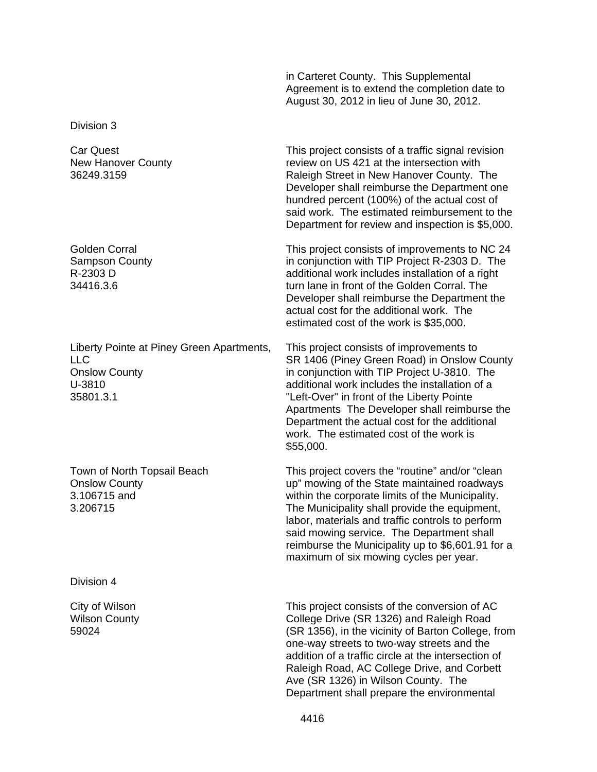in Carteret County. This Supplemental Agreement is to extend the completion date to August 30, 2012 in lieu of June 30, 2012.

Division 3

| | |
|---|---|
| Car Quest<br>New Hanover County<br>36249.3159 | This project consists of a traffic signal revision review on US 421 at the intersection with Raleigh Street in New Hanover County. The Developer shall reimburse the Department one hundred percent (100%) of the actual cost of said work. The estimated reimbursement to the Department for review and inspection is $5,000. |
| Golden Corral<br>Sampson County<br>R-2303 D<br>34416.3.6 | This project consists of improvements to NC 24 in conjunction with TIP Project R-2303 D. The additional work includes installation of a right turn lane in front of the Golden Corral. The Developer shall reimburse the Department the actual cost for the additional work. The estimated cost of the work is $35,000. |
| Liberty Pointe at Piney Green Apartments, LLC<br>Onslow County<br>U-3810<br>35801.3.1 | This project consists of improvements to SR 1406 (Piney Green Road) in Onslow County in conjunction with TIP Project U-3810. The additional work includes the installation of a "Left-Over" in front of the Liberty Pointe Apartments The Developer shall reimburse the Department the actual cost for the additional work. The estimated cost of the work is $55,000. |
| Town of North Topsail Beach<br>Onslow County<br>3.106715 and<br>3.206715 | This project covers the “routine” and/or “clean up” mowing of the State maintained roadways within the corporate limits of the Municipality. The Municipality shall provide the equipment, labor, materials and traffic controls to perform said mowing service. The Department shall reimburse the Municipality up to $6,601.91 for a maximum of six mowing cycles per year. |

Division 4

| | |
|---|---|
| City of Wilson<br>Wilson County<br>59024 | This project consists of the conversion of AC College Drive (SR 1326) and Raleigh Road (SR 1356), in the vicinity of Barton College, from one-way streets to two-way streets and the addition of a traffic circle at the intersection of Raleigh Road, AC College Drive, and Corbett Ave (SR 1326) in Wilson County. The Department shall prepare the environmental |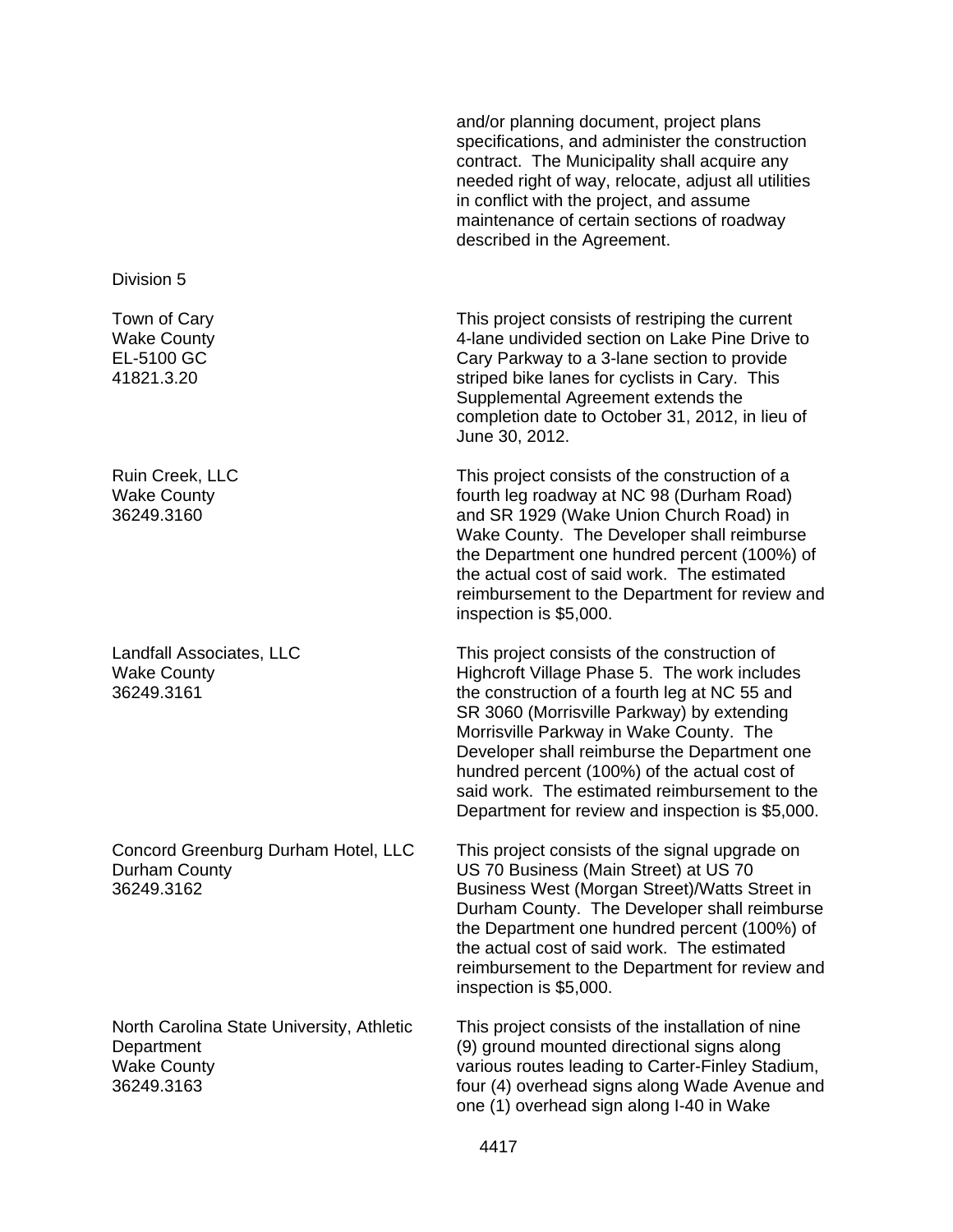and/or planning document, project plans specifications, and administer the construction contract. The Municipality shall acquire any needed right of way, relocate, adjust all utilities in conflict with the project, and assume maintenance of certain sections of roadway described in the Agreement.

Division 5

| | |
|---|---|
| Town of Cary<br>Wake County<br>EL-5100 GC<br>41821.3.20 | This project consists of restriping the current 4-lane undivided section on Lake Pine Drive to Cary Parkway to a 3-lane section to provide striped bike lanes for cyclists in Cary. This Supplemental Agreement extends the completion date to October 31, 2012, in lieu of June 30, 2012. |
| Ruin Creek, LLC<br>Wake County<br>36249.3160 | This project consists of the construction of a fourth leg roadway at NC 98 (Durham Road) and SR 1929 (Wake Union Church Road) in Wake County. The Developer shall reimburse the Department one hundred percent (100%) of the actual cost of said work. The estimated reimbursement to the Department for review and inspection is $5,000. |
| Landfall Associates, LLC<br>Wake County<br>36249.3161 | This project consists of the construction of Highcroft Village Phase 5. The work includes the construction of a fourth leg at NC 55 and SR 3060 (Morrisville Parkway) by extending Morrisville Parkway in Wake County. The Developer shall reimburse the Department one hundred percent (100%) of the actual cost of said work. The estimated reimbursement to the Department for review and inspection is $5,000. |
| Concord Greenburg Durham Hotel, LLC<br>Durham County<br>36249.3162 | This project consists of the signal upgrade on US 70 Business (Main Street) at US 70 Business West (Morgan Street)/Watts Street in Durham County. The Developer shall reimburse the Department one hundred percent (100%) of the actual cost of said work. The estimated reimbursement to the Department for review and inspection is $5,000. |
| North Carolina State University, Athletic Department<br>Wake County<br>36249.3163 | This project consists of the installation of nine (9) ground mounted directional signs along various routes leading to Carter-Finley Stadium, four (4) overhead signs along Wade Avenue and one (1) overhead sign along I-40 in Wake |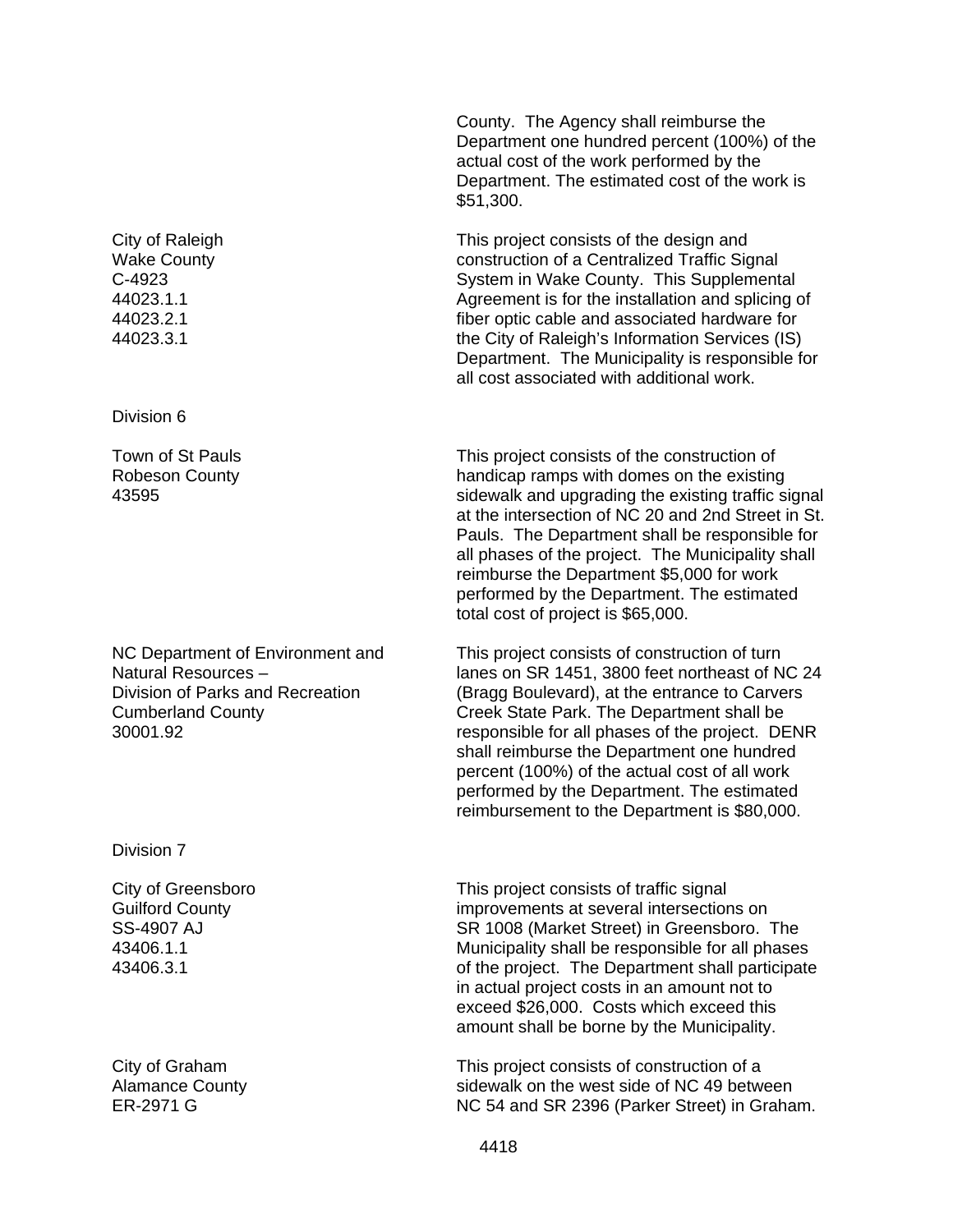County. The Agency shall reimburse the Department one hundred percent (100%) of the actual cost of the work performed by the Department. The estimated cost of the work is $51,300.

| | |
|---|---|
| City of Raleigh<br>Wake County<br>C-4923<br>44023.1.1<br>44023.2.1<br>44023.3.1 | This project consists of the design and construction of a Centralized Traffic Signal System in Wake County. This Supplemental Agreement is for the installation and splicing of fiber optic cable and associated hardware for the City of Raleigh's Information Services (IS) Department. The Municipality is responsible for all cost associated with additional work. |

Division 6

| | |
|---|---|
| Town of St Pauls<br>Robeson County<br>43595 | This project consists of the construction of handicap ramps with domes on the existing sidewalk and upgrading the existing traffic signal at the intersection of NC 20 and 2nd Street in St. Pauls. The Department shall be responsible for all phases of the project. The Municipality shall reimburse the Department $5,000 for work performed by the Department. The estimated total cost of project is $65,000. |
| NC Department of Environment and Natural Resources – Division of Parks and Recreation<br>Cumberland County<br>30001.92 | This project consists of construction of turn lanes on SR 1451, 3800 feet northeast of NC 24 (Bragg Boulevard), at the entrance to Carvers Creek State Park. The Department shall be responsible for all phases of the project. DENR shall reimburse the Department one hundred percent (100%) of the actual cost of all work performed by the Department. The estimated reimbursement to the Department is $80,000. |

Division 7

| | |
|---|---|
| City of Greensboro<br>Guilford County<br>SS-4907 AJ<br>43406.1.1<br>43406.3.1 | This project consists of traffic signal improvements at several intersections on SR 1008 (Market Street) in Greensboro. The Municipality shall be responsible for all phases of the project. The Department shall participate in actual project costs in an amount not to exceed $26,000. Costs which exceed this amount shall be borne by the Municipality. |
| City of Graham<br>Alamance County<br>ER-2971 G | This project consists of construction of a sidewalk on the west side of NC 49 between NC 54 and SR 2396 (Parker Street) in Graham. |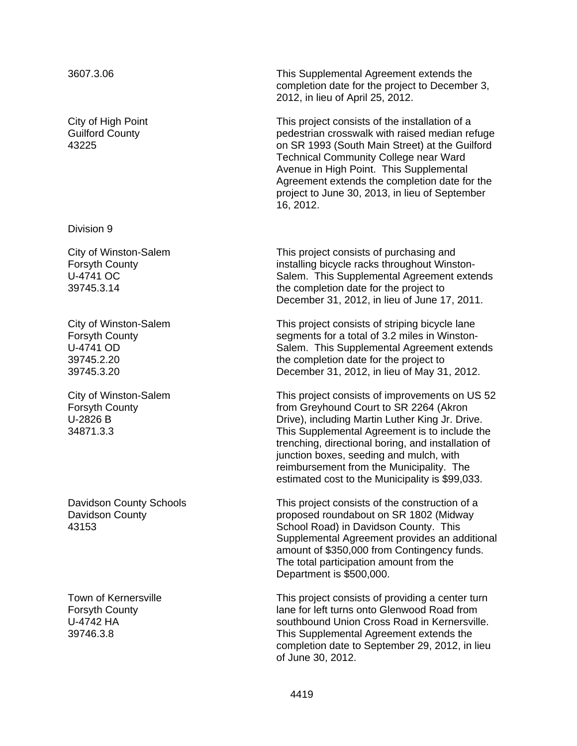3607.3.06

This Supplemental Agreement extends the completion date for the project to December 3, 2012, in lieu of April 25, 2012.

City of High Point
Guilford County
43225

This project consists of the installation of a pedestrian crosswalk with raised median refuge on SR 1993 (South Main Street) at the Guilford Technical Community College near Ward Avenue in High Point. This Supplemental Agreement extends the completion date for the project to June 30, 2013, in lieu of September 16, 2012.

Division 9

City of Winston-Salem
Forsyth County
U-4741 OC
39745.3.14

This project consists of purchasing and installing bicycle racks throughout Winston-Salem. This Supplemental Agreement extends the completion date for the project to December 31, 2012, in lieu of June 17, 2011.

City of Winston-Salem
Forsyth County
U-4741 OD
39745.2.20
39745.3.20

This project consists of striping bicycle lane segments for a total of 3.2 miles in Winston-Salem. This Supplemental Agreement extends the completion date for the project to December 31, 2012, in lieu of May 31, 2012.

City of Winston-Salem
Forsyth County
U-2826 B
34871.3.3

This project consists of improvements on US 52 from Greyhound Court to SR 2264 (Akron Drive), including Martin Luther King Jr. Drive. This Supplemental Agreement is to include the trenching, directional boring, and installation of junction boxes, seeding and mulch, with reimbursement from the Municipality. The estimated cost to the Municipality is $99,033.

Davidson County Schools
Davidson County
43153

This project consists of the construction of a proposed roundabout on SR 1802 (Midway School Road) in Davidson County. This Supplemental Agreement provides an additional amount of $350,000 from Contingency funds. The total participation amount from the Department is $500,000.

Town of Kernersville
Forsyth County
U-4742 HA
39746.3.8

This project consists of providing a center turn lane for left turns onto Glenwood Road from southbound Union Cross Road in Kernersville. This Supplemental Agreement extends the completion date to September 29, 2012, in lieu of June 30, 2012.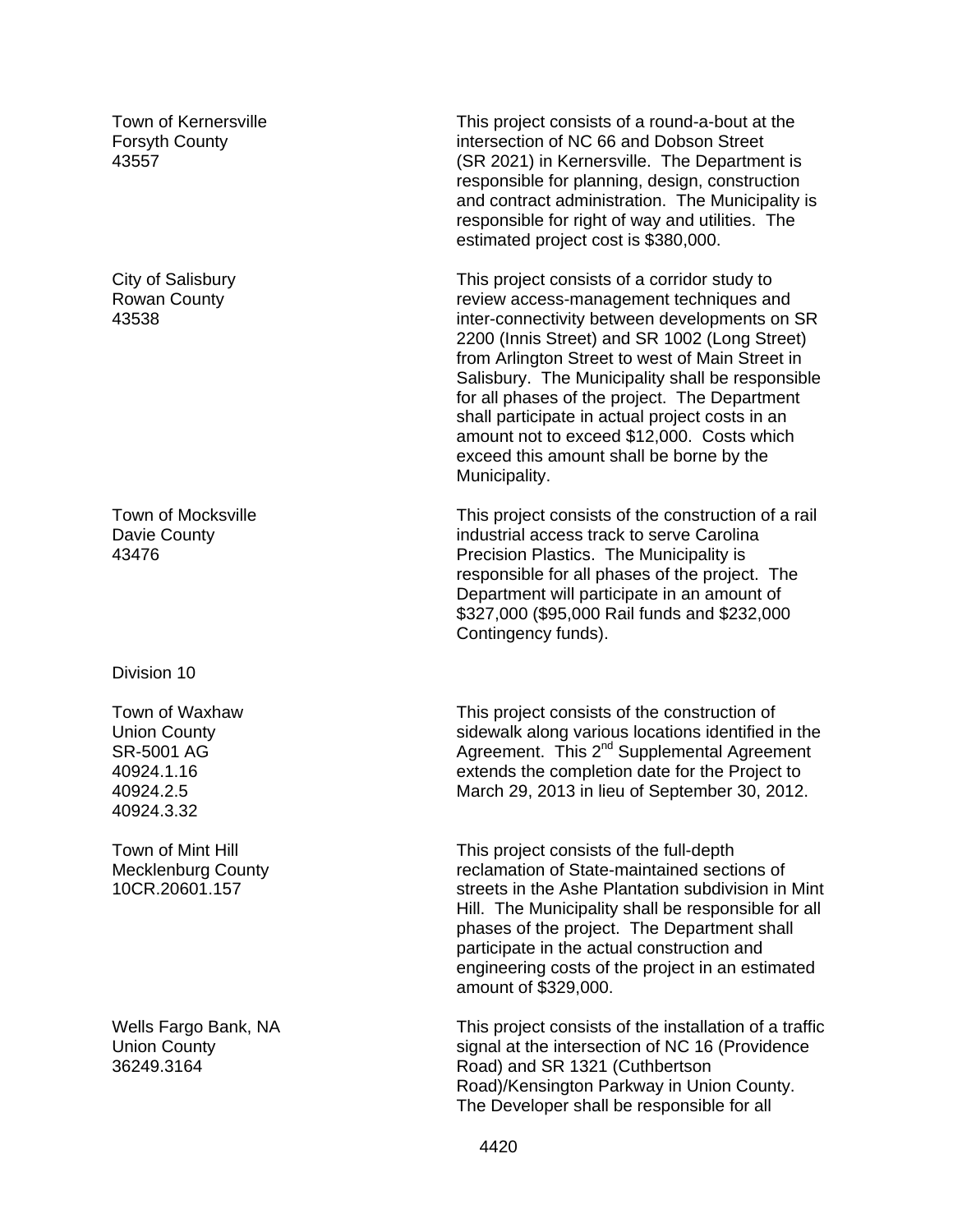Town of Kernersville
Forsyth County
43557

This project consists of a round-a-bout at the intersection of NC 66 and Dobson Street (SR 2021) in Kernersville. The Department is responsible for planning, design, construction and contract administration. The Municipality is responsible for right of way and utilities. The estimated project cost is $380,000.

City of Salisbury
Rowan County
43538

This project consists of a corridor study to review access-management techniques and inter-connectivity between developments on SR 2200 (Innis Street) and SR 1002 (Long Street) from Arlington Street to west of Main Street in Salisbury. The Municipality shall be responsible for all phases of the project. The Department shall participate in actual project costs in an amount not to exceed $12,000. Costs which exceed this amount shall be borne by the Municipality.

Town of Mocksville
Davie County
43476

This project consists of the construction of a rail industrial access track to serve Carolina Precision Plastics. The Municipality is responsible for all phases of the project. The Department will participate in an amount of $327,000 ($95,000 Rail funds and $232,000 Contingency funds).

Division 10

Town of Waxhaw
Union County
SR-5001 AG
40924.1.16
40924.2.5
40924.3.32

This project consists of the construction of sidewalk along various locations identified in the Agreement. This 2nd Supplemental Agreement extends the completion date for the Project to March 29, 2013 in lieu of September 30, 2012.

Town of Mint Hill
Mecklenburg County
10CR.20601.157

This project consists of the full-depth reclamation of State-maintained sections of streets in the Ashe Plantation subdivision in Mint Hill. The Municipality shall be responsible for all phases of the project. The Department shall participate in the actual construction and engineering costs of the project in an estimated amount of $329,000.

Wells Fargo Bank, NA
Union County
36249.3164

This project consists of the installation of a traffic signal at the intersection of NC 16 (Providence Road) and SR 1321 (Cuthbertson Road)/Kensington Parkway in Union County. The Developer shall be responsible for all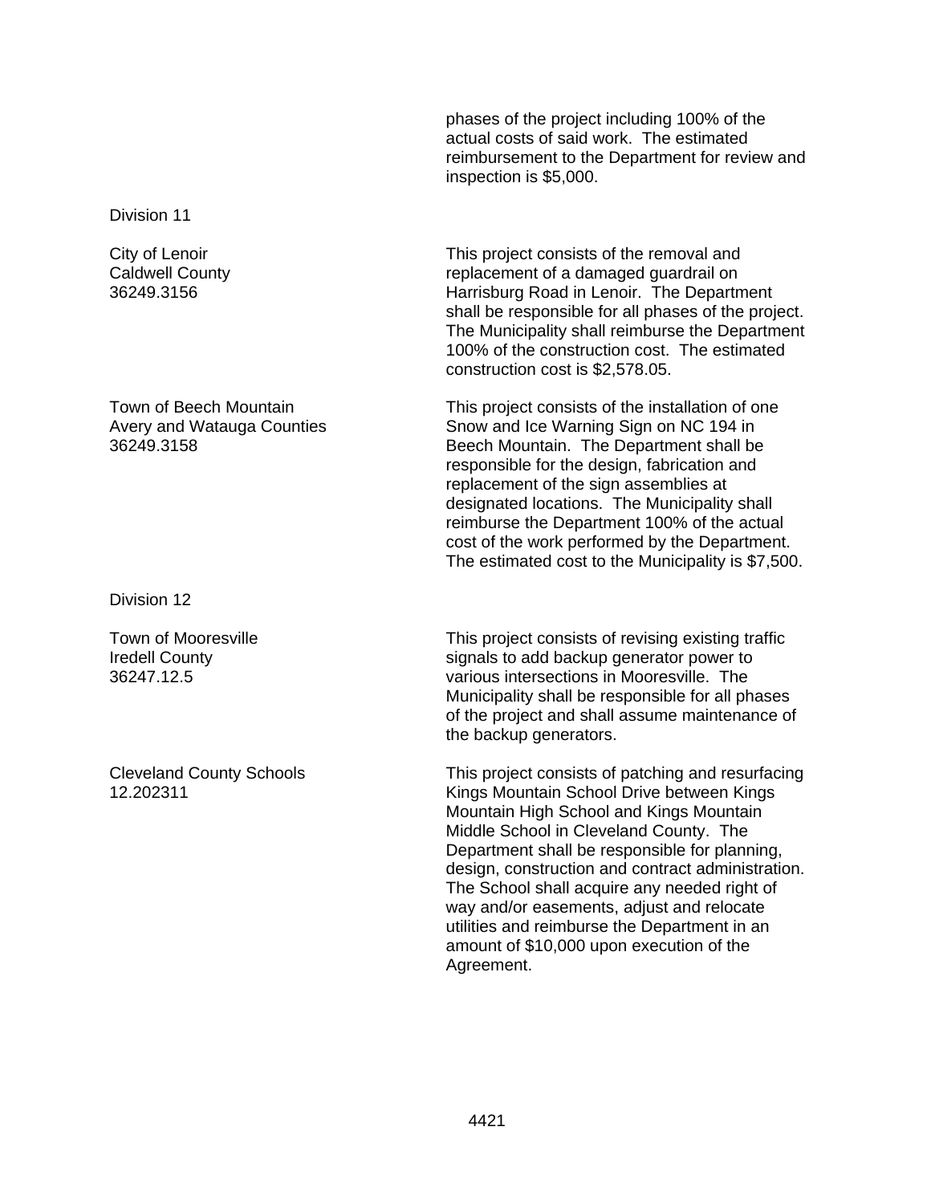phases of the project including 100% of the actual costs of said work. The estimated reimbursement to the Department for review and inspection is $5,000.

Division 11

| | |
|---|---|
| City of Lenoir<br>Caldwell County<br>36249.3156 | This project consists of the removal and replacement of a damaged guardrail on Harrisburg Road in Lenoir. The Department shall be responsible for all phases of the project. The Municipality shall reimburse the Department 100% of the construction cost. The estimated construction cost is $2,578.05. |
| Town of Beech Mountain<br>Avery and Watauga Counties<br>36249.3158 | This project consists of the installation of one Snow and Ice Warning Sign on NC 194 in Beech Mountain. The Department shall be responsible for the design, fabrication and replacement of the sign assemblies at designated locations. The Municipality shall reimburse the Department 100% of the actual cost of the work performed by the Department. The estimated cost to the Municipality is $7,500. |

Division 12

| | |
|---|---|
| Town of Mooresville<br>Iredell County<br>36247.12.5 | This project consists of revising existing traffic signals to add backup generator power to various intersections in Mooresville. The Municipality shall be responsible for all phases of the project and shall assume maintenance of the backup generators. |
| Cleveland County Schools<br>12.202311 | This project consists of patching and resurfacing Kings Mountain School Drive between Kings Mountain High School and Kings Mountain Middle School in Cleveland County. The Department shall be responsible for planning, design, construction and contract administration. The School shall acquire any needed right of way and/or easements, adjust and relocate utilities and reimburse the Department in an amount of $10,000 upon execution of the Agreement. |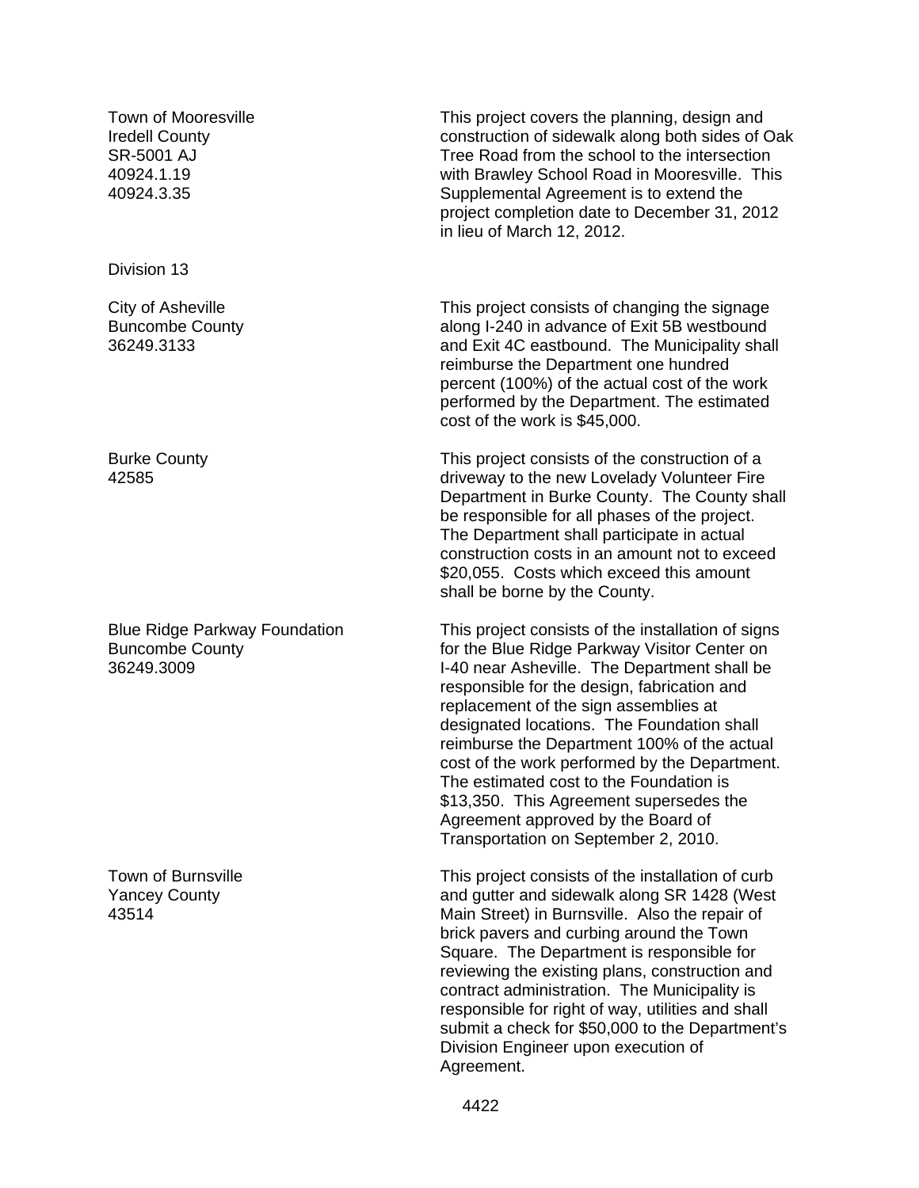| | |
|---|---|
| Town of Mooresville<br>Iredell County<br>SR-5001 AJ<br>40924.1.19<br>40924.3.35 | This project covers the planning, design and construction of sidewalk along both sides of Oak Tree Road from the school to the intersection with Brawley School Road in Mooresville. This Supplemental Agreement is to extend the project completion date to December 31, 2012 in lieu of March 12, 2012. |

Division 13

| | |
|---|---|
| City of Asheville<br>Buncombe County<br>36249.3133 | This project consists of changing the signage along I-240 in advance of Exit 5B westbound and Exit 4C eastbound. The Municipality shall reimburse the Department one hundred percent (100%) of the actual cost of the work performed by the Department. The estimated cost of the work is $45,000. |
| Burke County<br>42585 | This project consists of the construction of a driveway to the new Lovelady Volunteer Fire Department in Burke County. The County shall be responsible for all phases of the project. The Department shall participate in actual construction costs in an amount not to exceed $20,055. Costs which exceed this amount shall be borne by the County. |
| Blue Ridge Parkway Foundation<br>Buncombe County<br>36249.3009 | This project consists of the installation of signs for the Blue Ridge Parkway Visitor Center on I-40 near Asheville. The Department shall be responsible for the design, fabrication and replacement of the sign assemblies at designated locations. The Foundation shall reimburse the Department 100% of the actual cost of the work performed by the Department. The estimated cost to the Foundation is $13,350. This Agreement supersedes the Agreement approved by the Board of Transportation on September 2, 2010. |
| Town of Burnsville<br>Yancey County<br>43514 | This project consists of the installation of curb and gutter and sidewalk along SR 1428 (West Main Street) in Burnsville. Also the repair of brick pavers and curbing around the Town Square. The Department is responsible for reviewing the existing plans, construction and contract administration. The Municipality is responsible for right of way, utilities and shall submit a check for $50,000 to the Department's Division Engineer upon execution of Agreement. |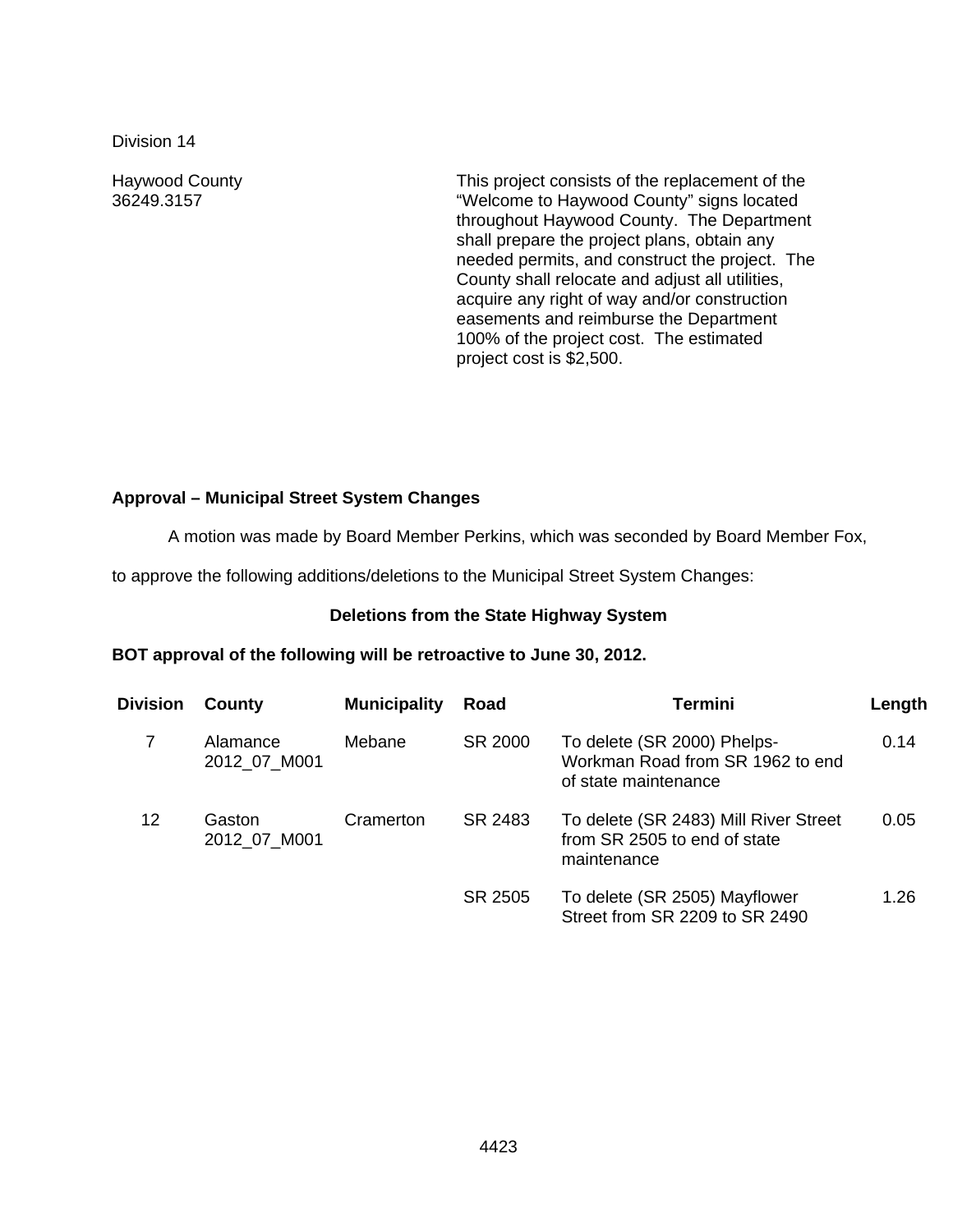Division 14

| | |
|---|---|
| Haywood County<br>36249.3157 | This project consists of the replacement of the "Welcome to Haywood County" signs located throughout Haywood County. The Department shall prepare the project plans, obtain any needed permits, and construct the project. The County shall relocate and adjust all utilities, acquire any right of way and/or construction easements and reimburse the Department 100% of the project cost. The estimated project cost is $2,500. |

**Approval – Municipal Street System Changes**

A motion was made by Board Member Perkins, which was seconded by Board Member Fox, to approve the following additions/deletions to the Municipal Street System Changes:

**Deletions from the State Highway System**

**BOT approval of the following will be retroactive to June 30, 2012.**

| Division | County | Municipality | Road | Termini | Length |
|---|---|---|---|---|---|
| 7 | Alamance<br>2012_07_M001 | Mebane | SR 2000 | To delete (SR 2000) Phelps-Workman Road from SR 1962 to end of state maintenance | 0.14 |
| 12 | Gaston<br>2012_07_M001 | Cramerton | SR 2483 | To delete (SR 2483) Mill River Street from SR 2505 to end of state maintenance | 0.05 |
| | | | SR 2505 | To delete (SR 2505) Mayflower Street from SR 2209 to SR 2490 | 1.26 |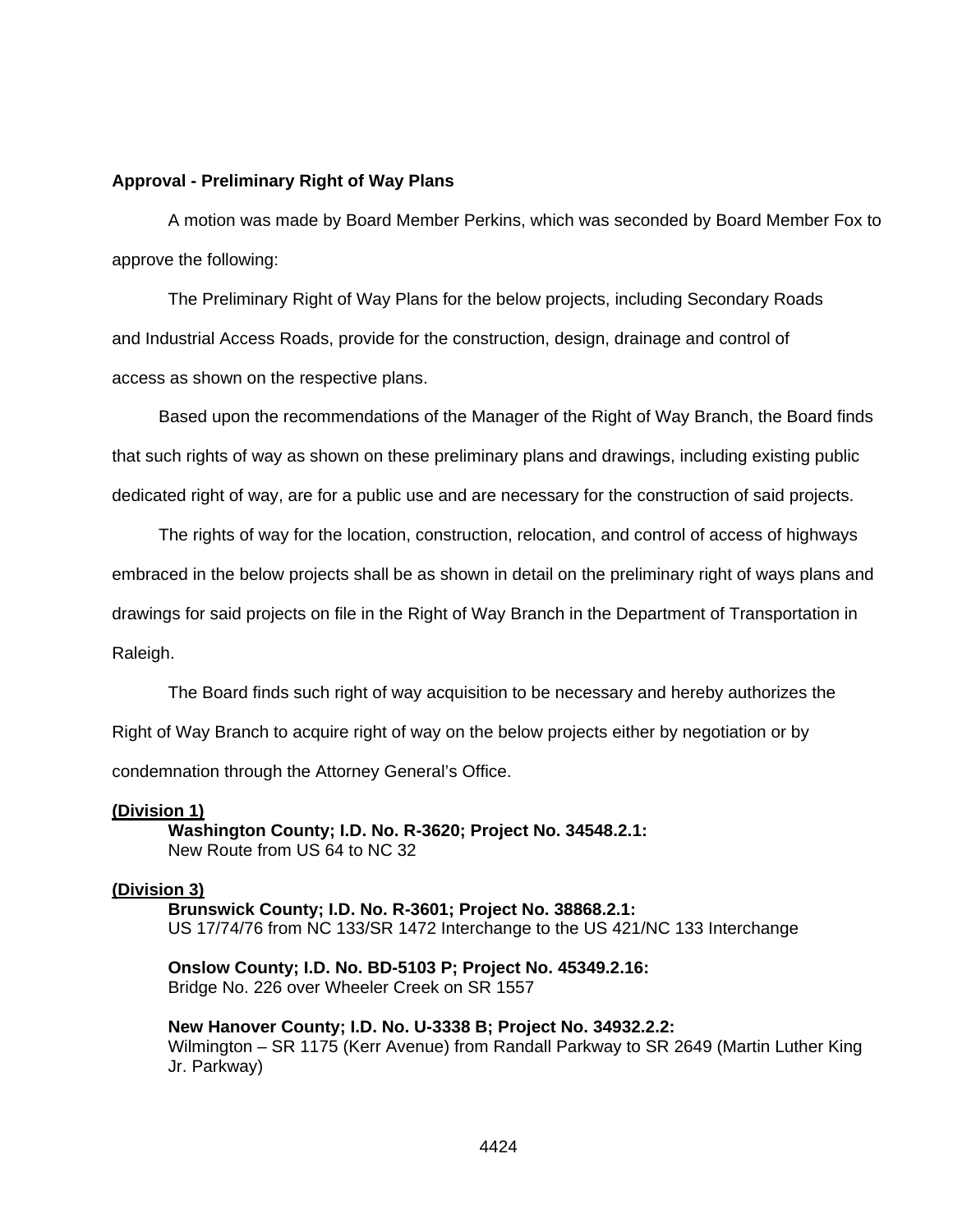**Approval - Preliminary Right of Way Plans**

A motion was made by Board Member Perkins, which was seconded by Board Member Fox to approve the following:

The Preliminary Right of Way Plans for the below projects, including Secondary Roads and Industrial Access Roads, provide for the construction, design, drainage and control of access as shown on the respective plans.

Based upon the recommendations of the Manager of the Right of Way Branch, the Board finds that such rights of way as shown on these preliminary plans and drawings, including existing public dedicated right of way, are for a public use and are necessary for the construction of said projects.

The rights of way for the location, construction, relocation, and control of access of highways embraced in the below projects shall be as shown in detail on the preliminary right of ways plans and drawings for said projects on file in the Right of Way Branch in the Department of Transportation in Raleigh.

The Board finds such right of way acquisition to be necessary and hereby authorizes the Right of Way Branch to acquire right of way on the below projects either by negotiation or by condemnation through the Attorney General's Office.

**(Division 1)**

**Washington County; I.D. No. R-3620; Project No. 34548.2.1:**
New Route from US 64 to NC 32

**(Division 3)**

**Brunswick County; I.D. No. R-3601; Project No. 38868.2.1:**
US 17/74/76 from NC 133/SR 1472 Interchange to the US 421/NC 133 Interchange

**Onslow County; I.D. No. BD-5103 P; Project No. 45349.2.16:**
Bridge No. 226 over Wheeler Creek on SR 1557

**New Hanover County; I.D. No. U-3338 B; Project No. 34932.2.2:**
Wilmington – SR 1175 (Kerr Avenue) from Randall Parkway to SR 2649 (Martin Luther King Jr. Parkway)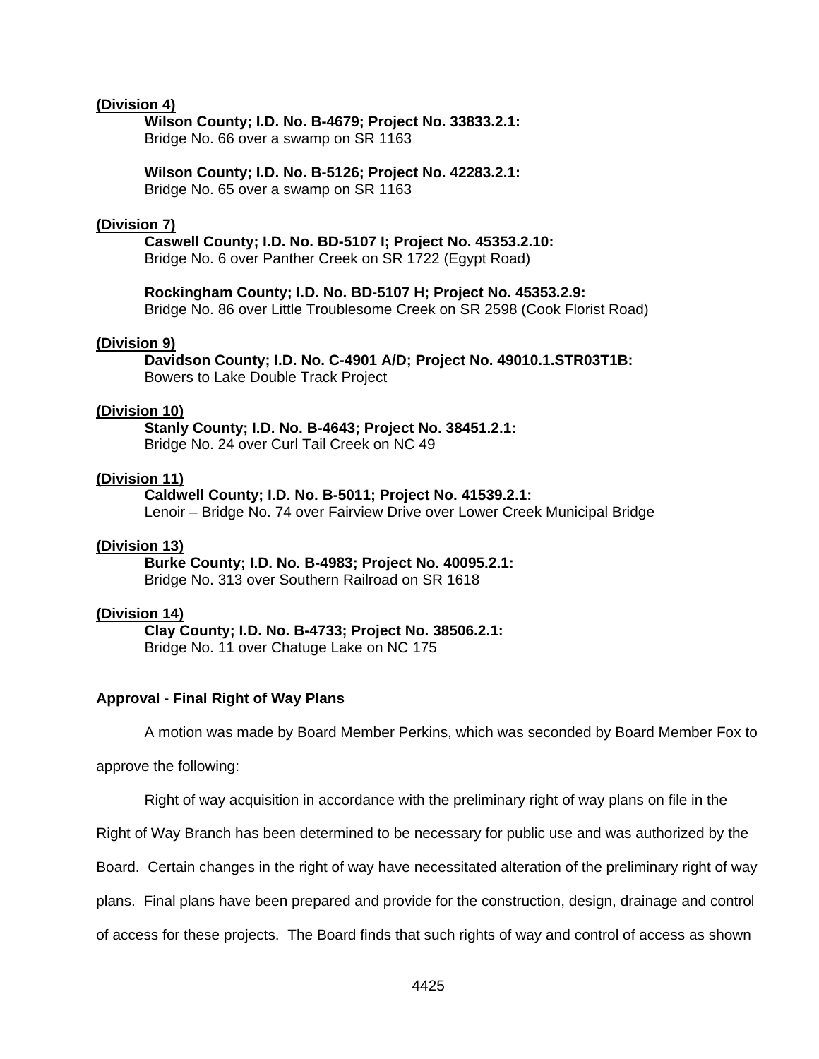**(Division 4)**

**Wilson County; I.D. No. B-4679; Project No. 33833.2.1:**
Bridge No. 66 over a swamp on SR 1163

**Wilson County; I.D. No. B-5126; Project No. 42283.2.1:**
Bridge No. 65 over a swamp on SR 1163

**(Division 7)**

**Caswell County; I.D. No. BD-5107 I; Project No. 45353.2.10:**
Bridge No. 6 over Panther Creek on SR 1722 (Egypt Road)

**Rockingham County; I.D. No. BD-5107 H; Project No. 45353.2.9:**
Bridge No. 86 over Little Troublesome Creek on SR 2598 (Cook Florist Road)

**(Division 9)**

**Davidson County; I.D. No. C-4901 A/D; Project No. 49010.1.STR03T1B:**
Bowers to Lake Double Track Project

**(Division 10)**

**Stanly County; I.D. No. B-4643; Project No. 38451.2.1:**
Bridge No. 24 over Curl Tail Creek on NC 49

**(Division 11)**

**Caldwell County; I.D. No. B-5011; Project No. 41539.2.1:**
Lenoir – Bridge No. 74 over Fairview Drive over Lower Creek Municipal Bridge

**(Division 13)**

**Burke County; I.D. No. B-4983; Project No. 40095.2.1:**
Bridge No. 313 over Southern Railroad on SR 1618

**(Division 14)**

**Clay County; I.D. No. B-4733; Project No. 38506.2.1:**
Bridge No. 11 over Chatuge Lake on NC 175

**Approval - Final Right of Way Plans**

A motion was made by Board Member Perkins, which was seconded by Board Member Fox to approve the following:

Right of way acquisition in accordance with the preliminary right of way plans on file in the Right of Way Branch has been determined to be necessary for public use and was authorized by the Board. Certain changes in the right of way have necessitated alteration of the preliminary right of way plans. Final plans have been prepared and provide for the construction, design, drainage and control of access for these projects. The Board finds that such rights of way and control of access as shown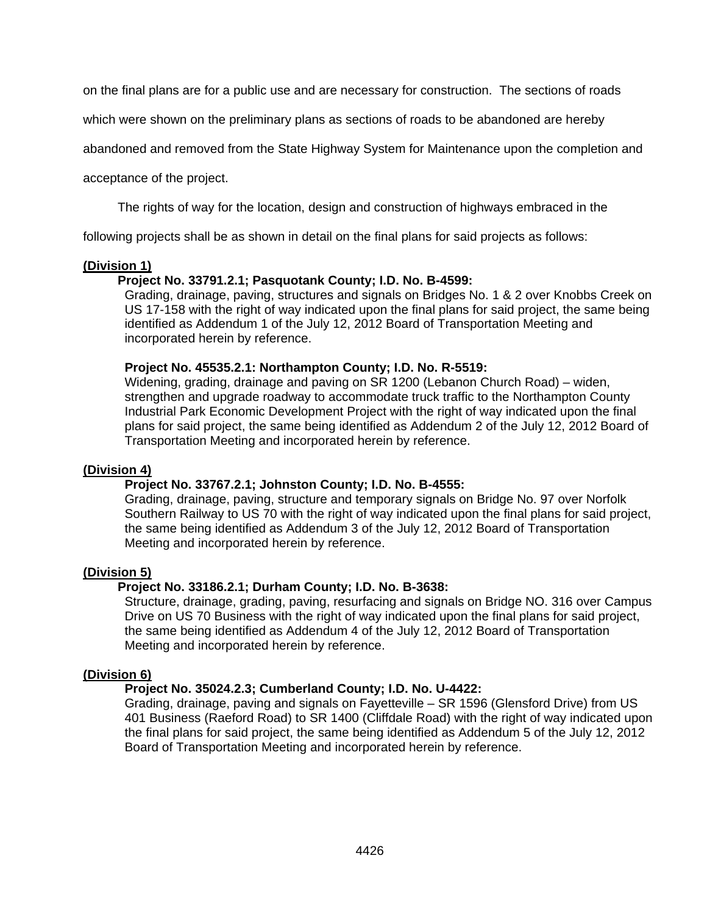on the final plans are for a public use and are necessary for construction. The sections of roads which were shown on the preliminary plans as sections of roads to be abandoned are hereby abandoned and removed from the State Highway System for Maintenance upon the completion and acceptance of the project.

The rights of way for the location, design and construction of highways embraced in the following projects shall be as shown in detail on the final plans for said projects as follows:

**(Division 1)**

**Project No. 33791.2.1; Pasquotank County; I.D. No. B-4599:**
Grading, drainage, paving, structures and signals on Bridges No. 1 & 2 over Knobbs Creek on US 17-158 with the right of way indicated upon the final plans for said project, the same being identified as Addendum 1 of the July 12, 2012 Board of Transportation Meeting and incorporated herein by reference.

**Project No. 45535.2.1: Northampton County; I.D. No. R-5519:**
Widening, grading, drainage and paving on SR 1200 (Lebanon Church Road) – widen, strengthen and upgrade roadway to accommodate truck traffic to the Northampton County Industrial Park Economic Development Project with the right of way indicated upon the final plans for said project, the same being identified as Addendum 2 of the July 12, 2012 Board of Transportation Meeting and incorporated herein by reference.

**(Division 4)**

**Project No. 33767.2.1; Johnston County; I.D. No. B-4555:**
Grading, drainage, paving, structure and temporary signals on Bridge No. 97 over Norfolk Southern Railway to US 70 with the right of way indicated upon the final plans for said project, the same being identified as Addendum 3 of the July 12, 2012 Board of Transportation Meeting and incorporated herein by reference.

**(Division 5)**

**Project No. 33186.2.1; Durham County; I.D. No. B-3638:**
Structure, drainage, grading, paving, resurfacing and signals on Bridge NO. 316 over Campus Drive on US 70 Business with the right of way indicated upon the final plans for said project, the same being identified as Addendum 4 of the July 12, 2012 Board of Transportation Meeting and incorporated herein by reference.

**(Division 6)**

**Project No. 35024.2.3; Cumberland County; I.D. No. U-4422:**
Grading, drainage, paving and signals on Fayetteville – SR 1596 (Glensford Drive) from US 401 Business (Raeford Road) to SR 1400 (Cliffdale Road) with the right of way indicated upon the final plans for said project, the same being identified as Addendum 5 of the July 12, 2012 Board of Transportation Meeting and incorporated herein by reference.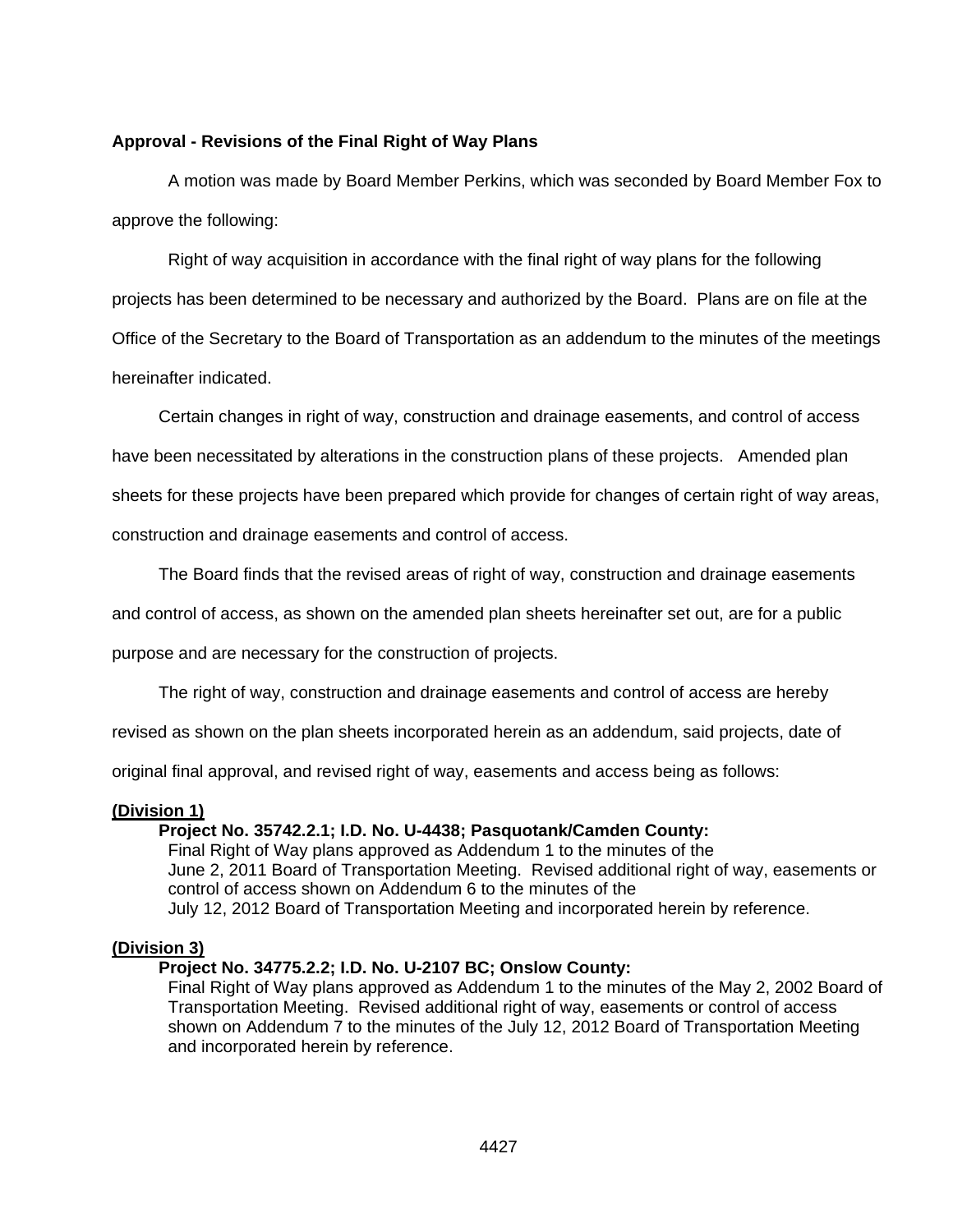**Approval - Revisions of the Final Right of Way Plans**

A motion was made by Board Member Perkins, which was seconded by Board Member Fox to approve the following:

Right of way acquisition in accordance with the final right of way plans for the following projects has been determined to be necessary and authorized by the Board. Plans are on file at the Office of the Secretary to the Board of Transportation as an addendum to the minutes of the meetings hereinafter indicated.

Certain changes in right of way, construction and drainage easements, and control of access have been necessitated by alterations in the construction plans of these projects. Amended plan sheets for these projects have been prepared which provide for changes of certain right of way areas, construction and drainage easements and control of access.

The Board finds that the revised areas of right of way, construction and drainage easements and control of access, as shown on the amended plan sheets hereinafter set out, are for a public purpose and are necessary for the construction of projects.

The right of way, construction and drainage easements and control of access are hereby revised as shown on the plan sheets incorporated herein as an addendum, said projects, date of original final approval, and revised right of way, easements and access being as follows:

**(Division 1)**

**Project No. 35742.2.1; I.D. No. U-4438; Pasquotank/Camden County:**
Final Right of Way plans approved as Addendum 1 to the minutes of the June 2, 2011 Board of Transportation Meeting. Revised additional right of way, easements or control of access shown on Addendum 6 to the minutes of the July 12, 2012 Board of Transportation Meeting and incorporated herein by reference.

**(Division 3)**

**Project No. 34775.2.2; I.D. No. U-2107 BC; Onslow County:**
Final Right of Way plans approved as Addendum 1 to the minutes of the May 2, 2002 Board of Transportation Meeting. Revised additional right of way, easements or control of access shown on Addendum 7 to the minutes of the July 12, 2012 Board of Transportation Meeting and incorporated herein by reference.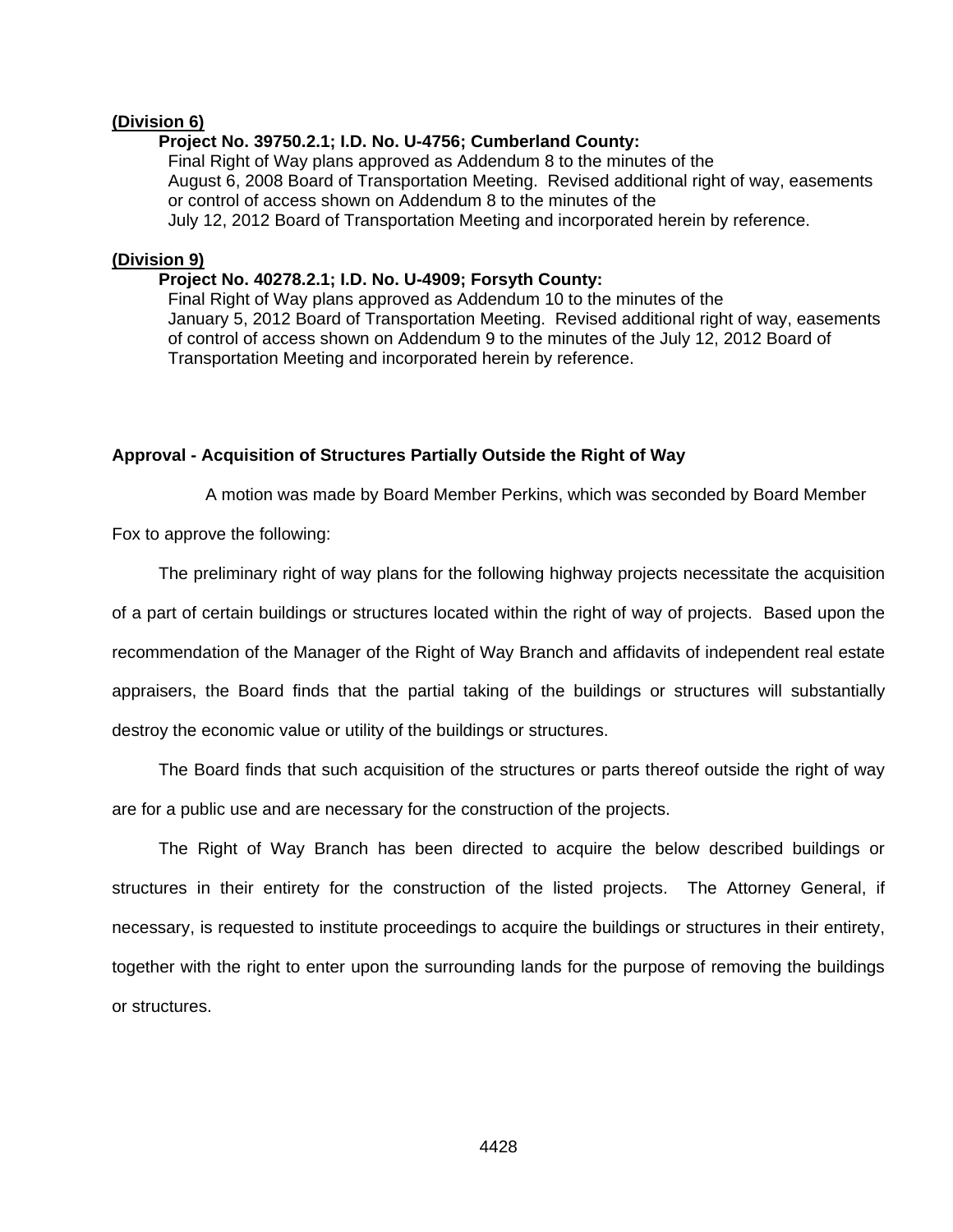**(Division 6)**

**Project No. 39750.2.1; I.D. No. U-4756; Cumberland County:**
Final Right of Way plans approved as Addendum 8 to the minutes of the August 6, 2008 Board of Transportation Meeting. Revised additional right of way, easements or control of access shown on Addendum 8 to the minutes of the July 12, 2012 Board of Transportation Meeting and incorporated herein by reference.

**(Division 9)**

**Project No. 40278.2.1; I.D. No. U-4909; Forsyth County:**
Final Right of Way plans approved as Addendum 10 to the minutes of the January 5, 2012 Board of Transportation Meeting. Revised additional right of way, easements of control of access shown on Addendum 9 to the minutes of the July 12, 2012 Board of Transportation Meeting and incorporated herein by reference.

**Approval - Acquisition of Structures Partially Outside the Right of Way**

A motion was made by Board Member Perkins, which was seconded by Board Member Fox to approve the following:

The preliminary right of way plans for the following highway projects necessitate the acquisition of a part of certain buildings or structures located within the right of way of projects. Based upon the recommendation of the Manager of the Right of Way Branch and affidavits of independent real estate appraisers, the Board finds that the partial taking of the buildings or structures will substantially destroy the economic value or utility of the buildings or structures.

The Board finds that such acquisition of the structures or parts thereof outside the right of way are for a public use and are necessary for the construction of the projects.

The Right of Way Branch has been directed to acquire the below described buildings or structures in their entirety for the construction of the listed projects. The Attorney General, if necessary, is requested to institute proceedings to acquire the buildings or structures in their entirety, together with the right to enter upon the surrounding lands for the purpose of removing the buildings or structures.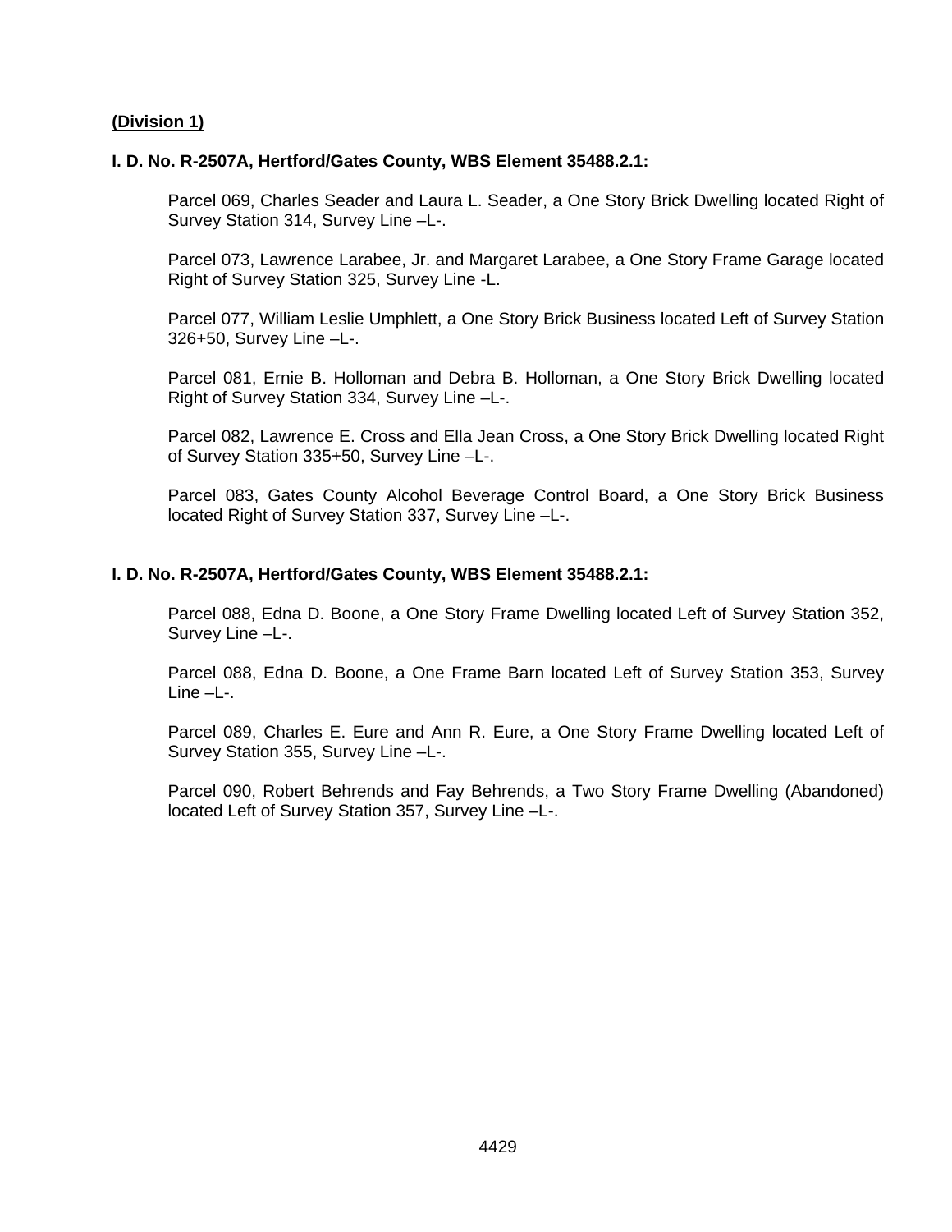**(Division 1)**

**I. D. No. R-2507A, Hertford/Gates County, WBS Element 35488.2.1:**

Parcel 069, Charles Seader and Laura L. Seader, a One Story Brick Dwelling located Right of Survey Station 314, Survey Line –L-.

Parcel 073, Lawrence Larabee, Jr. and Margaret Larabee, a One Story Frame Garage located Right of Survey Station 325, Survey Line -L.

Parcel 077, William Leslie Umphlett, a One Story Brick Business located Left of Survey Station 326+50, Survey Line –L-.

Parcel 081, Ernie B. Holloman and Debra B. Holloman, a One Story Brick Dwelling located Right of Survey Station 334, Survey Line –L-.

Parcel 082, Lawrence E. Cross and Ella Jean Cross, a One Story Brick Dwelling located Right of Survey Station 335+50, Survey Line –L-.

Parcel 083, Gates County Alcohol Beverage Control Board, a One Story Brick Business located Right of Survey Station 337, Survey Line –L-.

**I. D. No. R-2507A, Hertford/Gates County, WBS Element 35488.2.1:**

Parcel 088, Edna D. Boone, a One Story Frame Dwelling located Left of Survey Station 352, Survey Line –L-.

Parcel 088, Edna D. Boone, a One Frame Barn located Left of Survey Station 353, Survey Line –L-.

Parcel 089, Charles E. Eure and Ann R. Eure, a One Story Frame Dwelling located Left of Survey Station 355, Survey Line –L-.

Parcel 090, Robert Behrends and Fay Behrends, a Two Story Frame Dwelling (Abandoned) located Left of Survey Station 357, Survey Line –L-.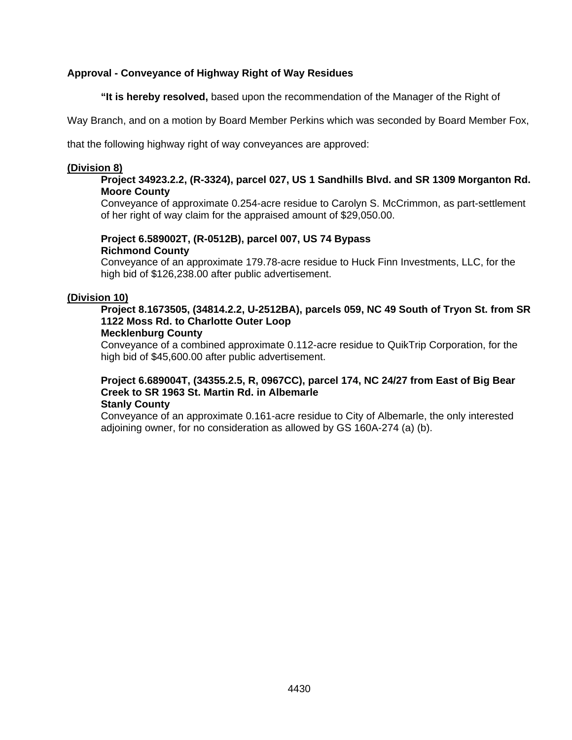**Approval - Conveyance of Highway Right of Way Residues**

**"It is hereby resolved,** based upon the recommendation of the Manager of the Right of Way Branch, and on a motion by Board Member Perkins which was seconded by Board Member Fox, that the following highway right of way conveyances are approved:

**(Division 8)**

**Project 34923.2.2, (R-3324), parcel 027, US 1 Sandhills Blvd. and SR 1309 Morganton Rd.**
**Moore County**
Conveyance of approximate 0.254-acre residue to Carolyn S. McCrimmon, as part-settlement of her right of way claim for the appraised amount of $29,050.00.

**Project 6.589002T, (R-0512B), parcel 007, US 74 Bypass**
**Richmond County**
Conveyance of an approximate 179.78-acre residue to Huck Finn Investments, LLC, for the high bid of $126,238.00 after public advertisement.

**(Division 10)**

**Project 8.1673505, (34814.2.2, U-2512BA), parcels 059, NC 49 South of Tryon St. from SR 1122 Moss Rd. to Charlotte Outer Loop**
**Mecklenburg County**
Conveyance of a combined approximate 0.112-acre residue to QuikTrip Corporation, for the high bid of $45,600.00 after public advertisement.

**Project 6.689004T, (34355.2.5, R, 0967CC), parcel 174, NC 24/27 from East of Big Bear Creek to SR 1963 St. Martin Rd. in Albemarle**
**Stanly County**
Conveyance of an approximate 0.161-acre residue to City of Albemarle, the only interested adjoining owner, for no consideration as allowed by GS 160A-274 (a) (b).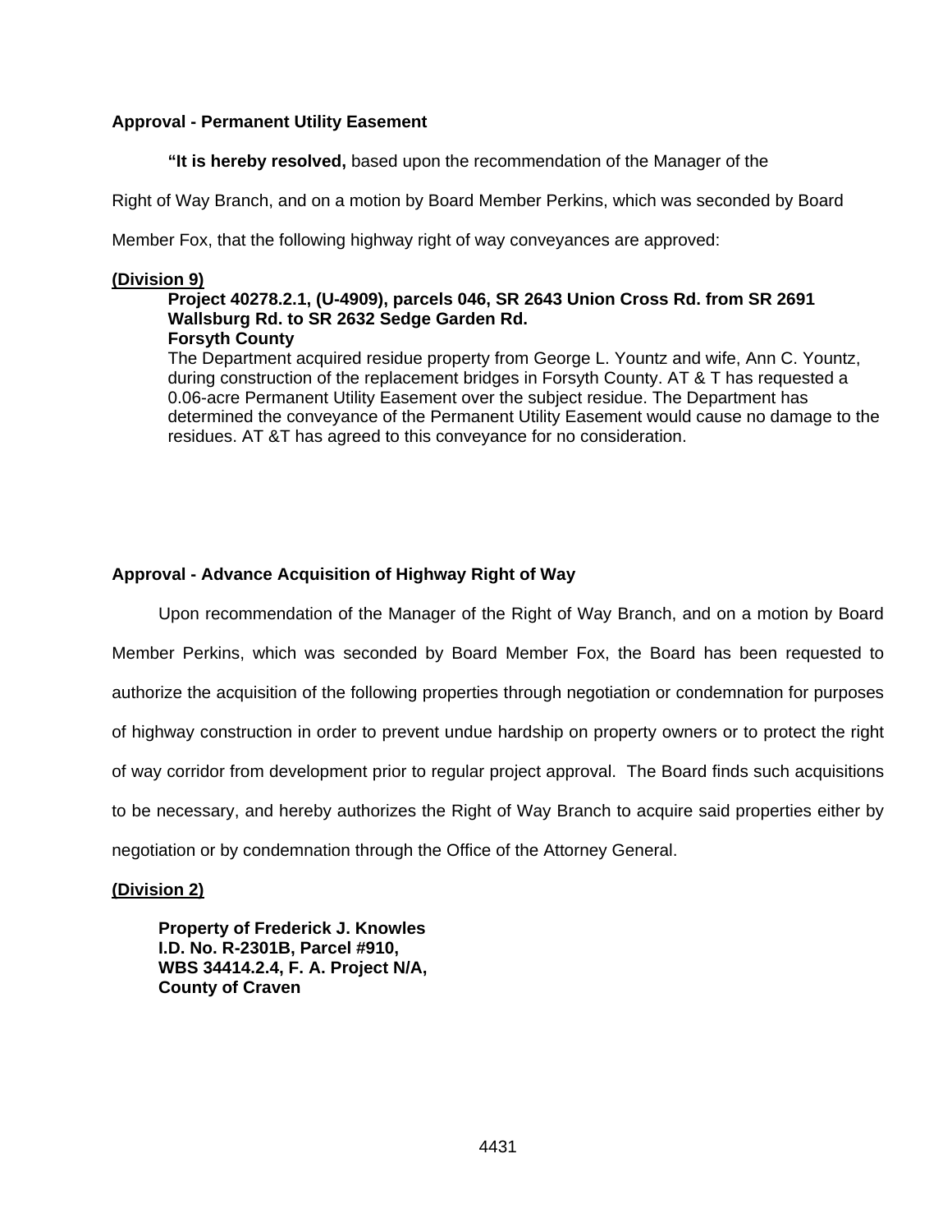**Approval - Permanent Utility Easement**

**"It is hereby resolved,** based upon the recommendation of the Manager of the Right of Way Branch, and on a motion by Board Member Perkins, which was seconded by Board Member Fox, that the following highway right of way conveyances are approved:

**(Division 9)**

**Project 40278.2.1, (U-4909), parcels 046, SR 2643 Union Cross Rd. from SR 2691 Wallsburg Rd. to SR 2632 Sedge Garden Rd.**
**Forsyth County**
The Department acquired residue property from George L. Yountz and wife, Ann C. Yountz, during construction of the replacement bridges in Forsyth County. AT & T has requested a 0.06-acre Permanent Utility Easement over the subject residue. The Department has determined the conveyance of the Permanent Utility Easement would cause no damage to the residues. AT &T has agreed to this conveyance for no consideration.

**Approval - Advance Acquisition of Highway Right of Way**

Upon recommendation of the Manager of the Right of Way Branch, and on a motion by Board Member Perkins, which was seconded by Board Member Fox, the Board has been requested to authorize the acquisition of the following properties through negotiation or condemnation for purposes of highway construction in order to prevent undue hardship on property owners or to protect the right of way corridor from development prior to regular project approval. The Board finds such acquisitions to be necessary, and hereby authorizes the Right of Way Branch to acquire said properties either by negotiation or by condemnation through the Office of the Attorney General.

**(Division 2)**

**Property of Frederick J. Knowles**
**I.D. No. R-2301B, Parcel #910,**
**WBS 34414.2.4, F. A. Project N/A,**
**County of Craven**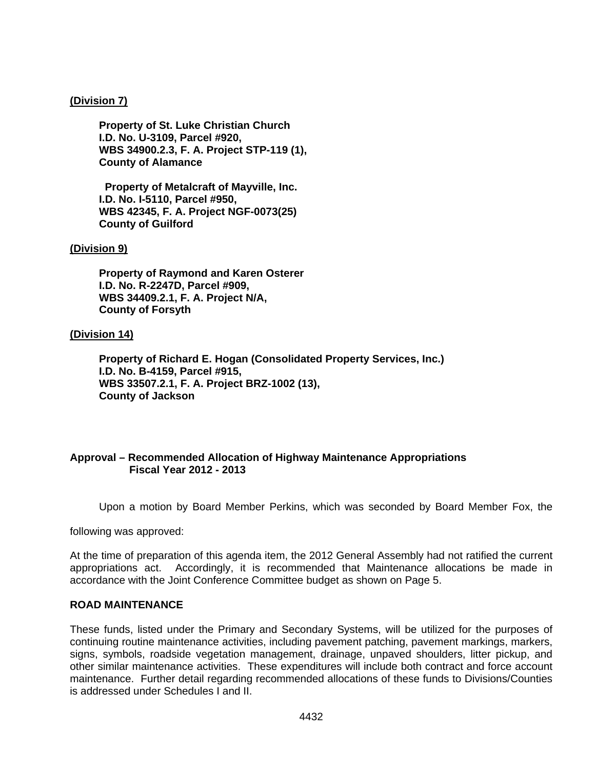**(Division 7)**

**Property of St. Luke Christian Church**
**I.D. No. U-3109, Parcel #920,**
**WBS 34900.2.3, F. A. Project STP-119 (1),**
**County of Alamance**

**Property of Metalcraft of Mayville, Inc.**
**I.D. No. I-5110, Parcel #950,**
**WBS 42345, F. A. Project NGF-0073(25)**
**County of Guilford**

**(Division 9)**

**Property of Raymond and Karen Osterer**
**I.D. No. R-2247D, Parcel #909,**
**WBS 34409.2.1, F. A. Project N/A,**
**County of Forsyth**

**(Division 14)**

**Property of Richard E. Hogan (Consolidated Property Services, Inc.)**
**I.D. No. B-4159, Parcel #915,**
**WBS 33507.2.1, F. A. Project BRZ-1002 (13),**
**County of Jackson**

**Approval – Recommended Allocation of Highway Maintenance Appropriations Fiscal Year 2012 - 2013**

Upon a motion by Board Member Perkins, which was seconded by Board Member Fox, the following was approved:

At the time of preparation of this agenda item, the 2012 General Assembly had not ratified the current appropriations act. Accordingly, it is recommended that Maintenance allocations be made in accordance with the Joint Conference Committee budget as shown on Page 5.

**ROAD MAINTENANCE**

These funds, listed under the Primary and Secondary Systems, will be utilized for the purposes of continuing routine maintenance activities, including pavement patching, pavement markings, markers, signs, symbols, roadside vegetation management, drainage, unpaved shoulders, litter pickup, and other similar maintenance activities. These expenditures will include both contract and force account maintenance. Further detail regarding recommended allocations of these funds to Divisions/Counties is addressed under Schedules I and II.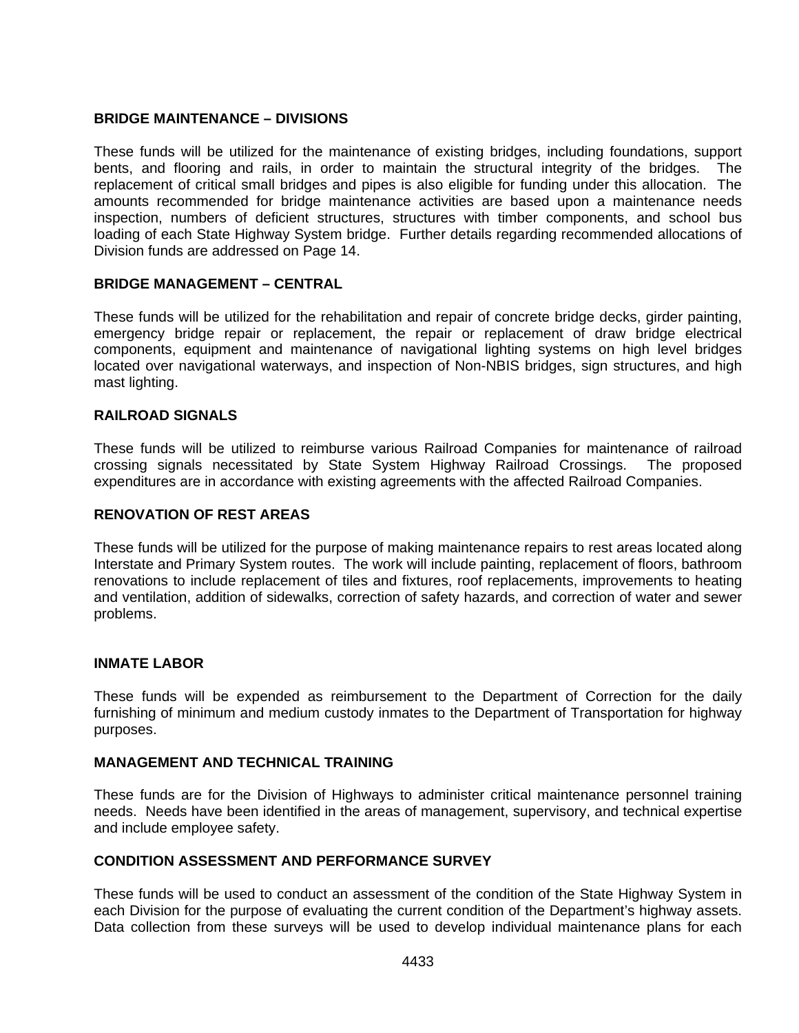**BRIDGE MAINTENANCE – DIVISIONS**

These funds will be utilized for the maintenance of existing bridges, including foundations, support bents, and flooring and rails, in order to maintain the structural integrity of the bridges. The replacement of critical small bridges and pipes is also eligible for funding under this allocation. The amounts recommended for bridge maintenance activities are based upon a maintenance needs inspection, numbers of deficient structures, structures with timber components, and school bus loading of each State Highway System bridge. Further details regarding recommended allocations of Division funds are addressed on Page 14.

**BRIDGE MANAGEMENT – CENTRAL**

These funds will be utilized for the rehabilitation and repair of concrete bridge decks, girder painting, emergency bridge repair or replacement, the repair or replacement of draw bridge electrical components, equipment and maintenance of navigational lighting systems on high level bridges located over navigational waterways, and inspection of Non-NBIS bridges, sign structures, and high mast lighting.

**RAILROAD SIGNALS**

These funds will be utilized to reimburse various Railroad Companies for maintenance of railroad crossing signals necessitated by State System Highway Railroad Crossings. The proposed expenditures are in accordance with existing agreements with the affected Railroad Companies.

**RENOVATION OF REST AREAS**

These funds will be utilized for the purpose of making maintenance repairs to rest areas located along Interstate and Primary System routes. The work will include painting, replacement of floors, bathroom renovations to include replacement of tiles and fixtures, roof replacements, improvements to heating and ventilation, addition of sidewalks, correction of safety hazards, and correction of water and sewer problems.

**INMATE LABOR**

These funds will be expended as reimbursement to the Department of Correction for the daily furnishing of minimum and medium custody inmates to the Department of Transportation for highway purposes.

**MANAGEMENT AND TECHNICAL TRAINING**

These funds are for the Division of Highways to administer critical maintenance personnel training needs. Needs have been identified in the areas of management, supervisory, and technical expertise and include employee safety.

**CONDITION ASSESSMENT AND PERFORMANCE SURVEY**

These funds will be used to conduct an assessment of the condition of the State Highway System in each Division for the purpose of evaluating the current condition of the Department's highway assets. Data collection from these surveys will be used to develop individual maintenance plans for each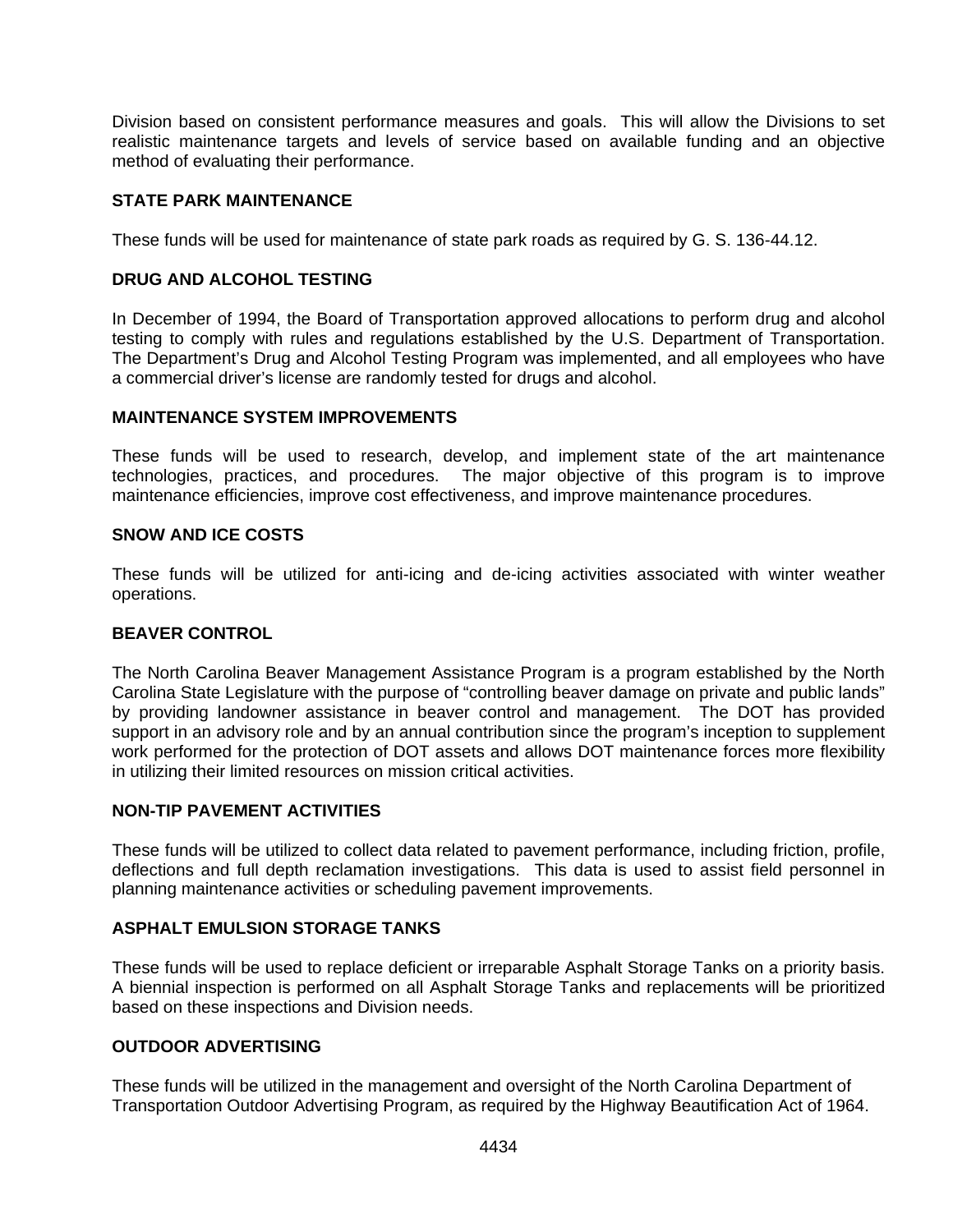Division based on consistent performance measures and goals. This will allow the Divisions to set realistic maintenance targets and levels of service based on available funding and an objective method of evaluating their performance.

**STATE PARK MAINTENANCE**

These funds will be used for maintenance of state park roads as required by G. S. 136-44.12.

**DRUG AND ALCOHOL TESTING**

In December of 1994, the Board of Transportation approved allocations to perform drug and alcohol testing to comply with rules and regulations established by the U.S. Department of Transportation. The Department's Drug and Alcohol Testing Program was implemented, and all employees who have a commercial driver's license are randomly tested for drugs and alcohol.

**MAINTENANCE SYSTEM IMPROVEMENTS**

These funds will be used to research, develop, and implement state of the art maintenance technologies, practices, and procedures. The major objective of this program is to improve maintenance efficiencies, improve cost effectiveness, and improve maintenance procedures.

**SNOW AND ICE COSTS**

These funds will be utilized for anti-icing and de-icing activities associated with winter weather operations.

**BEAVER CONTROL**

The North Carolina Beaver Management Assistance Program is a program established by the North Carolina State Legislature with the purpose of "controlling beaver damage on private and public lands" by providing landowner assistance in beaver control and management. The DOT has provided support in an advisory role and by an annual contribution since the program's inception to supplement work performed for the protection of DOT assets and allows DOT maintenance forces more flexibility in utilizing their limited resources on mission critical activities.

**NON-TIP PAVEMENT ACTIVITIES**

These funds will be utilized to collect data related to pavement performance, including friction, profile, deflections and full depth reclamation investigations. This data is used to assist field personnel in planning maintenance activities or scheduling pavement improvements.

**ASPHALT EMULSION STORAGE TANKS**

These funds will be used to replace deficient or irreparable Asphalt Storage Tanks on a priority basis. A biennial inspection is performed on all Asphalt Storage Tanks and replacements will be prioritized based on these inspections and Division needs.

**OUTDOOR ADVERTISING**

These funds will be utilized in the management and oversight of the North Carolina Department of Transportation Outdoor Advertising Program, as required by the Highway Beautification Act of 1964.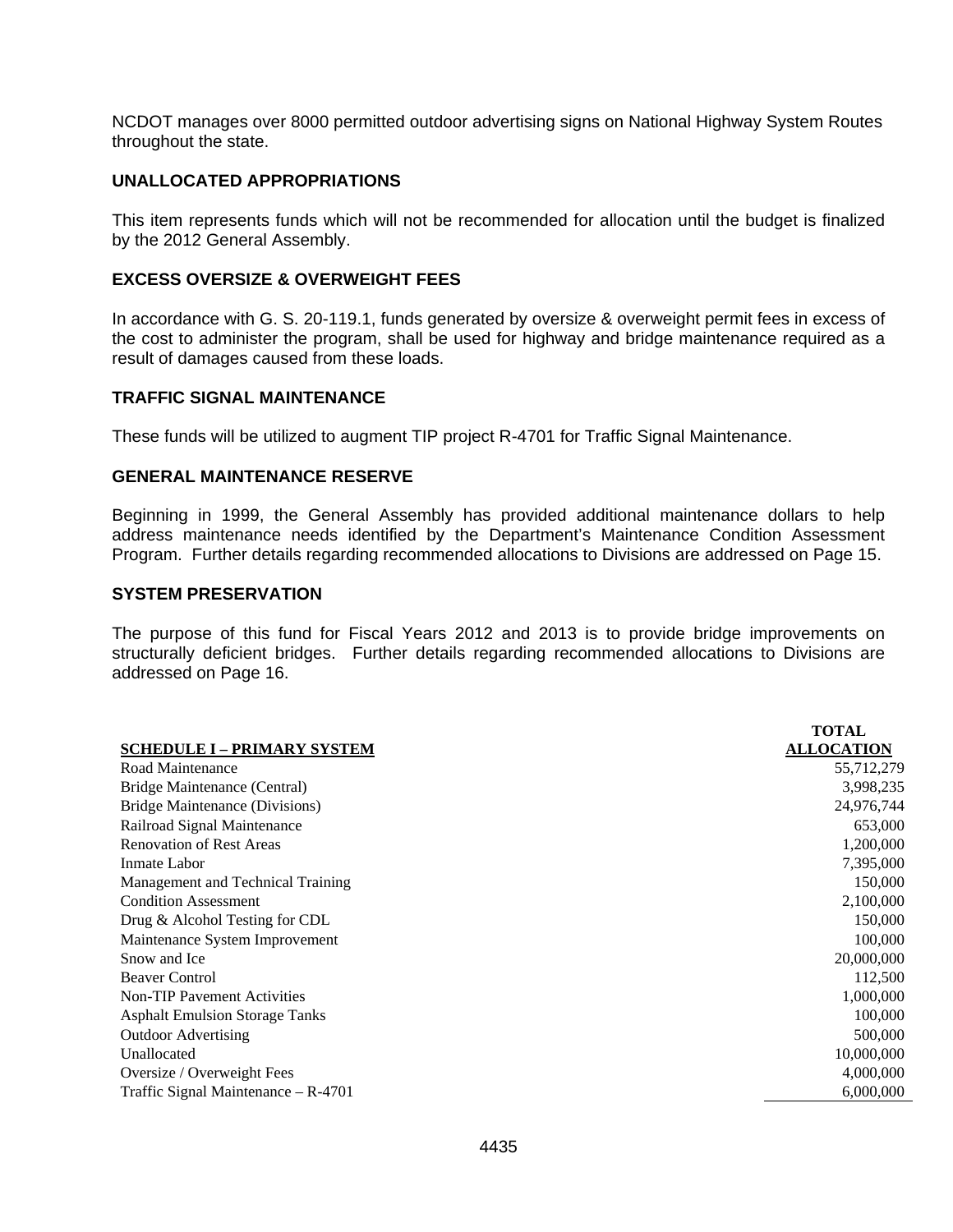NCDOT manages over 8000 permitted outdoor advertising signs on National Highway System Routes throughout the state.

### UNALLOCATED APPROPRIATIONS

This item represents funds which will not be recommended for allocation until the budget is finalized by the 2012 General Assembly.

### EXCESS OVERSIZE & OVERWEIGHT FEES

In accordance with G. S. 20-119.1, funds generated by oversize & overweight permit fees in excess of the cost to administer the program, shall be used for highway and bridge maintenance required as a result of damages caused from these loads.

### TRAFFIC SIGNAL MAINTENANCE

These funds will be utilized to augment TIP project R-4701 for Traffic Signal Maintenance.

### GENERAL MAINTENANCE RESERVE

Beginning in 1999, the General Assembly has provided additional maintenance dollars to help address maintenance needs identified by the Department's Maintenance Condition Assessment Program. Further details regarding recommended allocations to Divisions are addressed on Page 15.

### SYSTEM PRESERVATION

The purpose of this fund for Fiscal Years 2012 and 2013 is to provide bridge improvements on structurally deficient bridges. Further details regarding recommended allocations to Divisions are addressed on Page 16.

| SCHEDULE I – PRIMARY SYSTEM | TOTAL ALLOCATION |
|---|---|
| Road Maintenance | 55,712,279 |
| Bridge Maintenance (Central) | 3,998,235 |
| Bridge Maintenance (Divisions) | 24,976,744 |
| Railroad Signal Maintenance | 653,000 |
| Renovation of Rest Areas | 1,200,000 |
| Inmate Labor | 7,395,000 |
| Management and Technical Training | 150,000 |
| Condition Assessment | 2,100,000 |
| Drug & Alcohol Testing for CDL | 150,000 |
| Maintenance System Improvement | 100,000 |
| Snow and Ice | 20,000,000 |
| Beaver Control | 112,500 |
| Non-TIP Pavement Activities | 1,000,000 |
| Asphalt Emulsion Storage Tanks | 100,000 |
| Outdoor Advertising | 500,000 |
| Unallocated | 10,000,000 |
| Oversize / Overweight Fees | 4,000,000 |
| Traffic Signal Maintenance – R-4701 | 6,000,000 |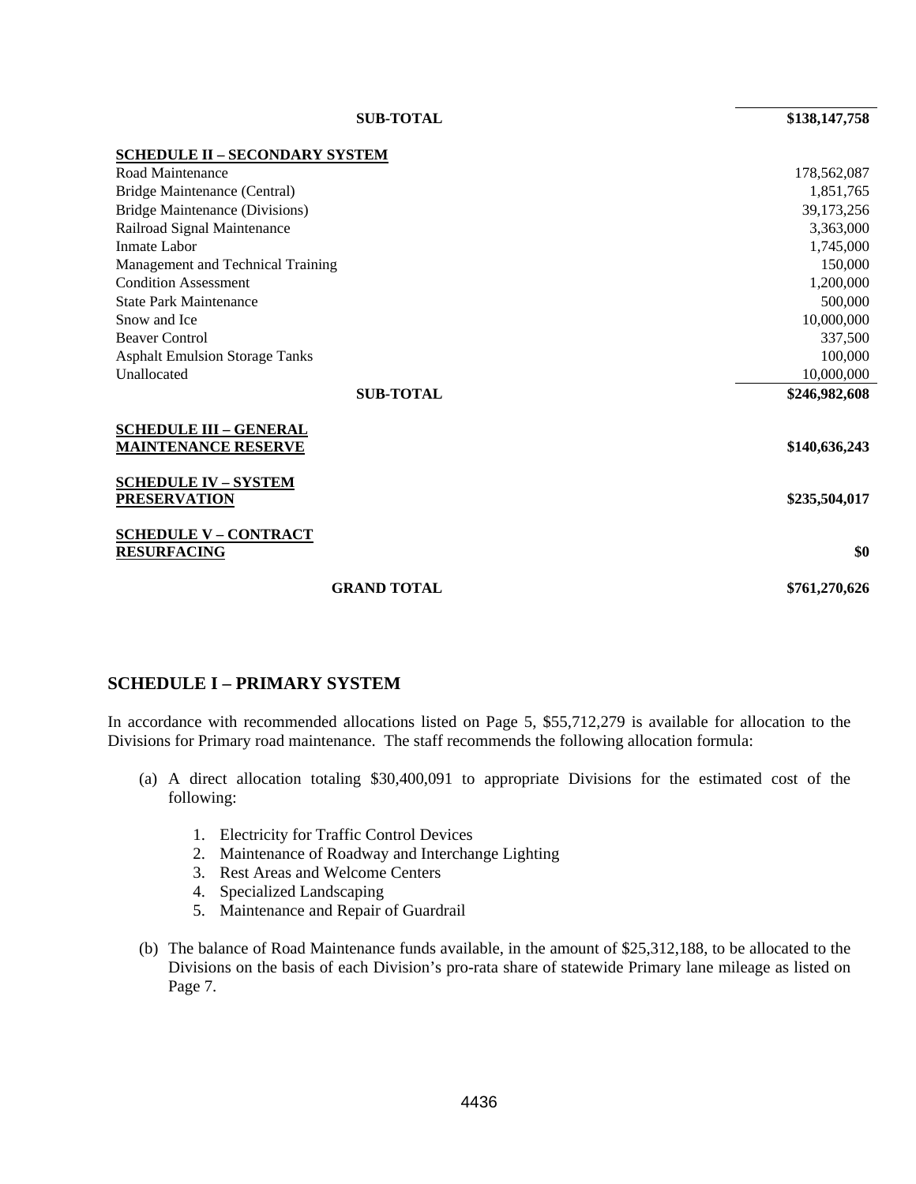| | |
|---|---|
| **SUB-TOTAL** | **$138,147,758** |
| **SCHEDULE II – SECONDARY SYSTEM** | |
| Road Maintenance | 178,562,087 |
| Bridge Maintenance (Central) | 1,851,765 |
| Bridge Maintenance (Divisions) | 39,173,256 |
| Railroad Signal Maintenance | 3,363,000 |
| Inmate Labor | 1,745,000 |
| Management and Technical Training | 150,000 |
| Condition Assessment | 1,200,000 |
| State Park Maintenance | 500,000 |
| Snow and Ice | 10,000,000 |
| Beaver Control | 337,500 |
| Asphalt Emulsion Storage Tanks | 100,000 |
| Unallocated | 10,000,000 |
| **SUB-TOTAL** | **$246,982,608** |
| **SCHEDULE III – GENERAL MAINTENANCE RESERVE** | **$140,636,243** |
| **SCHEDULE IV – SYSTEM PRESERVATION** | **$235,504,017** |
| **SCHEDULE V – CONTRACT RESURFACING** | **$0** |
| **GRAND TOTAL** | **$761,270,626** |

## SCHEDULE I – PRIMARY SYSTEM

In accordance with recommended allocations listed on Page 5, $55,712,279 is available for allocation to the Divisions for Primary road maintenance. The staff recommends the following allocation formula:

(a) A direct allocation totaling $30,400,091 to appropriate Divisions for the estimated cost of the following:

1. Electricity for Traffic Control Devices
2. Maintenance of Roadway and Interchange Lighting
3. Rest Areas and Welcome Centers
4. Specialized Landscaping
5. Maintenance and Repair of Guardrail

(b) The balance of Road Maintenance funds available, in the amount of $25,312,188, to be allocated to the Divisions on the basis of each Division's pro-rata share of statewide Primary lane mileage as listed on Page 7.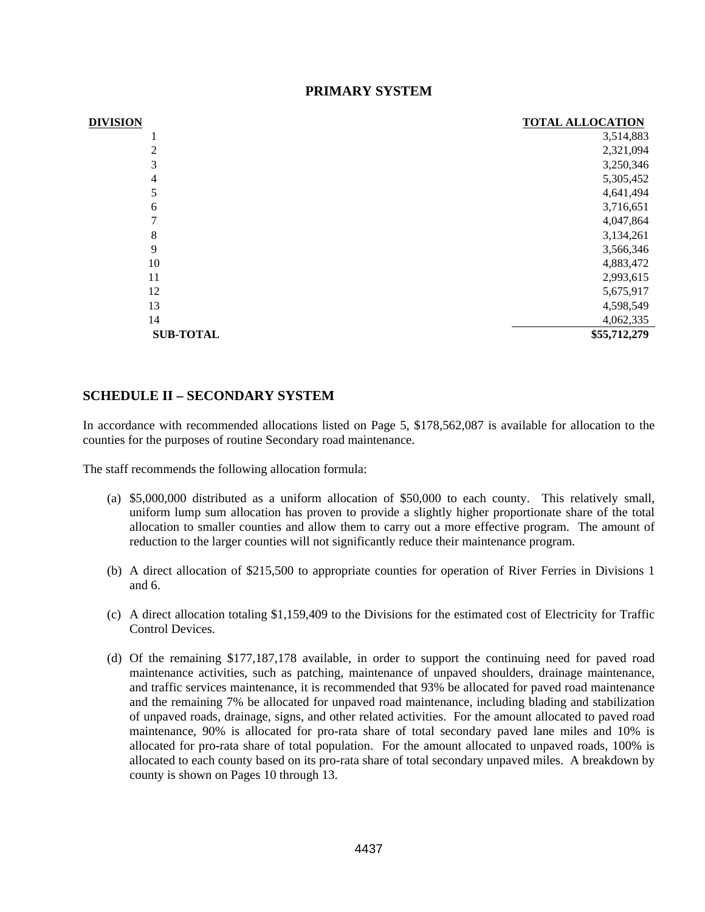## PRIMARY SYSTEM

| DIVISION | TOTAL ALLOCATION |
|---|---|
| 1 | 3,514,883 |
| 2 | 2,321,094 |
| 3 | 3,250,346 |
| 4 | 5,305,452 |
| 5 | 4,641,494 |
| 6 | 3,716,651 |
| 7 | 4,047,864 |
| 8 | 3,134,261 |
| 9 | 3,566,346 |
| 10 | 4,883,472 |
| 11 | 2,993,615 |
| 12 | 5,675,917 |
| 13 | 4,598,549 |
| 14 | 4,062,335 |
| **SUB-TOTAL** | **$55,712,279** |

## SCHEDULE II – SECONDARY SYSTEM

In accordance with recommended allocations listed on Page 5, $178,562,087 is available for allocation to the counties for the purposes of routine Secondary road maintenance.

The staff recommends the following allocation formula:

(a) $5,000,000 distributed as a uniform allocation of $50,000 to each county. This relatively small, uniform lump sum allocation has proven to provide a slightly higher proportionate share of the total allocation to smaller counties and allow them to carry out a more effective program. The amount of reduction to the larger counties will not significantly reduce their maintenance program.

(b) A direct allocation of $215,500 to appropriate counties for operation of River Ferries in Divisions 1 and 6.

(c) A direct allocation totaling $1,159,409 to the Divisions for the estimated cost of Electricity for Traffic Control Devices.

(d) Of the remaining $177,187,178 available, in order to support the continuing need for paved road maintenance activities, such as patching, maintenance of unpaved shoulders, drainage maintenance, and traffic services maintenance, it is recommended that 93% be allocated for paved road maintenance and the remaining 7% be allocated for unpaved road maintenance, including blading and stabilization of unpaved roads, drainage, signs, and other related activities. For the amount allocated to paved road maintenance, 90% is allocated for pro-rata share of total secondary paved lane miles and 10% is allocated for pro-rata share of total population. For the amount allocated to unpaved roads, 100% is allocated to each county based on its pro-rata share of total secondary unpaved miles. A breakdown by county is shown on Pages 10 through 13.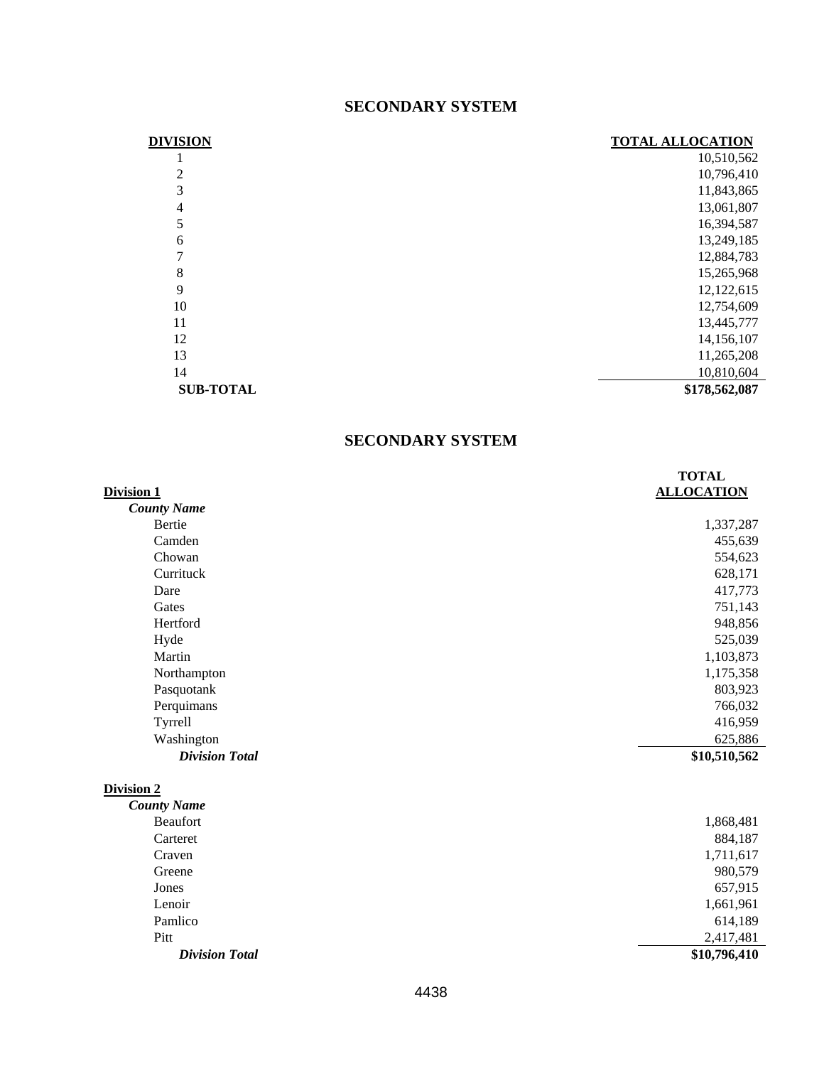## SECONDARY SYSTEM

| DIVISION | TOTAL ALLOCATION |
|---|---|
| 1 | 10,510,562 |
| 2 | 10,796,410 |
| 3 | 11,843,865 |
| 4 | 13,061,807 |
| 5 | 16,394,587 |
| 6 | 13,249,185 |
| 7 | 12,884,783 |
| 8 | 15,265,968 |
| 9 | 12,122,615 |
| 10 | 12,754,609 |
| 11 | 13,445,777 |
| 12 | 14,156,107 |
| 13 | 11,265,208 |
| 14 | 10,810,604 |
| **SUB-TOTAL** | **$178,562,087** |

## SECONDARY SYSTEM

| Division 1 | TOTAL ALLOCATION |
|---|---|
| ***County Name*** | |
| Bertie | 1,337,287 |
| Camden | 455,639 |
| Chowan | 554,623 |
| Currituck | 628,171 |
| Dare | 417,773 |
| Gates | 751,143 |
| Hertford | 948,856 |
| Hyde | 525,039 |
| Martin | 1,103,873 |
| Northampton | 1,175,358 |
| Pasquotank | 803,923 |
| Perquimans | 766,032 |
| Tyrrell | 416,959 |
| Washington | 625,886 |
| ***Division Total*** | **$10,510,562** |

| Division 2 | |
|---|---|
| ***County Name*** | |
| Beaufort | 1,868,481 |
| Carteret | 884,187 |
| Craven | 1,711,617 |
| Greene | 980,579 |
| Jones | 657,915 |
| Lenoir | 1,661,961 |
| Pamlico | 614,189 |
| Pitt | 2,417,481 |
| ***Division Total*** | **$10,796,410** |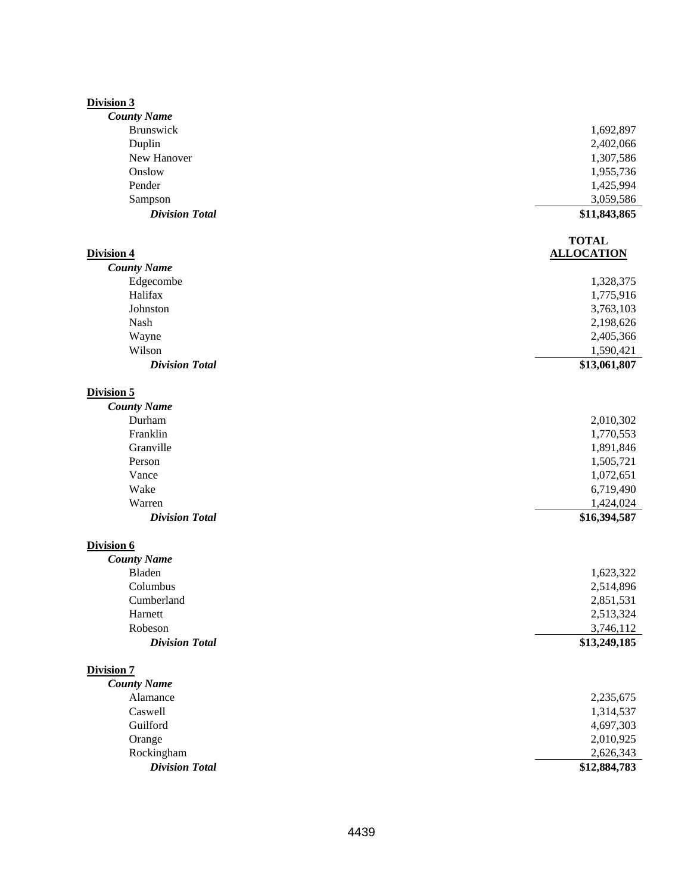**Division 3**

| *County Name* | |
|---|---|
| Brunswick | 1,692,897 |
| Duplin | 2,402,066 |
| New Hanover | 1,307,586 |
| Onslow | 1,955,736 |
| Pender | 1,425,994 |
| Sampson | 3,059,586 |
| ***Division Total*** | **$11,843,865** |

**Division 4**

| *County Name* | **TOTAL ALLOCATION** |
|---|---|
| Edgecombe | 1,328,375 |
| Halifax | 1,775,916 |
| Johnston | 3,763,103 |
| Nash | 2,198,626 |
| Wayne | 2,405,366 |
| Wilson | 1,590,421 |
| ***Division Total*** | **$13,061,807** |

**Division 5**

| *County Name* | |
|---|---|
| Durham | 2,010,302 |
| Franklin | 1,770,553 |
| Granville | 1,891,846 |
| Person | 1,505,721 |
| Vance | 1,072,651 |
| Wake | 6,719,490 |
| Warren | 1,424,024 |
| ***Division Total*** | **$16,394,587** |

**Division 6**

| *County Name* | |
|---|---|
| Bladen | 1,623,322 |
| Columbus | 2,514,896 |
| Cumberland | 2,851,531 |
| Harnett | 2,513,324 |
| Robeson | 3,746,112 |
| ***Division Total*** | **$13,249,185** |

**Division 7**

| *County Name* | |
|---|---|
| Alamance | 2,235,675 |
| Caswell | 1,314,537 |
| Guilford | 4,697,303 |
| Orange | 2,010,925 |
| Rockingham | 2,626,343 |
| ***Division Total*** | **$12,884,783** |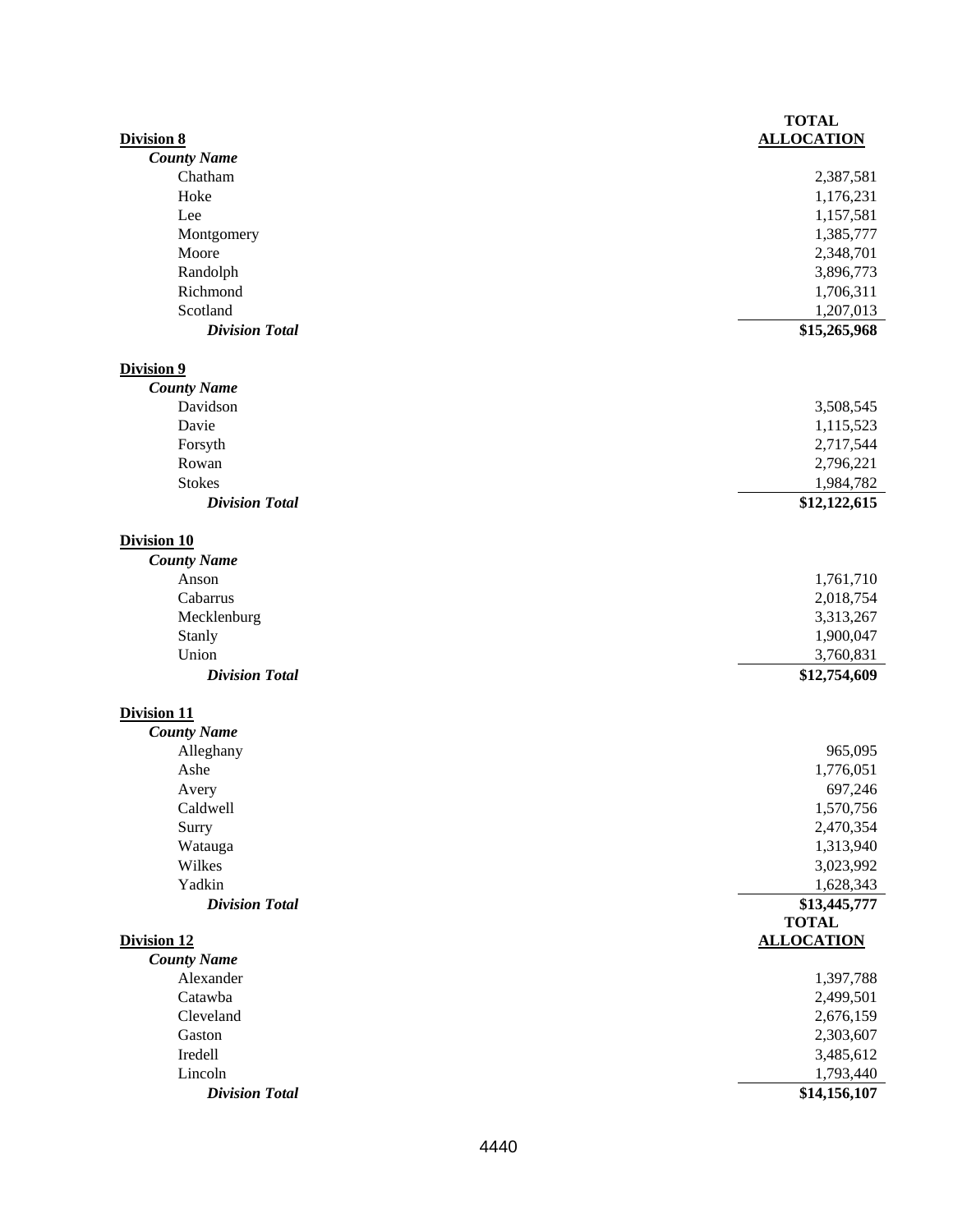| Division 8 | TOTAL ALLOCATION |
|---|---|
| *County Name* | |
| Chatham | 2,387,581 |
| Hoke | 1,176,231 |
| Lee | 1,157,581 |
| Montgomery | 1,385,777 |
| Moore | 2,348,701 |
| Randolph | 3,896,773 |
| Richmond | 1,706,311 |
| Scotland | 1,207,013 |
| ***Division Total*** | **$15,265,968** |

| Division 9 | TOTAL ALLOCATION |
|---|---|
| *County Name* | |
| Davidson | 3,508,545 |
| Davie | 1,115,523 |
| Forsyth | 2,717,544 |
| Rowan | 2,796,221 |
| Stokes | 1,984,782 |
| ***Division Total*** | **$12,122,615** |

| Division 10 | TOTAL ALLOCATION |
|---|---|
| *County Name* | |
| Anson | 1,761,710 |
| Cabarrus | 2,018,754 |
| Mecklenburg | 3,313,267 |
| Stanly | 1,900,047 |
| Union | 3,760,831 |
| ***Division Total*** | **$12,754,609** |

| Division 11 | TOTAL ALLOCATION |
|---|---|
| *County Name* | |
| Alleghany | 965,095 |
| Ashe | 1,776,051 |
| Avery | 697,246 |
| Caldwell | 1,570,756 |
| Surry | 2,470,354 |
| Watauga | 1,313,940 |
| Wilkes | 3,023,992 |
| Yadkin | 1,628,343 |
| ***Division Total*** | **$13,445,777** |

| Division 12 | TOTAL ALLOCATION |
|---|---|
| *County Name* | |
| Alexander | 1,397,788 |
| Catawba | 2,499,501 |
| Cleveland | 2,676,159 |
| Gaston | 2,303,607 |
| Iredell | 3,485,612 |
| Lincoln | 1,793,440 |
| ***Division Total*** | **$14,156,107** |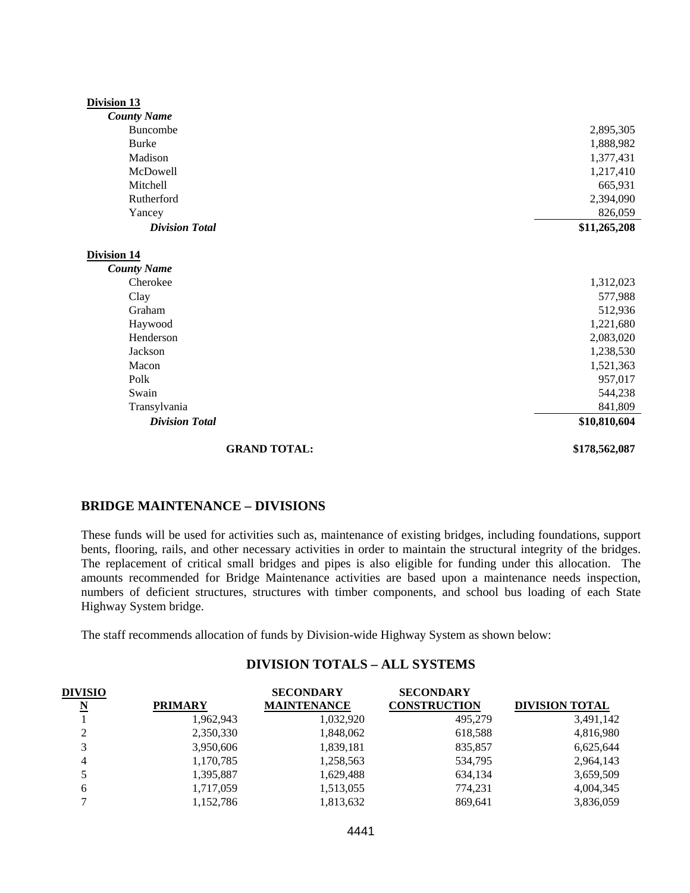**Division 13**

| *County Name* | |
|---|---|
| Buncombe | 2,895,305 |
| Burke | 1,888,982 |
| Madison | 1,377,431 |
| McDowell | 1,217,410 |
| Mitchell | 665,931 |
| Rutherford | 2,394,090 |
| Yancey | 826,059 |
| ***Division Total*** | **$11,265,208** |

**Division 14**

| *County Name* | |
|---|---|
| Cherokee | 1,312,023 |
| Clay | 577,988 |
| Graham | 512,936 |
| Haywood | 1,221,680 |
| Henderson | 2,083,020 |
| Jackson | 1,238,530 |
| Macon | 1,521,363 |
| Polk | 957,017 |
| Swain | 544,238 |
| Transylvania | 841,809 |
| ***Division Total*** | **$10,810,604** |

**GRAND TOTAL:** **$178,562,087**

## BRIDGE MAINTENANCE – DIVISIONS

These funds will be used for activities such as, maintenance of existing bridges, including foundations, support bents, flooring, rails, and other necessary activities in order to maintain the structural integrity of the bridges. The replacement of critical small bridges and pipes is also eligible for funding under this allocation. The amounts recommended for Bridge Maintenance activities are based upon a maintenance needs inspection, numbers of deficient structures, structures with timber components, and school bus loading of each State Highway System bridge.

The staff recommends allocation of funds by Division-wide Highway System as shown below:

### DIVISION TOTALS – ALL SYSTEMS

| DIVISION | PRIMARY | SECONDARY MAINTENANCE | SECONDARY CONSTRUCTION | DIVISION TOTAL |
|---|---|---|---|---|
| 1 | 1,962,943 | 1,032,920 | 495,279 | 3,491,142 |
| 2 | 2,350,330 | 1,848,062 | 618,588 | 4,816,980 |
| 3 | 3,950,606 | 1,839,181 | 835,857 | 6,625,644 |
| 4 | 1,170,785 | 1,258,563 | 534,795 | 2,964,143 |
| 5 | 1,395,887 | 1,629,488 | 634,134 | 3,659,509 |
| 6 | 1,717,059 | 1,513,055 | 774,231 | 4,004,345 |
| 7 | 1,152,786 | 1,813,632 | 869,641 | 3,836,059 |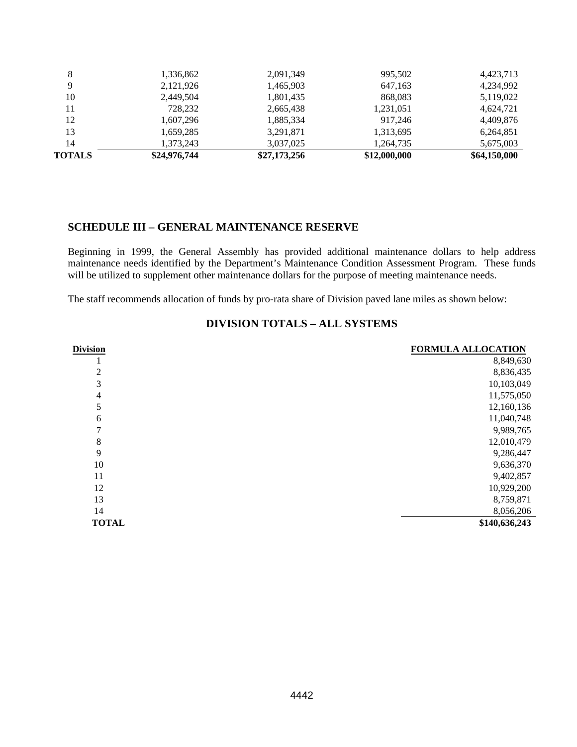| | | | | |
|---|---|---|---|---|
| 8 | 1,336,862 | 2,091,349 | 995,502 | 4,423,713 |
| 9 | 2,121,926 | 1,465,903 | 647,163 | 4,234,992 |
| 10 | 2,449,504 | 1,801,435 | 868,083 | 5,119,022 |
| 11 | 728,232 | 2,665,438 | 1,231,051 | 4,624,721 |
| 12 | 1,607,296 | 1,885,334 | 917,246 | 4,409,876 |
| 13 | 1,659,285 | 3,291,871 | 1,313,695 | 6,264,851 |
| 14 | 1,373,243 | 3,037,025 | 1,264,735 | 5,675,003 |
| **TOTALS** | **$24,976,744** | **$27,173,256** | **$12,000,000** | **$64,150,000** |

## SCHEDULE III – GENERAL MAINTENANCE RESERVE

Beginning in 1999, the General Assembly has provided additional maintenance dollars to help address maintenance needs identified by the Department's Maintenance Condition Assessment Program. These funds will be utilized to supplement other maintenance dollars for the purpose of meeting maintenance needs.

The staff recommends allocation of funds by pro-rata share of Division paved lane miles as shown below:

### DIVISION TOTALS – ALL SYSTEMS

| Division | FORMULA ALLOCATION |
|---|---|
| 1 | 8,849,630 |
| 2 | 8,836,435 |
| 3 | 10,103,049 |
| 4 | 11,575,050 |
| 5 | 12,160,136 |
| 6 | 11,040,748 |
| 7 | 9,989,765 |
| 8 | 12,010,479 |
| 9 | 9,286,447 |
| 10 | 9,636,370 |
| 11 | 9,402,857 |
| 12 | 10,929,200 |
| 13 | 8,759,871 |
| 14 | 8,056,206 |
| **TOTAL** | **$140,636,243** |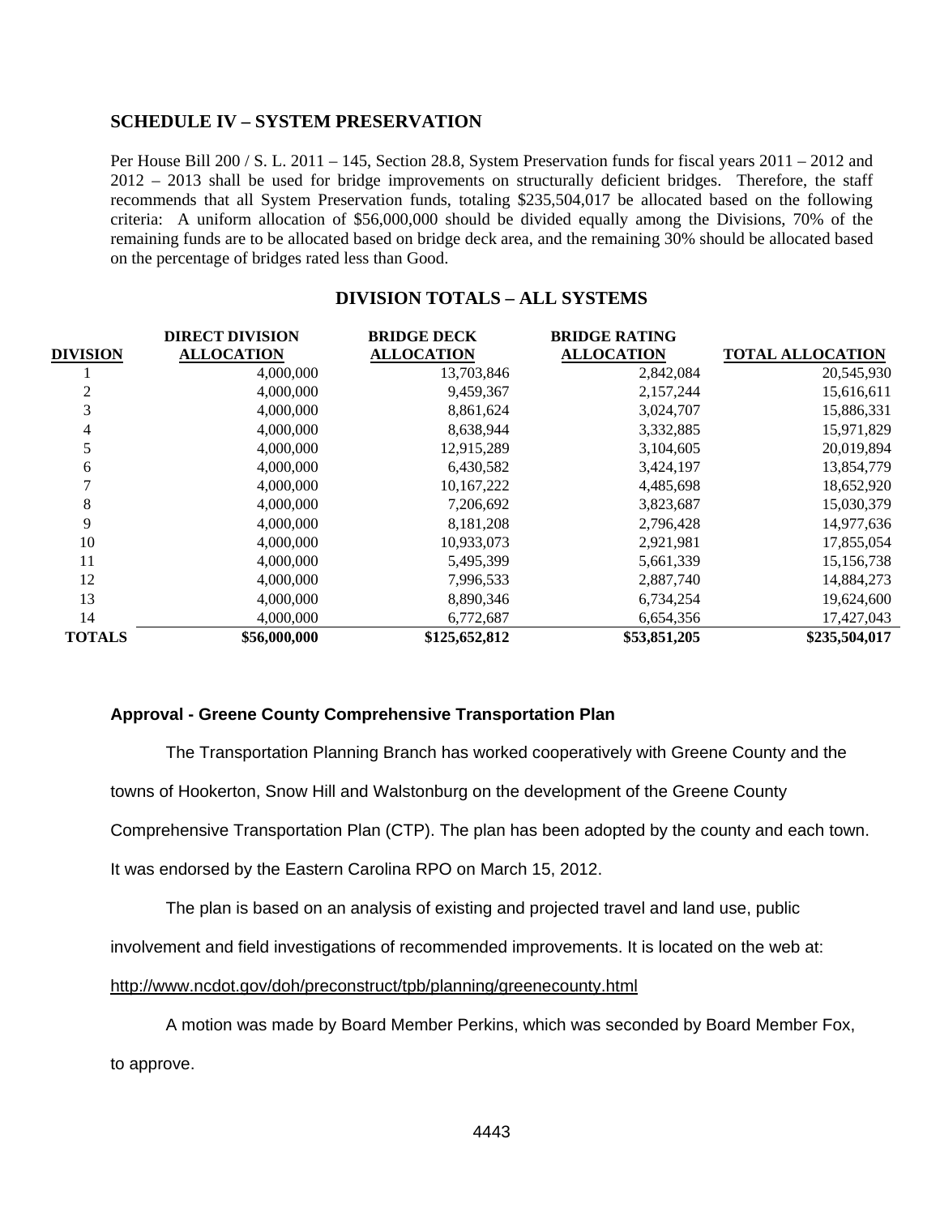## SCHEDULE IV – SYSTEM PRESERVATION

Per House Bill 200 / S. L. 2011 – 145, Section 28.8, System Preservation funds for fiscal years 2011 – 2012 and 2012 – 2013 shall be used for bridge improvements on structurally deficient bridges. Therefore, the staff recommends that all System Preservation funds, totaling $235,504,017 be allocated based on the following criteria: A uniform allocation of $56,000,000 should be divided equally among the Divisions, 70% of the remaining funds are to be allocated based on bridge deck area, and the remaining 30% should be allocated based on the percentage of bridges rated less than Good.

### DIVISION TOTALS – ALL SYSTEMS

| DIVISION | DIRECT DIVISION ALLOCATION | BRIDGE DECK ALLOCATION | BRIDGE RATING ALLOCATION | TOTAL ALLOCATION |
|---|---|---|---|---|
| 1 | 4,000,000 | 13,703,846 | 2,842,084 | 20,545,930 |
| 2 | 4,000,000 | 9,459,367 | 2,157,244 | 15,616,611 |
| 3 | 4,000,000 | 8,861,624 | 3,024,707 | 15,886,331 |
| 4 | 4,000,000 | 8,638,944 | 3,332,885 | 15,971,829 |
| 5 | 4,000,000 | 12,915,289 | 3,104,605 | 20,019,894 |
| 6 | 4,000,000 | 6,430,582 | 3,424,197 | 13,854,779 |
| 7 | 4,000,000 | 10,167,222 | 4,485,698 | 18,652,920 |
| 8 | 4,000,000 | 7,206,692 | 3,823,687 | 15,030,379 |
| 9 | 4,000,000 | 8,181,208 | 2,796,428 | 14,977,636 |
| 10 | 4,000,000 | 10,933,073 | 2,921,981 | 17,855,054 |
| 11 | 4,000,000 | 5,495,399 | 5,661,339 | 15,156,738 |
| 12 | 4,000,000 | 7,996,533 | 2,887,740 | 14,884,273 |
| 13 | 4,000,000 | 8,890,346 | 6,734,254 | 19,624,600 |
| 14 | 4,000,000 | 6,772,687 | 6,654,356 | 17,427,043 |
| **TOTALS** | **$56,000,000** | **$125,652,812** | **$53,851,205** | **$235,504,017** |

**Approval - Greene County Comprehensive Transportation Plan**

The Transportation Planning Branch has worked cooperatively with Greene County and the towns of Hookerton, Snow Hill and Walstonburg on the development of the Greene County Comprehensive Transportation Plan (CTP). The plan has been adopted by the county and each town. It was endorsed by the Eastern Carolina RPO on March 15, 2012.

The plan is based on an analysis of existing and projected travel and land use, public involvement and field investigations of recommended improvements. It is located on the web at: http://www.ncdot.gov/doh/preconstruct/tpb/planning/greenecounty.html

A motion was made by Board Member Perkins, which was seconded by Board Member Fox, to approve.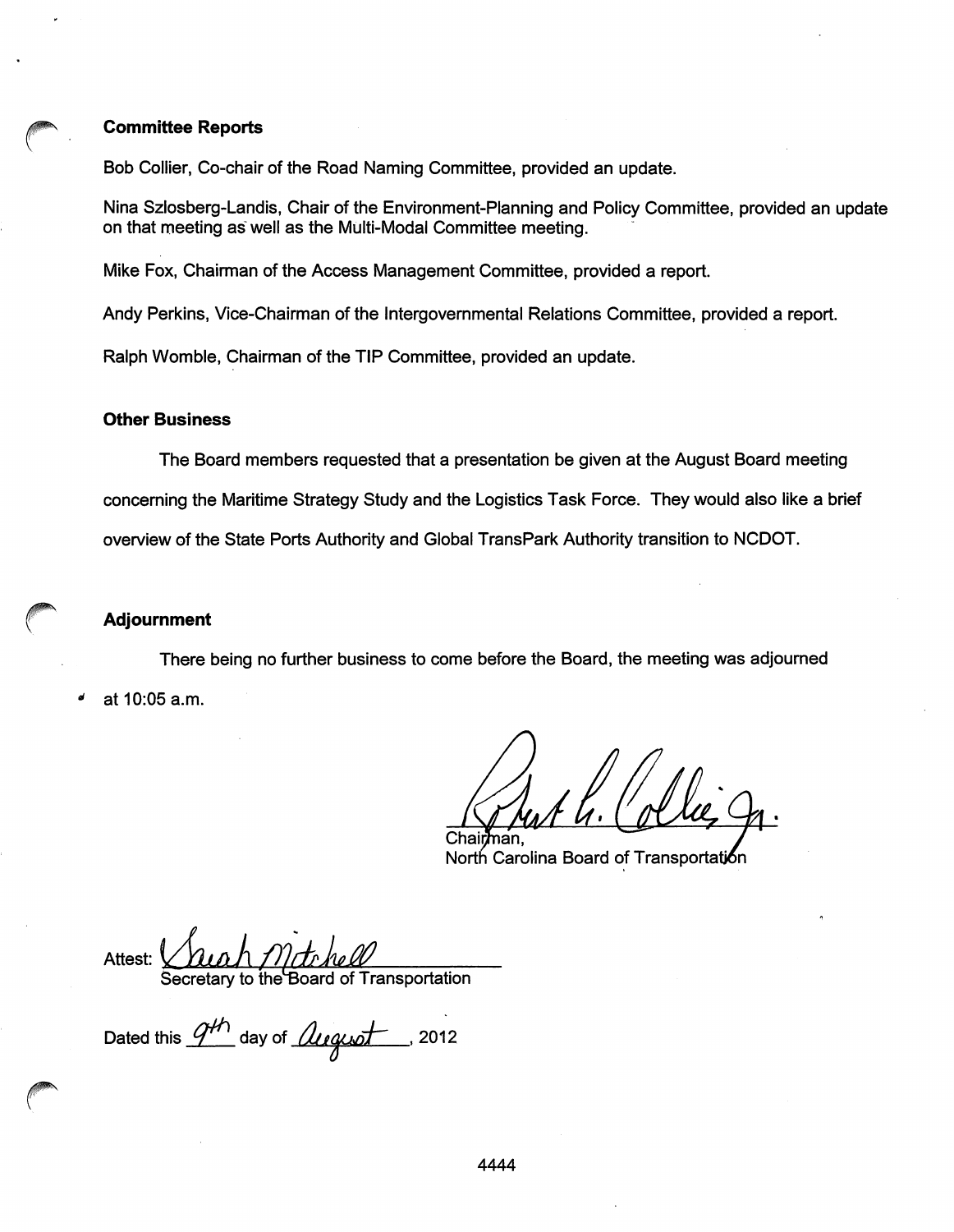**Committee Reports**

Bob Collier, Co-chair of the Road Naming Committee, provided an update.

Nina Szlosberg-Landis, Chair of the Environment-Planning and Policy Committee, provided an update on that meeting as well as the Multi-Modal Committee meeting.

Mike Fox, Chairman of the Access Management Committee, provided a report.

Andy Perkins, Vice-Chairman of the Intergovernmental Relations Committee, provided a report.

Ralph Womble, Chairman of the TIP Committee, provided an update.

**Other Business**

The Board members requested that a presentation be given at the August Board meeting concerning the Maritime Strategy Study and the Logistics Task Force. They would also like a brief overview of the State Ports Authority and Global TransPark Authority transition to NCDOT.

**Adjournment**

There being no further business to come before the Board, the meeting was adjourned at 10:05 a.m.

Robert L. Collier Jr.
Chairman,
North Carolina Board of Transportation

Attest: Sarah Mitchell
Secretary to the Board of Transportation

Dated this 9th day of August, 2012